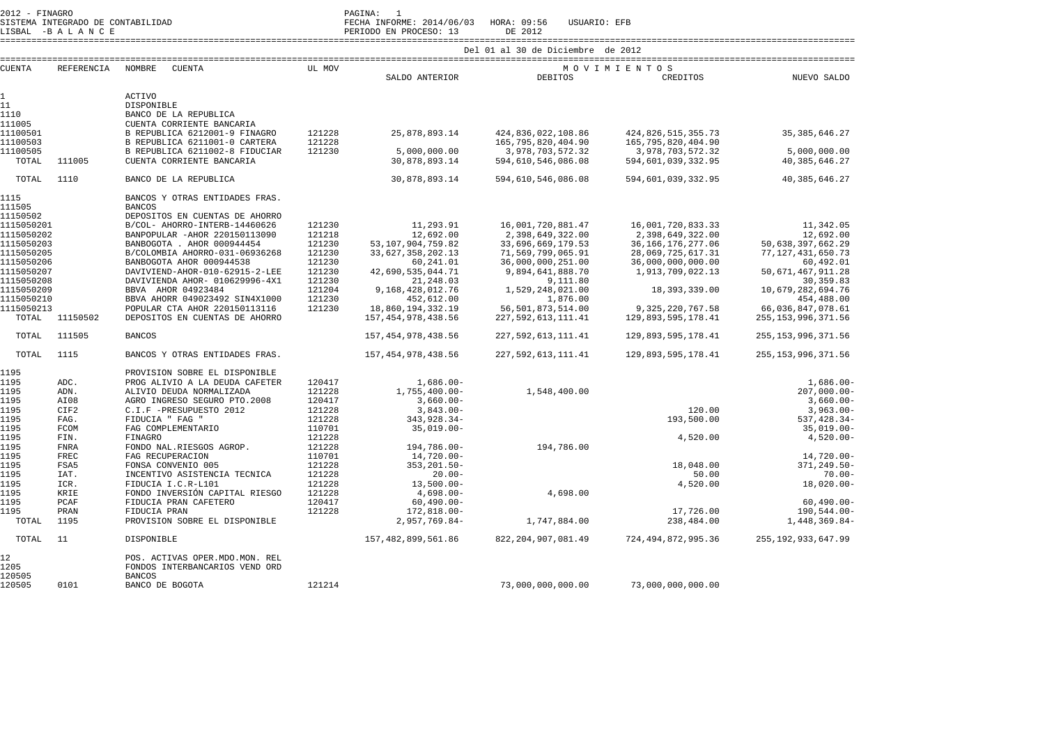2012 - FINAGRO
SISTEMA INTEGRADO DE CONTABILIDAD
LISBAL - B A L A N C E

FECHA INFORME: 2014/06/03 HORA: 09:56 USUARIO: EFB
PERIODO EN PROCESO: 13 DE 2012

Del 01 al 30 de Diciembre de 2012

| CUENTA | REFERENCIA | NOMBRE CUENTA | UL MOV | SALDO ANTERIOR | MOVIMIENTOS DEBITOS | MOVIMIENTOS CREDITOS | NUEVO SALDO |
|---|---|---|---|---|---|---|---|
| 1 | | ACTIVO | | | | | |
| 11 | | DISPONIBLE | | | | | |
| 1110 | | BANCO DE LA REPUBLICA | | | | | |
| 111005 | | CUENTA CORRIENTE BANCARIA | | | | | |
| 11100501 | | B REPUBLICA 6212001-9 FINAGRO | 121228 | 25,878,893.14 | 424,836,022,108.86 | 424,826,515,355.73 | 35,385,646.27 |
| 11100503 | | B REPUBLICA 6211001-0 CARTERA | 121228 | | 165,795,820,404.90 | 165,795,820,404.90 | |
| 11100505 | | B REPUBLICA 6211002-8 FIDUCIAR | 121230 | 5,000,000.00 | 3,978,703,572.32 | 3,978,703,572.32 | 5,000,000.00 |
| TOTAL | 111005 | CUENTA CORRIENTE BANCARIA | | 30,878,893.14 | 594,610,546,086.08 | 594,601,039,332.95 | 40,385,646.27 |
| TOTAL | 1110 | BANCO DE LA REPUBLICA | | 30,878,893.14 | 594,610,546,086.08 | 594,601,039,332.95 | 40,385,646.27 |
| 1115 | | BANCOS Y OTRAS ENTIDADES FRAS. | | | | | |
| 111505 | | BANCOS | | | | | |
| 11150502 | | DEPOSITOS EN CUENTAS DE AHORRO | | | | | |
| 1115050201 | | B/COL- AHORRO-INTERB-14460626 | 121230 | 11,293.91 | 16,001,720,881.47 | 16,001,720,833.33 | 11,342.05 |
| 1115050202 | | BANPOPULAR -AHOR 220150113090 | 121218 | 12,692.00 | 2,398,649,322.00 | 2,398,649,322.00 | 12,692.00 |
| 1115050203 | | BANBOGOTA . AHOR 000944454 | 121230 | 53,107,904,759.82 | 33,696,669,179.53 | 36,166,176,277.06 | 50,638,397,662.29 |
| 1115050205 | | B/COLOMBIA AHORRO-031-06936268 | 121230 | 33,627,358,202.13 | 71,569,799,065.91 | 28,069,725,617.31 | 77,127,431,650.73 |
| 1115050206 | | BANBOGOTA AHOR 000944538 | 121230 | 60,241.01 | 36,000,000,251.00 | 36,000,000,000.00 | 60,492.01 |
| 1115050207 | | DAVIVIEND-AHOR-010-62915-2-LEE | 121230 | 42,690,535,044.71 | 9,894,641,888.70 | 1,913,709,022.13 | 50,671,467,911.28 |
| 1115050208 | | DAVIVIENDA AHOR- 010629996-4X1 | 121230 | 21,248.03 | 9,111.80 | | 30,359.83 |
| 1115050209 | | BBVA AHOR 04923484 | 121204 | 9,168,428,012.76 | 1,529,248,021.00 | 18,393,339.00 | 10,679,282,694.76 |
| 1115050210 | | BBVA AHORR 049023492 SIN4X1000 | 121230 | 452,612.00 | 1,876.00 | | 454,488.00 |
| 1115050213 | | POPULAR CTA AHOR 220150113116 | 121230 | 18,860,194,332.19 | 56,501,873,514.00 | 9,325,220,767.58 | 66,036,847,078.61 |
| TOTAL | 11150502 | DEPOSITOS EN CUENTAS DE AHORRO | | 157,454,978,438.56 | 227,592,613,111.41 | 129,893,595,178.41 | 255,153,996,371.56 |
| TOTAL | 111505 | BANCOS | | 157,454,978,438.56 | 227,592,613,111.41 | 129,893,595,178.41 | 255,153,996,371.56 |
| TOTAL | 1115 | BANCOS Y OTRAS ENTIDADES FRAS. | | 157,454,978,438.56 | 227,592,613,111.41 | 129,893,595,178.41 | 255,153,996,371.56 |
| 1195 | | PROVISION SOBRE EL DISPONIBLE | | | | | |
| 1195 | ADC. | PROG ALIVIO A LA DEUDA CAFETER | 120417 | 1,686.00- | | | 1,686.00- |
| 1195 | ADN. | ALIVIO DEUDA NORMALIZADA | 121228 | 1,755,400.00- | 1,548,400.00 | | 207,000.00- |
| 1195 | AI08 | AGRO INGRESO SEGURO PTO.2008 | 120417 | 3,660.00- | | | 3,660.00- |
| 1195 | CIF2 | C.I.F -PRESUPUESTO 2012 | 121228 | 3,843.00- | | 120.00 | 3,963.00- |
| 1195 | FAG. | FIDUCIA " FAG " | 121228 | 343,928.34- | | 193,500.00 | 537,428.34- |
| 1195 | FCOM | FAG COMPLEMENTARIO | 110701 | 35,019.00- | | | 35,019.00- |
| 1195 | FIN. | FINAGRO | 121228 | | | 4,520.00 | 4,520.00- |
| 1195 | FNRA | FONDO NAL.RIESGOS AGROP. | 121228 | 194,786.00- | 194,786.00 | | |
| 1195 | FREC | FAG RECUPERACION | 110701 | 14,720.00- | | | 14,720.00- |
| 1195 | FSA5 | FONSA CONVENIO 005 | 121228 | 353,201.50- | | 18,048.00 | 371,249.50- |
| 1195 | IAT. | INCENTIVO ASISTENCIA TECNICA | 121228 | 20.00- | | 50.00 | 70.00- |
| 1195 | ICR. | FIDUCIA I.C.R-L101 | 121228 | 13,500.00- | | 4,520.00 | 18,020.00- |
| 1195 | KRIE | FONDO INVERSIÓN CAPITAL RIESGO | 121228 | 4,698.00- | 4,698.00 | | |
| 1195 | PCAF | FIDUCIA PRAN CAFETERO | 120417 | 60,490.00- | | | 60,490.00- |
| 1195 | PRAN | FIDUCIA PRAN | 121228 | 172,818.00- | | 17,726.00 | 190,544.00- |
| TOTAL | 1195 | PROVISION SOBRE EL DISPONIBLE | | 2,957,769.84- | 1,747,884.00 | 238,484.00 | 1,448,369.84- |
| TOTAL | 11 | DISPONIBLE | | 157,482,899,561.86 | 822,204,907,081.49 | 724,494,872,995.36 | 255,192,933,647.99 |
| 12 | | POS. ACTIVAS OPER.MDO.MON. REL | | | | | |
| 1205 | | FONDOS INTERBANCARIOS VEND ORD | | | | | |
| 120505 | | BANCOS | | | | | |
| 120505 | 0101 | BANCO DE BOGOTA | 121214 | | 73,000,000,000.00 | 73,000,000,000.00 | |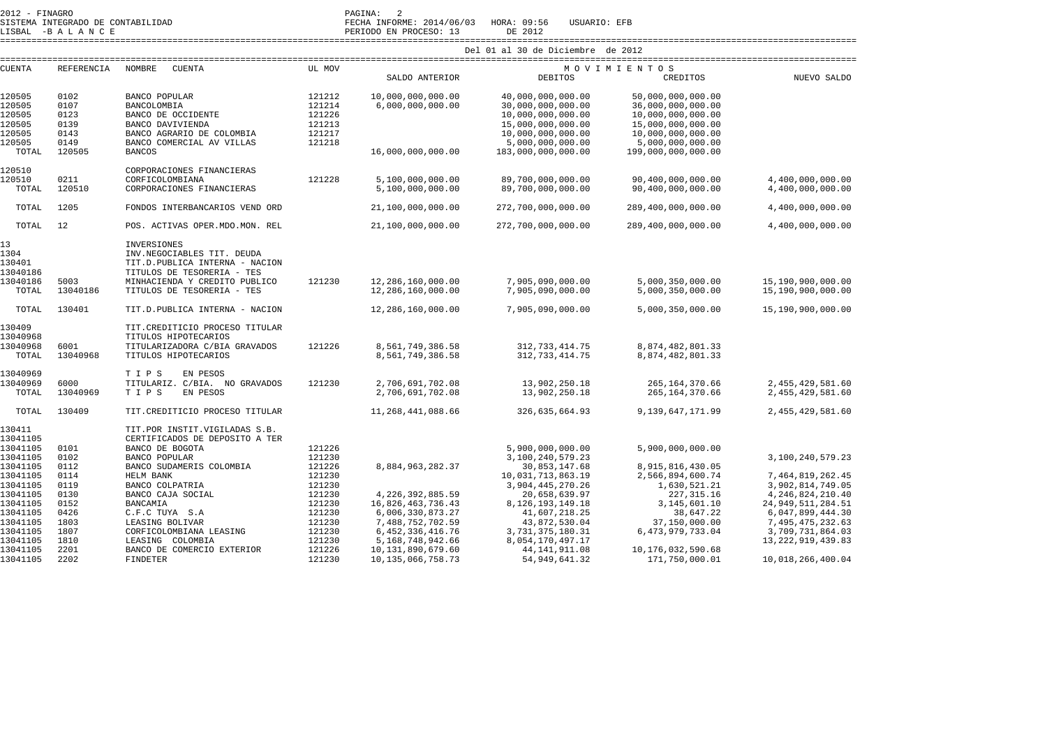2012 - FINAGRO
SISTEMA INTEGRADO DE CONTABILIDAD
LISBAL -B A L A N C E

PAGINA: 2
FECHA INFORME: 2014/06/03 HORA: 09:56 USUARIO: EFB
PERIODO EN PROCESO: 13 DE 2012

Del 01 al 30 de Diciembre de 2012

| CUENTA | REFERENCIA | NOMBRE CUENTA | UL MOV | SALDO ANTERIOR | MOVIMIENTOS DEBITOS | MOVIMIENTOS CREDITOS | NUEVO SALDO |
|---|---|---|---|---|---|---|---|
| 120505 | 0102 | BANCO POPULAR | 121212 | 10,000,000,000.00 | 40,000,000,000.00 | 50,000,000,000.00 | |
| 120505 | 0107 | BANCOLOMBIA | 121214 | 6,000,000,000.00 | 30,000,000,000.00 | 36,000,000,000.00 | |
| 120505 | 0123 | BANCO DE OCCIDENTE | 121226 | | 10,000,000,000.00 | 10,000,000,000.00 | |
| 120505 | 0139 | BANCO DAVIVIENDA | 121213 | | 15,000,000,000.00 | 15,000,000,000.00 | |
| 120505 | 0143 | BANCO AGRARIO DE COLOMBIA | 121217 | | 10,000,000,000.00 | 10,000,000,000.00 | |
| 120505 | 0149 | BANCO COMERCIAL AV VILLAS | 121218 | | 5,000,000,000.00 | 5,000,000,000.00 | |
| TOTAL | 120505 | BANCOS | | 16,000,000,000.00 | 183,000,000,000.00 | 199,000,000,000.00 | |
| 120510 | | CORPORACIONES FINANCIERAS | | | | | |
| 120510 | 0211 | CORFICOLOMBIANA | 121228 | 5,100,000,000.00 | 89,700,000,000.00 | 90,400,000,000.00 | 4,400,000,000.00 |
| TOTAL | 120510 | CORPORACIONES FINANCIERAS | | 5,100,000,000.00 | 89,700,000,000.00 | 90,400,000,000.00 | 4,400,000,000.00 |
| TOTAL | 1205 | FONDOS INTERBANCARIOS VEND ORD | | 21,100,000,000.00 | 272,700,000,000.00 | 289,400,000,000.00 | 4,400,000,000.00 |
| TOTAL | 12 | POS. ACTIVAS OPER.MDO.MON. REL | | 21,100,000,000.00 | 272,700,000,000.00 | 289,400,000,000.00 | 4,400,000,000.00 |
| 13 | | INVERSIONES | | | | | |
| 1304 | | INV.NEGOCIABLES TIT. DEUDA | | | | | |
| 130401 | | TIT.D.PUBLICA INTERNA - NACION | | | | | |
| 13040186 | | TITULOS DE TESORERIA - TES | | | | | |
| 13040186 | 5003 | MINHACIENDA Y CREDITO PUBLICO | 121230 | 12,286,160,000.00 | 7,905,090,000.00 | 5,000,350,000.00 | 15,190,900,000.00 |
| TOTAL | 13040186 | TITULOS DE TESORERIA - TES | | 12,286,160,000.00 | 7,905,090,000.00 | 5,000,350,000.00 | 15,190,900,000.00 |
| TOTAL | 130401 | TIT.D.PUBLICA INTERNA - NACION | | 12,286,160,000.00 | 7,905,090,000.00 | 5,000,350,000.00 | 15,190,900,000.00 |
| 130409 | | TIT.CREDITICIO PROCESO TITULAR | | | | | |
| 13040968 | | TITULOS HIPOTECARIOS | | | | | |
| 13040968 | 6001 | TITULARIZADORA C/BIA GRAVADOS | 121226 | 8,561,749,386.58 | 312,733,414.75 | 8,874,482,801.33 | |
| TOTAL | 13040968 | TITULOS HIPOTECARIOS | | 8,561,749,386.58 | 312,733,414.75 | 8,874,482,801.33 | |
| 13040969 | | T I P S EN PESOS | | | | | |
| 13040969 | 6000 | TITULARIZ. C/BIA. NO GRAVADOS | 121230 | 2,706,691,702.08 | 13,902,250.18 | 265,164,370.66 | 2,455,429,581.60 |
| TOTAL | 13040969 | T I P S EN PESOS | | 2,706,691,702.08 | 13,902,250.18 | 265,164,370.66 | 2,455,429,581.60 |
| TOTAL | 130409 | TIT.CREDITICIO PROCESO TITULAR | | 11,268,441,088.66 | 326,635,664.93 | 9,139,647,171.99 | 2,455,429,581.60 |
| 130411 | | TIT.POR INSTIT.VIGILADAS S.B. | | | | | |
| 13041105 | | CERTIFICADOS DE DEPOSITO A TER | | | | | |
| 13041105 | 0101 | BANCO DE BOGOTA | 121226 | | 5,900,000,000.00 | 5,900,000,000.00 | |
| 13041105 | 0102 | BANCO POPULAR | 121230 | | 3,100,240,579.23 | | 3,100,240,579.23 |
| 13041105 | 0112 | BANCO SUDAMERIS COLOMBIA | 121226 | 8,884,963,282.37 | 30,853,147.68 | 8,915,816,430.05 | |
| 13041105 | 0114 | HELM BANK | 121230 | | 10,031,713,863.19 | 2,566,894,600.74 | 7,464,819,262.45 |
| 13041105 | 0119 | BANCO COLPATRIA | 121230 | | 3,904,445,270.26 | 1,630,521.21 | 3,902,814,749.05 |
| 13041105 | 0130 | BANCO CAJA SOCIAL | 121230 | 4,226,392,885.59 | 20,658,639.97 | 227,315.16 | 4,246,824,210.40 |
| 13041105 | 0152 | BANCAMIA | 121230 | 16,826,463,736.43 | 8,126,193,149.18 | 3,145,601.10 | 24,949,511,284.51 |
| 13041105 | 0426 | C.F.C TUYA S.A | 121230 | 6,006,330,873.27 | 41,607,218.25 | 38,647.22 | 6,047,899,444.30 |
| 13041105 | 1803 | LEASING BOLIVAR | 121230 | 7,488,752,702.59 | 43,872,530.04 | 37,150,000.00 | 7,495,475,232.63 |
| 13041105 | 1807 | CORFICOLOMBIANA LEASING | 121230 | 6,452,336,416.76 | 3,731,375,180.31 | 6,473,979,733.04 | 3,709,731,864.03 |
| 13041105 | 1810 | LEASING COLOMBIA | 121230 | 5,168,748,942.66 | 8,054,170,497.17 | | 13,222,919,439.83 |
| 13041105 | 2201 | BANCO DE COMERCIO EXTERIOR | 121226 | 10,131,890,679.60 | 44,141,911.08 | 10,176,032,590.68 | |
| 13041105 | 2202 | FINDETER | 121230 | 10,135,066,758.73 | 54,949,641.32 | 171,750,000.01 | 10,018,266,400.04 |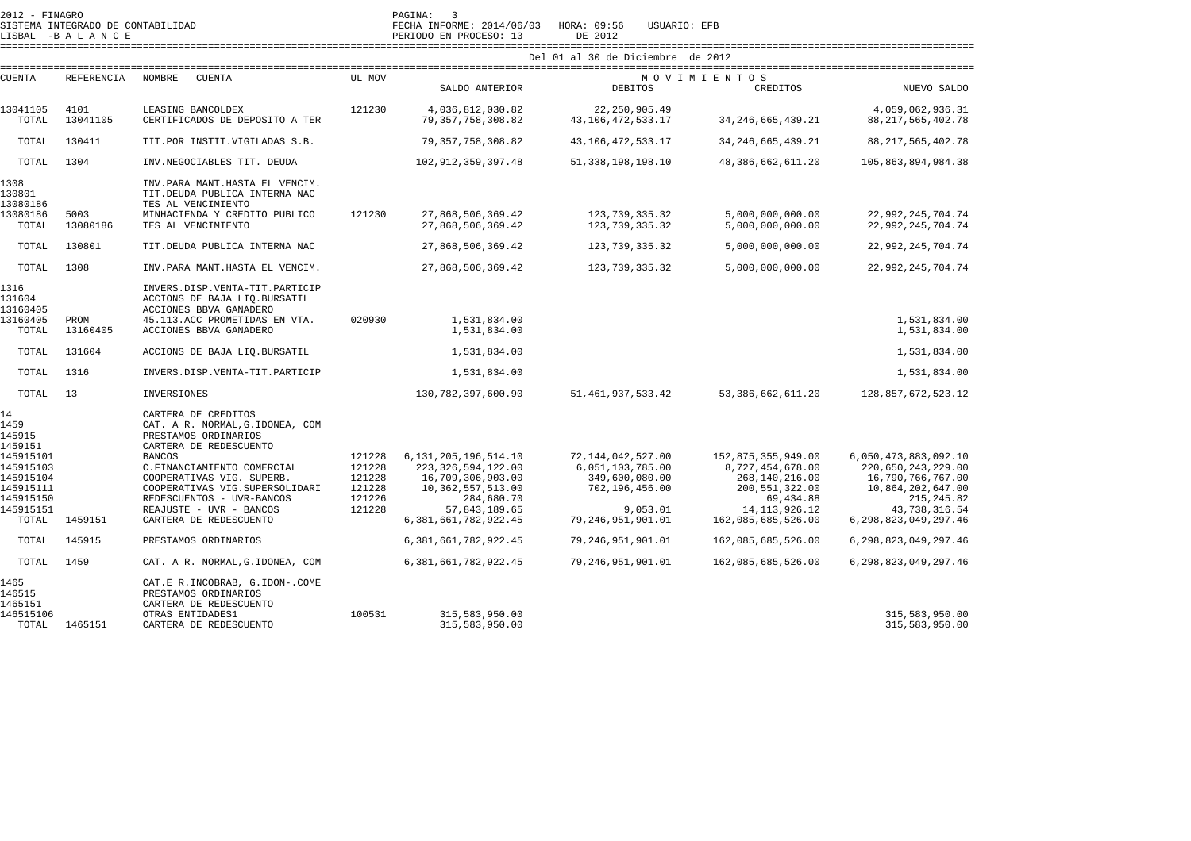2012 - FINAGRO
SISTEMA INTEGRADO DE CONTABILIDAD
LISBAL -B A L A N C E

FECHA INFORME: 2014/06/03 HORA: 09:56 USUARIO: EFB
PERIODO EN PROCESO: 13 DE 2012

Del 01 al 30 de Diciembre de 2012

| CUENTA | REFERENCIA | NOMBRE CUENTA | UL MOV | SALDO ANTERIOR | MOVIMIENTOS DEBITOS | CREDITOS | NUEVO SALDO |
|---|---|---|---|---|---|---|---|
| 13041105 | 4101 | LEASING BANCOLDEX | 121230 | 4,036,812,030.82 | 22,250,905.49 | | 4,059,062,936.31 |
| TOTAL | 13041105 | CERTIFICADOS DE DEPOSITO A TER | | 79,357,758,308.82 | 43,106,472,533.17 | 34,246,665,439.21 | 88,217,565,402.78 |
| TOTAL | 130411 | TIT.POR INSTIT.VIGILADAS S.B. | | 79,357,758,308.82 | 43,106,472,533.17 | 34,246,665,439.21 | 88,217,565,402.78 |
| TOTAL | 1304 | INV.NEGOCIABLES TIT. DEUDA | | 102,912,359,397.48 | 51,338,198,198.10 | 48,386,662,611.20 | 105,863,894,984.38 |
| 1308 | | INV.PARA MANT.HASTA EL VENCIM. | | | | | |
| 130801 | | TIT.DEUDA PUBLICA INTERNA NAC | | | | | |
| 13080186 | | TES AL VENCIMIENTO | | | | | |
| 13080186 | 5003 | MINHACIENDA Y CREDITO PUBLICO | 121230 | 27,868,506,369.42 | 123,739,335.32 | 5,000,000,000.00 | 22,992,245,704.74 |
| TOTAL | 13080186 | TES AL VENCIMIENTO | | 27,868,506,369.42 | 123,739,335.32 | 5,000,000,000.00 | 22,992,245,704.74 |
| TOTAL | 130801 | TIT.DEUDA PUBLICA INTERNA NAC | | 27,868,506,369.42 | 123,739,335.32 | 5,000,000,000.00 | 22,992,245,704.74 |
| TOTAL | 1308 | INV.PARA MANT.HASTA EL VENCIM. | | 27,868,506,369.42 | 123,739,335.32 | 5,000,000,000.00 | 22,992,245,704.74 |
| 1316 | | INVERS.DISP.VENTA-TIT.PARTICIP | | | | | |
| 131604 | | ACCIONS DE BAJA LIQ.BURSATIL | | | | | |
| 13160405 | | ACCIONES BBVA GANADERO | | | | | |
| 13160405 | PROM | 45.113.ACC PROMETIDAS EN VTA. | 020930 | 1,531,834.00 | | | 1,531,834.00 |
| TOTAL | 13160405 | ACCIONES BBVA GANADERO | | 1,531,834.00 | | | 1,531,834.00 |
| TOTAL | 131604 | ACCIONS DE BAJA LIQ.BURSATIL | | 1,531,834.00 | | | 1,531,834.00 |
| TOTAL | 1316 | INVERS.DISP.VENTA-TIT.PARTICIP | | 1,531,834.00 | | | 1,531,834.00 |
| TOTAL | 13 | INVERSIONES | | 130,782,397,600.90 | 51,461,937,533.42 | 53,386,662,611.20 | 128,857,672,523.12 |
| 14 | | CARTERA DE CREDITOS | | | | | |
| 1459 | | CAT. A R. NORMAL,G.IDONEA, COM | | | | | |
| 145915 | | PRESTAMOS ORDINARIOS | | | | | |
| 1459151 | | CARTERA DE REDESCUENTO | | | | | |
| 145915101 | | BANCOS | 121228 | 6,131,205,196,514.10 | 72,144,042,527.00 | 152,875,355,949.00 | 6,050,473,883,092.10 |
| 145915103 | | C.FINANCIAMIENTO COMERCIAL | 121228 | 223,326,594,122.00 | 6,051,103,785.00 | 8,727,454,678.00 | 220,650,243,229.00 |
| 145915104 | | COOPERATIVAS VIG. SUPERB. | 121228 | 16,709,306,903.00 | 349,600,080.00 | 268,140,216.00 | 16,790,766,767.00 |
| 145915111 | | COOPERATIVAS VIG.SUPERSOLIDARI | 121228 | 10,362,557,513.00 | 702,196,456.00 | 200,551,322.00 | 10,864,202,647.00 |
| 145915150 | | REDESCUENTOS - UVR-BANCOS | 121226 | 284,680.70 | | 69,434.88 | 215,245.82 |
| 145915151 | | REAJUSTE - UVR - BANCOS | 121228 | 57,843,189.65 | 9,053.01 | 14,113,926.12 | 43,738,316.54 |
| TOTAL | 1459151 | CARTERA DE REDESCUENTO | | 6,381,661,782,922.45 | 79,246,951,901.01 | 162,085,685,526.00 | 6,298,823,049,297.46 |
| TOTAL | 145915 | PRESTAMOS ORDINARIOS | | 6,381,661,782,922.45 | 79,246,951,901.01 | 162,085,685,526.00 | 6,298,823,049,297.46 |
| TOTAL | 1459 | CAT. A R. NORMAL,G.IDONEA, COM | | 6,381,661,782,922.45 | 79,246,951,901.01 | 162,085,685,526.00 | 6,298,823,049,297.46 |
| 1465 | | CAT.E R.INCOBRAB, G.IDON-.COME | | | | | |
| 146515 | | PRESTAMOS ORDINARIOS | | | | | |
| 1465151 | | CARTERA DE REDESCUENTO | | | | | |
| 146515106 | | OTRAS ENTIDADES1 | 100531 | 315,583,950.00 | | | 315,583,950.00 |
| TOTAL | 1465151 | CARTERA DE REDESCUENTO | | 315,583,950.00 | | | 315,583,950.00 |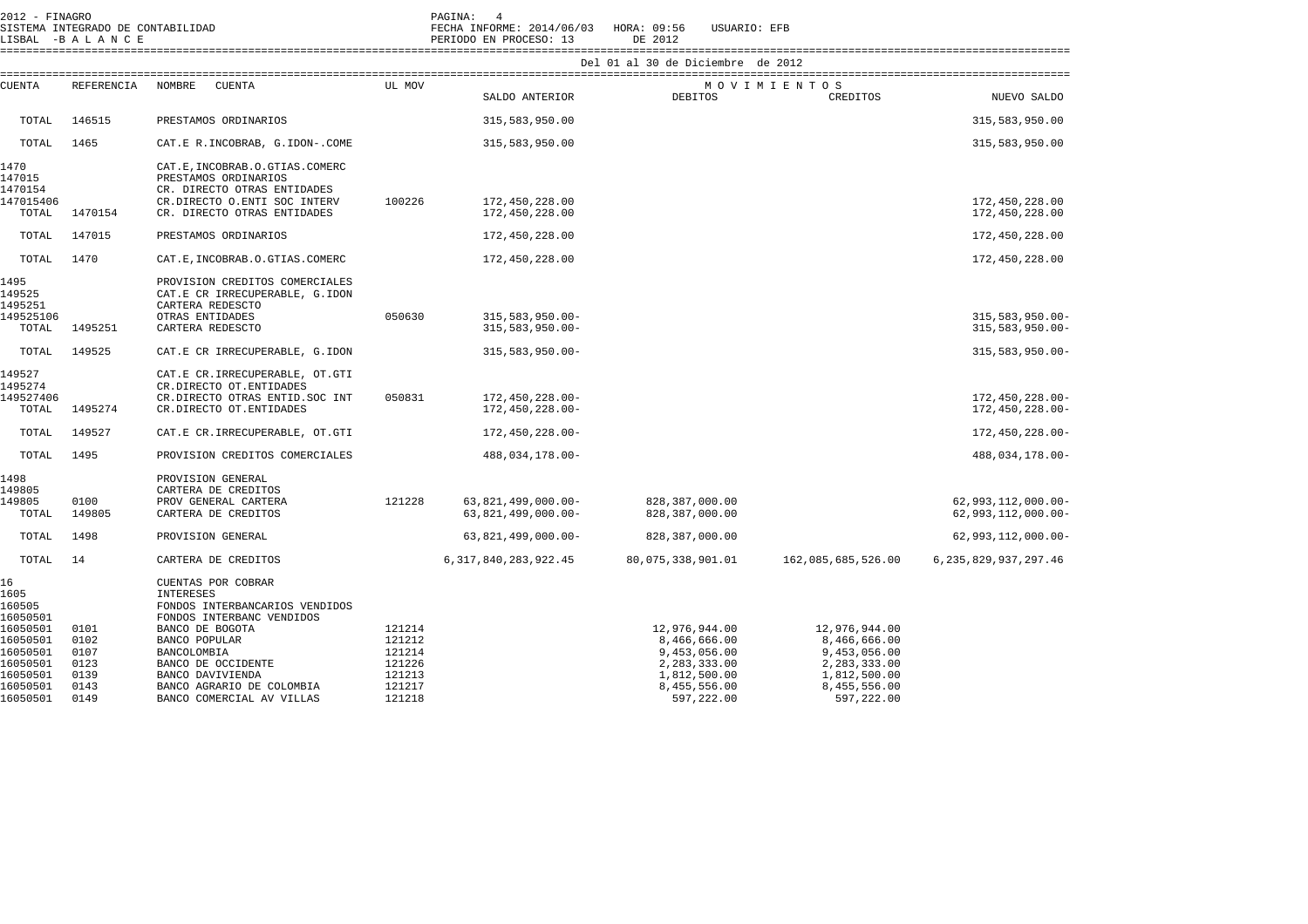Del 01 al 30 de Diciembre de 2012

| CUENTA | REFERENCIA | NOMBRE CUENTA | UL MOV | SALDO ANTERIOR | DEBITOS | CREDITOS | NUEVO SALDO |
|---|---|---|---|---|---|---|---|
| TOTAL | 146515 | PRESTAMOS ORDINARIOS | | 315,583,950.00 | | | 315,583,950.00 |
| TOTAL | 1465 | CAT.E R.INCOBRAB, G.IDON-.COME | | 315,583,950.00 | | | 315,583,950.00 |
| 1470 | | CAT.E,INCOBRAB.O.GTIAS.COMERC | | | | | |
| 147015 | | PRESTAMOS ORDINARIOS | | | | | |
| 1470154 | | CR. DIRECTO OTRAS ENTIDADES | | | | | |
| 147015406 | | CR.DIRECTO O.ENTI SOC INTERV | 100226 | 172,450,228.00 | | | 172,450,228.00 |
| TOTAL | 1470154 | CR. DIRECTO OTRAS ENTIDADES | | 172,450,228.00 | | | 172,450,228.00 |
| TOTAL | 147015 | PRESTAMOS ORDINARIOS | | 172,450,228.00 | | | 172,450,228.00 |
| TOTAL | 1470 | CAT.E,INCOBRAB.O.GTIAS.COMERC | | 172,450,228.00 | | | 172,450,228.00 |
| 1495 | | PROVISION CREDITOS COMERCIALES | | | | | |
| 149525 | | CAT.E CR IRRECUPERABLE, G.IDON | | | | | |
| 1495251 | | CARTERA REDESCTO | | | | | |
| 149525106 | | OTRAS ENTIDADES | 050630 | 315,583,950.00- | | | 315,583,950.00- |
| TOTAL | 1495251 | CARTERA REDESCTO | | 315,583,950.00- | | | 315,583,950.00- |
| TOTAL | 149525 | CAT.E CR IRRECUPERABLE, G.IDON | | 315,583,950.00- | | | 315,583,950.00- |
| 149527 | | CAT.E CR.IRRECUPERABLE, OT.GTI | | | | | |
| 1495274 | | CR.DIRECTO OT.ENTIDADES | | | | | |
| 149527406 | | CR.DIRECTO OTRAS ENTID.SOC INT | 050831 | 172,450,228.00- | | | 172,450,228.00- |
| TOTAL | 1495274 | CR.DIRECTO OT.ENTIDADES | | 172,450,228.00- | | | 172,450,228.00- |
| TOTAL | 149527 | CAT.E CR.IRRECUPERABLE, OT.GTI | | 172,450,228.00- | | | 172,450,228.00- |
| TOTAL | 1495 | PROVISION CREDITOS COMERCIALES | | 488,034,178.00- | | | 488,034,178.00- |
| 1498 | | PROVISION GENERAL | | | | | |
| 149805 | | CARTERA DE CREDITOS | | | | | |
| 149805 | 0100 | PROV GENERAL CARTERA | 121228 | 63,821,499,000.00- | 828,387,000.00 | | 62,993,112,000.00- |
| TOTAL | 149805 | CARTERA DE CREDITOS | | 63,821,499,000.00- | 828,387,000.00 | | 62,993,112,000.00- |
| TOTAL | 1498 | PROVISION GENERAL | | 63,821,499,000.00- | 828,387,000.00 | | 62,993,112,000.00- |
| TOTAL | 14 | CARTERA DE CREDITOS | | 6,317,840,283,922.45 | 80,075,338,901.01 | 162,085,685,526.00 | 6,235,829,937,297.46 |
| 16 | | CUENTAS POR COBRAR | | | | | |
| 1605 | | INTERESES | | | | | |
| 160505 | | FONDOS INTERBANCARIOS VENDIDOS | | | | | |
| 16050501 | | FONDOS INTERBANC VENDIDOS | | | | | |
| 16050501 | 0101 | BANCO DE BOGOTA | 121214 | | 12,976,944.00 | 12,976,944.00 | |
| 16050501 | 0102 | BANCO POPULAR | 121212 | | 8,466,666.00 | 8,466,666.00 | |
| 16050501 | 0107 | BANCOLOMBIA | 121214 | | 9,453,056.00 | 9,453,056.00 | |
| 16050501 | 0123 | BANCO DE OCCIDENTE | 121226 | | 2,283,333.00 | 2,283,333.00 | |
| 16050501 | 0139 | BANCO DAVIVIENDA | 121213 | | 1,812,500.00 | 1,812,500.00 | |
| 16050501 | 0143 | BANCO AGRARIO DE COLOMBIA | 121217 | | 8,455,556.00 | 8,455,556.00 | |
| 16050501 | 0149 | BANCO COMERCIAL AV VILLAS | 121218 | | 597,222.00 | 597,222.00 | |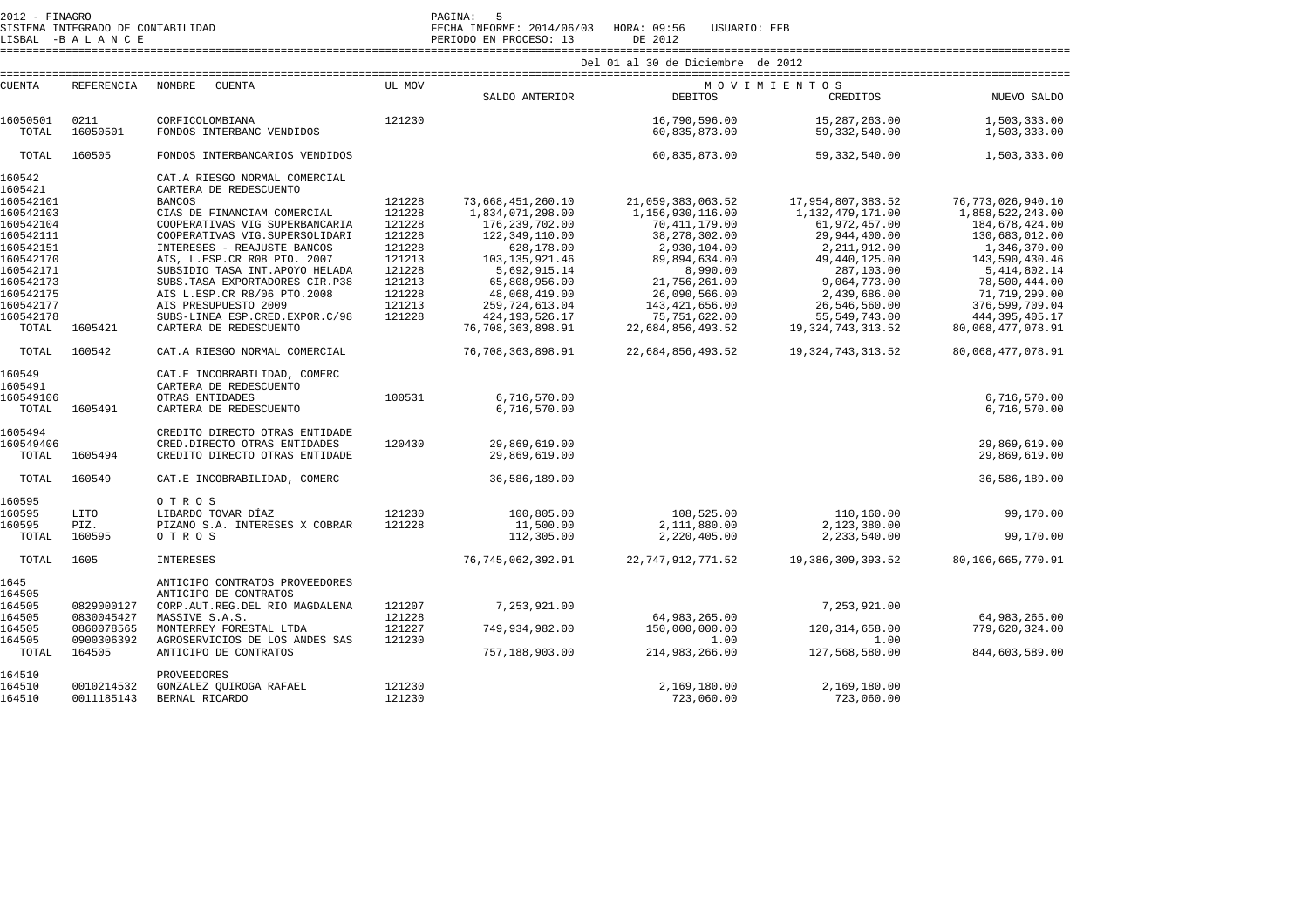2012 - FINAGRO
SISTEMA INTEGRADO DE CONTABILIDAD
LISBAL -B A L A N C E

PAGINA: 5
FECHA INFORME: 2014/06/03 HORA: 09:56 USUARIO: EFB
PERIODO EN PROCESO: 13 DE 2012

Del 01 al 30 de Diciembre de 2012

| CUENTA | REFERENCIA | NOMBRE CUENTA | UL MOV | SALDO ANTERIOR | DEBITOS | CREDITOS | NUEVO SALDO |
|---|---|---|---|---|---|---|---|
| 16050501 | 0211 | CORFICOLOMBIANA | 121230 | | 16,790,596.00 | 15,287,263.00 | 1,503,333.00 |
| TOTAL | 16050501 | FONDOS INTERBANC VENDIDOS | | | 60,835,873.00 | 59,332,540.00 | 1,503,333.00 |
| TOTAL | 160505 | FONDOS INTERBANCARIOS VENDIDOS | | | 60,835,873.00 | 59,332,540.00 | 1,503,333.00 |
| 160542 | | CAT.A RIESGO NORMAL COMERCIAL | | | | | |
| 1605421 | | CARTERA DE REDESCUENTO | | | | | |
| 160542101 | | BANCOS | 121228 | 73,668,451,260.10 | 21,059,383,063.52 | 17,954,807,383.52 | 76,773,026,940.10 |
| 160542103 | | CIAS DE FINANCIAM COMERCIAL | 121228 | 1,834,071,298.00 | 1,156,930,116.00 | 1,132,479,171.00 | 1,858,522,243.00 |
| 160542104 | | COOPERATIVAS VIG SUPERBANCARIA | 121228 | 176,239,702.00 | 70,411,179.00 | 61,972,457.00 | 184,678,424.00 |
| 160542111 | | COOPERATIVAS VIG.SUPERSOLIDARI | 121228 | 122,349,110.00 | 38,278,302.00 | 29,944,400.00 | 130,683,012.00 |
| 160542151 | | INTERESES - REAJUSTE BANCOS | 121228 | 628,178.00 | 2,930,104.00 | 2,211,912.00 | 1,346,370.00 |
| 160542170 | | AIS, L.ESP.CR R08 PTO. 2007 | 121213 | 103,135,921.46 | 89,894,634.00 | 49,440,125.00 | 143,590,430.46 |
| 160542171 | | SUBSIDIO TASA INT.APOYO HELADA | 121228 | 5,692,915.14 | 8,990.00 | 287,103.00 | 5,414,802.14 |
| 160542173 | | SUBS.TASA EXPORTADORES CIR.P38 | 121213 | 65,808,956.00 | 21,756,261.00 | 9,064,773.00 | 78,500,444.00 |
| 160542175 | | AIS L.ESP.CR R8/06 PTO.2008 | 121228 | 48,068,419.00 | 26,090,566.00 | 2,439,686.00 | 71,719,299.00 |
| 160542177 | | AIS PRESUPUESTO 2009 | 121213 | 259,724,613.04 | 143,421,656.00 | 26,546,560.00 | 376,599,709.04 |
| 160542178 | | SUBS-LINEA ESP.CRED.EXPOR.C/98 | 121228 | 424,193,526.17 | 75,751,622.00 | 55,549,743.00 | 444,395,405.17 |
| TOTAL | 1605421 | CARTERA DE REDESCUENTO | | 76,708,363,898.91 | 22,684,856,493.52 | 19,324,743,313.52 | 80,068,477,078.91 |
| TOTAL | 160542 | CAT.A RIESGO NORMAL COMERCIAL | | 76,708,363,898.91 | 22,684,856,493.52 | 19,324,743,313.52 | 80,068,477,078.91 |
| 160549 | | CAT.E INCOBRABILIDAD, COMERC | | | | | |
| 1605491 | | CARTERA DE REDESCUENTO | | | | | |
| 160549106 | | OTRAS ENTIDADES | 100531 | 6,716,570.00 | | | 6,716,570.00 |
| TOTAL | 1605491 | CARTERA DE REDESCUENTO | | 6,716,570.00 | | | 6,716,570.00 |
| 1605494 | | CREDITO DIRECTO OTRAS ENTIDADE | | | | | |
| 160549406 | | CRED.DIRECTO OTRAS ENTIDADES | 120430 | 29,869,619.00 | | | 29,869,619.00 |
| TOTAL | 1605494 | CREDITO DIRECTO OTRAS ENTIDADE | | 29,869,619.00 | | | 29,869,619.00 |
| TOTAL | 160549 | CAT.E INCOBRABILIDAD, COMERC | | 36,586,189.00 | | | 36,586,189.00 |
| 160595 | | O T R O S | | | | | |
| 160595 | LITO | LIBARDO TOVAR DÍAZ | 121230 | 100,805.00 | 108,525.00 | 110,160.00 | 99,170.00 |
| 160595 | PIZ. | PIZANO S.A. INTERESES X COBRAR | 121228 | 11,500.00 | 2,111,880.00 | 2,123,380.00 | |
| TOTAL | 160595 | O T R O S | | 112,305.00 | 2,220,405.00 | 2,233,540.00 | 99,170.00 |
| TOTAL | 1605 | INTERESES | | 76,745,062,392.91 | 22,747,912,771.52 | 19,386,309,393.52 | 80,106,665,770.91 |
| 1645 | | ANTICIPO CONTRATOS PROVEEDORES | | | | | |
| 164505 | | ANTICIPO DE CONTRATOS | | | | | |
| 164505 | 0829000127 | CORP.AUT.REG.DEL RIO MAGDALENA | 121207 | 7,253,921.00 | | 7,253,921.00 | |
| 164505 | 0830045427 | MASSIVE S.A.S. | 121228 | | 64,983,265.00 | | 64,983,265.00 |
| 164505 | 0860078565 | MONTERREY FORESTAL LTDA | 121227 | 749,934,982.00 | 150,000,000.00 | 120,314,658.00 | 779,620,324.00 |
| 164505 | 0900306392 | AGROSERVICIOS DE LOS ANDES SAS | 121230 | | 1.00 | 1.00 | |
| TOTAL | 164505 | ANTICIPO DE CONTRATOS | | 757,188,903.00 | 214,983,266.00 | 127,568,580.00 | 844,603,589.00 |
| 164510 | | PROVEEDORES | | | | | |
| 164510 | 0010214532 | GONZALEZ QUIROGA RAFAEL | 121230 | | 2,169,180.00 | 2,169,180.00 | |
| 164510 | 0011185143 | BERNAL RICARDO | 121230 | | 723,060.00 | 723,060.00 | |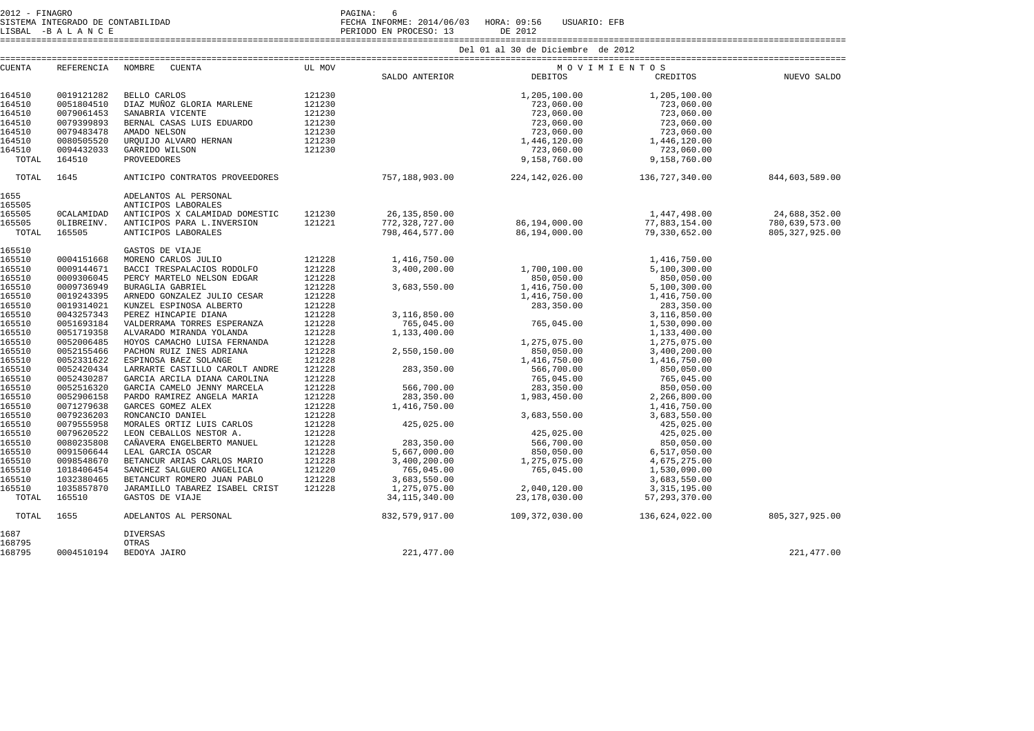2012 - FINAGRO
SISTEMA INTEGRADO DE CONTABILIDAD
LISBAL -B A L A N C E

FECHA INFORME: 2014/06/03 HORA: 09:56 USUARIO: EFB
PERIODO EN PROCESO: 13 DE 2012

Del 01 al 30 de Diciembre de 2012

| CUENTA | REFERENCIA | NOMBRE CUENTA | UL MOV | SALDO ANTERIOR | MOVIMIENTOS DEBITOS | MOVIMIENTOS CREDITOS | NUEVO SALDO |
|---|---|---|---|---|---|---|---|
| 164510 | 0019121282 | BELLO CARLOS | 121230 | | 1,205,100.00 | 1,205,100.00 | |
| 164510 | 0051804510 | DIAZ MUÑOZ GLORIA MARLENE | 121230 | | 723,060.00 | 723,060.00 | |
| 164510 | 0079061453 | SANABRIA VICENTE | 121230 | | 723,060.00 | 723,060.00 | |
| 164510 | 0079399893 | BERNAL CASAS LUIS EDUARDO | 121230 | | 723,060.00 | 723,060.00 | |
| 164510 | 0079483478 | AMADO NELSON | 121230 | | 723,060.00 | 723,060.00 | |
| 164510 | 0080505520 | URQUIJO ALVARO HERNAN | 121230 | | 1,446,120.00 | 1,446,120.00 | |
| 164510 | 0094432033 | GARRIDO WILSON | 121230 | | 723,060.00 | 723,060.00 | |
| TOTAL | 164510 | PROVEEDORES | | | 9,158,760.00 | 9,158,760.00 | |
| TOTAL | 1645 | ANTICIPO CONTRATOS PROVEEDORES | | 757,188,903.00 | 224,142,026.00 | 136,727,340.00 | 844,603,589.00 |
| 1655 | | ADELANTOS AL PERSONAL | | | | | |
| 165505 | | ANTICIPOS LABORALES | | | | | |
| 165505 | 0CALAMIDAD | ANTICIPOS X CALAMIDAD DOMESTIC | 121230 | 26,135,850.00 | | 1,447,498.00 | 24,688,352.00 |
| 165505 | 0LIBREINV. | ANTICIPOS PARA L.INVERSION | 121221 | 772,328,727.00 | 86,194,000.00 | 77,883,154.00 | 780,639,573.00 |
| TOTAL | 165505 | ANTICIPOS LABORALES | | 798,464,577.00 | 86,194,000.00 | 79,330,652.00 | 805,327,925.00 |
| 165510 | | GASTOS DE VIAJE | | | | | |
| 165510 | 0004151668 | MORENO CARLOS JULIO | 121228 | 1,416,750.00 | | 1,416,750.00 | |
| 165510 | 0009144671 | BACCI TRESPALACIOS RODOLFO | 121228 | 3,400,200.00 | 1,700,100.00 | 5,100,300.00 | |
| 165510 | 0009306045 | PERCY MARTELO NELSON EDGAR | 121228 | | 850,050.00 | 850,050.00 | |
| 165510 | 0009736949 | BURAGLIA GABRIEL | 121228 | 3,683,550.00 | 1,416,750.00 | 5,100,300.00 | |
| 165510 | 0019243395 | ARNEDO GONZALEZ JULIO CESAR | 121228 | | 1,416,750.00 | 1,416,750.00 | |
| 165510 | 0019314021 | KUNZEL ESPINOSA ALBERTO | 121228 | | 283,350.00 | 283,350.00 | |
| 165510 | 0043257343 | PEREZ HINCAPIE DIANA | 121228 | 3,116,850.00 | | 3,116,850.00 | |
| 165510 | 0051693184 | VALDERRAMA TORRES ESPERANZA | 121228 | 765,045.00 | 765,045.00 | 1,530,090.00 | |
| 165510 | 0051719358 | ALVARADO MIRANDA YOLANDA | 121228 | 1,133,400.00 | | 1,133,400.00 | |
| 165510 | 0052006485 | HOYOS CAMACHO LUISA FERNANDA | 121228 | | 1,275,075.00 | 1,275,075.00 | |
| 165510 | 0052155466 | PACHON RUIZ INES ADRIANA | 121228 | 2,550,150.00 | 850,050.00 | 3,400,200.00 | |
| 165510 | 0052331622 | ESPINOSA BAEZ SOLANGE | 121228 | | 1,416,750.00 | 1,416,750.00 | |
| 165510 | 0052420434 | LARRARTE CASTILLO CAROLT ANDRE | 121228 | 283,350.00 | 566,700.00 | 850,050.00 | |
| 165510 | 0052430287 | GARCIA ARCILA DIANA CAROLINA | 121228 | | 765,045.00 | 765,045.00 | |
| 165510 | 0052516320 | GARCIA CAMELO JENNY MARCELA | 121228 | 566,700.00 | 283,350.00 | 850,050.00 | |
| 165510 | 0052906158 | PARDO RAMIREZ ANGELA MARIA | 121228 | 283,350.00 | 1,983,450.00 | 2,266,800.00 | |
| 165510 | 0071279638 | GARCES GOMEZ ALEX | 121228 | 1,416,750.00 | | 1,416,750.00 | |
| 165510 | 0079236203 | RONCANCIO DANIEL | 121228 | | 3,683,550.00 | 3,683,550.00 | |
| 165510 | 0079555958 | MORALES ORTIZ LUIS CARLOS | 121228 | 425,025.00 | | 425,025.00 | |
| 165510 | 0079620522 | LEON CEBALLOS NESTOR A. | 121228 | | 425,025.00 | 425,025.00 | |
| 165510 | 0080235808 | CAÑAVERA ENGELBERTO MANUEL | 121228 | 283,350.00 | 566,700.00 | 850,050.00 | |
| 165510 | 0091506644 | LEAL GARCIA OSCAR | 121228 | 5,667,000.00 | 850,050.00 | 6,517,050.00 | |
| 165510 | 0098548670 | BETANCUR ARIAS CARLOS MARIO | 121228 | 3,400,200.00 | 1,275,075.00 | 4,675,275.00 | |
| 165510 | 1018406454 | SANCHEZ SALGUERO ANGELICA | 121220 | 765,045.00 | 765,045.00 | 1,530,090.00 | |
| 165510 | 1032380465 | BETANCURT ROMERO JUAN PABLO | 121228 | 3,683,550.00 | | 3,683,550.00 | |
| 165510 | 1035857870 | JARAMILLO TABAREZ ISABEL CRIST | 121228 | 1,275,075.00 | 2,040,120.00 | 3,315,195.00 | |
| TOTAL | 165510 | GASTOS DE VIAJE | | 34,115,340.00 | 23,178,030.00 | 57,293,370.00 | |
| TOTAL | 1655 | ADELANTOS AL PERSONAL | | 832,579,917.00 | 109,372,030.00 | 136,624,022.00 | 805,327,925.00 |
| 1687 | | DIVERSAS | | | | | |
| 168795 | | OTRAS | | | | | |
| 168795 | 0004510194 | BEDOYA JAIRO | | 221,477.00 | | | 221,477.00 |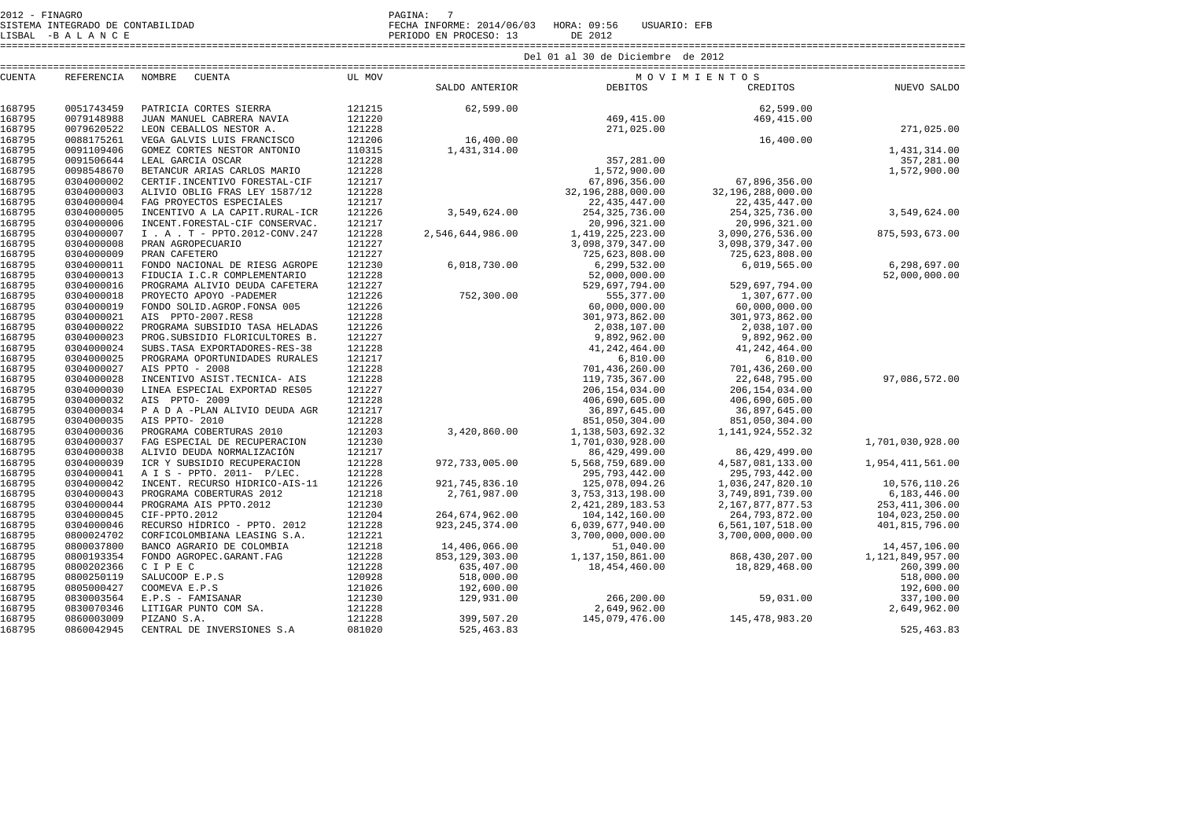Del 01 al 30 de Diciembre de 2012

| CUENTA | REFERENCIA | NOMBRE CUENTA | UL MOV | SALDO ANTERIOR | MOVIMIENTOS | | NUEVO SALDO |
|---|---|---|---|---|---|---|---|
| | | | | | DEBITOS | CREDITOS | |
| 168795 | 0051743459 | PATRICIA CORTES SIERRA | 121215 | 62,599.00 | | 62,599.00 | |
| 168795 | 0079148988 | JUAN MANUEL CABRERA NAVIA | 121220 | | 469,415.00 | 469,415.00 | |
| 168795 | 0079620522 | LEON CEBALLOS NESTOR A. | 121228 | | 271,025.00 | | 271,025.00 |
| 168795 | 0088175261 | VEGA GALVIS LUIS FRANCISCO | 121206 | 16,400.00 | | 16,400.00 | |
| 168795 | 0091109406 | GOMEZ CORTES NESTOR ANTONIO | 110315 | 1,431,314.00 | | | 1,431,314.00 |
| 168795 | 0091506644 | LEAL GARCIA OSCAR | 121228 | | 357,281.00 | | 357,281.00 |
| 168795 | 0098548670 | BETANCUR ARIAS CARLOS MARIO | 121228 | | 1,572,900.00 | | 1,572,900.00 |
| 168795 | 0304000002 | CERTIF.INCENTIVO FORESTAL-CIF | 121217 | | 67,896,356.00 | 67,896,356.00 | |
| 168795 | 0304000003 | ALIVIO OBLIG FRAS LEY 1587/12 | 121228 | | 32,196,288,000.00 | 32,196,288,000.00 | |
| 168795 | 0304000004 | FAG PROYECTOS ESPECIALES | 121217 | | 22,435,447.00 | 22,435,447.00 | |
| 168795 | 0304000005 | INCENTIVO A LA CAPIT.RURAL-ICR | 121226 | 3,549,624.00 | 254,325,736.00 | 254,325,736.00 | 3,549,624.00 |
| 168795 | 0304000006 | INCENT.FORESTAL-CIF CONSERVAC. | 121217 | | 20,996,321.00 | 20,996,321.00 | |
| 168795 | 0304000007 | I . A . T - PPTO.2012-CONV.247 | 121228 | 2,546,644,986.00 | 1,419,225,223.00 | 3,090,276,536.00 | 875,593,673.00 |
| 168795 | 0304000008 | PRAN AGROPECUARIO | 121227 | | 3,098,379,347.00 | 3,098,379,347.00 | |
| 168795 | 0304000009 | PRAN CAFETERO | 121227 | | 725,623,808.00 | 725,623,808.00 | |
| 168795 | 0304000011 | FONDO NACIONAL DE RIESG AGROPE | 121230 | 6,018,730.00 | 6,299,532.00 | 6,019,565.00 | 6,298,697.00 |
| 168795 | 0304000013 | FIDUCIA I.C.R COMPLEMENTARIO | 121228 | | 52,000,000.00 | | 52,000,000.00 |
| 168795 | 0304000016 | PROGRAMA ALIVIO DEUDA CAFETERA | 121227 | | 529,697,794.00 | 529,697,794.00 | |
| 168795 | 0304000018 | PROYECTO APOYO -PADEMER | 121226 | 752,300.00 | 555,377.00 | 1,307,677.00 | |
| 168795 | 0304000019 | FONDO SOLID.AGROP.FONSA 005 | 121226 | | 60,000,000.00 | 60,000,000.00 | |
| 168795 | 0304000021 | AIS PPTO-2007.RES8 | 121228 | | 301,973,862.00 | 301,973,862.00 | |
| 168795 | 0304000022 | PROGRAMA SUBSIDIO TASA HELADAS | 121226 | | 2,038,107.00 | 2,038,107.00 | |
| 168795 | 0304000023 | PROG.SUBSIDIO FLORICULTORES B. | 121227 | | 9,892,962.00 | 9,892,962.00 | |
| 168795 | 0304000024 | SUBS.TASA EXPORTADORES-RES-38 | 121228 | | 41,242,464.00 | 41,242,464.00 | |
| 168795 | 0304000025 | PROGRAMA OPORTUNIDADES RURALES | 121217 | | 6,810.00 | 6,810.00 | |
| 168795 | 0304000027 | AIS PPTO - 2008 | 121228 | | 701,436,260.00 | 701,436,260.00 | |
| 168795 | 0304000028 | INCENTIVO ASIST.TECNICA- AIS | 121228 | | 119,735,367.00 | 22,648,795.00 | 97,086,572.00 |
| 168795 | 0304000030 | LINEA ESPECIAL EXPORTAD RES05 | 121227 | | 206,154,034.00 | 206,154,034.00 | |
| 168795 | 0304000032 | AIS PPTO- 2009 | 121228 | | 406,690,605.00 | 406,690,605.00 | |
| 168795 | 0304000034 | P A D A -PLAN ALIVIO DEUDA AGR | 121217 | | 36,897,645.00 | 36,897,645.00 | |
| 168795 | 0304000035 | AIS PPTO- 2010 | 121228 | | 851,050,304.00 | 851,050,304.00 | |
| 168795 | 0304000036 | PROGRAMA COBERTURAS 2010 | 121203 | 3,420,860.00 | 1,138,503,692.32 | 1,141,924,552.32 | |
| 168795 | 0304000037 | FAG ESPECIAL DE RECUPERACION | 121230 | | 1,701,030,928.00 | | 1,701,030,928.00 |
| 168795 | 0304000038 | ALIVIO DEUDA NORMALIZACIÓN | 121217 | | 86,429,499.00 | 86,429,499.00 | |
| 168795 | 0304000039 | ICR Y SUBSIDIO RECUPERACION | 121228 | 972,733,005.00 | 5,568,759,689.00 | 4,587,081,133.00 | 1,954,411,561.00 |
| 168795 | 0304000041 | A I S - PPTO. 2011- P/LEC. | 121228 | | 295,793,442.00 | 295,793,442.00 | |
| 168795 | 0304000042 | INCENT. RECURSO HIDRICO-AIS-11 | 121226 | 921,745,836.10 | 125,078,094.26 | 1,036,247,820.10 | 10,576,110.26 |
| 168795 | 0304000043 | PROGRAMA COBERTURAS 2012 | 121218 | 2,761,987.00 | 3,753,313,198.00 | 3,749,891,739.00 | 6,183,446.00 |
| 168795 | 0304000044 | PROGRAMA AIS PPTO.2012 | 121230 | | 2,421,289,183.53 | 2,167,877,877.53 | 253,411,306.00 |
| 168795 | 0304000045 | CIF-PPTO.2012 | 121204 | 264,674,962.00 | 104,142,160.00 | 264,793,872.00 | 104,023,250.00 |
| 168795 | 0304000046 | RECURSO HÍDRICO - PPTO. 2012 | 121228 | 923,245,374.00 | 6,039,677,940.00 | 6,561,107,518.00 | 401,815,796.00 |
| 168795 | 0800024702 | CORFICOLOMBIANA LEASING S.A. | 121221 | | 3,700,000,000.00 | 3,700,000,000.00 | |
| 168795 | 0800037800 | BANCO AGRARIO DE COLOMBIA | 121218 | 14,406,066.00 | 51,040.00 | | 14,457,106.00 |
| 168795 | 0800193354 | FONDO AGROPEC.GARANT.FAG | 121228 | 853,129,303.00 | 1,137,150,861.00 | 868,430,207.00 | 1,121,849,957.00 |
| 168795 | 0800202366 | C I P E C | 121228 | 635,407.00 | 18,454,460.00 | 18,829,468.00 | 260,399.00 |
| 168795 | 0800250119 | SALUCOOP E.P.S | 120928 | 518,000.00 | | | 518,000.00 |
| 168795 | 0805000427 | COOMEVA E.P.S | 121026 | 192,600.00 | | | 192,600.00 |
| 168795 | 0830003564 | E.P.S - FAMISANAR | 121230 | 129,931.00 | 266,200.00 | 59,031.00 | 337,100.00 |
| 168795 | 0830070346 | LITIGAR PUNTO COM SA. | 121228 | | 2,649,962.00 | | 2,649,962.00 |
| 168795 | 0860003009 | PIZANO S.A. | 121228 | 399,507.20 | 145,079,476.00 | 145,478,983.20 | |
| 168795 | 0860042945 | CENTRAL DE INVERSIONES S.A | 081020 | 525,463.83 | | | 525,463.83 |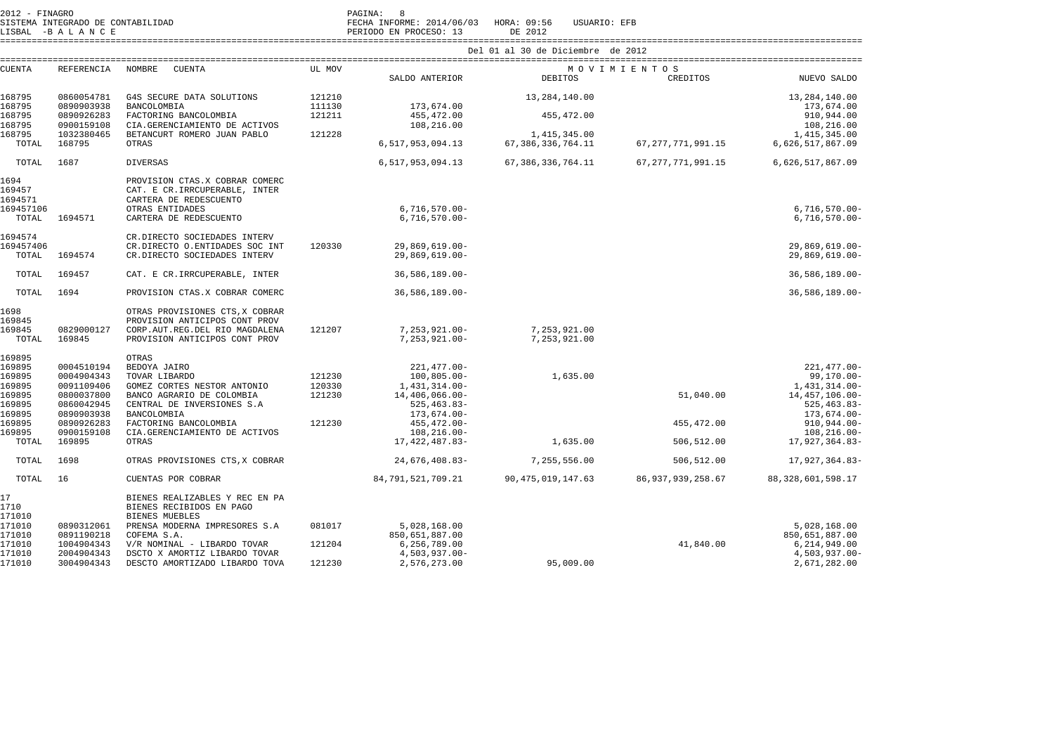2012 - FINAGRO
SISTEMA INTEGRADO DE CONTABILIDAD
LISBAL -B A L A N C E

PAGINA: 8
FECHA INFORME: 2014/06/03 HORA: 09:56 USUARIO: EFB
PERIODO EN PROCESO: 13 DE 2012

Del 01 al 30 de Diciembre de 2012

| CUENTA | REFERENCIA | NOMBRE CUENTA | UL MOV | SALDO ANTERIOR | DEBITOS | CREDITOS | NUEVO SALDO |
|---|---|---|---|---|---|---|---|
| | | | | | M O V I M I E N T O S | | |
| 168795 | 0860054781 | G4S SECURE DATA SOLUTIONS | 121210 | | 13,284,140.00 | | 13,284,140.00 |
| 168795 | 0890903938 | BANCOLOMBIA | 111130 | 173,674.00 | | | 173,674.00 |
| 168795 | 0890926283 | FACTORING BANCOLOMBIA | 121211 | 455,472.00 | 455,472.00 | | 910,944.00 |
| 168795 | 0900159108 | CIA.GERENCIAMIENTO DE ACTIVOS | | 108,216.00 | | | 108,216.00 |
| 168795 | 1032380465 | BETANCURT ROMERO JUAN PABLO | 121228 | | 1,415,345.00 | | 1,415,345.00 |
| TOTAL | 168795 | OTRAS | | 6,517,953,094.13 | 67,386,336,764.11 | 67,277,771,991.15 | 6,626,517,867.09 |
| TOTAL | 1687 | DIVERSAS | | 6,517,953,094.13 | 67,386,336,764.11 | 67,277,771,991.15 | 6,626,517,867.09 |
| 1694 | | PROVISION CTAS.X COBRAR COMERC | | | | | |
| 169457 | | CAT. E CR.IRRCUPERABLE, INTER | | | | | |
| 1694571 | | CARTERA DE REDESCUENTO | | | | | |
| 169457106 | | OTRAS ENTIDADES | | 6,716,570.00- | | | 6,716,570.00- |
| TOTAL | 1694571 | CARTERA DE REDESCUENTO | | 6,716,570.00- | | | 6,716,570.00- |
| 1694574 | | CR.DIRECTO SOCIEDADES INTERV | | | | | |
| 169457406 | | CR.DIRECTO O.ENTIDADES SOC INT | 120330 | 29,869,619.00- | | | 29,869,619.00- |
| TOTAL | 1694574 | CR.DIRECTO SOCIEDADES INTERV | | 29,869,619.00- | | | 29,869,619.00- |
| TOTAL | 169457 | CAT. E CR.IRRCUPERABLE, INTER | | 36,586,189.00- | | | 36,586,189.00- |
| TOTAL | 1694 | PROVISION CTAS.X COBRAR COMERC | | 36,586,189.00- | | | 36,586,189.00- |
| 1698 | | OTRAS PROVISIONES CTS,X COBRAR | | | | | |
| 169845 | | PROVISION ANTICIPOS CONT PROV | | | | | |
| 169845 | 0829000127 | CORP.AUT.REG.DEL RIO MAGDALENA | 121207 | 7,253,921.00- | 7,253,921.00 | | |
| TOTAL | 169845 | PROVISION ANTICIPOS CONT PROV | | 7,253,921.00- | 7,253,921.00 | | |
| 169895 | | OTRAS | | | | | |
| 169895 | 0004510194 | BEDOYA JAIRO | | 221,477.00- | | | 221,477.00- |
| 169895 | 0004904343 | TOVAR LIBARDO | 121230 | 100,805.00- | 1,635.00 | | 99,170.00- |
| 169895 | 0091109406 | GOMEZ CORTES NESTOR ANTONIO | 120330 | 1,431,314.00- | | | 1,431,314.00- |
| 169895 | 0800037800 | BANCO AGRARIO DE COLOMBIA | 121230 | 14,406,066.00- | | 51,040.00 | 14,457,106.00- |
| 169895 | 0860042945 | CENTRAL DE INVERSIONES S.A | | 525,463.83- | | | 525,463.83- |
| 169895 | 0890903938 | BANCOLOMBIA | | 173,674.00- | | | 173,674.00- |
| 169895 | 0890926283 | FACTORING BANCOLOMBIA | 121230 | 455,472.00- | | 455,472.00 | 910,944.00- |
| 169895 | 0900159108 | CIA.GERENCIAMIENTO DE ACTIVOS | | 108,216.00- | | | 108,216.00- |
| TOTAL | 169895 | OTRAS | | 17,422,487.83- | 1,635.00 | 506,512.00 | 17,927,364.83- |
| TOTAL | 1698 | OTRAS PROVISIONES CTS,X COBRAR | | 24,676,408.83- | 7,255,556.00 | 506,512.00 | 17,927,364.83- |
| TOTAL | 16 | CUENTAS POR COBRAR | | 84,791,521,709.21 | 90,475,019,147.63 | 86,937,939,258.67 | 88,328,601,598.17 |
| 17 | | BIENES REALIZABLES Y REC EN PA | | | | | |
| 1710 | | BIENES RECIBIDOS EN PAGO | | | | | |
| 171010 | | BIENES MUEBLES | | | | | |
| 171010 | 0890312061 | PRENSA MODERNA IMPRESORES S.A | 081017 | 5,028,168.00 | | | 5,028,168.00 |
| 171010 | 0891190218 | COFEMA S.A. | | 850,651,887.00 | | | 850,651,887.00 |
| 171010 | 1004904343 | V/R NOMINAL - LIBARDO TOVAR | 121204 | 6,256,789.00 | | 41,840.00 | 6,214,949.00 |
| 171010 | 2004904343 | DSCTO X AMORTIZ LIBARDO TOVAR | | 4,503,937.00- | | | 4,503,937.00- |
| 171010 | 3004904343 | DESCTO AMORTIZADO LIBARDO TOVA | 121230 | 2,576,273.00 | 95,009.00 | | 2,671,282.00 |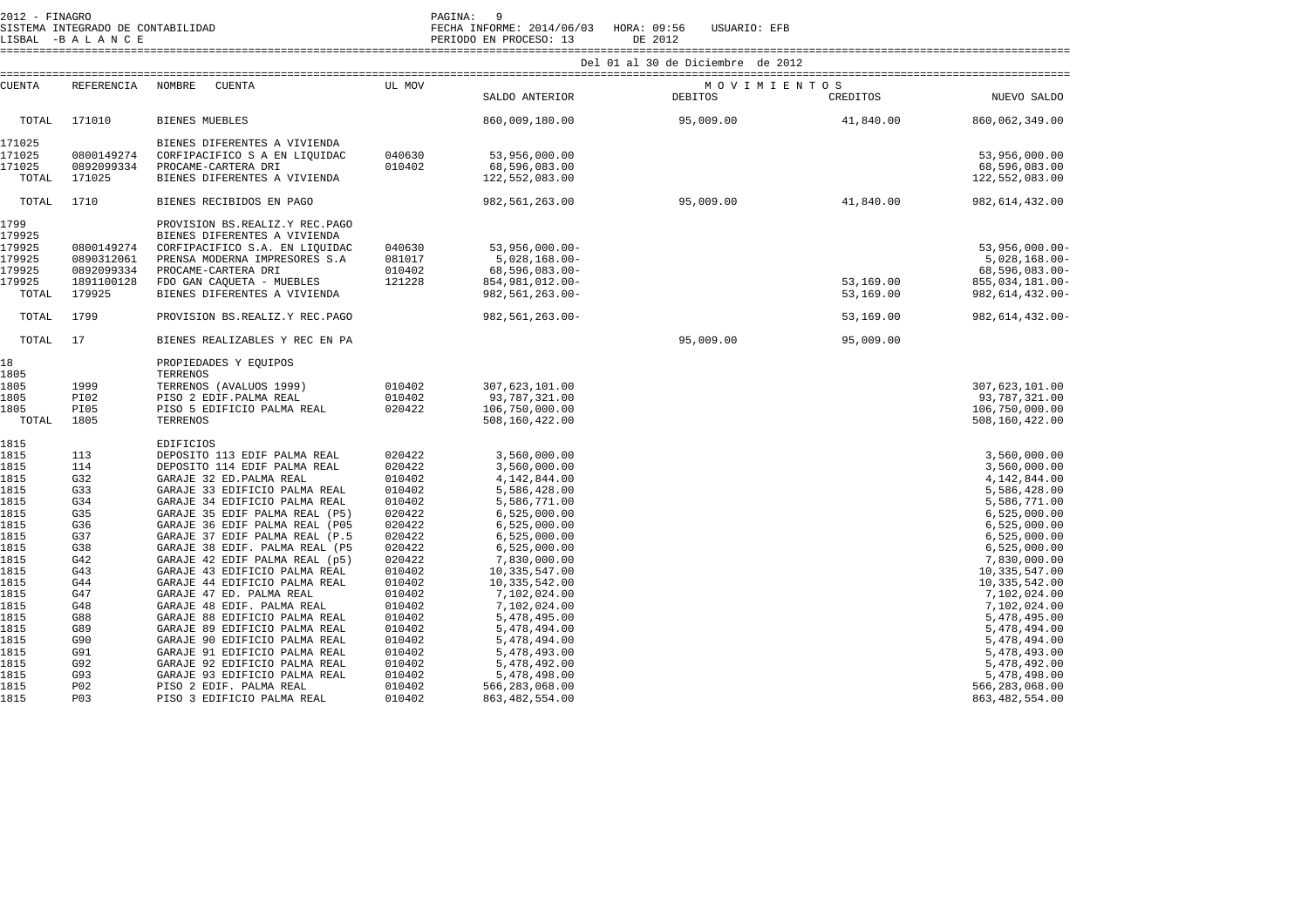2012 - FINAGRO
SISTEMA INTEGRADO DE CONTABILIDAD
LISBAL -B A L A N C E

PAGINA: 9
FECHA INFORME: 2014/06/03 HORA: 09:56 USUARIO: EFB
PERIODO EN PROCESO: 13 DE 2012

Del 01 al 30 de Diciembre de 2012

| CUENTA | REFERENCIA | NOMBRE CUENTA | UL MOV | SALDO ANTERIOR | MOVIMIENTOS DEBITOS | MOVIMIENTOS CREDITOS | NUEVO SALDO |
|---|---|---|---|---|---|---|---|
| TOTAL | 171010 | BIENES MUEBLES | | 860,009,180.00 | 95,009.00 | 41,840.00 | 860,062,349.00 |
| 171025 | | BIENES DIFERENTES A VIVIENDA | | | | | |
| 171025 | 0800149274 | CORFIPACIFICO S A EN LIQUIDAC | 040630 | 53,956,000.00 | | | 53,956,000.00 |
| 171025 | 0892099334 | PROCAME-CARTERA DRI | 010402 | 68,596,083.00 | | | 68,596,083.00 |
| TOTAL | 171025 | BIENES DIFERENTES A VIVIENDA | | 122,552,083.00 | | | 122,552,083.00 |
| TOTAL | 1710 | BIENES RECIBIDOS EN PAGO | | 982,561,263.00 | 95,009.00 | 41,840.00 | 982,614,432.00 |
| 1799 | | PROVISION BS.REALIZ.Y REC.PAGO | | | | | |
| 179925 | | BIENES DIFERENTES A VIVIENDA | | | | | |
| 179925 | 0800149274 | CORFIPACIFICO S.A. EN LIQUIDAC | 040630 | 53,956,000.00- | | | 53,956,000.00- |
| 179925 | 0890312061 | PRENSA MODERNA IMPRESORES S.A | 081017 | 5,028,168.00- | | | 5,028,168.00- |
| 179925 | 0892099334 | PROCAME-CARTERA DRI | 010402 | 68,596,083.00- | | | 68,596,083.00- |
| 179925 | 1891100128 | FDO GAN CAQUETA - MUEBLES | 121228 | 854,981,012.00- | | 53,169.00 | 855,034,181.00- |
| TOTAL | 179925 | BIENES DIFERENTES A VIVIENDA | | 982,561,263.00- | | 53,169.00 | 982,614,432.00- |
| TOTAL | 1799 | PROVISION BS.REALIZ.Y REC.PAGO | | 982,561,263.00- | | 53,169.00 | 982,614,432.00- |
| TOTAL | 17 | BIENES REALIZABLES Y REC EN PA | | | 95,009.00 | 95,009.00 | |
| 18 | | PROPIEDADES Y EQUIPOS | | | | | |
| 1805 | | TERRENOS | | | | | |
| 1805 | 1999 | TERRENOS (AVALUOS 1999) | 010402 | 307,623,101.00 | | | 307,623,101.00 |
| 1805 | PI02 | PISO 2 EDIF.PALMA REAL | 010402 | 93,787,321.00 | | | 93,787,321.00 |
| 1805 | PI05 | PISO 5 EDIFICIO PALMA REAL | 020422 | 106,750,000.00 | | | 106,750,000.00 |
| TOTAL | 1805 | TERRENOS | | 508,160,422.00 | | | 508,160,422.00 |
| 1815 | | EDIFICIOS | | | | | |
| 1815 | 113 | DEPOSITO 113 EDIF PALMA REAL | 020422 | 3,560,000.00 | | | 3,560,000.00 |
| 1815 | 114 | DEPOSITO 114 EDIF PALMA REAL | 020422 | 3,560,000.00 | | | 3,560,000.00 |
| 1815 | G32 | GARAJE 32 ED.PALMA REAL | 010402 | 4,142,844.00 | | | 4,142,844.00 |
| 1815 | G33 | GARAJE 33 EDIFICIO PALMA REAL | 010402 | 5,586,428.00 | | | 5,586,428.00 |
| 1815 | G34 | GARAJE 34 EDIFICIO PALMA REAL | 010402 | 5,586,771.00 | | | 5,586,771.00 |
| 1815 | G35 | GARAJE 35 EDIF PALMA REAL (P5) | 020422 | 6,525,000.00 | | | 6,525,000.00 |
| 1815 | G36 | GARAJE 36 EDIF PALMA REAL (P05 | 020422 | 6,525,000.00 | | | 6,525,000.00 |
| 1815 | G37 | GARAJE 37 EDIF PALMA REAL (P.5 | 020422 | 6,525,000.00 | | | 6,525,000.00 |
| 1815 | G38 | GARAJE 38 EDIF. PALMA REAL (P5 | 020422 | 6,525,000.00 | | | 6,525,000.00 |
| 1815 | G42 | GARAJE 42 EDIF PALMA REAL (p5) | 020422 | 7,830,000.00 | | | 7,830,000.00 |
| 1815 | G43 | GARAJE 43 EDIFICIO PALMA REAL | 010402 | 10,335,547.00 | | | 10,335,547.00 |
| 1815 | G44 | GARAJE 44 EDIFICIO PALMA REAL | 010402 | 10,335,542.00 | | | 10,335,542.00 |
| 1815 | G47 | GARAJE 47 ED. PALMA REAL | 010402 | 7,102,024.00 | | | 7,102,024.00 |
| 1815 | G48 | GARAJE 48 EDIF. PALMA REAL | 010402 | 7,102,024.00 | | | 7,102,024.00 |
| 1815 | G88 | GARAJE 88 EDIFICIO PALMA REAL | 010402 | 5,478,495.00 | | | 5,478,495.00 |
| 1815 | G89 | GARAJE 89 EDIFICIO PALMA REAL | 010402 | 5,478,494.00 | | | 5,478,494.00 |
| 1815 | G90 | GARAJE 90 EDIFICIO PALMA REAL | 010402 | 5,478,494.00 | | | 5,478,494.00 |
| 1815 | G91 | GARAJE 91 EDIFICIO PALMA REAL | 010402 | 5,478,493.00 | | | 5,478,493.00 |
| 1815 | G92 | GARAJE 92 EDIFICIO PALMA REAL | 010402 | 5,478,492.00 | | | 5,478,492.00 |
| 1815 | G93 | GARAJE 93 EDIFICIO PALMA REAL | 010402 | 5,478,498.00 | | | 5,478,498.00 |
| 1815 | P02 | PISO 2 EDIF. PALMA REAL | 010402 | 566,283,068.00 | | | 566,283,068.00 |
| 1815 | P03 | PISO 3 EDIFICIO PALMA REAL | 010402 | 863,482,554.00 | | | 863,482,554.00 |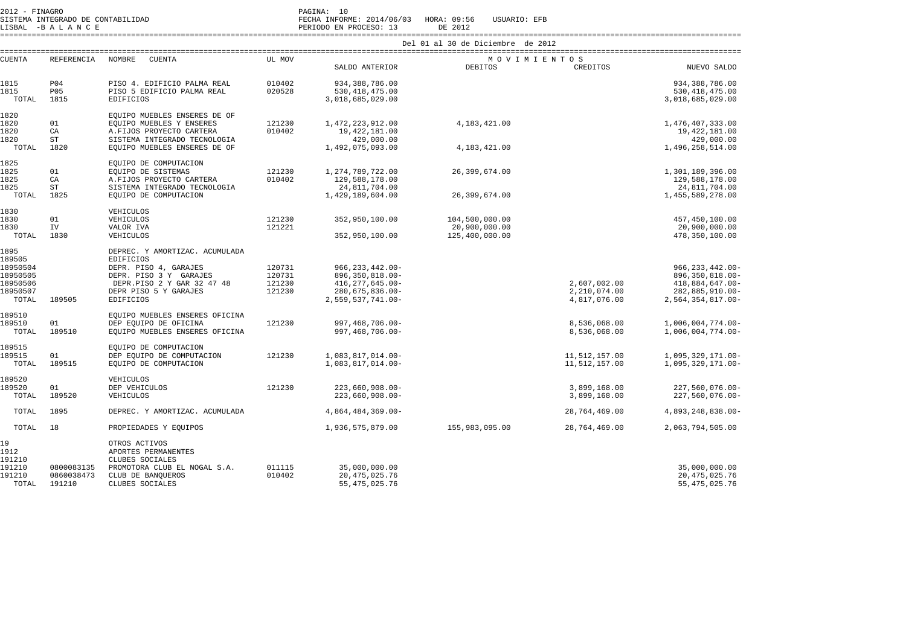2012 - FINAGRO
SISTEMA INTEGRADO DE CONTABILIDAD
LISBAL -B A L A N C E

FECHA INFORME: 2014/06/03 HORA: 09:56 USUARIO: EFB
PERIODO EN PROCESO: 13 DE 2012

Del 01 al 30 de Diciembre de 2012

| CUENTA | REFERENCIA | NOMBRE CUENTA | UL MOV | SALDO ANTERIOR | MOVIMIENTOS DEBITOS | CREDITOS | NUEVO SALDO |
|---|---|---|---|---|---|---|---|
| 1815 | P04 | PISO 4. EDIFICIO PALMA REAL | 010402 | 934,388,786.00 | | | 934,388,786.00 |
| 1815 | P05 | PISO 5 EDIFICIO PALMA REAL | 020528 | 530,418,475.00 | | | 530,418,475.00 |
| TOTAL | 1815 | EDIFICIOS | | 3,018,685,029.00 | | | 3,018,685,029.00 |
| 1820 | | EQUIPO MUEBLES ENSERES DE OF | | | | | |
| 1820 | 01 | EQUIPO MUEBLES Y ENSERES | 121230 | 1,472,223,912.00 | 4,183,421.00 | | 1,476,407,333.00 |
| 1820 | CA | A.FIJOS PROYECTO CARTERA | 010402 | 19,422,181.00 | | | 19,422,181.00 |
| 1820 | ST | SISTEMA INTEGRADO TECNOLOGIA | | 429,000.00 | | | 429,000.00 |
| TOTAL | 1820 | EQUIPO MUEBLES ENSERES DE OF | | 1,492,075,093.00 | 4,183,421.00 | | 1,496,258,514.00 |
| 1825 | | EQUIPO DE COMPUTACION | | | | | |
| 1825 | 01 | EQUIPO DE SISTEMAS | 121230 | 1,274,789,722.00 | 26,399,674.00 | | 1,301,189,396.00 |
| 1825 | CA | A.FIJOS PROYECTO CARTERA | 010402 | 129,588,178.00 | | | 129,588,178.00 |
| 1825 | ST | SISTEMA INTEGRADO TECNOLOGIA | | 24,811,704.00 | | | 24,811,704.00 |
| TOTAL | 1825 | EQUIPO DE COMPUTACION | | 1,429,189,604.00 | 26,399,674.00 | | 1,455,589,278.00 |
| 1830 | | VEHICULOS | | | | | |
| 1830 | 01 | VEHICULOS | 121230 | 352,950,100.00 | 104,500,000.00 | | 457,450,100.00 |
| 1830 | IV | VALOR IVA | 121221 | | 20,900,000.00 | | 20,900,000.00 |
| TOTAL | 1830 | VEHICULOS | | 352,950,100.00 | 125,400,000.00 | | 478,350,100.00 |
| 1895 | | DEPREC. Y AMORTIZAC. ACUMULADA | | | | | |
| 189505 | | EDIFICIOS | | | | | |
| 18950504 | | DEPR. PISO 4, GARAJES | 120731 | 966,233,442.00- | | | 966,233,442.00- |
| 18950505 | | DEPR. PISO 3 Y GARAJES | 120731 | 896,350,818.00- | | | 896,350,818.00- |
| 18950506 | | DEPR.PISO 2 Y GAR 32 47 48 | 121230 | 416,277,645.00- | | 2,607,002.00 | 418,884,647.00- |
| 18950507 | | DEPR PISO 5 Y GARAJES | 121230 | 280,675,836.00- | | 2,210,074.00 | 282,885,910.00- |
| TOTAL | 189505 | EDIFICIOS | | 2,559,537,741.00- | | 4,817,076.00 | 2,564,354,817.00- |
| 189510 | | EQUIPO MUEBLES ENSERES OFICINA | | | | | |
| 189510 | 01 | DEP EQUIPO DE OFICINA | 121230 | 997,468,706.00- | | 8,536,068.00 | 1,006,004,774.00- |
| TOTAL | 189510 | EQUIPO MUEBLES ENSERES OFICINA | | 997,468,706.00- | | 8,536,068.00 | 1,006,004,774.00- |
| 189515 | | EQUIPO DE COMPUTACION | | | | | |
| 189515 | 01 | DEP EQUIPO DE COMPUTACION | 121230 | 1,083,817,014.00- | | 11,512,157.00 | 1,095,329,171.00- |
| TOTAL | 189515 | EQUIPO DE COMPUTACION | | 1,083,817,014.00- | | 11,512,157.00 | 1,095,329,171.00- |
| 189520 | | VEHICULOS | | | | | |
| 189520 | 01 | DEP VEHICULOS | 121230 | 223,660,908.00- | | 3,899,168.00 | 227,560,076.00- |
| TOTAL | 189520 | VEHICULOS | | 223,660,908.00- | | 3,899,168.00 | 227,560,076.00- |
| TOTAL | 1895 | DEPREC. Y AMORTIZAC. ACUMULADA | | 4,864,484,369.00- | | 28,764,469.00 | 4,893,248,838.00- |
| TOTAL | 18 | PROPIEDADES Y EQUIPOS | | 1,936,575,879.00 | 155,983,095.00 | 28,764,469.00 | 2,063,794,505.00 |
| 19 | | OTROS ACTIVOS | | | | | |
| 1912 | | APORTES PERMANENTES | | | | | |
| 191210 | | CLUBES SOCIALES | | | | | |
| 191210 | 0800083135 | PROMOTORA CLUB EL NOGAL S.A. | 011115 | 35,000,000.00 | | | 35,000,000.00 |
| 191210 | 0860038473 | CLUB DE BANQUEROS | 010402 | 20,475,025.76 | | | 20,475,025.76 |
| TOTAL | 191210 | CLUBES SOCIALES | | 55,475,025.76 | | | 55,475,025.76 |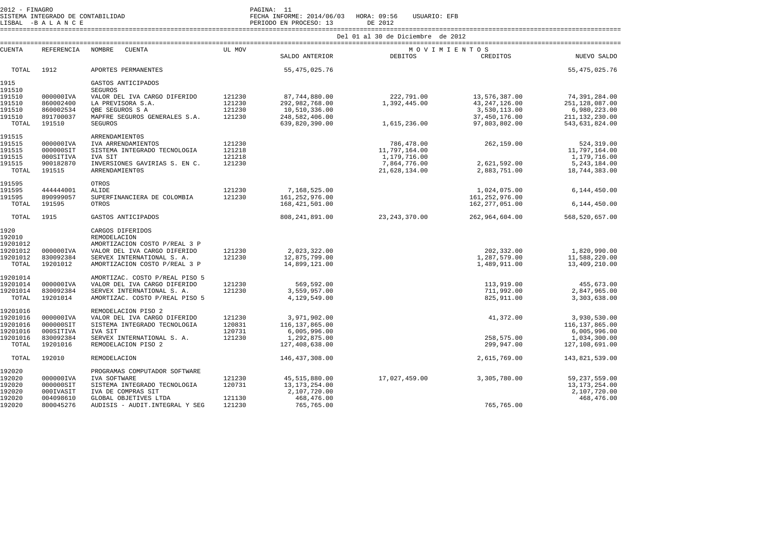Del 01 al 30 de Diciembre de 2012

| CUENTA | REFERENCIA | NOMBRE CUENTA | UL MOV | SALDO ANTERIOR | DEBITOS | CREDITOS | NUEVO SALDO |
|---|---|---|---|---|---|---|---|
| TOTAL | 1912 | APORTES PERMANENTES | | 55,475,025.76 | | | 55,475,025.76 |
| 1915 | | GASTOS ANTICIPADOS | | | | | |
| 191510 | | SEGUROS | | | | | |
| 191510 | 000000IVA | VALOR DEL IVA CARGO DIFERIDO | 121230 | 87,744,880.00 | 222,791.00 | 13,576,387.00 | 74,391,284.00 |
| 191510 | 860002400 | LA PREVISORA S.A. | 121230 | 292,982,768.00 | 1,392,445.00 | 43,247,126.00 | 251,128,087.00 |
| 191510 | 860002534 | QBE SEGUROS S A | 121230 | 10,510,336.00 | | 3,530,113.00 | 6,980,223.00 |
| 191510 | 891700037 | MAPFRE SEGUROS GENERALES S.A. | 121230 | 248,582,406.00 | | 37,450,176.00 | 211,132,230.00 |
| TOTAL | 191510 | SEGUROS | | 639,820,390.00 | 1,615,236.00 | 97,803,802.00 | 543,631,824.00 |
| 191515 | | ARRENDAMIENT0S | | | | | |
| 191515 | 000000IVA | IVA ARRENDAMIENTOS | 121230 | | 786,478.00 | 262,159.00 | 524,319.00 |
| 191515 | 000000SIT | SISTEMA INTEGRADO TECNOLOGIA | 121218 | | 11,797,164.00 | | 11,797,164.00 |
| 191515 | 000SITIVA | IVA SIT | 121218 | | 1,179,716.00 | | 1,179,716.00 |
| 191515 | 900182870 | INVERSIONES GAVIRIAS S. EN C. | 121230 | | 7,864,776.00 | 2,621,592.00 | 5,243,184.00 |
| TOTAL | 191515 | ARRENDAMIENT0S | | | 21,628,134.00 | 2,883,751.00 | 18,744,383.00 |
| 191595 | | OTROS | | | | | |
| 191595 | 444444001 | ALIDE | 121230 | 7,168,525.00 | | 1,024,075.00 | 6,144,450.00 |
| 191595 | 890999057 | SUPERFINANCIERA DE COLOMBIA | 121230 | 161,252,976.00 | | 161,252,976.00 | |
| TOTAL | 191595 | OTROS | | 168,421,501.00 | | 162,277,051.00 | 6,144,450.00 |
| TOTAL | 1915 | GASTOS ANTICIPADOS | | 808,241,891.00 | 23,243,370.00 | 262,964,604.00 | 568,520,657.00 |
| 1920 | | CARGOS DIFERIDOS | | | | | |
| 192010 | | REMODELACION | | | | | |
| 19201012 | | AMORTIZACION COSTO P/REAL 3 P | | | | | |
| 19201012 | 000000IVA | VALOR DEL IVA CARGO DIFERIDO | 121230 | 2,023,322.00 | | 202,332.00 | 1,820,990.00 |
| 19201012 | 830092384 | SERVEX INTERNATIONAL S. A. | 121230 | 12,875,799.00 | | 1,287,579.00 | 11,588,220.00 |
| TOTAL | 19201012 | AMORTIZACION COSTO P/REAL 3 P | | 14,899,121.00 | | 1,489,911.00 | 13,409,210.00 |
| 19201014 | | AMORTIZAC. COSTO P/REAL PISO 5 | | | | | |
| 19201014 | 000000IVA | VALOR DEL IVA CARGO DIFERIDO | 121230 | 569,592.00 | | 113,919.00 | 455,673.00 |
| 19201014 | 830092384 | SERVEX INTERNATIONAL S. A. | 121230 | 3,559,957.00 | | 711,992.00 | 2,847,965.00 |
| TOTAL | 19201014 | AMORTIZAC. COSTO P/REAL PISO 5 | | 4,129,549.00 | | 825,911.00 | 3,303,638.00 |
| 19201016 | | REMODELACION PISO 2 | | | | | |
| 19201016 | 000000IVA | VALOR DEL IVA CARGO DIFERIDO | 121230 | 3,971,902.00 | | 41,372.00 | 3,930,530.00 |
| 19201016 | 000000SIT | SISTEMA INTEGRADO TECNOLOGIA | 120831 | 116,137,865.00 | | | 116,137,865.00 |
| 19201016 | 000SITIVA | IVA SIT | 120731 | 6,005,996.00 | | | 6,005,996.00 |
| 19201016 | 830092384 | SERVEX INTERNATIONAL S. A. | 121230 | 1,292,875.00 | | 258,575.00 | 1,034,300.00 |
| TOTAL | 19201016 | REMODELACION PISO 2 | | 127,408,638.00 | | 299,947.00 | 127,108,691.00 |
| TOTAL | 192010 | REMODELACION | | 146,437,308.00 | | 2,615,769.00 | 143,821,539.00 |
| 192020 | | PROGRAMAS COMPUTADOR SOFTWARE | | | | | |
| 192020 | 000000IVA | IVA SOFTWARE | 121230 | 45,515,880.00 | 17,027,459.00 | 3,305,780.00 | 59,237,559.00 |
| 192020 | 000000SIT | SISTEMA INTEGRADO TECNOLOGIA | 120731 | 13,173,254.00 | | | 13,173,254.00 |
| 192020 | 000IVASIT | IVA DE COMPRAS SIT | | 2,107,720.00 | | | 2,107,720.00 |
| 192020 | 004098610 | GLOBAL OBJETIVES LTDA | 121130 | 468,476.00 | | | 468,476.00 |
| 192020 | 800045276 | AUDISIS - AUDIT.INTEGRAL Y SEG | 121230 | 765,765.00 | | 765,765.00 | |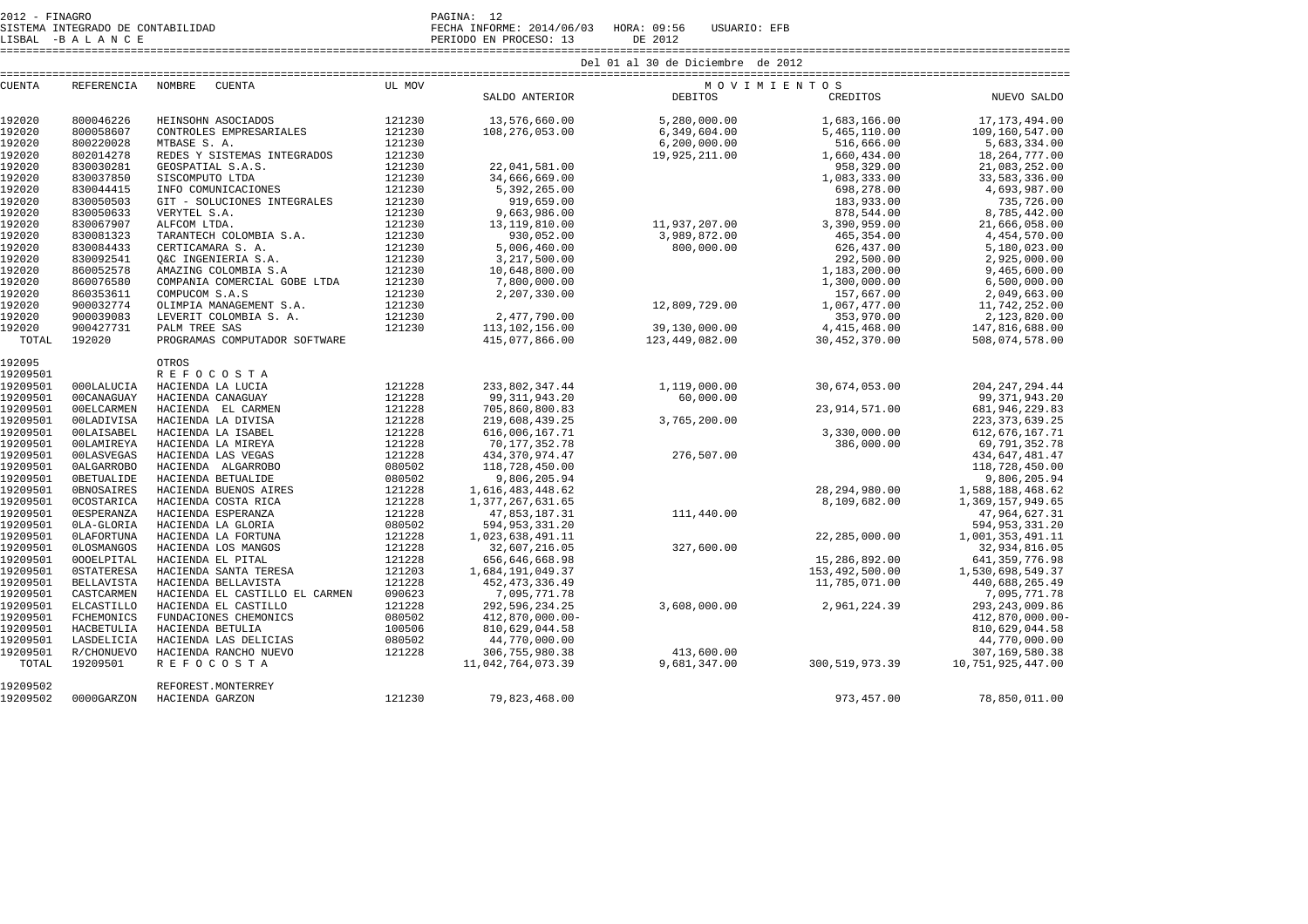2012 - FINAGRO
SISTEMA INTEGRADO DE CONTABILIDAD
LISBAL -B A L A N C E

PAGINA: 12
FECHA INFORME: 2014/06/03 HORA: 09:56 USUARIO: EFB
PERIODO EN PROCESO: 13 DE 2012

Del 01 al 30 de Diciembre de 2012

| CUENTA | REFERENCIA | NOMBRE CUENTA | UL MOV | SALDO ANTERIOR | DEBITOS | CREDITOS | NUEVO SALDO |
|---|---|---|---|---|---|---|---|
| | | | | | M O V I M I E N T O S | | |
| 192020 | 800046226 | HEINSOHN ASOCIADOS | 121230 | 13,576,660.00 | 5,280,000.00 | 1,683,166.00 | 17,173,494.00 |
| 192020 | 800058607 | CONTROLES EMPRESARIALES | 121230 | 108,276,053.00 | 6,349,604.00 | 5,465,110.00 | 109,160,547.00 |
| 192020 | 800220028 | MTBASE S. A. | 121230 | | 6,200,000.00 | 516,666.00 | 5,683,334.00 |
| 192020 | 802014278 | REDES Y SISTEMAS INTEGRADOS | 121230 | | 19,925,211.00 | 1,660,434.00 | 18,264,777.00 |
| 192020 | 830030281 | GEOSPATIAL S.A.S. | 121230 | 22,041,581.00 | | 958,329.00 | 21,083,252.00 |
| 192020 | 830037850 | SISCOMPUTO LTDA | 121230 | 34,666,669.00 | | 1,083,333.00 | 33,583,336.00 |
| 192020 | 830044415 | INFO COMUNICACIONES | 121230 | 5,392,265.00 | | 698,278.00 | 4,693,987.00 |
| 192020 | 830050503 | GIT - SOLUCIONES INTEGRALES | 121230 | 919,659.00 | | 183,933.00 | 735,726.00 |
| 192020 | 830050633 | VERYTEL S.A. | 121230 | 9,663,986.00 | | 878,544.00 | 8,785,442.00 |
| 192020 | 830067907 | ALFCOM LTDA. | 121230 | 13,119,810.00 | 11,937,207.00 | 3,390,959.00 | 21,666,058.00 |
| 192020 | 830081323 | TARANTECH COLOMBIA S.A. | 121230 | 930,052.00 | 3,989,872.00 | 465,354.00 | 4,454,570.00 |
| 192020 | 830084433 | CERTICAMARA S. A. | 121230 | 5,006,460.00 | 800,000.00 | 626,437.00 | 5,180,023.00 |
| 192020 | 830092541 | Q&C INGENIERIA S.A. | 121230 | 3,217,500.00 | | 292,500.00 | 2,925,000.00 |
| 192020 | 860052578 | AMAZING COLOMBIA S.A | 121230 | 10,648,800.00 | | 1,183,200.00 | 9,465,600.00 |
| 192020 | 860076580 | COMPANIA COMERCIAL GOBE LTDA | 121230 | 7,800,000.00 | | 1,300,000.00 | 6,500,000.00 |
| 192020 | 860353611 | COMPUCOM S.A.S | 121230 | 2,207,330.00 | | 157,667.00 | 2,049,663.00 |
| 192020 | 900032774 | OLIMPIA MANAGEMENT S.A. | 121230 | | 12,809,729.00 | 1,067,477.00 | 11,742,252.00 |
| 192020 | 900039083 | LEVERIT COLOMBIA S. A. | 121230 | 2,477,790.00 | | 353,970.00 | 2,123,820.00 |
| 192020 | 900427731 | PALM TREE SAS | 121230 | 113,102,156.00 | 39,130,000.00 | 4,415,468.00 | 147,816,688.00 |
| TOTAL | 192020 | PROGRAMAS COMPUTADOR SOFTWARE | | 415,077,866.00 | 123,449,082.00 | 30,452,370.00 | 508,074,578.00 |
| 192095 | | OTROS | | | | | |
| 19209501 | | R E F O C O S T A | | | | | |
| 19209501 | 000LALUCIA | HACIENDA LA LUCIA | 121228 | 233,802,347.44 | 1,119,000.00 | 30,674,053.00 | 204,247,294.44 |
| 19209501 | 00CANAGUAY | HACIENDA CANAGUAY | 121228 | 99,311,943.20 | 60,000.00 | | 99,371,943.20 |
| 19209501 | 00ELCARMEN | HACIENDA EL CARMEN | 121228 | 705,860,800.83 | | 23,914,571.00 | 681,946,229.83 |
| 19209501 | 00LADIVISA | HACIENDA LA DIVISA | 121228 | 219,608,439.25 | 3,765,200.00 | | 223,373,639.25 |
| 19209501 | 00LAISABEL | HACIENDA LA ISABEL | 121228 | 616,006,167.71 | | 3,330,000.00 | 612,676,167.71 |
| 19209501 | 00LAMIREYA | HACIENDA LA MIREYA | 121228 | 70,177,352.78 | | 386,000.00 | 69,791,352.78 |
| 19209501 | 00LASVEGAS | HACIENDA LAS VEGAS | 121228 | 434,370,974.47 | 276,507.00 | | 434,647,481.47 |
| 19209501 | 0ALGARROBO | HACIENDA ALGARROBO | 080502 | 118,728,450.00 | | | 118,728,450.00 |
| 19209501 | 0BETUALIDE | HACIENDA BETUALIDE | 080502 | 9,806,205.94 | | | 9,806,205.94 |
| 19209501 | 0BNOSAIRES | HACIENDA BUENOS AIRES | 121228 | 1,616,483,448.62 | | 28,294,980.00 | 1,588,188,468.62 |
| 19209501 | 0COSTARICA | HACIENDA COSTA RICA | 121228 | 1,377,267,631.65 | | 8,109,682.00 | 1,369,157,949.65 |
| 19209501 | 0ESPERANZA | HACIENDA ESPERANZA | 121228 | 47,853,187.31 | 111,440.00 | | 47,964,627.31 |
| 19209501 | 0LA-GLORIA | HACIENDA LA GLORIA | 080502 | 594,953,331.20 | | | 594,953,331.20 |
| 19209501 | 0LAFORTUNA | HACIENDA LA FORTUNA | 121228 | 1,023,638,491.11 | | 22,285,000.00 | 1,001,353,491.11 |
| 19209501 | 0LOSMANGOS | HACIENDA LOS MANGOS | 121228 | 32,607,216.05 | 327,600.00 | | 32,934,816.05 |
| 19209501 | 00OELPITAL | HACIENDA EL PITAL | 121228 | 656,646,668.98 | | 15,286,892.00 | 641,359,776.98 |
| 19209501 | 0STATERESA | HACIENDA SANTA TERESA | 121203 | 1,684,191,049.37 | | 153,492,500.00 | 1,530,698,549.37 |
| 19209501 | BELLAVISTA | HACIENDA BELLAVISTA | 121228 | 452,473,336.49 | | 11,785,071.00 | 440,688,265.49 |
| 19209501 | CASTCARMEN | HACIENDA EL CASTILLO EL CARMEN | 090623 | 7,095,771.78 | | | 7,095,771.78 |
| 19209501 | ELCASTILLO | HACIENDA EL CASTILLO | 121228 | 292,596,234.25 | 3,608,000.00 | 2,961,224.39 | 293,243,009.86 |
| 19209501 | FCHEMONICS | FUNDACIONES CHEMONICS | 080502 | 412,870,000.00- | | | 412,870,000.00- |
| 19209501 | HACBETULIA | HACIENDA BETULIA | 100506 | 810,629,044.58 | | | 810,629,044.58 |
| 19209501 | LASDELICIA | HACIENDA LAS DELICIAS | 080502 | 44,770,000.00 | | | 44,770,000.00 |
| 19209501 | R/CHONUEVO | HACIENDA RANCHO NUEVO | 121228 | 306,755,980.38 | 413,600.00 | | 307,169,580.38 |
| TOTAL | 19209501 | R E F O C O S T A | | 11,042,764,073.39 | 9,681,347.00 | 300,519,973.39 | 10,751,925,447.00 |
| 19209502 | | REFOREST.MONTERREY | | | | | |
| 19209502 | 0000GARZON | HACIENDA GARZON | 121230 | 79,823,468.00 | | 973,457.00 | 78,850,011.00 |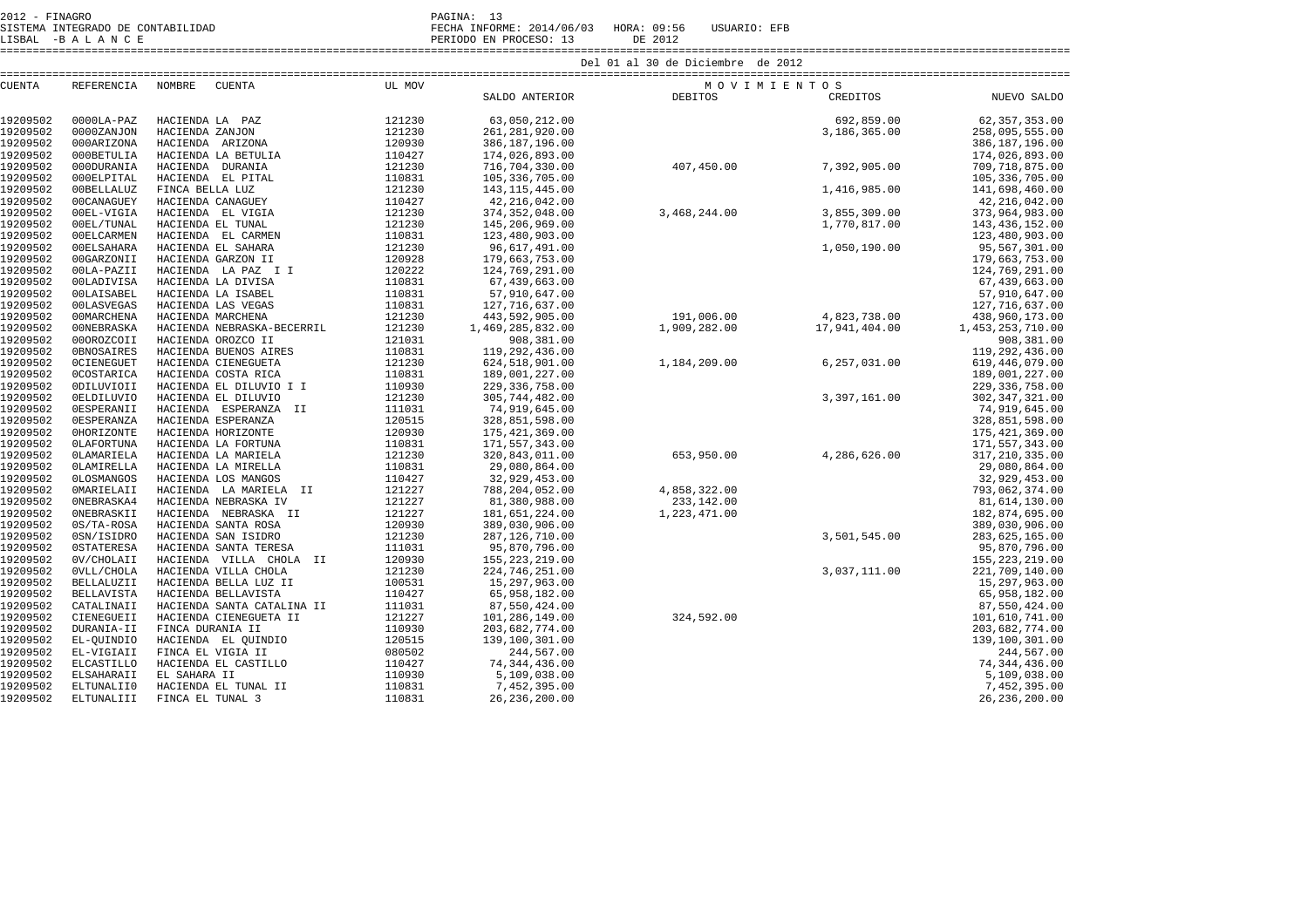2012 - FINAGRO
SISTEMA INTEGRADO DE CONTABILIDAD
LISBAL -B A L A N C E

FECHA INFORME: 2014/06/03 HORA: 09:56 USUARIO: EFB
PERIODO EN PROCESO: 13 DE 2012

Del 01 al 30 de Diciembre de 2012

| CUENTA | REFERENCIA | NOMBRE CUENTA | UL MOV | SALDO ANTERIOR | MOVIMIENTOS DEBITOS | CREDITOS | NUEVO SALDO |
|---|---|---|---|---|---|---|---|
| 19209502 | 0000LA-PAZ | HACIENDA LA PAZ | 121230 | 63,050,212.00 | | 692,859.00 | 62,357,353.00 |
| 19209502 | 0000ZANJON | HACIENDA ZANJON | 121230 | 261,281,920.00 | | 3,186,365.00 | 258,095,555.00 |
| 19209502 | 000ARIZONA | HACIENDA ARIZONA | 120930 | 386,187,196.00 | | | 386,187,196.00 |
| 19209502 | 000BETULIA | HACIENDA LA BETULIA | 110427 | 174,026,893.00 | | | 174,026,893.00 |
| 19209502 | 000DURANIA | HACIENDA DURANIA | 121230 | 716,704,330.00 | 407,450.00 | 7,392,905.00 | 709,718,875.00 |
| 19209502 | 000ELPITAL | HACIENDA EL PITAL | 110831 | 105,336,705.00 | | | 105,336,705.00 |
| 19209502 | 00BELLALUZ | FINCA BELLA LUZ | 121230 | 143,115,445.00 | | 1,416,985.00 | 141,698,460.00 |
| 19209502 | 00CANAGUEY | HACIENDA CANAGUEY | 110427 | 42,216,042.00 | | | 42,216,042.00 |
| 19209502 | 00EL-VIGIA | HACIENDA EL VIGIA | 121230 | 374,352,048.00 | 3,468,244.00 | 3,855,309.00 | 373,964,983.00 |
| 19209502 | 00EL/TUNAL | HACIENDA EL TUNAL | 121230 | 145,206,969.00 | | 1,770,817.00 | 143,436,152.00 |
| 19209502 | 00ELCARMEN | HACIENDA EL CARMEN | 110831 | 123,480,903.00 | | | 123,480,903.00 |
| 19209502 | 00ELSAHARA | HACIENDA EL SAHARA | 121230 | 96,617,491.00 | | 1,050,190.00 | 95,567,301.00 |
| 19209502 | 00GARZONII | HACIENDA GARZON II | 120928 | 179,663,753.00 | | | 179,663,753.00 |
| 19209502 | 00LA-PAZII | HACIENDA LA PAZ I I | 120222 | 124,769,291.00 | | | 124,769,291.00 |
| 19209502 | 00LADIVISA | HACIENDA LA DIVISA | 110831 | 67,439,663.00 | | | 67,439,663.00 |
| 19209502 | 00LAISABEL | HACIENDA LA ISABEL | 110831 | 57,910,647.00 | | | 57,910,647.00 |
| 19209502 | 00LASVEGAS | HACIENDA LAS VEGAS | 110831 | 127,716,637.00 | | | 127,716,637.00 |
| 19209502 | 00MARCHENA | HACIENDA MARCHENA | 121230 | 443,592,905.00 | 191,006.00 | 4,823,738.00 | 438,960,173.00 |
| 19209502 | 00NEBRASKA | HACIENDA NEBRASKA-BECERRIL | 121230 | 1,469,285,832.00 | 1,909,282.00 | 17,941,404.00 | 1,453,253,710.00 |
| 19209502 | 00OROZCOII | HACIENDA OROZCO II | 121031 | 908,381.00 | | | 908,381.00 |
| 19209502 | 0BNOSAIRES | HACIENDA BUENOS AIRES | 110831 | 119,292,436.00 | | | 119,292,436.00 |
| 19209502 | 0CIENEGUET | HACIENDA CIENEGUETA | 121230 | 624,518,901.00 | 1,184,209.00 | 6,257,031.00 | 619,446,079.00 |
| 19209502 | 0COSTARICA | HACIENDA COSTA RICA | 110831 | 189,001,227.00 | | | 189,001,227.00 |
| 19209502 | 0DILUVIOII | HACIENDA EL DILUVIO I I | 110930 | 229,336,758.00 | | | 229,336,758.00 |
| 19209502 | 0ELDILUVIO | HACIENDA EL DILUVIO | 121230 | 305,744,482.00 | | 3,397,161.00 | 302,347,321.00 |
| 19209502 | 0ESPERANII | HACIENDA ESPERANZA II | 111031 | 74,919,645.00 | | | 74,919,645.00 |
| 19209502 | 0ESPERANZA | HACIENDA ESPERANZA | 120515 | 328,851,598.00 | | | 328,851,598.00 |
| 19209502 | 0HORIZONTE | HACIENDA HORIZONTE | 120930 | 175,421,369.00 | | | 175,421,369.00 |
| 19209502 | 0LAFORTUNA | HACIENDA LA FORTUNA | 110831 | 171,557,343.00 | | | 171,557,343.00 |
| 19209502 | 0LAMARIELA | HACIENDA LA MARIELA | 121230 | 320,843,011.00 | 653,950.00 | 4,286,626.00 | 317,210,335.00 |
| 19209502 | 0LAMIRELLA | HACIENDA LA MIRELLA | 110831 | 29,080,864.00 | | | 29,080,864.00 |
| 19209502 | 0LOSMANGOS | HACIENDA LOS MANGOS | 110427 | 32,929,453.00 | | | 32,929,453.00 |
| 19209502 | 0MARIELAII | HACIENDA LA MARIELA II | 121227 | 788,204,052.00 | 4,858,322.00 | | 793,062,374.00 |
| 19209502 | 0NEBRASKA4 | HACIENDA NEBRASKA IV | 121227 | 81,380,988.00 | 233,142.00 | | 81,614,130.00 |
| 19209502 | 0NEBRASKII | HACIENDA NEBRASKA II | 121227 | 181,651,224.00 | 1,223,471.00 | | 182,874,695.00 |
| 19209502 | 0S/TA-ROSA | HACIENDA SANTA ROSA | 120930 | 389,030,906.00 | | | 389,030,906.00 |
| 19209502 | 0SN/ISIDRO | HACIENDA SAN ISIDRO | 121230 | 287,126,710.00 | | 3,501,545.00 | 283,625,165.00 |
| 19209502 | 0STATERESA | HACIENDA SANTA TERESA | 111031 | 95,870,796.00 | | | 95,870,796.00 |
| 19209502 | 0V/CHOLAII | HACIENDA VILLA CHOLA II | 120930 | 155,223,219.00 | | | 155,223,219.00 |
| 19209502 | 0VLL/CHOLA | HACIENDA VILLA CHOLA | 121230 | 224,746,251.00 | | 3,037,111.00 | 221,709,140.00 |
| 19209502 | BELLALUZII | HACIENDA BELLA LUZ II | 100531 | 15,297,963.00 | | | 15,297,963.00 |
| 19209502 | BELLAVISTA | HACIENDA BELLAVISTA | 110427 | 65,958,182.00 | | | 65,958,182.00 |
| 19209502 | CATALINAII | HACIENDA SANTA CATALINA II | 111031 | 87,550,424.00 | | | 87,550,424.00 |
| 19209502 | CIENEGUEII | HACIENDA CIENEGUETA II | 121227 | 101,286,149.00 | 324,592.00 | | 101,610,741.00 |
| 19209502 | DURANIA-II | FINCA DURANIA II | 110930 | 203,682,774.00 | | | 203,682,774.00 |
| 19209502 | EL-QUINDIO | HACIENDA EL QUINDIO | 120515 | 139,100,301.00 | | | 139,100,301.00 |
| 19209502 | EL-VIGIAII | FINCA EL VIGIA II | 080502 | 244,567.00 | | | 244,567.00 |
| 19209502 | ELCASTILLO | HACIENDA EL CASTILLO | 110427 | 74,344,436.00 | | | 74,344,436.00 |
| 19209502 | ELSAHARAII | EL SAHARA II | 110930 | 5,109,038.00 | | | 5,109,038.00 |
| 19209502 | ELTUNALII0 | HACIENDA EL TUNAL II | 110831 | 7,452,395.00 | | | 7,452,395.00 |
| 19209502 | ELTUNALIII | FINCA EL TUNAL 3 | 110831 | 26,236,200.00 | | | 26,236,200.00 |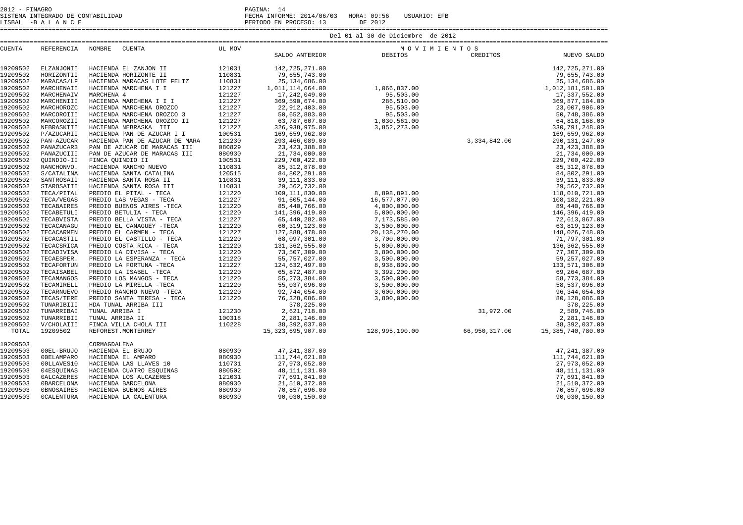2012 - FINAGRO
SISTEMA INTEGRADO DE CONTABILIDAD
LISBAL - B A L A N C E

PAGINA: 14
FECHA INFORME: 2014/06/03 HORA: 09:56 USUARIO: EFB
PERIODO EN PROCESO: 13 DE 2012

Del 01 al 30 de Diciembre de 2012

| CUENTA | REFERENCIA | NOMBRE CUENTA | UL MOV | SALDO ANTERIOR | MOVIMIENTOS DEBITOS | CREDITOS | NUEVO SALDO |
|---|---|---|---|---|---|---|---|
| 19209502 | ELZANJONII | HACIENDA EL ZANJON II | 121031 | 142,725,271.00 | | | 142,725,271.00 |
| 19209502 | HORIZONTII | HACIENDA HORIZONTE II | 110831 | 79,655,743.00 | | | 79,655,743.00 |
| 19209502 | MARACAS/LF | HACIENDA MARACAS LOTE FELIZ | 110831 | 25,134,686.00 | | | 25,134,686.00 |
| 19209502 | MARCHENAII | HACIENDA MARCHENA I I | 121227 | 1,011,114,664.00 | 1,066,837.00 | | 1,012,181,501.00 |
| 19209502 | MARCHENAIV | MARCHENA 4 | 121227 | 17,242,049.00 | 95,503.00 | | 17,337,552.00 |
| 19209502 | MARCHENIII | HACIENDA MARCHENA I I I | 121227 | 369,590,674.00 | 286,510.00 | | 369,877,184.00 |
| 19209502 | MARCHOROZC | HACIENDA MARCHENA OROZCO | 121227 | 22,912,403.00 | 95,503.00 | | 23,007,906.00 |
| 19209502 | MARCOROIII | HACIENDA MARCHENA OROZCO 3 | 121227 | 50,652,883.00 | 95,503.00 | | 50,748,386.00 |
| 19209502 | MARCOROZII | HACIENDA MARCHENA OROZCO II | 121227 | 63,787,607.00 | 1,030,561.00 | | 64,818,168.00 |
| 19209502 | NEBRASKIII | HACIENDA NEBRASKA III | 121227 | 326,938,975.00 | 3,852,273.00 | | 330,791,248.00 |
| 19209502 | P/AZUCARII | HACIENDA PAN DE AZUCAR I I | 100531 | 169,659,962.00 | | | 169,659,962.00 |
| 19209502 | PAN-AZUCAR | HACIENDA PAN DE AZUCAR DE MARA | 121230 | 293,466,089.00 | | 3,334,842.00 | 290,131,247.00 |
| 19209502 | PANAZUCAR3 | PAN DE AZUCAR DE MARACAS III | 080829 | 23,423,388.00 | | | 23,423,388.00 |
| 19209502 | PANAZUCIII | PAN DE AZUCAR DE MARACAS III | 080930 | 21,734,000.00 | | | 21,734,000.00 |
| 19209502 | QUINDIO-II | FINCA QUINDIO II | 100531 | 229,700,422.00 | | | 229,700,422.00 |
| 19209502 | RANCHONVO. | HACIENDA RANCHO NUEVO | 110831 | 85,312,878.00 | | | 85,312,878.00 |
| 19209502 | S/CATALINA | HACIENDA SANTA CATALINA | 120515 | 84,802,291.00 | | | 84,802,291.00 |
| 19209502 | SANTROSAII | HACIENDA SANTA ROSA II | 110831 | 39,111,833.00 | | | 39,111,833.00 |
| 19209502 | STAROSAIII | HACIENDA SANTA ROSA III | 110831 | 29,562,732.00 | | | 29,562,732.00 |
| 19209502 | TECA/PITAL | PREDIO EL PITAL - TECA | 121220 | 109,111,830.00 | 8,898,891.00 | | 118,010,721.00 |
| 19209502 | TECA/VEGAS | PREDIO LAS VEGAS - TECA | 121227 | 91,605,144.00 | 16,577,077.00 | | 108,182,221.00 |
| 19209502 | TECABAIRES | PREDIO BUENOS AIRES -TECA | 121220 | 85,440,766.00 | 4,000,000.00 | | 89,440,766.00 |
| 19209502 | TECABETULI | PREDIO BETULIA - TECA | 121220 | 141,396,419.00 | 5,000,000.00 | | 146,396,419.00 |
| 19209502 | TECABVISTA | PREDIO BELLA VISTA - TECA | 121227 | 65,440,282.00 | 7,173,585.00 | | 72,613,867.00 |
| 19209502 | TECACANAGU | PREDIO EL CANAGUEY -TECA | 121220 | 60,319,123.00 | 3,500,000.00 | | 63,819,123.00 |
| 19209502 | TECACARMEN | PREDIO EL CARMEN - TECA | 121227 | 127,888,478.00 | 20,138,270.00 | | 148,026,748.00 |
| 19209502 | TECACASTIL | PREDIO EL CASTILLO - TECA | 121220 | 68,097,301.00 | 3,700,000.00 | | 71,797,301.00 |
| 19209502 | TECACSRICA | PREDIO COSTA RICA - TECA | 121220 | 131,362,555.00 | 5,000,000.00 | | 136,362,555.00 |
| 19209502 | TECADIVISA | PREDIO LA DIVISA - TECA | 121220 | 73,507,309.00 | 3,800,000.00 | | 77,307,309.00 |
| 19209502 | TECAESPER. | PREDIO LA ESPERANZA - TECA | 121220 | 55,757,027.00 | 3,500,000.00 | | 59,257,027.00 |
| 19209502 | TECAFORTUN | PREDIO LA FORTUNA -TECA | 121227 | 124,632,497.00 | 8,938,809.00 | | 133,571,306.00 |
| 19209502 | TECAISABEL | PREDIO LA ISABEL -TECA | 121220 | 65,872,487.00 | 3,392,200.00 | | 69,264,687.00 |
| 19209502 | TECAMANGOS | PREDIO LOS MANGOS - TECA | 121220 | 55,273,384.00 | 3,500,000.00 | | 58,773,384.00 |
| 19209502 | TECAMIRELL | PREDIO LA MIRELLA -TECA | 121220 | 55,037,096.00 | 3,500,000.00 | | 58,537,096.00 |
| 19209502 | TECARNUEVO | PREDIO RANCHO NUEVO -TECA | 121220 | 92,744,054.00 | 3,600,000.00 | | 96,344,054.00 |
| 19209502 | TECAS/TERE | PREDIO SANTA TERESA - TECA | 121220 | 76,328,086.00 | 3,800,000.00 | | 80,128,086.00 |
| 19209502 | TUNARIBIII | HDA TUNAL ARRIBA III | | 378,225.00 | | | 378,225.00 |
| 19209502 | TUNARRIBAI | TUNAL ARRIBA I | 121230 | 2,621,718.00 | | 31,972.00 | 2,589,746.00 |
| 19209502 | TUNARRIBII | TUNAL ARRIBA II | 100318 | 2,281,146.00 | | | 2,281,146.00 |
| 19209502 | V/CHOLAIII | FINCA VILLA CHOLA III | 110228 | 38,392,037.00 | | | 38,392,037.00 |
| TOTAL | 19209502 | REFOREST.MONTERREY | | 15,323,695,907.00 | 128,995,190.00 | 66,950,317.00 | 15,385,740,780.00 |
| 19209503 | | CORMAGDALENA | | | | | |
| 19209503 | 00EL-BRUJO | HACIENDA EL BRUJO | 080930 | 47,241,387.00 | | | 47,241,387.00 |
| 19209503 | 00ELAMPARO | HACIENDA EL AMPARO | 080930 | 111,744,621.00 | | | 111,744,621.00 |
| 19209503 | 00LLAVES10 | HACIENDA LAS LLAVES 10 | 110731 | 27,973,052.00 | | | 27,973,052.00 |
| 19209503 | 04ESQUINAS | HACIENDA CUATRO ESQUINAS | 080502 | 48,111,131.00 | | | 48,111,131.00 |
| 19209503 | 0ALCAZERES | HACIENDA LOS ALCAZERES | 121031 | 77,691,841.00 | | | 77,691,841.00 |
| 19209503 | 0BARCELONA | HACIENDA BARCELONA | 080930 | 21,510,372.00 | | | 21,510,372.00 |
| 19209503 | 0BNOSAIRES | HACIENDA BUENOS AIRES | 080930 | 70,857,696.00 | | | 70,857,696.00 |
| 19209503 | 0CALENTURA | HACIENDA LA CALENTURA | 080930 | 90,030,150.00 | | | 90,030,150.00 |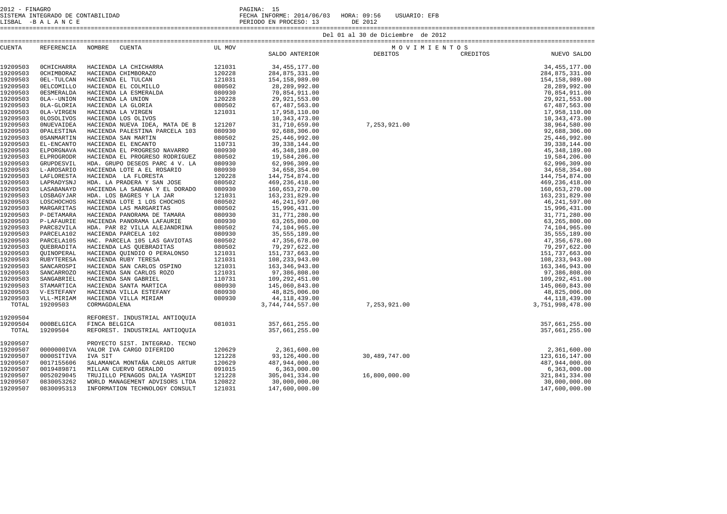2012 - FINAGRO
SISTEMA INTEGRADO DE CONTABILIDAD
LISBAL -B A L A N C E

FECHA INFORME: 2014/06/03 HORA: 09:56 USUARIO: EFB
PERIODO EN PROCESO: 13 DE 2012

Del 01 al 30 de Diciembre de 2012

| CUENTA | REFERENCIA | NOMBRE CUENTA | UL MOV | SALDO ANTERIOR | DEBITOS | CREDITOS | NUEVO SALDO |
|---|---|---|---|---|---|---|---|
| 19209503 | 0CHICHARRA | HACIENDA LA CHICHARRA | 121031 | 34,455,177.00 | | | 34,455,177.00 |
| 19209503 | 0CHIMBORAZ | HACIENDA CHIMBORAZO | 120228 | 284,875,331.00 | | | 284,875,331.00 |
| 19209503 | 0EL-TULCAN | HACIENDA EL TULCAN | 121031 | 154,158,989.00 | | | 154,158,989.00 |
| 19209503 | 0ELCOMILLO | HACIENDA EL COLMILLO | 080502 | 28,289,992.00 | | | 28,289,992.00 |
| 19209503 | 0ESMERALDA | HACIENDA LA ESMERALDA | 080930 | 70,854,911.00 | | | 70,854,911.00 |
| 19209503 | 0LA--UNION | HACIENDA LA UNION | 120228 | 29,921,553.00 | | | 29,921,553.00 |
| 19209503 | 0LA-GLORIA | HACIENDA LA GLORIA | 080502 | 67,487,563.00 | | | 67,487,563.00 |
| 19209503 | 0LA-VIRGEN | HACIENDA LA VIRGEN | 121031 | 17,958,110.00 | | | 17,958,110.00 |
| 19209503 | 0LOSOLIVOS | HACIENDA LOS OLIVOS | | 10,343,473.00 | | | 10,343,473.00 |
| 19209503 | 0NUEVAIDEA | HACIENDA NUEVA IDEA, MATA DE B | 121207 | 31,710,659.00 | 7,253,921.00 | | 38,964,580.00 |
| 19209503 | 0PALESTINA | HACIENDA PALESTINA PARCELA 103 | 080930 | 92,688,306.00 | | | 92,688,306.00 |
| 19209503 | 0SANMARTIN | HACIENDA SAN MARTIN | 080502 | 25,446,992.00 | | | 25,446,992.00 |
| 19209503 | EL-ENCANTO | HACIENDA EL ENCANTO | 110731 | 39,338,144.00 | | | 39,338,144.00 |
| 19209503 | ELPORGNAVA | HACIENDA EL PROGRESO NAVARRO | 080930 | 45,348,189.00 | | | 45,348,189.00 |
| 19209503 | ELPROGRODR | HACIENDA EL PROGRESO RODRIGUEZ | 080502 | 19,584,206.00 | | | 19,584,206.00 |
| 19209503 | GRUPDESVIL | HDA. GRUPO DESEOS PARC 4 V. LA | 080930 | 62,996,309.00 | | | 62,996,309.00 |
| 19209503 | L-AROSARIO | HACIENDA LOTE A EL ROSARIO | 080930 | 34,658,354.00 | | | 34,658,354.00 |
| 19209503 | LAFLORESTA | HACIENDA LA FLORESTA | 120228 | 144,754,874.00 | | | 144,754,874.00 |
| 19209503 | LAPRADYSNJ | HDA. LA PRADERA Y SAN JOSE | 080502 | 469,236,418.00 | | | 469,236,418.00 |
| 19209503 | LASABANAYD | HACIENDA LA SABANA Y EL DORADO | 080930 | 160,653,270.00 | | | 160,653,270.00 |
| 19209503 | LOSBAGYJAR | HDA. LOS BAGRES Y LA JAR | 121031 | 163,231,829.00 | | | 163,231,829.00 |
| 19209503 | LOSCHOCHOS | HACIENDA LOTE 1 LOS CHOCHOS | 080502 | 46,241,597.00 | | | 46,241,597.00 |
| 19209503 | MARGARITAS | HACIENDA LAS MARGARITAS | 080502 | 15,996,431.00 | | | 15,996,431.00 |
| 19209503 | P-DETAMARA | HACIENDA PANORAMA DE TAMARA | 080930 | 31,771,280.00 | | | 31,771,280.00 |
| 19209503 | P-LAFAURIE | HACIENDA PANORAMA LAFAURIE | 080930 | 63,265,800.00 | | | 63,265,800.00 |
| 19209503 | PARC82VILA | HDA. PAR 82 VILLA ALEJANDRINA | 080502 | 74,104,965.00 | | | 74,104,965.00 |
| 19209503 | PARCELA102 | HACIENDA PARCELA 102 | 080930 | 35,555,189.00 | | | 35,555,189.00 |
| 19209503 | PARCELA105 | HAC. PARCELA 105 LAS GAVIOTAS | 080502 | 47,356,678.00 | | | 47,356,678.00 |
| 19209503 | QUEBRADITA | HACIENDA LAS QUEBRADITAS | 080502 | 79,297,622.00 | | | 79,297,622.00 |
| 19209503 | QUINOPERAL | HACIENDA QUINDIO O PERALONSO | 121031 | 151,737,663.00 | | | 151,737,663.00 |
| 19209503 | RUBYTERESA | HACIENDA RUBY TERESA | 121031 | 108,233,943.00 | | | 108,233,943.00 |
| 19209503 | SANCAROSPI | HACIENDA SAN CARLOS OSPINO | 121031 | 163,346,943.00 | | | 163,346,943.00 |
| 19209503 | SANCARROZO | HACIENDA SAN CARLOS ROZO | 121031 | 97,386,808.00 | | | 97,386,808.00 |
| 19209503 | SANGABRIEL | HACIENDA SAN GABRIEL | 110731 | 109,292,451.00 | | | 109,292,451.00 |
| 19209503 | STAMARTICA | HACIENDA SANTA MARTICA | 080930 | 145,060,843.00 | | | 145,060,843.00 |
| 19209503 | V-ESTEFANY | HACIENDA VILLA ESTEFANY | 080930 | 48,825,006.00 | | | 48,825,006.00 |
| 19209503 | VLL-MIRIAM | HACIENDA VILLA MIRIAM | 080930 | 44,118,439.00 | | | 44,118,439.00 |
| TOTAL | 19209503 | CORMAGDALENA | | 3,744,744,557.00 | 7,253,921.00 | | 3,751,998,478.00 |
| 19209504 | | REFOREST. INDUSTRIAL ANTIOQUIA | | | | | |
| 19209504 | 000BELGICA | FINCA BELGICA | 081031 | 357,661,255.00 | | | 357,661,255.00 |
| TOTAL | 19209504 | REFOREST. INDUSTRIAL ANTIOQUIA | | 357,661,255.00 | | | 357,661,255.00 |
| 19209507 | | PROYECTO SIST. INTEGRAD. TECNO | | | | | |
| 19209507 | 0000000IVA | VALOR IVA CARGO DIFERIDO | 120629 | 2,361,600.00 | | | 2,361,600.00 |
| 19209507 | 0000SITIVA | IVA SIT | 121228 | 93,126,400.00 | 30,489,747.00 | | 123,616,147.00 |
| 19209507 | 0017155606 | SALAMANCA MONTAÑA CARLOS ARTUR | 120629 | 487,944,000.00 | | | 487,944,000.00 |
| 19209507 | 0019489871 | MILLAN CUERVO GERALDO | 091015 | 6,363,000.00 | | | 6,363,000.00 |
| 19209507 | 0052029045 | TRUJILLO PENAGOS DALIA YASMIDT | 121228 | 305,041,334.00 | 16,800,000.00 | | 321,841,334.00 |
| 19209507 | 0830053262 | WORLD MANAGEMENT ADVISORS LTDA | 120822 | 30,000,000.00 | | | 30,000,000.00 |
| 19209507 | 0830095313 | INFORMATION TECHNOLOGY CONSULT | 121031 | 147,600,000.00 | | | 147,600,000.00 |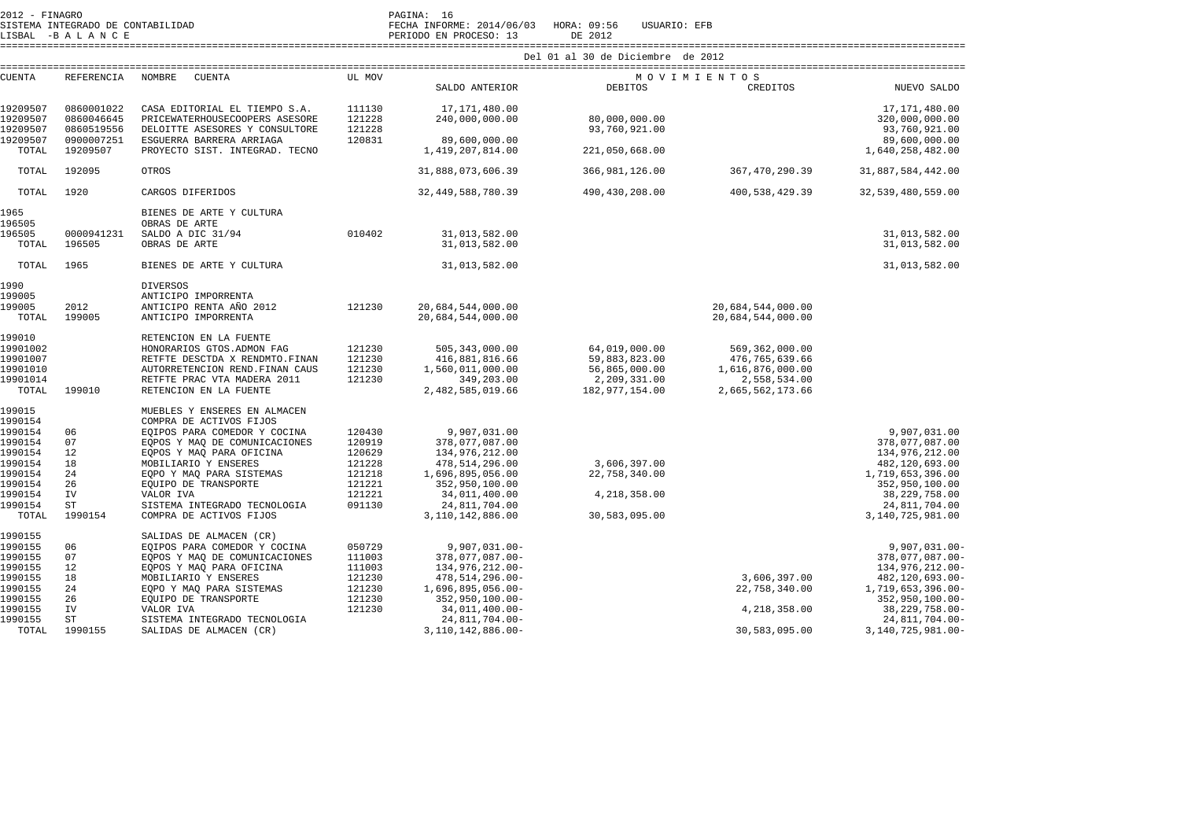2012 - FINAGRO
SISTEMA INTEGRADO DE CONTABILIDAD
LISBAL -B A L A N C E

FECHA INFORME: 2014/06/03 HORA: 09:56 USUARIO: EFB
PERIODO EN PROCESO: 13 DE 2012

Del 01 al 30 de Diciembre de 2012

| CUENTA | REFERENCIA | NOMBRE CUENTA | UL MOV | SALDO ANTERIOR | DEBITOS | CREDITOS | NUEVO SALDO |
|---|---|---|---|---|---|---|---|
| 19209507 | 0860001022 | CASA EDITORIAL EL TIEMPO S.A. | 111130 | 17,171,480.00 | | | 17,171,480.00 |
| 19209507 | 0860046645 | PRICEWATERHOUSECOOPERS ASESORE | 121228 | 240,000,000.00 | 80,000,000.00 | | 320,000,000.00 |
| 19209507 | 0860519556 | DELOITTE ASESORES Y CONSULTORE | 121228 | | 93,760,921.00 | | 93,760,921.00 |
| 19209507 | 0900007251 | ESGUERRA BARRERA ARRIAGA | 120831 | 89,600,000.00 | | | 89,600,000.00 |
| TOTAL | 19209507 | PROYECTO SIST. INTEGRAD. TECNO | | 1,419,207,814.00 | 221,050,668.00 | | 1,640,258,482.00 |
| TOTAL | 192095 | OTROS | | 31,888,073,606.39 | 366,981,126.00 | 367,470,290.39 | 31,887,584,442.00 |
| TOTAL | 1920 | CARGOS DIFERIDOS | | 32,449,588,780.39 | 490,430,208.00 | 400,538,429.39 | 32,539,480,559.00 |
| 1965 | | BIENES DE ARTE Y CULTURA | | | | | |
| 196505 | | OBRAS DE ARTE | | | | | |
| 196505 | 0000941231 | SALDO A DIC 31/94 | 010402 | 31,013,582.00 | | | 31,013,582.00 |
| TOTAL | 196505 | OBRAS DE ARTE | | 31,013,582.00 | | | 31,013,582.00 |
| TOTAL | 1965 | BIENES DE ARTE Y CULTURA | | 31,013,582.00 | | | 31,013,582.00 |
| 1990 | | DIVERSOS | | | | | |
| 199005 | | ANTICIPO IMPORRENTA | | | | | |
| 199005 | 2012 | ANTICIPO RENTA AÑO 2012 | 121230 | 20,684,544,000.00 | | 20,684,544,000.00 | |
| TOTAL | 199005 | ANTICIPO IMPORRENTA | | 20,684,544,000.00 | | 20,684,544,000.00 | |
| 199010 | | RETENCION EN LA FUENTE | | | | | |
| 19901002 | | HONORARIOS GTOS.ADMON FAG | 121230 | 505,343,000.00 | 64,019,000.00 | 569,362,000.00 | |
| 19901007 | | RETFTE DESCTDA X RENDMTO.FINAN | 121230 | 416,881,816.66 | 59,883,823.00 | 476,765,639.66 | |
| 19901010 | | AUTORRETENCION REND.FINAN CAUS | 121230 | 1,560,011,000.00 | 56,865,000.00 | 1,616,876,000.00 | |
| 19901014 | | RETFTE PRAC VTA MADERA 2011 | 121230 | 349,203.00 | 2,209,331.00 | 2,558,534.00 | |
| TOTAL | 199010 | RETENCION EN LA FUENTE | | 2,482,585,019.66 | 182,977,154.00 | 2,665,562,173.66 | |
| 199015 | | MUEBLES Y ENSERES EN ALMACEN | | | | | |
| 1990154 | | COMPRA DE ACTIVOS FIJOS | | | | | |
| 1990154 | 06 | EQIPOS PARA COMEDOR Y COCINA | 120430 | 9,907,031.00 | | | 9,907,031.00 |
| 1990154 | 07 | EQPOS Y MAQ DE COMUNICACIONES | 120919 | 378,077,087.00 | | | 378,077,087.00 |
| 1990154 | 12 | EQPOS Y MAQ PARA OFICINA | 120629 | 134,976,212.00 | | | 134,976,212.00 |
| 1990154 | 18 | MOBILIARIO Y ENSERES | 121228 | 478,514,296.00 | 3,606,397.00 | | 482,120,693.00 |
| 1990154 | 24 | EQPO Y MAQ PARA SISTEMAS | 121218 | 1,696,895,056.00 | 22,758,340.00 | | 1,719,653,396.00 |
| 1990154 | 26 | EQUIPO DE TRANSPORTE | 121221 | 352,950,100.00 | | | 352,950,100.00 |
| 1990154 | IV | VALOR IVA | 121221 | 34,011,400.00 | 4,218,358.00 | | 38,229,758.00 |
| 1990154 | ST | SISTEMA INTEGRADO TECNOLOGIA | 091130 | 24,811,704.00 | | | 24,811,704.00 |
| TOTAL | 1990154 | COMPRA DE ACTIVOS FIJOS | | 3,110,142,886.00 | 30,583,095.00 | | 3,140,725,981.00 |
| 1990155 | | SALIDAS DE ALMACEN (CR) | | | | | |
| 1990155 | 06 | EQIPOS PARA COMEDOR Y COCINA | 050729 | 9,907,031.00- | | | 9,907,031.00- |
| 1990155 | 07 | EQPOS Y MAQ DE COMUNICACIONES | 111003 | 378,077,087.00- | | | 378,077,087.00- |
| 1990155 | 12 | EQPOS Y MAQ PARA OFICINA | 111003 | 134,976,212.00- | | | 134,976,212.00- |
| 1990155 | 18 | MOBILIARIO Y ENSERES | 121230 | 478,514,296.00- | | 3,606,397.00 | 482,120,693.00- |
| 1990155 | 24 | EQPO Y MAQ PARA SISTEMAS | 121230 | 1,696,895,056.00- | | 22,758,340.00 | 1,719,653,396.00- |
| 1990155 | 26 | EQUIPO DE TRANSPORTE | 121230 | 352,950,100.00- | | | 352,950,100.00- |
| 1990155 | IV | VALOR IVA | 121230 | 34,011,400.00- | | 4,218,358.00 | 38,229,758.00- |
| 1990155 | ST | SISTEMA INTEGRADO TECNOLOGIA | | 24,811,704.00- | | | 24,811,704.00- |
| TOTAL | 1990155 | SALIDAS DE ALMACEN (CR) | | 3,110,142,886.00- | | 30,583,095.00 | 3,140,725,981.00- |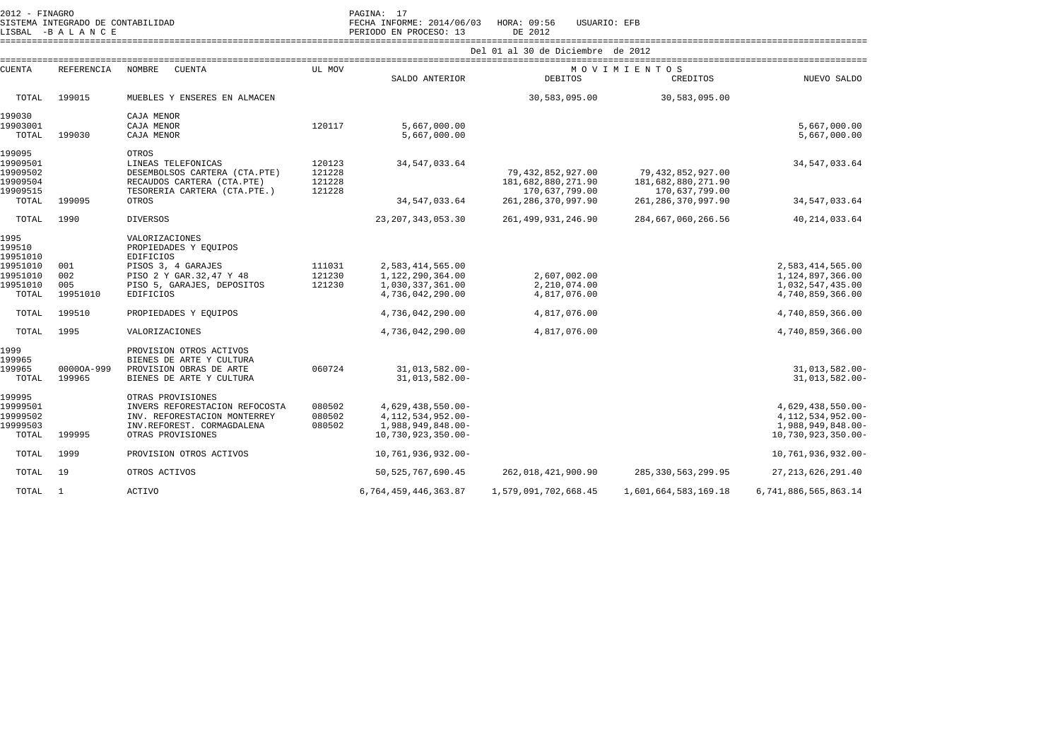2012 - FINAGRO
SISTEMA INTEGRADO DE CONTABILIDAD
LISBAL -B A L A N C E

PAGINA: 17
FECHA INFORME: 2014/06/03 HORA: 09:56 USUARIO: EFB
PERIODO EN PROCESO: 13 DE 2012

Del 01 al 30 de Diciembre de 2012

| CUENTA | REFERENCIA | NOMBRE CUENTA | UL MOV | SALDO ANTERIOR | MOVIMIENTOS DEBITOS | CREDITOS | NUEVO SALDO |
|---|---|---|---|---|---|---|---|
| TOTAL | 199015 | MUEBLES Y ENSERES EN ALMACEN | | | 30,583,095.00 | 30,583,095.00 | |
| 199030 | | CAJA MENOR | | | | | |
| 19903001 | | CAJA MENOR | 120117 | 5,667,000.00 | | | 5,667,000.00 |
| TOTAL | 199030 | CAJA MENOR | | 5,667,000.00 | | | 5,667,000.00 |
| 199095 | | OTROS | | | | | |
| 19909501 | | LINEAS TELEFONICAS | 120123 | 34,547,033.64 | | | 34,547,033.64 |
| 19909502 | | DESEMBOLSOS CARTERA (CTA.PTE) | 121228 | | 79,432,852,927.00 | 79,432,852,927.00 | |
| 19909504 | | RECAUDOS CARTERA (CTA.PTE) | 121228 | | 181,682,880,271.90 | 181,682,880,271.90 | |
| 19909515 | | TESORERIA CARTERA (CTA.PTE.) | 121228 | | 170,637,799.00 | 170,637,799.00 | |
| TOTAL | 199095 | OTROS | | 34,547,033.64 | 261,286,370,997.90 | 261,286,370,997.90 | 34,547,033.64 |
| TOTAL | 1990 | DIVERSOS | | 23,207,343,053.30 | 261,499,931,246.90 | 284,667,060,266.56 | 40,214,033.64 |
| 1995 | | VALORIZACIONES | | | | | |
| 199510 | | PROPIEDADES Y EQUIPOS | | | | | |
| 19951010 | | EDIFICIOS | | | | | |
| 19951010 | 001 | PISOS 3, 4 GARAJES | 111031 | 2,583,414,565.00 | | | 2,583,414,565.00 |
| 19951010 | 002 | PISO 2 Y GAR.32,47 Y 48 | 121230 | 1,122,290,364.00 | 2,607,002.00 | | 1,124,897,366.00 |
| 19951010 | 005 | PISO 5, GARAJES, DEPOSITOS | 121230 | 1,030,337,361.00 | 2,210,074.00 | | 1,032,547,435.00 |
| TOTAL | 19951010 | EDIFICIOS | | 4,736,042,290.00 | 4,817,076.00 | | 4,740,859,366.00 |
| TOTAL | 199510 | PROPIEDADES Y EQUIPOS | | 4,736,042,290.00 | 4,817,076.00 | | 4,740,859,366.00 |
| TOTAL | 1995 | VALORIZACIONES | | 4,736,042,290.00 | 4,817,076.00 | | 4,740,859,366.00 |
| 1999 | | PROVISION OTROS ACTIVOS | | | | | |
| 199965 | | BIENES DE ARTE Y CULTURA | | | | | |
| 199965 | 00000A-999 | PROVISION OBRAS DE ARTE | 060724 | 31,013,582.00- | | | 31,013,582.00- |
| TOTAL | 199965 | BIENES DE ARTE Y CULTURA | | 31,013,582.00- | | | 31,013,582.00- |
| 199995 | | OTRAS PROVISIONES | | | | | |
| 19999501 | | INVERS REFORESTACION REFOCOSTA | 080502 | 4,629,438,550.00- | | | 4,629,438,550.00- |
| 19999502 | | INV. REFORESTACION MONTERREY | 080502 | 4,112,534,952.00- | | | 4,112,534,952.00- |
| 19999503 | | INV.REFOREST. CORMAGDALENA | 080502 | 1,988,949,848.00- | | | 1,988,949,848.00- |
| TOTAL | 199995 | OTRAS PROVISIONES | | 10,730,923,350.00- | | | 10,730,923,350.00- |
| TOTAL | 1999 | PROVISION OTROS ACTIVOS | | 10,761,936,932.00- | | | 10,761,936,932.00- |
| TOTAL | 19 | OTROS ACTIVOS | | 50,525,767,690.45 | 262,018,421,900.90 | 285,330,563,299.95 | 27,213,626,291.40 |
| TOTAL | 1 | ACTIVO | | 6,764,459,446,363.87 | 1,579,091,702,668.45 | 1,601,664,583,169.18 | 6,741,886,565,863.14 |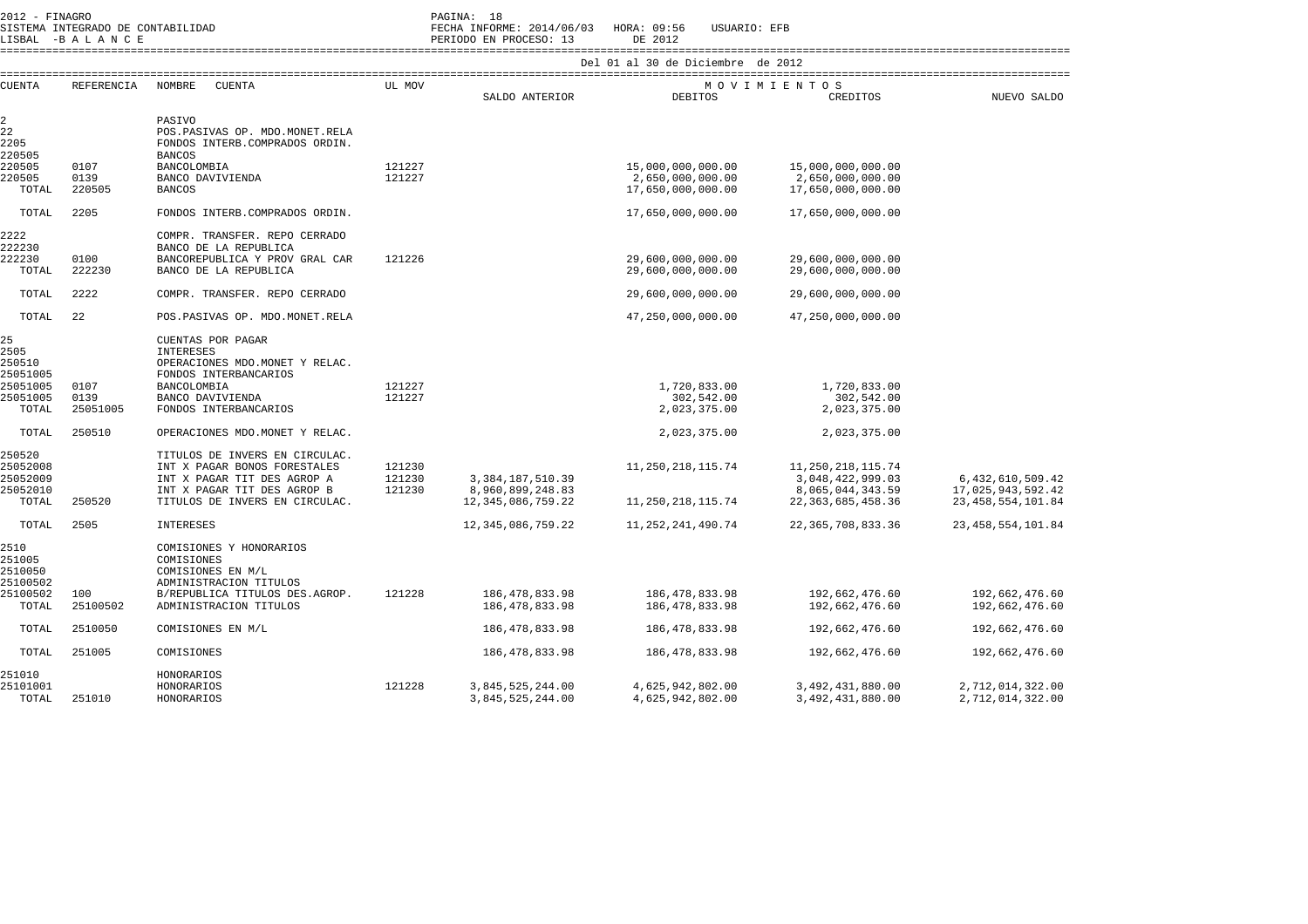2012 - FINAGRO
SISTEMA INTEGRADO DE CONTABILIDAD
LISBAL -B A L A N C E

FECHA INFORME: 2014/06/03 HORA: 09:56 USUARIO: EFB
PERIODO EN PROCESO: 13 DE 2012

Del 01 al 30 de Diciembre de 2012

| CUENTA | REFERENCIA | NOMBRE CUENTA | UL MOV | SALDO ANTERIOR | MOVIMIENTOS DEBITOS | MOVIMIENTOS CREDITOS | NUEVO SALDO |
|---|---|---|---|---|---|---|---|
| 2 | | PASIVO | | | | | |
| 22 | | POS.PASIVAS OP. MDO.MONET.RELA | | | | | |
| 2205 | | FONDOS INTERB.COMPRADOS ORDIN. | | | | | |
| 220505 | | BANCOS | | | | | |
| 220505 | 0107 | BANCOLOMBIA | 121227 | | 15,000,000,000.00 | 15,000,000,000.00 | |
| 220505 | 0139 | BANCO DAVIVIENDA | 121227 | | 2,650,000,000.00 | 2,650,000,000.00 | |
| TOTAL | 220505 | BANCOS | | | 17,650,000,000.00 | 17,650,000,000.00 | |
| TOTAL | 2205 | FONDOS INTERB.COMPRADOS ORDIN. | | | 17,650,000,000.00 | 17,650,000,000.00 | |
| 2222 | | COMPR. TRANSFER. REPO CERRADO | | | | | |
| 222230 | | BANCO DE LA REPUBLICA | | | | | |
| 222230 | 0100 | BANCOREPUBLICA Y PROV GRAL CAR | 121226 | | 29,600,000,000.00 | 29,600,000,000.00 | |
| TOTAL | 222230 | BANCO DE LA REPUBLICA | | | 29,600,000,000.00 | 29,600,000,000.00 | |
| TOTAL | 2222 | COMPR. TRANSFER. REPO CERRADO | | | 29,600,000,000.00 | 29,600,000,000.00 | |
| TOTAL | 22 | POS.PASIVAS OP. MDO.MONET.RELA | | | 47,250,000,000.00 | 47,250,000,000.00 | |
| 25 | | CUENTAS POR PAGAR | | | | | |
| 2505 | | INTERESES | | | | | |
| 250510 | | OPERACIONES MDO.MONET Y RELAC. | | | | | |
| 25051005 | | FONDOS INTERBANCARIOS | | | | | |
| 25051005 | 0107 | BANCOLOMBIA | 121227 | | 1,720,833.00 | 1,720,833.00 | |
| 25051005 | 0139 | BANCO DAVIVIENDA | 121227 | | 302,542.00 | 302,542.00 | |
| TOTAL | 25051005 | FONDOS INTERBANCARIOS | | | 2,023,375.00 | 2,023,375.00 | |
| TOTAL | 250510 | OPERACIONES MDO.MONET Y RELAC. | | | 2,023,375.00 | 2,023,375.00 | |
| 250520 | | TITULOS DE INVERS EN CIRCULAC. | | | | | |
| 25052008 | | INT X PAGAR BONOS FORESTALES | 121230 | | 11,250,218,115.74 | 11,250,218,115.74 | |
| 25052009 | | INT X PAGAR TIT DES AGROP A | 121230 | 3,384,187,510.39 | | 3,048,422,999.03 | 6,432,610,509.42 |
| 25052010 | | INT X PAGAR TIT DES AGROP B | 121230 | 8,960,899,248.83 | | 8,065,044,343.59 | 17,025,943,592.42 |
| TOTAL | 250520 | TITULOS DE INVERS EN CIRCULAC. | | 12,345,086,759.22 | 11,250,218,115.74 | 22,363,685,458.36 | 23,458,554,101.84 |
| TOTAL | 2505 | INTERESES | | 12,345,086,759.22 | 11,252,241,490.74 | 22,365,708,833.36 | 23,458,554,101.84 |
| 2510 | | COMISIONES Y HONORARIOS | | | | | |
| 251005 | | COMISIONES | | | | | |
| 2510050 | | COMISIONES EN M/L | | | | | |
| 25100502 | | ADMINISTRACION TITULOS | | | | | |
| 25100502 | 100 | B/REPUBLICA TITULOS DES.AGROP. | 121228 | 186,478,833.98 | 186,478,833.98 | 192,662,476.60 | 192,662,476.60 |
| TOTAL | 25100502 | ADMINISTRACION TITULOS | | 186,478,833.98 | 186,478,833.98 | 192,662,476.60 | 192,662,476.60 |
| TOTAL | 2510050 | COMISIONES EN M/L | | 186,478,833.98 | 186,478,833.98 | 192,662,476.60 | 192,662,476.60 |
| TOTAL | 251005 | COMISIONES | | 186,478,833.98 | 186,478,833.98 | 192,662,476.60 | 192,662,476.60 |
| 251010 | | HONORARIOS | | | | | |
| 25101001 | | HONORARIOS | 121228 | 3,845,525,244.00 | 4,625,942,802.00 | 3,492,431,880.00 | 2,712,014,322.00 |
| TOTAL | 251010 | HONORARIOS | | 3,845,525,244.00 | 4,625,942,802.00 | 3,492,431,880.00 | 2,712,014,322.00 |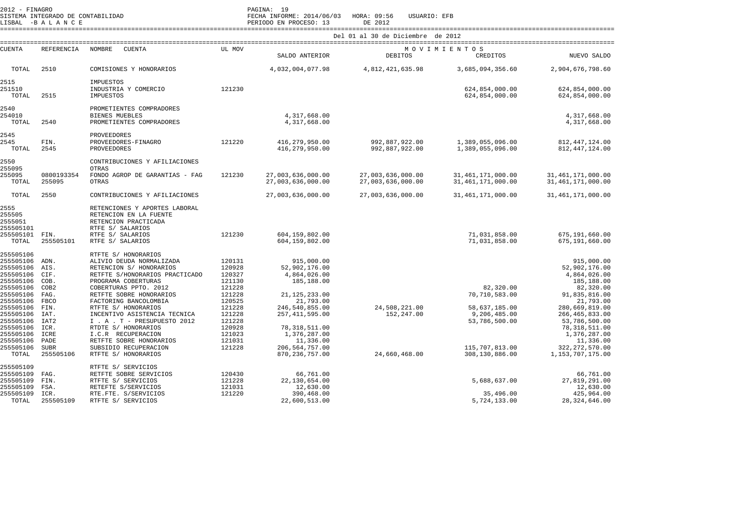2012 - FINAGRO
SISTEMA INTEGRADO DE CONTABILIDAD
LISBAL -B A L A N C E

FECHA INFORME: 2014/06/03 HORA: 09:56 USUARIO: EFB
PERIODO EN PROCESO: 13 DE 2012

Del 01 al 30 de Diciembre de 2012

| CUENTA | REFERENCIA | NOMBRE CUENTA | UL MOV | SALDO ANTERIOR | DEBITOS | CREDITOS | NUEVO SALDO |
|---|---|---|---|---|---|---|---|
| TOTAL | 2510 | COMISIONES Y HONORARIOS | | 4,032,004,077.98 | 4,812,421,635.98 | 3,685,094,356.60 | 2,904,676,798.60 |
| 2515 | | IMPUESTOS | | | | | |
| 251510 | | INDUSTRIA Y COMERCIO | 121230 | | | 624,854,000.00 | 624,854,000.00 |
| TOTAL | 2515 | IMPUESTOS | | | | 624,854,000.00 | 624,854,000.00 |
| 2540 | | PROMETIENTES COMPRADORES | | | | | |
| 254010 | | BIENES MUEBLES | | 4,317,668.00 | | | 4,317,668.00 |
| TOTAL | 2540 | PROMETIENTES COMPRADORES | | 4,317,668.00 | | | 4,317,668.00 |
| 2545 | | PROVEEDORES | | | | | |
| 2545 | FIN. | PROVEEDORES-FINAGRO | 121220 | 416,279,950.00 | 992,887,922.00 | 1,389,055,096.00 | 812,447,124.00 |
| TOTAL | 2545 | PROVEEDORES | | 416,279,950.00 | 992,887,922.00 | 1,389,055,096.00 | 812,447,124.00 |
| 2550 | | CONTRIBUCIONES Y AFILIACIONES | | | | | |
| 255095 | | OTRAS | | | | | |
| 255095 | 0800193354 | FONDO AGROP DE GARANTIAS - FAG | 121230 | 27,003,636,000.00 | 27,003,636,000.00 | 31,461,171,000.00 | 31,461,171,000.00 |
| TOTAL | 255095 | OTRAS | | 27,003,636,000.00 | 27,003,636,000.00 | 31,461,171,000.00 | 31,461,171,000.00 |
| TOTAL | 2550 | CONTRIBUCIONES Y AFILIACIONES | | 27,003,636,000.00 | 27,003,636,000.00 | 31,461,171,000.00 | 31,461,171,000.00 |
| 2555 | | RETENCIONES Y APORTES LABORAL | | | | | |
| 255505 | | RETENCION EN LA FUENTE | | | | | |
| 2555051 | | RETENCION PRACTICADA | | | | | |
| 255505101 | | RTFE S/ SALARIOS | | | | | |
| 255505101 | FIN. | RTFE S/ SALARIOS | 121230 | 604,159,802.00 | | 71,031,858.00 | 675,191,660.00 |
| TOTAL | 255505101 | RTFE S/ SALARIOS | | 604,159,802.00 | | 71,031,858.00 | 675,191,660.00 |
| 255505106 | | RTFTE S/ HONORARIOS | | | | | |
| 255505106 | ADN. | ALIVIO DEUDA NORMALIZADA | 120131 | 915,000.00 | | | 915,000.00 |
| 255505106 | AIS. | RETENCION S/ HONORARIOS | 120928 | 52,902,176.00 | | | 52,902,176.00 |
| 255505106 | CIF. | RETFTE S/HONORARIOS PRACTICADO | 120327 | 4,864,026.00 | | | 4,864,026.00 |
| 255505106 | COB. | PROGRAMA COBERTURAS | 121130 | 185,188.00 | | | 185,188.00 |
| 255505106 | COB2 | COBERTURAS PPTO. 2012 | 121228 | | | 82,320.00 | 82,320.00 |
| 255505106 | FAG. | RETFTE SOBRE HONORARIOS | 121228 | 21,125,233.00 | | 70,710,583.00 | 91,835,816.00 |
| 255505106 | FBCO | FACTORING BANCOLOMBIA | 120525 | 21,793.00 | | | 21,793.00 |
| 255505106 | FIN. | RTFTE S/ HONORARIOS | 121228 | 246,540,855.00 | 24,508,221.00 | 58,637,185.00 | 280,669,819.00 |
| 255505106 | IAT. | INCENTIVO ASISTENCIA TECNICA | 121228 | 257,411,595.00 | 152,247.00 | 9,206,485.00 | 266,465,833.00 |
| 255505106 | IAT2 | I . A . T - PRESUPUESTO 2012 | 121228 | | | 53,786,500.00 | 53,786,500.00 |
| 255505106 | ICR. | RTDTE S/ HONORARIOS | 120928 | 78,318,511.00 | | | 78,318,511.00 |
| 255505106 | ICRE | I.C.R RECUPERACION | 121023 | 1,376,287.00 | | | 1,376,287.00 |
| 255505106 | PADE | RETFTE SOBRE HONORARIOS | 121031 | 11,336.00 | | | 11,336.00 |
| 255505106 | SUBR | SUBSIDIO RECUPERACION | 121228 | 206,564,757.00 | | 115,707,813.00 | 322,272,570.00 |
| TOTAL | 255505106 | RTFTE S/ HONORARIOS | | 870,236,757.00 | 24,660,468.00 | 308,130,886.00 | 1,153,707,175.00 |
| 255505109 | | RTFTE S/ SERVICIOS | | | | | |
| 255505109 | FAG. | RETFTE SOBRE SERVICIOS | 120430 | 66,761.00 | | | 66,761.00 |
| 255505109 | FIN. | RTFTE S/ SERVICIOS | 121228 | 22,130,654.00 | | 5,688,637.00 | 27,819,291.00 |
| 255505109 | FSA. | RETEFTE S/SERVICIOS | 121031 | 12,630.00 | | | 12,630.00 |
| 255505109 | ICR. | RTE.FTE. S/SERVICIOS | 121220 | 390,468.00 | | 35,496.00 | 425,964.00 |
| TOTAL | 255505109 | RTFTE S/ SERVICIOS | | 22,600,513.00 | | 5,724,133.00 | 28,324,646.00 |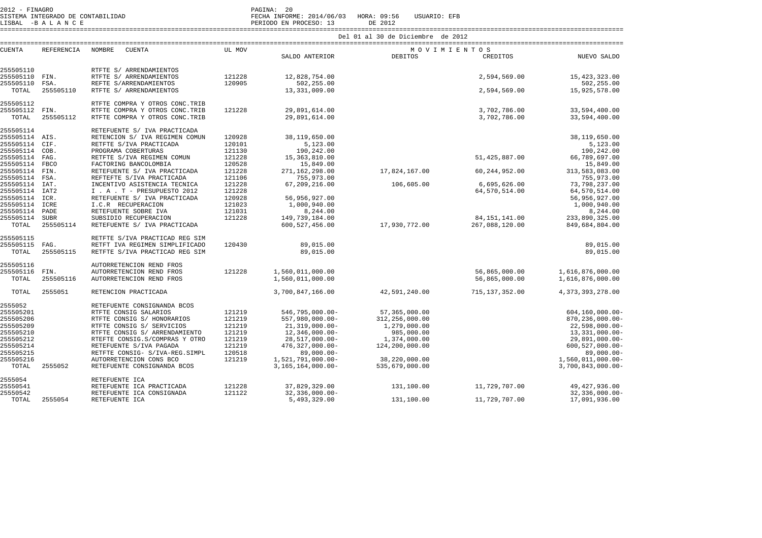2012 - FINAGRO
SISTEMA INTEGRADO DE CONTABILIDAD
LISBAL -B A L A N C E

PAGINA: 20
FECHA INFORME: 2014/06/03 HORA: 09:56 USUARIO: EFB
PERIODO EN PROCESO: 13 DE 2012

Del 01 al 30 de Diciembre de 2012

| CUENTA | REFERENCIA | NOMBRE CUENTA | UL MOV | SALDO ANTERIOR | DEBITOS | CREDITOS | NUEVO SALDO |
|---|---|---|---|---|---|---|---|
| 255505110 | | RTFTE S/ ARRENDAMIENTOS | | | | | |
| 255505110 | FIN. | RTFTE S/ ARRENDAMIENTOS | 121228 | 12,828,754.00 | | 2,594,569.00 | 15,423,323.00 |
| 255505110 | FSA. | REFTE S/ARRENDAMIENTOS | 120905 | 502,255.00 | | | 502,255.00 |
| TOTAL | 255505110 | RTFTE S/ ARRENDAMIENTOS | | 13,331,009.00 | | 2,594,569.00 | 15,925,578.00 |
| 255505112 | | RTFTE COMPRA Y OTROS CONC.TRIB | | | | | |
| 255505112 | FIN. | RTFTE COMPRA Y OTROS CONC.TRIB | 121228 | 29,891,614.00 | | 3,702,786.00 | 33,594,400.00 |
| TOTAL | 255505112 | RTFTE COMPRA Y OTROS CONC.TRIB | | 29,891,614.00 | | 3,702,786.00 | 33,594,400.00 |
| 255505114 | | RETEFUENTE S/ IVA PRACTICADA | | | | | |
| 255505114 | AIS. | RETENCION S/ IVA REGIMEN COMUN | 120928 | 38,119,650.00 | | | 38,119,650.00 |
| 255505114 | CIF. | RTFTE S/IVA PRACTICADA | 120101 | 5,123.00 | | | 5,123.00 |
| 255505114 | COB. | PROGRAMA COBERTURAS | 121130 | 190,242.00 | | | 190,242.00 |
| 255505114 | FAG. | RETFTE S/IVA REGIMEN COMUN | 121228 | 15,363,810.00 | | 51,425,887.00 | 66,789,697.00 |
| 255505114 | FBCO | FACTORING BANCOLOMBIA | 120528 | 15,849.00 | | | 15,849.00 |
| 255505114 | FIN. | RETEFUENTE S/ IVA PRACTICADA | 121228 | 271,162,298.00 | 17,824,167.00 | 60,244,952.00 | 313,583,083.00 |
| 255505114 | FSA. | REFTEFTE S/IVA PRACTICADA | 121106 | 755,973.00 | | | 755,973.00 |
| 255505114 | IAT. | INCENTIVO ASISTENCIA TECNICA | 121228 | 67,209,216.00 | 106,605.00 | 6,695,626.00 | 73,798,237.00 |
| 255505114 | IAT2 | I . A . T - PRESUPUESTO 2012 | 121228 | | | 64,570,514.00 | 64,570,514.00 |
| 255505114 | ICR. | RETEFUENTE S/ IVA PRACTICADA | 120928 | 56,956,927.00 | | | 56,956,927.00 |
| 255505114 | ICRE | I.C.R RECUPERACION | 121023 | 1,000,940.00 | | | 1,000,940.00 |
| 255505114 | PADE | RETEFUENTE SOBRE IVA | 121031 | 8,244.00 | | | 8,244.00 |
| 255505114 | SUBR | SUBSIDIO RECUPERACION | 121228 | 149,739,184.00 | | 84,151,141.00 | 233,890,325.00 |
| TOTAL | 255505114 | RETEFUENTE S/ IVA PRACTICADA | | 600,527,456.00 | 17,930,772.00 | 267,088,120.00 | 849,684,804.00 |
| 255505115 | | RETFTE S/IVA PRACTICAD REG SIM | | | | | |
| 255505115 | FAG. | RETFT IVA REGIMEN SIMPLIFICADO | 120430 | 89,015.00 | | | 89,015.00 |
| TOTAL | 255505115 | RETFTE S/IVA PRACTICAD REG SIM | | 89,015.00 | | | 89,015.00 |
| 255505116 | | AUTORRETENCION REND FROS | | | | | |
| 255505116 | FIN. | AUTORRETENCION REND FROS | 121228 | 1,560,011,000.00 | | 56,865,000.00 | 1,616,876,000.00 |
| TOTAL | 255505116 | AUTORRETENCION REND FROS | | 1,560,011,000.00 | | 56,865,000.00 | 1,616,876,000.00 |
| TOTAL | 2555051 | RETENCION PRACTICADA | | 3,700,847,166.00 | 42,591,240.00 | 715,137,352.00 | 4,373,393,278.00 |
| 2555052 | | RETEFUENTE CONSIGNANDA BCOS | | | | | |
| 255505201 | | RTFTE CONSIG SALARIOS | 121219 | 546,795,000.00- | 57,365,000.00 | | 604,160,000.00- |
| 255505206 | | RTFTE CONSIG S/ HONORARIOS | 121219 | 557,980,000.00- | 312,256,000.00 | | 870,236,000.00- |
| 255505209 | | RTFTE CONSIG S/ SERVICIOS | 121219 | 21,319,000.00- | 1,279,000.00 | | 22,598,000.00- |
| 255505210 | | RTFTE CONSIG S/ ARRENDAMIENTO | 121219 | 12,346,000.00- | 985,000.00 | | 13,331,000.00- |
| 255505212 | | RTEFTE CONSIG.S/COMPRAS Y OTRO | 121219 | 28,517,000.00- | 1,374,000.00 | | 29,891,000.00- |
| 255505214 | | RETEFUENTE S/IVA PAGADA | 121219 | 476,327,000.00- | 124,200,000.00 | | 600,527,000.00- |
| 255505215 | | RETFTE CONSIG- S/IVA-REG.SIMPL | 120518 | 89,000.00- | | | 89,000.00- |
| 255505216 | | AUTORRETENCION CONS BCO | 121219 | 1,521,791,000.00- | 38,220,000.00 | | 1,560,011,000.00- |
| TOTAL | 2555052 | RETEFUENTE CONSIGNANDA BCOS | | 3,165,164,000.00- | 535,679,000.00 | | 3,700,843,000.00- |
| 2555054 | | RETEFUENTE ICA | | | | | |
| 25550541 | | RETEFUENTE ICA PRACTICADA | 121228 | 37,829,329.00 | 131,100.00 | 11,729,707.00 | 49,427,936.00 |
| 25550542 | | RETEFUENTE ICA CONSIGNADA | 121122 | 32,336,000.00- | | | 32,336,000.00- |
| TOTAL | 2555054 | RETEFUENTE ICA | | 5,493,329.00 | 131,100.00 | 11,729,707.00 | 17,091,936.00 |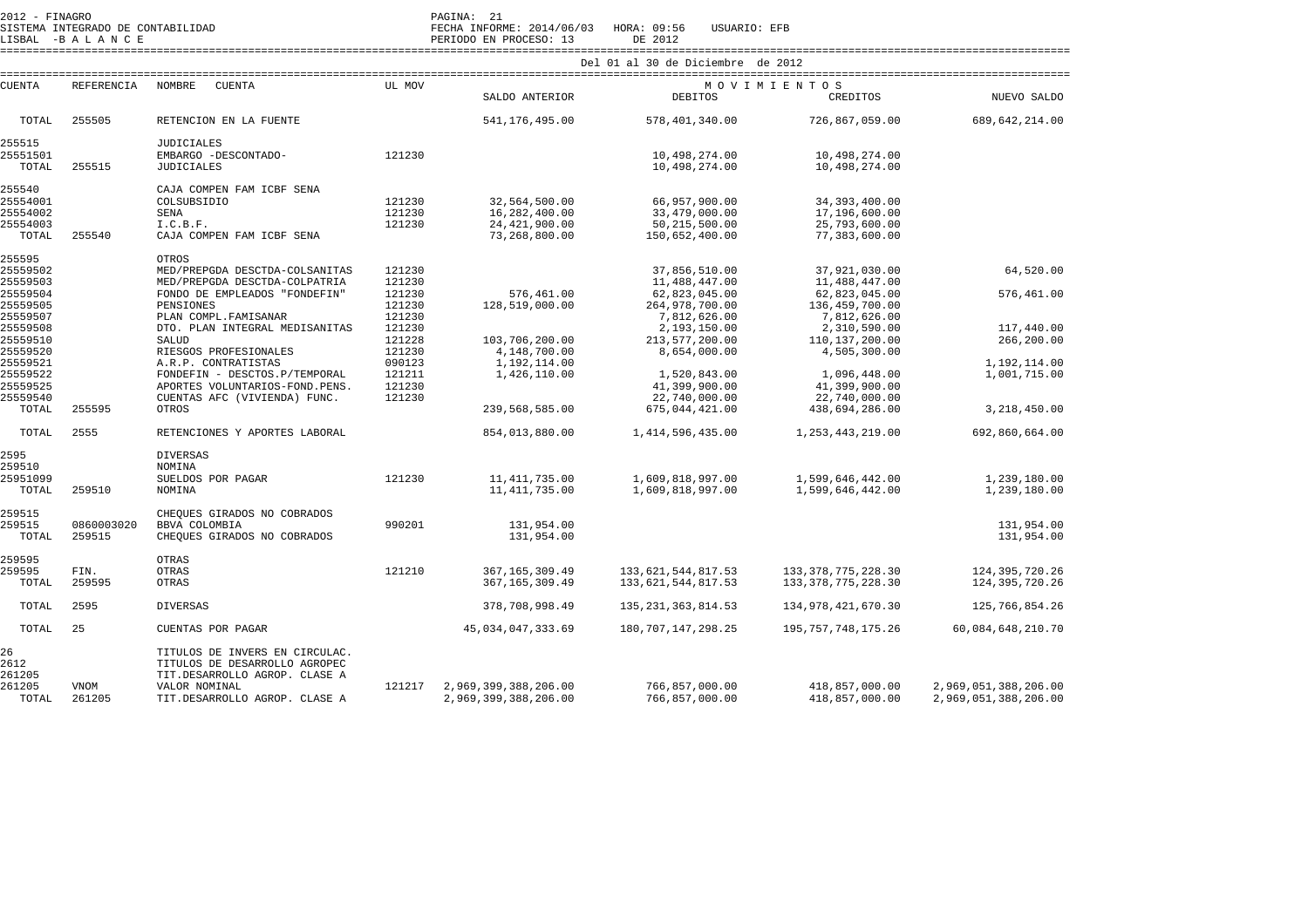Del 01 al 30 de Diciembre de 2012

| CUENTA | REFERENCIA | NOMBRE CUENTA | UL MOV | SALDO ANTERIOR | DEBITOS | CREDITOS | NUEVO SALDO |
|---|---|---|---|---|---|---|---|
| | | | | | MOVIMIENTOS | | |
| TOTAL | 255505 | RETENCION EN LA FUENTE | | 541,176,495.00 | 578,401,340.00 | 726,867,059.00 | 689,642,214.00 |
| 255515 | | JUDICIALES | | | | | |
| 25551501 | | EMBARGO -DESCONTADO- | 121230 | | 10,498,274.00 | 10,498,274.00 | |
| TOTAL | 255515 | JUDICIALES | | | 10,498,274.00 | 10,498,274.00 | |
| 255540 | | CAJA COMPEN FAM ICBF SENA | | | | | |
| 25554001 | | COLSUBSIDIO | 121230 | 32,564,500.00 | 66,957,900.00 | 34,393,400.00 | |
| 25554002 | | SENA | 121230 | 16,282,400.00 | 33,479,000.00 | 17,196,600.00 | |
| 25554003 | | I.C.B.F. | 121230 | 24,421,900.00 | 50,215,500.00 | 25,793,600.00 | |
| TOTAL | 255540 | CAJA COMPEN FAM ICBF SENA | | 73,268,800.00 | 150,652,400.00 | 77,383,600.00 | |
| 255595 | | OTROS | | | | | |
| 25559502 | | MED/PREPGDA DESCTDA-COLSANITAS | 121230 | | 37,856,510.00 | 37,921,030.00 | 64,520.00 |
| 25559503 | | MED/PREPGDA DESCTDA-COLPATRIA | 121230 | | 11,488,447.00 | 11,488,447.00 | |
| 25559504 | | FONDO DE EMPLEADOS "FONDEFIN" | 121230 | 576,461.00 | 62,823,045.00 | 62,823,045.00 | 576,461.00 |
| 25559505 | | PENSIONES | 121230 | 128,519,000.00 | 264,978,700.00 | 136,459,700.00 | |
| 25559507 | | PLAN COMPL.FAMISANAR | 121230 | | 7,812,626.00 | 7,812,626.00 | |
| 25559508 | | DTO. PLAN INTEGRAL MEDISANITAS | 121230 | | 2,193,150.00 | 2,310,590.00 | 117,440.00 |
| 25559510 | | SALUD | 121228 | 103,706,200.00 | 213,577,200.00 | 110,137,200.00 | 266,200.00 |
| 25559520 | | RIESGOS PROFESIONALES | 121230 | 4,148,700.00 | 8,654,000.00 | 4,505,300.00 | |
| 25559521 | | A.R.P. CONTRATISTAS | 090123 | 1,192,114.00 | | | 1,192,114.00 |
| 25559522 | | FONDEFIN - DESCTOS.P/TEMPORAL | 121211 | 1,426,110.00 | 1,520,843.00 | 1,096,448.00 | 1,001,715.00 |
| 25559525 | | APORTES VOLUNTARIOS-FOND.PENS. | 121230 | | 41,399,900.00 | 41,399,900.00 | |
| 25559540 | | CUENTAS AFC (VIVIENDA) FUNC. | 121230 | | 22,740,000.00 | 22,740,000.00 | |
| TOTAL | 255595 | OTROS | | 239,568,585.00 | 675,044,421.00 | 438,694,286.00 | 3,218,450.00 |
| TOTAL | 2555 | RETENCIONES Y APORTES LABORAL | | 854,013,880.00 | 1,414,596,435.00 | 1,253,443,219.00 | 692,860,664.00 |
| 2595 | | DIVERSAS | | | | | |
| 259510 | | NOMINA | | | | | |
| 25951099 | | SUELDOS POR PAGAR | 121230 | 11,411,735.00 | 1,609,818,997.00 | 1,599,646,442.00 | 1,239,180.00 |
| TOTAL | 259510 | NOMINA | | 11,411,735.00 | 1,609,818,997.00 | 1,599,646,442.00 | 1,239,180.00 |
| 259515 | | CHEQUES GIRADOS NO COBRADOS | | | | | |
| 259515 | 0860003020 | BBVA COLOMBIA | 990201 | 131,954.00 | | | 131,954.00 |
| TOTAL | 259515 | CHEQUES GIRADOS NO COBRADOS | | 131,954.00 | | | 131,954.00 |
| 259595 | | OTRAS | | | | | |
| 259595 | FIN. | OTRAS | 121210 | 367,165,309.49 | 133,621,544,817.53 | 133,378,775,228.30 | 124,395,720.26 |
| TOTAL | 259595 | OTRAS | | 367,165,309.49 | 133,621,544,817.53 | 133,378,775,228.30 | 124,395,720.26 |
| TOTAL | 2595 | DIVERSAS | | 378,708,998.49 | 135,231,363,814.53 | 134,978,421,670.30 | 125,766,854.26 |
| TOTAL | 25 | CUENTAS POR PAGAR | | 45,034,047,333.69 | 180,707,147,298.25 | 195,757,748,175.26 | 60,084,648,210.70 |
| 26 | | TITULOS DE INVERS EN CIRCULAC. | | | | | |
| 2612 | | TITULOS DE DESARROLLO AGROPEC | | | | | |
| 261205 | | TIT.DESARROLLO AGROP. CLASE A | | | | | |
| 261205 | VNOM | VALOR NOMINAL | 121217 | 2,969,399,388,206.00 | 766,857,000.00 | 418,857,000.00 | 2,969,051,388,206.00 |
| TOTAL | 261205 | TIT.DESARROLLO AGROP. CLASE A | | 2,969,399,388,206.00 | 766,857,000.00 | 418,857,000.00 | 2,969,051,388,206.00 |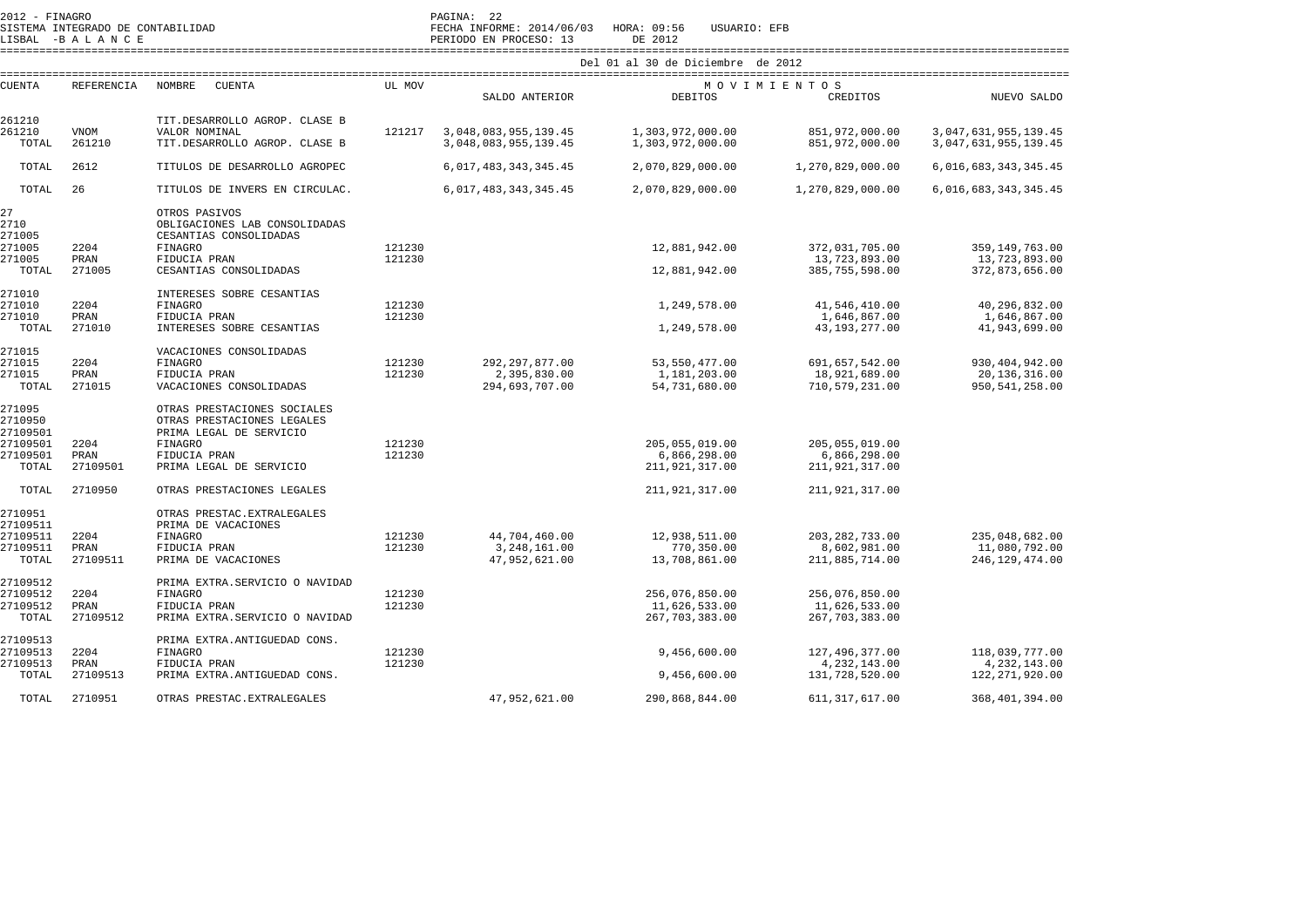2012 - FINAGRO
SISTEMA INTEGRADO DE CONTABILIDAD
LISBAL -B A L A N C E

PAGINA: 22
FECHA INFORME: 2014/06/03 HORA: 09:56 USUARIO: EFB
PERIODO EN PROCESO: 13 DE 2012

Del 01 al 30 de Diciembre de 2012

| CUENTA | REFERENCIA | NOMBRE CUENTA | UL MOV | SALDO ANTERIOR | DEBITOS | CREDITOS | NUEVO SALDO |
|---|---|---|---|---|---|---|---|
| 261210 | | TIT.DESARROLLO AGROP. CLASE B | | | | | |
| 261210 | VNOM | VALOR NOMINAL | 121217 | 3,048,083,955,139.45 | 1,303,972,000.00 | 851,972,000.00 | 3,047,631,955,139.45 |
| TOTAL | 261210 | TIT.DESARROLLO AGROP. CLASE B | | 3,048,083,955,139.45 | 1,303,972,000.00 | 851,972,000.00 | 3,047,631,955,139.45 |
| TOTAL | 2612 | TITULOS DE DESARROLLO AGROPEC | | 6,017,483,343,345.45 | 2,070,829,000.00 | 1,270,829,000.00 | 6,016,683,343,345.45 |
| TOTAL | 26 | TITULOS DE INVERS EN CIRCULAC. | | 6,017,483,343,345.45 | 2,070,829,000.00 | 1,270,829,000.00 | 6,016,683,343,345.45 |
| 27 | | OTROS PASIVOS | | | | | |
| 2710 | | OBLIGACIONES LAB CONSOLIDADAS | | | | | |
| 271005 | | CESANTIAS CONSOLIDADAS | | | | | |
| 271005 | 2204 | FINAGRO | 121230 | | 12,881,942.00 | 372,031,705.00 | 359,149,763.00 |
| 271005 | PRAN | FIDUCIA PRAN | 121230 | | | 13,723,893.00 | 13,723,893.00 |
| TOTAL | 271005 | CESANTIAS CONSOLIDADAS | | | 12,881,942.00 | 385,755,598.00 | 372,873,656.00 |
| 271010 | | INTERESES SOBRE CESANTIAS | | | | | |
| 271010 | 2204 | FINAGRO | 121230 | | 1,249,578.00 | 41,546,410.00 | 40,296,832.00 |
| 271010 | PRAN | FIDUCIA PRAN | 121230 | | | 1,646,867.00 | 1,646,867.00 |
| TOTAL | 271010 | INTERESES SOBRE CESANTIAS | | | 1,249,578.00 | 43,193,277.00 | 41,943,699.00 |
| 271015 | | VACACIONES CONSOLIDADAS | | | | | |
| 271015 | 2204 | FINAGRO | 121230 | 292,297,877.00 | 53,550,477.00 | 691,657,542.00 | 930,404,942.00 |
| 271015 | PRAN | FIDUCIA PRAN | 121230 | 2,395,830.00 | 1,181,203.00 | 18,921,689.00 | 20,136,316.00 |
| TOTAL | 271015 | VACACIONES CONSOLIDADAS | | 294,693,707.00 | 54,731,680.00 | 710,579,231.00 | 950,541,258.00 |
| 271095 | | OTRAS PRESTACIONES SOCIALES | | | | | |
| 2710950 | | OTRAS PRESTACIONES LEGALES | | | | | |
| 27109501 | | PRIMA LEGAL DE SERVICIO | | | | | |
| 27109501 | 2204 | FINAGRO | 121230 | | 205,055,019.00 | 205,055,019.00 | |
| 27109501 | PRAN | FIDUCIA PRAN | 121230 | | 6,866,298.00 | 6,866,298.00 | |
| TOTAL | 27109501 | PRIMA LEGAL DE SERVICIO | | | 211,921,317.00 | 211,921,317.00 | |
| TOTAL | 2710950 | OTRAS PRESTACIONES LEGALES | | | 211,921,317.00 | 211,921,317.00 | |
| 2710951 | | OTRAS PRESTAC.EXTRALEGALES | | | | | |
| 27109511 | | PRIMA DE VACACIONES | | | | | |
| 27109511 | 2204 | FINAGRO | 121230 | 44,704,460.00 | 12,938,511.00 | 203,282,733.00 | 235,048,682.00 |
| 27109511 | PRAN | FIDUCIA PRAN | 121230 | 3,248,161.00 | 770,350.00 | 8,602,981.00 | 11,080,792.00 |
| TOTAL | 27109511 | PRIMA DE VACACIONES | | 47,952,621.00 | 13,708,861.00 | 211,885,714.00 | 246,129,474.00 |
| 27109512 | | PRIMA EXTRA.SERVICIO O NAVIDAD | | | | | |
| 27109512 | 2204 | FINAGRO | 121230 | | 256,076,850.00 | 256,076,850.00 | |
| 27109512 | PRAN | FIDUCIA PRAN | 121230 | | 11,626,533.00 | 11,626,533.00 | |
| TOTAL | 27109512 | PRIMA EXTRA.SERVICIO O NAVIDAD | | | 267,703,383.00 | 267,703,383.00 | |
| 27109513 | | PRIMA EXTRA.ANTIGUEDAD CONS. | | | | | |
| 27109513 | 2204 | FINAGRO | 121230 | | 9,456,600.00 | 127,496,377.00 | 118,039,777.00 |
| 27109513 | PRAN | FIDUCIA PRAN | 121230 | | | 4,232,143.00 | 4,232,143.00 |
| TOTAL | 27109513 | PRIMA EXTRA.ANTIGUEDAD CONS. | | | 9,456,600.00 | 131,728,520.00 | 122,271,920.00 |
| TOTAL | 2710951 | OTRAS PRESTAC.EXTRALEGALES | | 47,952,621.00 | 290,868,844.00 | 611,317,617.00 | 368,401,394.00 |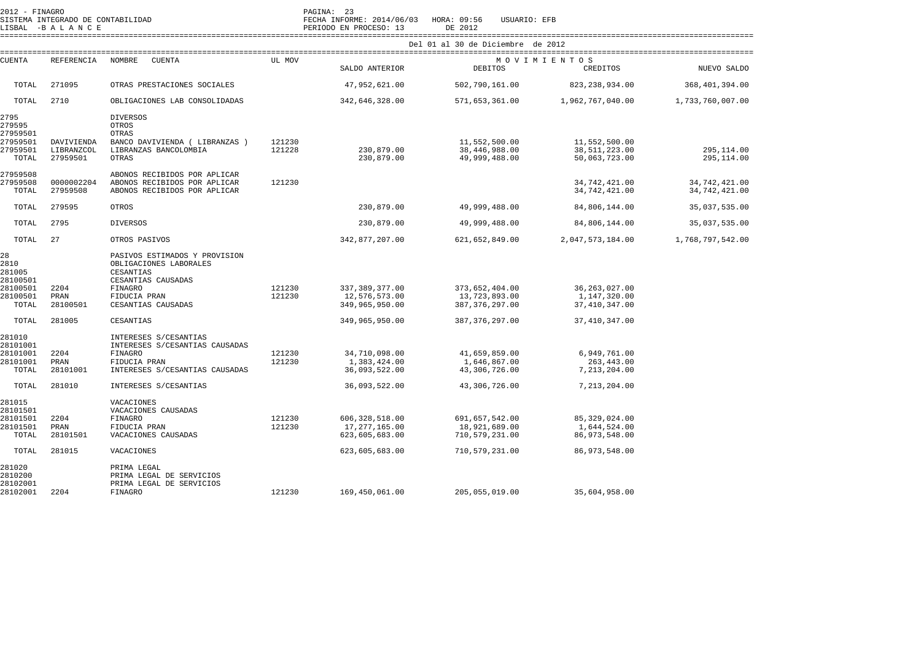2012 - FINAGRO
SISTEMA INTEGRADO DE CONTABILIDAD
LISBAL -B A L A N C E

PAGINA: 23
FECHA INFORME: 2014/06/03 HORA: 09:56 USUARIO: EFB
PERIODO EN PROCESO: 13 DE 2012

Del 01 al 30 de Diciembre de 2012

| CUENTA | REFERENCIA | NOMBRE CUENTA | UL MOV | SALDO ANTERIOR | MOVIMIENTOS DEBITOS | MOVIMIENTOS CREDITOS | NUEVO SALDO |
|---|---|---|---|---|---|---|---|
| TOTAL | 271095 | OTRAS PRESTACIONES SOCIALES | | 47,952,621.00 | 502,790,161.00 | 823,238,934.00 | 368,401,394.00 |
| TOTAL | 2710 | OBLIGACIONES LAB CONSOLIDADAS | | 342,646,328.00 | 571,653,361.00 | 1,962,767,040.00 | 1,733,760,007.00 |
| 2795 | | DIVERSOS | | | | | |
| 279595 | | OTROS | | | | | |
| 27959501 | | OTRAS | | | | | |
| 27959501 | DAVIVIENDA | BANCO DAVIVIENDA ( LIBRANZAS ) | 121230 | | 11,552,500.00 | 11,552,500.00 | |
| 27959501 | LIBRANZCOL | LIBRANZAS BANCOLOMBIA | 121228 | 230,879.00 | 38,446,988.00 | 38,511,223.00 | 295,114.00 |
| TOTAL | 27959501 | OTRAS | | 230,879.00 | 49,999,488.00 | 50,063,723.00 | 295,114.00 |
| 27959508 | | ABONOS RECIBIDOS POR APLICAR | | | | | |
| 27959508 | 0000002204 | ABONOS RECIBIDOS POR APLICAR | 121230 | | | 34,742,421.00 | 34,742,421.00 |
| TOTAL | 27959508 | ABONOS RECIBIDOS POR APLICAR | | | | 34,742,421.00 | 34,742,421.00 |
| TOTAL | 279595 | OTROS | | 230,879.00 | 49,999,488.00 | 84,806,144.00 | 35,037,535.00 |
| TOTAL | 2795 | DIVERSOS | | 230,879.00 | 49,999,488.00 | 84,806,144.00 | 35,037,535.00 |
| TOTAL | 27 | OTROS PASIVOS | | 342,877,207.00 | 621,652,849.00 | 2,047,573,184.00 | 1,768,797,542.00 |
| 28 | | PASIVOS ESTIMADOS Y PROVISION | | | | | |
| 2810 | | OBLIGACIONES LABORALES | | | | | |
| 281005 | | CESANTIAS | | | | | |
| 28100501 | | CESANTIAS CAUSADAS | | | | | |
| 28100501 | 2204 | FINAGRO | 121230 | 337,389,377.00 | 373,652,404.00 | 36,263,027.00 | |
| 28100501 | PRAN | FIDUCIA PRAN | 121230 | 12,576,573.00 | 13,723,893.00 | 1,147,320.00 | |
| TOTAL | 28100501 | CESANTIAS CAUSADAS | | 349,965,950.00 | 387,376,297.00 | 37,410,347.00 | |
| TOTAL | 281005 | CESANTIAS | | 349,965,950.00 | 387,376,297.00 | 37,410,347.00 | |
| 281010 | | INTERESES S/CESANTIAS | | | | | |
| 28101001 | | INTERESES S/CESANTIAS CAUSADAS | | | | | |
| 28101001 | 2204 | FINAGRO | 121230 | 34,710,098.00 | 41,659,859.00 | 6,949,761.00 | |
| 28101001 | PRAN | FIDUCIA PRAN | 121230 | 1,383,424.00 | 1,646,867.00 | 263,443.00 | |
| TOTAL | 28101001 | INTERESES S/CESANTIAS CAUSADAS | | 36,093,522.00 | 43,306,726.00 | 7,213,204.00 | |
| TOTAL | 281010 | INTERESES S/CESANTIAS | | 36,093,522.00 | 43,306,726.00 | 7,213,204.00 | |
| 281015 | | VACACIONES | | | | | |
| 28101501 | | VACACIONES CAUSADAS | | | | | |
| 28101501 | 2204 | FINAGRO | 121230 | 606,328,518.00 | 691,657,542.00 | 85,329,024.00 | |
| 28101501 | PRAN | FIDUCIA PRAN | 121230 | 17,277,165.00 | 18,921,689.00 | 1,644,524.00 | |
| TOTAL | 28101501 | VACACIONES CAUSADAS | | 623,605,683.00 | 710,579,231.00 | 86,973,548.00 | |
| TOTAL | 281015 | VACACIONES | | 623,605,683.00 | 710,579,231.00 | 86,973,548.00 | |
| 281020 | | PRIMA LEGAL | | | | | |
| 2810200 | | PRIMA LEGAL DE SERVICIOS | | | | | |
| 28102001 | | PRIMA LEGAL DE SERVICIOS | | | | | |
| 28102001 | 2204 | FINAGRO | 121230 | 169,450,061.00 | 205,055,019.00 | 35,604,958.00 | |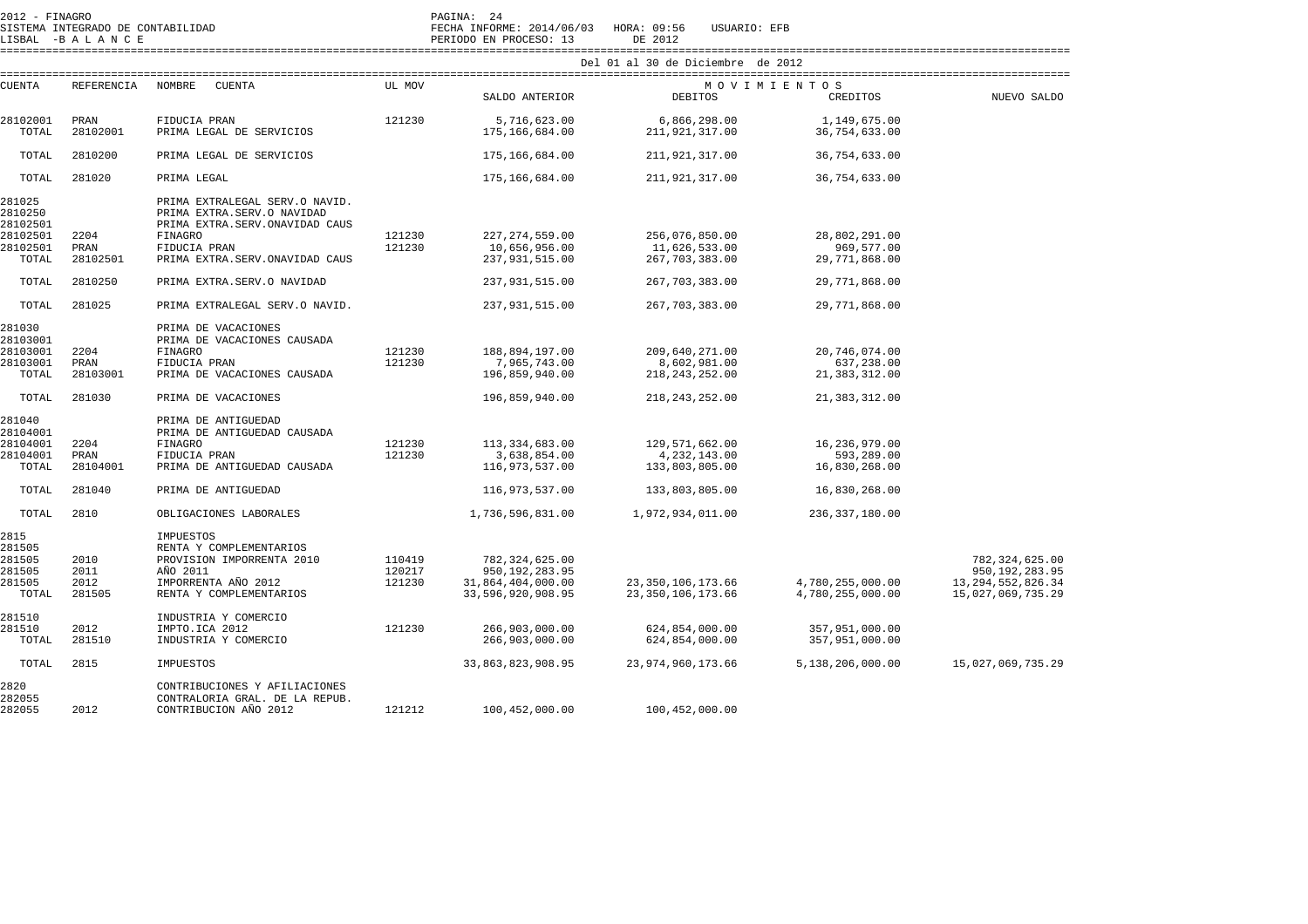2012 - FINAGRO
SISTEMA INTEGRADO DE CONTABILIDAD
LISBAL -B A L A N C E

PAGINA: 24
FECHA INFORME: 2014/06/03 HORA: 09:56 USUARIO: EFB
PERIODO EN PROCESO: 13 DE 2012

Del 01 al 30 de Diciembre de 2012

| CUENTA | REFERENCIA | NOMBRE CUENTA | UL MOV | SALDO ANTERIOR | DEBITOS | CREDITOS | NUEVO SALDO |
|---|---|---|---|---|---|---|---|
| 28102001 | PRAN | FIDUCIA PRAN | 121230 | 5,716,623.00 | 6,866,298.00 | 1,149,675.00 | |
| TOTAL | 28102001 | PRIMA LEGAL DE SERVICIOS | | 175,166,684.00 | 211,921,317.00 | 36,754,633.00 | |
| TOTAL | 2810200 | PRIMA LEGAL DE SERVICIOS | | 175,166,684.00 | 211,921,317.00 | 36,754,633.00 | |
| TOTAL | 281020 | PRIMA LEGAL | | 175,166,684.00 | 211,921,317.00 | 36,754,633.00 | |
| 281025 | | PRIMA EXTRALEGAL SERV.O NAVID. | | | | | |
| 2810250 | | PRIMA EXTRA.SERV.O NAVIDAD | | | | | |
| 28102501 | | PRIMA EXTRA.SERV.ONAVIDAD CAUS | | | | | |
| 28102501 | 2204 | FINAGRO | 121230 | 227,274,559.00 | 256,076,850.00 | 28,802,291.00 | |
| 28102501 | PRAN | FIDUCIA PRAN | 121230 | 10,656,956.00 | 11,626,533.00 | 969,577.00 | |
| TOTAL | 28102501 | PRIMA EXTRA.SERV.ONAVIDAD CAUS | | 237,931,515.00 | 267,703,383.00 | 29,771,868.00 | |
| TOTAL | 2810250 | PRIMA EXTRA.SERV.O NAVIDAD | | 237,931,515.00 | 267,703,383.00 | 29,771,868.00 | |
| TOTAL | 281025 | PRIMA EXTRALEGAL SERV.O NAVID. | | 237,931,515.00 | 267,703,383.00 | 29,771,868.00 | |
| 281030 | | PRIMA DE VACACIONES | | | | | |
| 28103001 | | PRIMA DE VACACIONES CAUSADA | | | | | |
| 28103001 | 2204 | FINAGRO | 121230 | 188,894,197.00 | 209,640,271.00 | 20,746,074.00 | |
| 28103001 | PRAN | FIDUCIA PRAN | 121230 | 7,965,743.00 | 8,602,981.00 | 637,238.00 | |
| TOTAL | 28103001 | PRIMA DE VACACIONES CAUSADA | | 196,859,940.00 | 218,243,252.00 | 21,383,312.00 | |
| TOTAL | 281030 | PRIMA DE VACACIONES | | 196,859,940.00 | 218,243,252.00 | 21,383,312.00 | |
| 281040 | | PRIMA DE ANTIGUEDAD | | | | | |
| 28104001 | | PRIMA DE ANTIGUEDAD CAUSADA | | | | | |
| 28104001 | 2204 | FINAGRO | 121230 | 113,334,683.00 | 129,571,662.00 | 16,236,979.00 | |
| 28104001 | PRAN | FIDUCIA PRAN | 121230 | 3,638,854.00 | 4,232,143.00 | 593,289.00 | |
| TOTAL | 28104001 | PRIMA DE ANTIGUEDAD CAUSADA | | 116,973,537.00 | 133,803,805.00 | 16,830,268.00 | |
| TOTAL | 281040 | PRIMA DE ANTIGUEDAD | | 116,973,537.00 | 133,803,805.00 | 16,830,268.00 | |
| TOTAL | 2810 | OBLIGACIONES LABORALES | | 1,736,596,831.00 | 1,972,934,011.00 | 236,337,180.00 | |
| 2815 | | IMPUESTOS | | | | | |
| 281505 | | RENTA Y COMPLEMENTARIOS | | | | | |
| 281505 | 2010 | PROVISION IMPORRENTA 2010 | 110419 | 782,324,625.00 | | | 782,324,625.00 |
| 281505 | 2011 | AÑO 2011 | 120217 | 950,192,283.95 | | | 950,192,283.95 |
| 281505 | 2012 | IMPORRENTA AÑO 2012 | 121230 | 31,864,404,000.00 | 23,350,106,173.66 | 4,780,255,000.00 | 13,294,552,826.34 |
| TOTAL | 281505 | RENTA Y COMPLEMENTARIOS | | 33,596,920,908.95 | 23,350,106,173.66 | 4,780,255,000.00 | 15,027,069,735.29 |
| 281510 | | INDUSTRIA Y COMERCIO | | | | | |
| 281510 | 2012 | IMPTO.ICA 2012 | 121230 | 266,903,000.00 | 624,854,000.00 | 357,951,000.00 | |
| TOTAL | 281510 | INDUSTRIA Y COMERCIO | | 266,903,000.00 | 624,854,000.00 | 357,951,000.00 | |
| TOTAL | 2815 | IMPUESTOS | | 33,863,823,908.95 | 23,974,960,173.66 | 5,138,206,000.00 | 15,027,069,735.29 |
| 2820 | | CONTRIBUCIONES Y AFILIACIONES | | | | | |
| 282055 | | CONTRALORIA GRAL. DE LA REPUB. | | | | | |
| 282055 | 2012 | CONTRIBUCION AÑO 2012 | 121212 | 100,452,000.00 | 100,452,000.00 | | |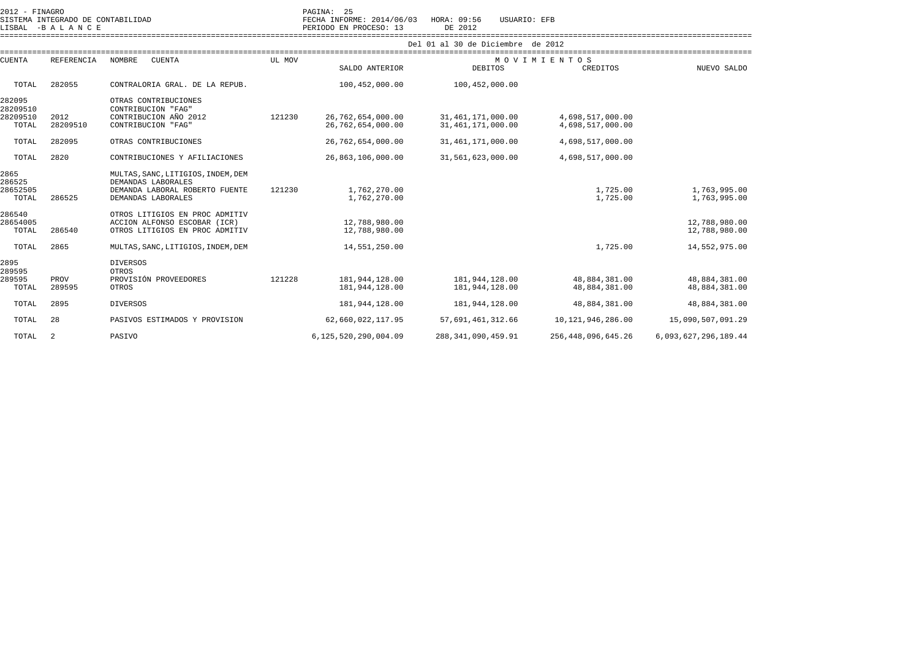2012 - FINAGRO
SISTEMA INTEGRADO DE CONTABILIDAD
LISBAL -B A L A N C E

FECHA INFORME: 2014/06/03 HORA: 09:56 USUARIO: EFB
PERIODO EN PROCESO: 13 DE 2012

Del 01 al 30 de Diciembre de 2012

| CUENTA | REFERENCIA | NOMBRE CUENTA | UL MOV | SALDO ANTERIOR | MOVIMIENTOS DEBITOS | MOVIMIENTOS CREDITOS | NUEVO SALDO |
|---|---|---|---|---|---|---|---|
| TOTAL | 282055 | CONTRALORIA GRAL. DE LA REPUB. | | 100,452,000.00 | 100,452,000.00 | | |
| 282095 | | OTRAS CONTRIBUCIONES | | | | | |
| 28209510 | | CONTRIBUCION "FAG" | | | | | |
| 28209510 | 2012 | CONTRIBUCION AÑO 2012 | 121230 | 26,762,654,000.00 | 31,461,171,000.00 | 4,698,517,000.00 | |
| TOTAL | 28209510 | CONTRIBUCION "FAG" | | 26,762,654,000.00 | 31,461,171,000.00 | 4,698,517,000.00 | |
| TOTAL | 282095 | OTRAS CONTRIBUCIONES | | 26,762,654,000.00 | 31,461,171,000.00 | 4,698,517,000.00 | |
| TOTAL | 2820 | CONTRIBUCIONES Y AFILIACIONES | | 26,863,106,000.00 | 31,561,623,000.00 | 4,698,517,000.00 | |
| 2865 | | MULTAS,SANC,LITIGIOS,INDEM,DEM | | | | | |
| 286525 | | DEMANDAS LABORALES | | | | | |
| 28652505 | | DEMANDA LABORAL ROBERTO FUENTE | 121230 | 1,762,270.00 | | 1,725.00 | 1,763,995.00 |
| TOTAL | 286525 | DEMANDAS LABORALES | | 1,762,270.00 | | 1,725.00 | 1,763,995.00 |
| 286540 | | OTROS LITIGIOS EN PROC ADMITIV | | | | | |
| 28654005 | | ACCION ALFONSO ESCOBAR (ICR) | | 12,788,980.00 | | | 12,788,980.00 |
| TOTAL | 286540 | OTROS LITIGIOS EN PROC ADMITIV | | 12,788,980.00 | | | 12,788,980.00 |
| TOTAL | 2865 | MULTAS,SANC,LITIGIOS,INDEM,DEM | | 14,551,250.00 | | 1,725.00 | 14,552,975.00 |
| 2895 | | DIVERSOS | | | | | |
| 289595 | | OTROS | | | | | |
| 289595 | PROV | PROVISIÓN PROVEEDORES | 121228 | 181,944,128.00 | 181,944,128.00 | 48,884,381.00 | 48,884,381.00 |
| TOTAL | 289595 | OTROS | | 181,944,128.00 | 181,944,128.00 | 48,884,381.00 | 48,884,381.00 |
| TOTAL | 2895 | DIVERSOS | | 181,944,128.00 | 181,944,128.00 | 48,884,381.00 | 48,884,381.00 |
| TOTAL | 28 | PASIVOS ESTIMADOS Y PROVISION | | 62,660,022,117.95 | 57,691,461,312.66 | 10,121,946,286.00 | 15,090,507,091.29 |
| TOTAL | 2 | PASIVO | | 6,125,520,290,004.09 | 288,341,090,459.91 | 256,448,096,645.26 | 6,093,627,296,189.44 |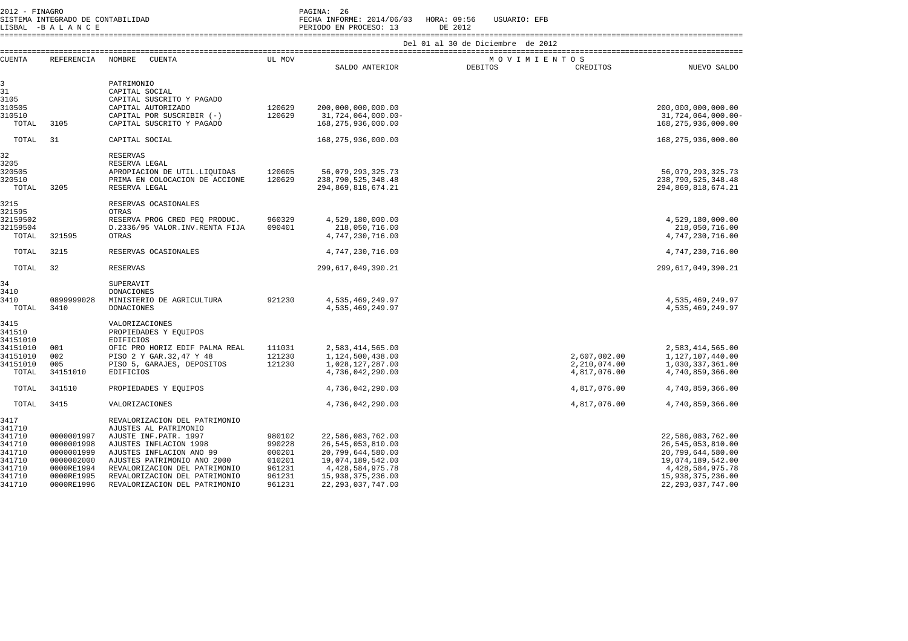2012 - FINAGRO
SISTEMA INTEGRADO DE CONTABILIDAD
LISBAL -B A L A N C E

FECHA INFORME: 2014/06/03 HORA: 09:56 USUARIO: EFB
PERIODO EN PROCESO: 13 DE 2012

Del 01 al 30 de Diciembre de 2012

| CUENTA | REFERENCIA | NOMBRE CUENTA | UL MOV | SALDO ANTERIOR | DEBITOS | CREDITOS | NUEVO SALDO |
|---|---|---|---|---|---|---|---|
| 3 | | PATRIMONIO | | | | | |
| 31 | | CAPITAL SOCIAL | | | | | |
| 3105 | | CAPITAL SUSCRITO Y PAGADO | | | | | |
| 310505 | | CAPITAL AUTORIZADO | 120629 | 200,000,000,000.00 | | | 200,000,000,000.00 |
| 310510 | | CAPITAL POR SUSCRIBIR (-) | 120629 | 31,724,064,000.00- | | | 31,724,064,000.00- |
| TOTAL | 3105 | CAPITAL SUSCRITO Y PAGADO | | 168,275,936,000.00 | | | 168,275,936,000.00 |
| TOTAL | 31 | CAPITAL SOCIAL | | 168,275,936,000.00 | | | 168,275,936,000.00 |
| 32 | | RESERVAS | | | | | |
| 3205 | | RESERVA LEGAL | | | | | |
| 320505 | | APROPIACION DE UTIL.LIQUIDAS | 120605 | 56,079,293,325.73 | | | 56,079,293,325.73 |
| 320510 | | PRIMA EN COLOCACION DE ACCIONE | 120629 | 238,790,525,348.48 | | | 238,790,525,348.48 |
| TOTAL | 3205 | RESERVA LEGAL | | 294,869,818,674.21 | | | 294,869,818,674.21 |
| 3215 | | RESERVAS OCASIONALES | | | | | |
| 321595 | | OTRAS | | | | | |
| 32159502 | | RESERVA PROG CRED PEQ PRODUC. | 960329 | 4,529,180,000.00 | | | 4,529,180,000.00 |
| 32159504 | | D.2336/95 VALOR.INV.RENTA FIJA | 090401 | 218,050,716.00 | | | 218,050,716.00 |
| TOTAL | 321595 | OTRAS | | 4,747,230,716.00 | | | 4,747,230,716.00 |
| TOTAL | 3215 | RESERVAS OCASIONALES | | 4,747,230,716.00 | | | 4,747,230,716.00 |
| TOTAL | 32 | RESERVAS | | 299,617,049,390.21 | | | 299,617,049,390.21 |
| 34 | | SUPERAVIT | | | | | |
| 3410 | | DONACIONES | | | | | |
| 3410 | 0899999028 | MINISTERIO DE AGRICULTURA | 921230 | 4,535,469,249.97 | | | 4,535,469,249.97 |
| TOTAL | 3410 | DONACIONES | | 4,535,469,249.97 | | | 4,535,469,249.97 |
| 3415 | | VALORIZACIONES | | | | | |
| 341510 | | PROPIEDADES Y EQUIPOS | | | | | |
| 34151010 | | EDIFICIOS | | | | | |
| 34151010 | 001 | OFIC PRO HORIZ EDIF PALMA REAL | 111031 | 2,583,414,565.00 | | | 2,583,414,565.00 |
| 34151010 | 002 | PISO 2 Y GAR.32,47 Y 48 | 121230 | 1,124,500,438.00 | | 2,607,002.00 | 1,127,107,440.00 |
| 34151010 | 005 | PISO 5, GARAJES, DEPOSITOS | 121230 | 1,028,127,287.00 | | 2,210,074.00 | 1,030,337,361.00 |
| TOTAL | 34151010 | EDIFICIOS | | 4,736,042,290.00 | | 4,817,076.00 | 4,740,859,366.00 |
| TOTAL | 341510 | PROPIEDADES Y EQUIPOS | | 4,736,042,290.00 | | 4,817,076.00 | 4,740,859,366.00 |
| TOTAL | 3415 | VALORIZACIONES | | 4,736,042,290.00 | | 4,817,076.00 | 4,740,859,366.00 |
| 3417 | | REVALORIZACION DEL PATRIMONIO | | | | | |
| 341710 | | AJUSTES AL PATRIMONIO | | | | | |
| 341710 | 0000001997 | AJUSTE INF.PATR. 1997 | 980102 | 22,586,083,762.00 | | | 22,586,083,762.00 |
| 341710 | 0000001998 | AJUSTES INFLACION 1998 | 990228 | 26,545,053,810.00 | | | 26,545,053,810.00 |
| 341710 | 0000001999 | AJUSTES INFLACION ANO 99 | 000201 | 20,799,644,580.00 | | | 20,799,644,580.00 |
| 341710 | 0000002000 | AJUSTES PATRIMONIO ANO 2000 | 010201 | 19,074,189,542.00 | | | 19,074,189,542.00 |
| 341710 | 0000RE1994 | REVALORIZACION DEL PATRIMONIO | 961231 | 4,428,584,975.78 | | | 4,428,584,975.78 |
| 341710 | 0000RE1995 | REVALORIZACION DEL PATRIMONIO | 961231 | 15,938,375,236.00 | | | 15,938,375,236.00 |
| 341710 | 0000RE1996 | REVALORIZACION DEL PATRIMONIO | 961231 | 22,293,037,747.00 | | | 22,293,037,747.00 |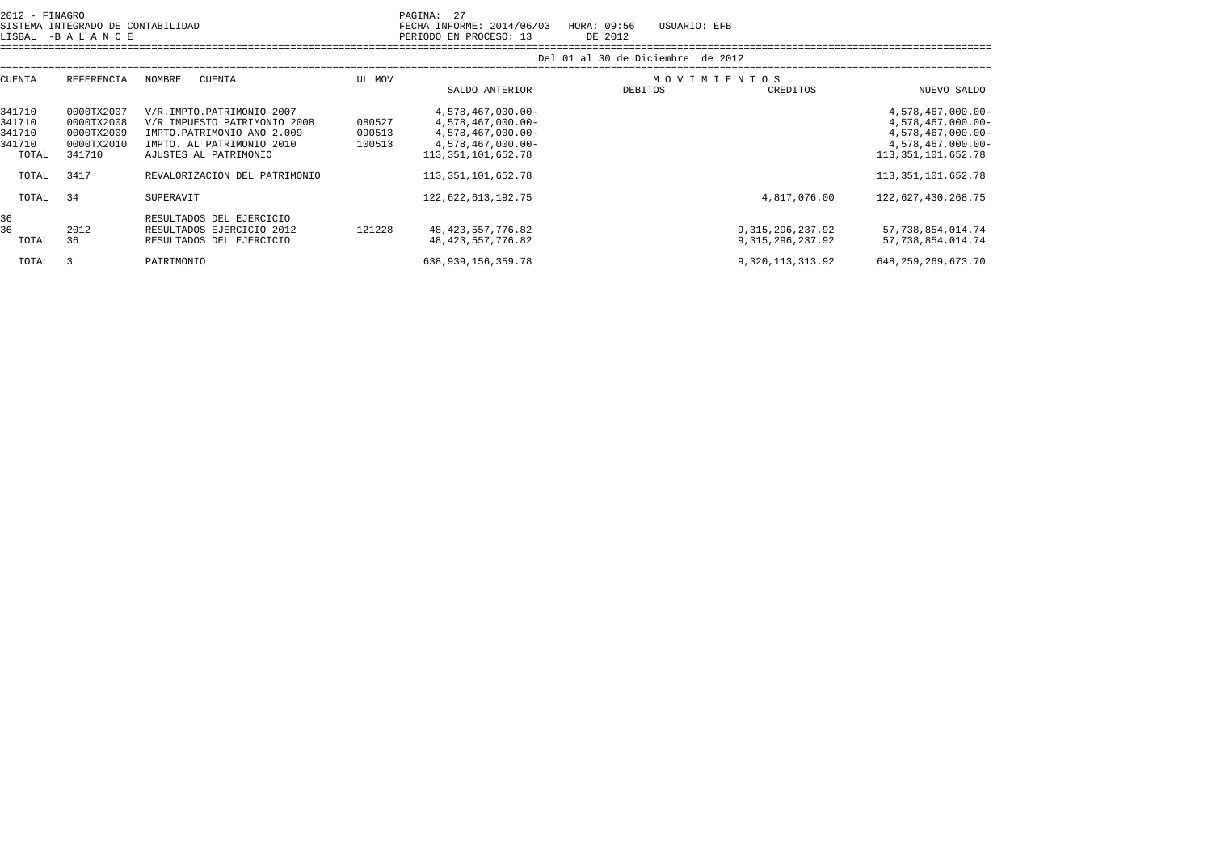2012 - FINAGRO
SISTEMA INTEGRADO DE CONTABILIDAD
LISBAL -B A L A N C E

PAGINA: 27
FECHA INFORME: 2014/06/03 HORA: 09:56 USUARIO: EFB
PERIODO EN PROCESO: 13 DE 2012

Del 01 al 30 de Diciembre de 2012

| CUENTA | REFERENCIA | NOMBRE CUENTA | UL MOV | SALDO ANTERIOR | DEBITOS | CREDITOS | NUEVO SALDO |
|---|---|---|---|---|---|---|---|
| 341710 | 0000TX2007 | V/R.IMPTO.PATRIMONIO 2007 | | 4,578,467,000.00- | | | 4,578,467,000.00- |
| 341710 | 0000TX2008 | V/R IMPUESTO PATRIMONIO 2008 | 080527 | 4,578,467,000.00- | | | 4,578,467,000.00- |
| 341710 | 0000TX2009 | IMPTO.PATRIMONIO ANO 2.009 | 090513 | 4,578,467,000.00- | | | 4,578,467,000.00- |
| 341710 | 0000TX2010 | IMPTO. AL PATRIMONIO 2010 | 100513 | 4,578,467,000.00- | | | 4,578,467,000.00- |
| TOTAL | 341710 | AJUSTES AL PATRIMONIO | | 113,351,101,652.78 | | | 113,351,101,652.78 |
| TOTAL | 3417 | REVALORIZACION DEL PATRIMONIO | | 113,351,101,652.78 | | | 113,351,101,652.78 |
| TOTAL | 34 | SUPERAVIT | | 122,622,613,192.75 | | 4,817,076.00 | 122,627,430,268.75 |
| 36 | | RESULTADOS DEL EJERCICIO | | | | | |
| 36 | 2012 | RESULTADOS EJERCICIO 2012 | 121228 | 48,423,557,776.82 | | 9,315,296,237.92 | 57,738,854,014.74 |
| TOTAL | 36 | RESULTADOS DEL EJERCICIO | | 48,423,557,776.82 | | 9,315,296,237.92 | 57,738,854,014.74 |
| TOTAL | 3 | PATRIMONIO | | 638,939,156,359.78 | | 9,320,113,313.92 | 648,259,269,673.70 |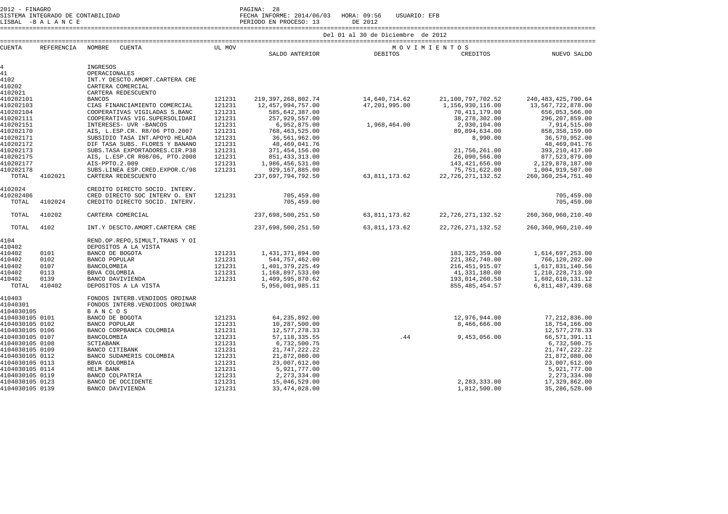2012 - FINAGRO
SISTEMA INTEGRADO DE CONTABILIDAD
LISBAL -B A L A N C E

PAGINA: 28
FECHA INFORME: 2014/06/03 HORA: 09:56 USUARIO: EFB
PERIODO EN PROCESO: 13 DE 2012

Del 01 al 30 de Diciembre de 2012

| CUENTA | REFERENCIA | NOMBRE CUENTA | UL MOV | SALDO ANTERIOR | DEBITOS | CREDITOS | NUEVO SALDO |
|---|---|---|---|---|---|---|---|
| | | | | | M O V I M I E N T O S | | |
| 4 | | INGRESOS | | | | | |
| 41 | | OPERACIONALES | | | | | |
| 4102 | | INT.Y DESCTO.AMORT.CARTERA CRE | | | | | |
| 410202 | | CARTERA COMERCIAL | | | | | |
| 4102021 | | CARTERA REDESCUENTO | | | | | |
| 410202101 | | BANCOS | 121231 | 219,397,268,802.74 | 14,640,714.62 | 21,100,797,702.52 | 240,483,425,790.64 |
| 410202103 | | CIAS FINANCIAMIENTO COMERCIAL | 121231 | 12,457,994,757.00 | 47,201,995.00 | 1,156,930,116.00 | 13,567,722,878.00 |
| 410202104 | | COOPERATIVAS VIGILADAS S.BANC | 121231 | 585,642,387.00 | | 70,411,179.00 | 656,053,566.00 |
| 410202111 | | COOPERATIVAS VIG.SUPERSOLIDARI | 121231 | 257,929,557.00 | | 38,278,302.00 | 296,207,859.00 |
| 410202151 | | INTERESES- UVR -BANCOS | 121231 | 6,952,875.00 | 1,968,464.00 | 2,930,104.00 | 7,914,515.00 |
| 410202170 | | AIS, L.ESP.CR. R8/06 PTO.2007 | 121231 | 768,463,525.00 | | 89,894,634.00 | 858,358,159.00 |
| 410202171 | | SUBSIDIO TASA INT.APOYO HELADA | 121231 | 36,561,962.00 | | 8,990.00 | 36,570,952.00 |
| 410202172 | | DIF TASA SUBS. FLORES Y BANANO | 121231 | 48,469,041.76 | | | 48,469,041.76 |
| 410202173 | | SUBS.TASA EXPORTADORES.CIR.P38 | 121231 | 371,454,156.00 | | 21,756,261.00 | 393,210,417.00 |
| 410202175 | | AIS, L.ESP.CR R08/06, PTO.2008 | 121231 | 851,433,313.00 | | 26,090,566.00 | 877,523,879.00 |
| 410202177 | | AIS-PPTO.2.009 | 121231 | 1,986,456,531.00 | | 143,421,656.00 | 2,129,878,187.00 |
| 410202178 | | SUBS.LINEA ESP.CRED.EXPOR.C/98 | 121231 | 929,167,885.00 | | 75,751,622.00 | 1,004,919,507.00 |
| TOTAL | 4102021 | CARTERA REDESCUENTO | | 237,697,794,792.50 | 63,811,173.62 | 22,726,271,132.52 | 260,360,254,751.40 |
| 4102024 | | CREDITO DIRECTO SOCID. INTERV. | | | | | |
| 410202406 | | CRED DIRECTO SOC INTERV O. ENT | 121231 | 705,459.00 | | | 705,459.00 |
| TOTAL | 4102024 | CREDITO DIRECTO SOCID. INTERV. | | 705,459.00 | | | 705,459.00 |
| TOTAL | 410202 | CARTERA COMERCIAL | | 237,698,500,251.50 | 63,811,173.62 | 22,726,271,132.52 | 260,360,960,210.40 |
| TOTAL | 4102 | INT.Y DESCTO.AMORT.CARTERA CRE | | 237,698,500,251.50 | 63,811,173.62 | 22,726,271,132.52 | 260,360,960,210.40 |
| 4104 | | REND.OP.REPO,SIMULT,TRANS Y OI | | | | | |
| 410402 | | DEPOSITOS A LA VISTA | | | | | |
| 410402 | 0101 | BANCO DE BOGOTA | 121231 | 1,431,371,894.00 | | 183,325,359.00 | 1,614,697,253.00 |
| 410402 | 0102 | BANCO POPULAR | 121231 | 544,757,462.00 | | 221,362,740.00 | 766,120,202.00 |
| 410402 | 0107 | BANCOLOMBIA | 121231 | 1,401,379,225.49 | | 216,451,915.07 | 1,617,831,140.56 |
| 410402 | 0113 | BBVA COLOMBIA | 121231 | 1,168,897,533.00 | | 41,331,180.00 | 1,210,228,713.00 |
| 410402 | 0139 | BANCO DAVIVIENDA | 121231 | 1,409,595,870.62 | | 193,014,260.50 | 1,602,610,131.12 |
| TOTAL | 410402 | DEPOSITOS A LA VISTA | | 5,956,001,985.11 | | 855,485,454.57 | 6,811,487,439.68 |
| 410403 | | FONDOS INTERB.VENDIDOS ORDINAR | | | | | |
| 41040301 | | FONDOS INTERB.VENDIDOS ORDINAR | | | | | |
| 4104030105 | | B A N C O S | | | | | |
| 4104030105 0101 | | BANCO DE BOGOTA | 121231 | 64,235,892.00 | | 12,976,944.00 | 77,212,836.00 |
| 4104030105 0102 | | BANCO POPULAR | 121231 | 10,287,500.00 | | 8,466,666.00 | 18,754,166.00 |
| 4104030105 0106 | | BANCO CORPBANCA COLOMBIA | 121231 | 12,577,278.33 | | | 12,577,278.33 |
| 4104030105 0107 | | BANCOLOMBIA | 121231 | 57,118,335.55 | .44 | 9,453,056.00 | 66,571,391.11 |
| 4104030105 0108 | | SCTIABANK | 121231 | 6,732,500.75 | | | 6,732,500.75 |
| 4104030105 0109 | | BANCO CITIBANK | 121231 | 21,747,222.22 | | | 21,747,222.22 |
| 4104030105 0112 | | BANCO SUDAMERIS COLOMBIA | 121231 | 21,872,080.00 | | | 21,872,080.00 |
| 4104030105 0113 | | BBVA COLOMBIA | 121231 | 23,007,612.00 | | | 23,007,612.00 |
| 4104030105 0114 | | HELM BANK | 121231 | 5,921,777.00 | | | 5,921,777.00 |
| 4104030105 0119 | | BANCO COLPATRIA | 121231 | 2,273,334.00 | | | 2,273,334.00 |
| 4104030105 0123 | | BANCO DE OCCIDENTE | 121231 | 15,046,529.00 | | 2,283,333.00 | 17,329,862.00 |
| 4104030105 0139 | | BANCO DAVIVIENDA | 121231 | 33,474,028.00 | | 1,812,500.00 | 35,286,528.00 |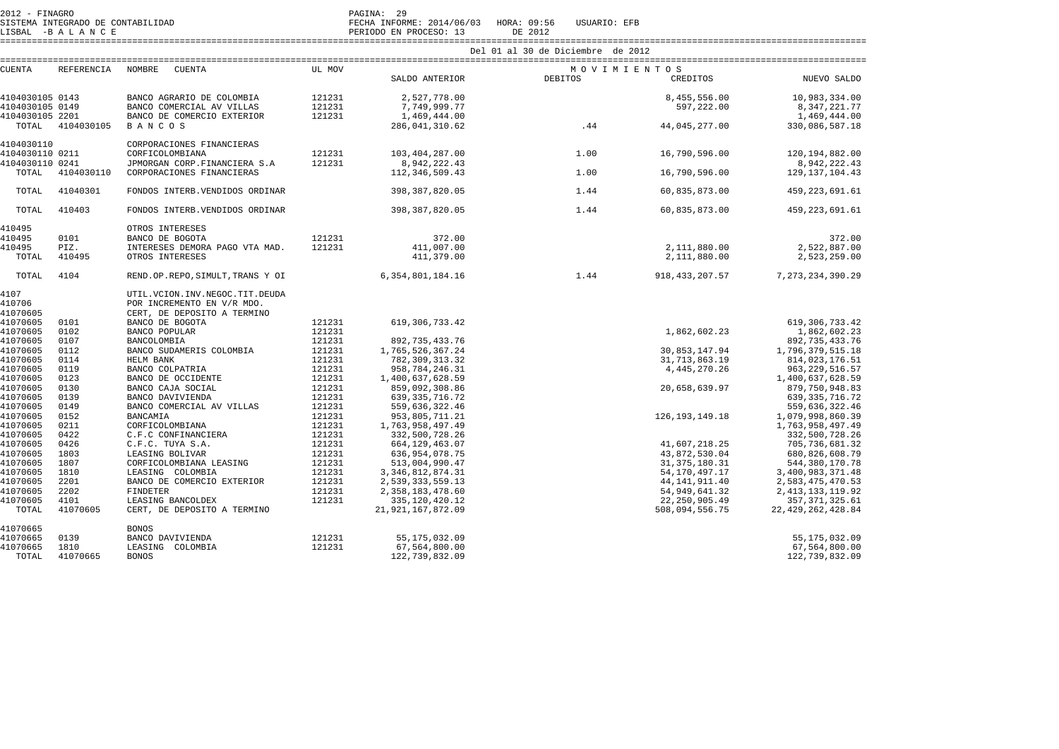2012 - FINAGRO
SISTEMA INTEGRADO DE CONTABILIDAD
LISBAL -B A L A N C E

FECHA INFORME: 2014/06/03 HORA: 09:56 USUARIO: EFB
PERIODO EN PROCESO: 13 DE 2012

Del 01 al 30 de Diciembre de 2012

| CUENTA | REFERENCIA | NOMBRE CUENTA | UL MOV | SALDO ANTERIOR | MOVIMIENTOS DEBITOS | MOVIMIENTOS CREDITOS | NUEVO SALDO |
|---|---|---|---|---|---|---|---|
| 4104030105 | 0143 | BANCO AGRARIO DE COLOMBIA | 121231 | 2,527,778.00 | | 8,455,556.00 | 10,983,334.00 |
| 4104030105 | 0149 | BANCO COMERCIAL AV VILLAS | 121231 | 7,749,999.77 | | 597,222.00 | 8,347,221.77 |
| 4104030105 | 2201 | BANCO DE COMERCIO EXTERIOR | 121231 | 1,469,444.00 | | | 1,469,444.00 |
| TOTAL | 4104030105 | B A N C O S | | 286,041,310.62 | .44 | 44,045,277.00 | 330,086,587.18 |
| 4104030110 | | CORPORACIONES FINANCIERAS | | | | | |
| 4104030110 | 0211 | CORFICOLOMBIANA | 121231 | 103,404,287.00 | 1.00 | 16,790,596.00 | 120,194,882.00 |
| 4104030110 | 0241 | JPMORGAN CORP.FINANCIERA S.A | 121231 | 8,942,222.43 | | | 8,942,222.43 |
| TOTAL | 4104030110 | CORPORACIONES FINANCIERAS | | 112,346,509.43 | 1.00 | 16,790,596.00 | 129,137,104.43 |
| TOTAL | 41040301 | FONDOS INTERB.VENDIDOS ORDINAR | | 398,387,820.05 | 1.44 | 60,835,873.00 | 459,223,691.61 |
| TOTAL | 410403 | FONDOS INTERB.VENDIDOS ORDINAR | | 398,387,820.05 | 1.44 | 60,835,873.00 | 459,223,691.61 |
| 410495 | | OTROS INTERESES | | | | | |
| 410495 | 0101 | BANCO DE BOGOTA | 121231 | 372.00 | | | 372.00 |
| 410495 | PIZ. | INTERESES DEMORA PAGO VTA MAD. | 121231 | 411,007.00 | | 2,111,880.00 | 2,522,887.00 |
| TOTAL | 410495 | OTROS INTERESES | | 411,379.00 | | 2,111,880.00 | 2,523,259.00 |
| TOTAL | 4104 | REND.OP.REPO,SIMULT,TRANS Y OI | | 6,354,801,184.16 | 1.44 | 918,433,207.57 | 7,273,234,390.29 |
| 4107 | | UTIL.VCION.INV.NEGOC.TIT.DEUDA | | | | | |
| 410706 | | POR INCREMENTO EN V/R MDO. | | | | | |
| 41070605 | | CERT, DE DEPOSITO A TERMINO | | | | | |
| 41070605 | 0101 | BANCO DE BOGOTA | 121231 | 619,306,733.42 | | | 619,306,733.42 |
| 41070605 | 0102 | BANCO POPULAR | 121231 | | | 1,862,602.23 | 1,862,602.23 |
| 41070605 | 0107 | BANCOLOMBIA | 121231 | 892,735,433.76 | | | 892,735,433.76 |
| 41070605 | 0112 | BANCO SUDAMERIS COLOMBIA | 121231 | 1,765,526,367.24 | | 30,853,147.94 | 1,796,379,515.18 |
| 41070605 | 0114 | HELM BANK | 121231 | 782,309,313.32 | | 31,713,863.19 | 814,023,176.51 |
| 41070605 | 0119 | BANCO COLPATRIA | 121231 | 958,784,246.31 | | 4,445,270.26 | 963,229,516.57 |
| 41070605 | 0123 | BANCO DE OCCIDENTE | 121231 | 1,400,637,628.59 | | | 1,400,637,628.59 |
| 41070605 | 0130 | BANCO CAJA SOCIAL | 121231 | 859,092,308.86 | | 20,658,639.97 | 879,750,948.83 |
| 41070605 | 0139 | BANCO DAVIVIENDA | 121231 | 639,335,716.72 | | | 639,335,716.72 |
| 41070605 | 0149 | BANCO COMERCIAL AV VILLAS | 121231 | 559,636,322.46 | | | 559,636,322.46 |
| 41070605 | 0152 | BANCAMIA | 121231 | 953,805,711.21 | | 126,193,149.18 | 1,079,998,860.39 |
| 41070605 | 0211 | CORFICOLOMBIANA | 121231 | 1,763,958,497.49 | | | 1,763,958,497.49 |
| 41070605 | 0422 | C.F.C CONFINANCIERA | 121231 | 332,500,728.26 | | | 332,500,728.26 |
| 41070605 | 0426 | C.F.C. TUYA S.A. | 121231 | 664,129,463.07 | | 41,607,218.25 | 705,736,681.32 |
| 41070605 | 1803 | LEASING BOLIVAR | 121231 | 636,954,078.75 | | 43,872,530.04 | 680,826,608.79 |
| 41070605 | 1807 | CORFICOLOMBIANA LEASING | 121231 | 513,004,990.47 | | 31,375,180.31 | 544,380,170.78 |
| 41070605 | 1810 | LEASING COLOMBIA | 121231 | 3,346,812,874.31 | | 54,170,497.17 | 3,400,983,371.48 |
| 41070605 | 2201 | BANCO DE COMERCIO EXTERIOR | 121231 | 2,539,333,559.13 | | 44,141,911.40 | 2,583,475,470.53 |
| 41070605 | 2202 | FINDETER | 121231 | 2,358,183,478.60 | | 54,949,641.32 | 2,413,133,119.92 |
| 41070605 | 4101 | LEASING BANCOLDEX | 121231 | 335,120,420.12 | | 22,250,905.49 | 357,371,325.61 |
| TOTAL | 41070605 | CERT, DE DEPOSITO A TERMINO | | 21,921,167,872.09 | | 508,094,556.75 | 22,429,262,428.84 |
| 41070665 | | BONOS | | | | | |
| 41070665 | 0139 | BANCO DAVIVIENDA | 121231 | 55,175,032.09 | | | 55,175,032.09 |
| 41070665 | 1810 | LEASING COLOMBIA | 121231 | 67,564,800.00 | | | 67,564,800.00 |
| TOTAL | 41070665 | BONOS | | 122,739,832.09 | | | 122,739,832.09 |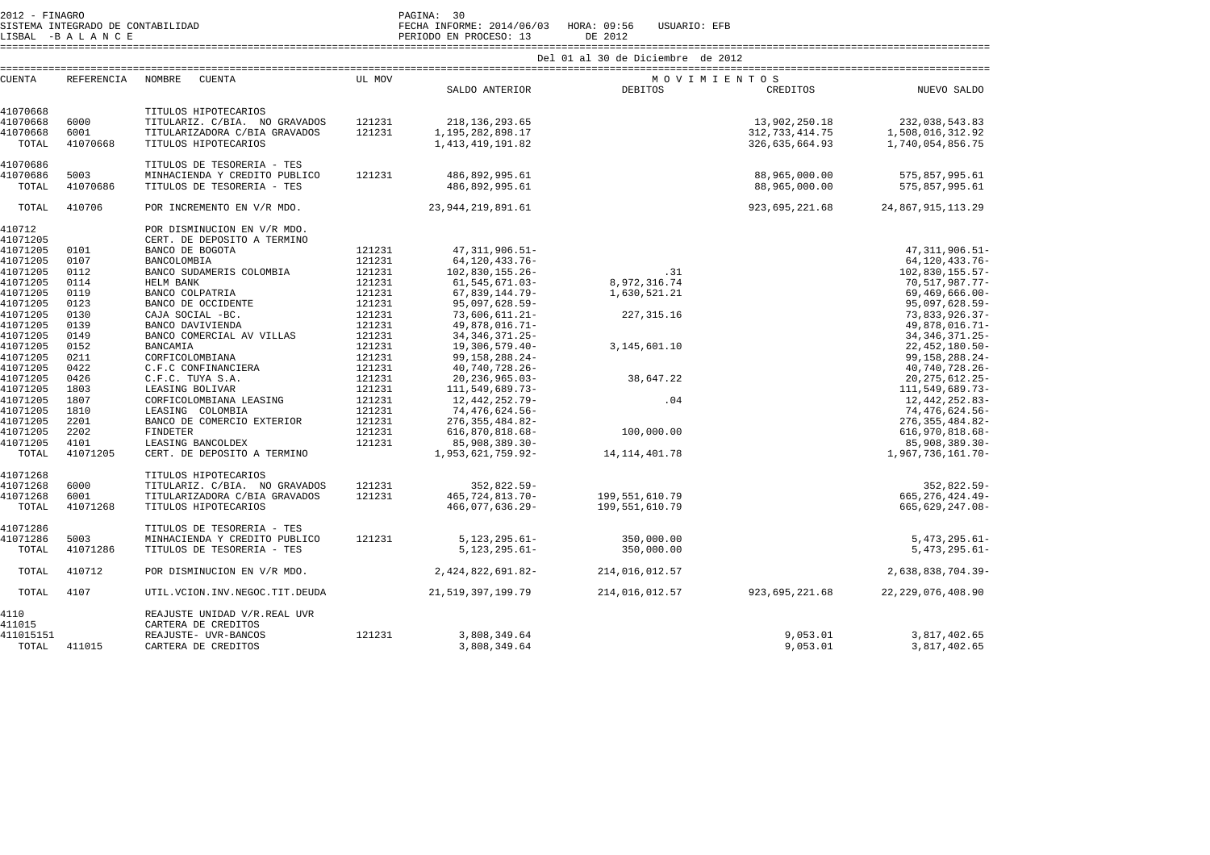2012 - FINAGRO
SISTEMA INTEGRADO DE CONTABILIDAD
LISBAL -B A L A N C E

PAGINA: 30
FECHA INFORME: 2014/06/03 HORA: 09:56 USUARIO: EFB
PERIODO EN PROCESO: 13 DE 2012

Del 01 al 30 de Diciembre de 2012

| CUENTA | REFERENCIA | NOMBRE CUENTA | UL MOV | SALDO ANTERIOR | MOVIMIENTOS DEBITOS | CREDITOS | NUEVO SALDO |
|---|---|---|---|---|---|---|---|
| 41070668 | | TITULOS HIPOTECARIOS | | | | | |
| 41070668 | 6000 | TITULARIZ. C/BIA. NO GRAVADOS | 121231 | 218,136,293.65 | | 13,902,250.18 | 232,038,543.83 |
| 41070668 | 6001 | TITULARIZADORA C/BIA GRAVADOS | 121231 | 1,195,282,898.17 | | 312,733,414.75 | 1,508,016,312.92 |
| TOTAL | 41070668 | TITULOS HIPOTECARIOS | | 1,413,419,191.82 | | 326,635,664.93 | 1,740,054,856.75 |
| 41070686 | | TITULOS DE TESORERIA - TES | | | | | |
| 41070686 | 5003 | MINHACIENDA Y CREDITO PUBLICO | 121231 | 486,892,995.61 | | 88,965,000.00 | 575,857,995.61 |
| TOTAL | 41070686 | TITULOS DE TESORERIA - TES | | 486,892,995.61 | | 88,965,000.00 | 575,857,995.61 |
| TOTAL | 410706 | POR INCREMENTO EN V/R MDO. | | 23,944,219,891.61 | | 923,695,221.68 | 24,867,915,113.29 |
| 410712 | | POR DISMINUCION EN V/R MDO. | | | | | |
| 41071205 | | CERT. DE DEPOSITO A TERMINO | | | | | |
| 41071205 | 0101 | BANCO DE BOGOTA | 121231 | 47,311,906.51- | | | 47,311,906.51- |
| 41071205 | 0107 | BANCOLOMBIA | 121231 | 64,120,433.76- | | | 64,120,433.76- |
| 41071205 | 0112 | BANCO SUDAMERIS COLOMBIA | 121231 | 102,830,155.26- | .31 | | 102,830,155.57- |
| 41071205 | 0114 | HELM BANK | 121231 | 61,545,671.03- | 8,972,316.74 | | 70,517,987.77- |
| 41071205 | 0119 | BANCO COLPATRIA | 121231 | 67,839,144.79- | 1,630,521.21 | | 69,469,666.00- |
| 41071205 | 0123 | BANCO DE OCCIDENTE | 121231 | 95,097,628.59- | | | 95,097,628.59- |
| 41071205 | 0130 | CAJA SOCIAL -BC. | 121231 | 73,606,611.21- | 227,315.16 | | 73,833,926.37- |
| 41071205 | 0139 | BANCO DAVIVIENDA | 121231 | 49,878,016.71- | | | 49,878,016.71- |
| 41071205 | 0149 | BANCO COMERCIAL AV VILLAS | 121231 | 34,346,371.25- | | | 34,346,371.25- |
| 41071205 | 0152 | BANCAMIA | 121231 | 19,306,579.40- | 3,145,601.10 | | 22,452,180.50- |
| 41071205 | 0211 | CORFICOLOMBIANA | 121231 | 99,158,288.24- | | | 99,158,288.24- |
| 41071205 | 0422 | C.F.C CONFINANCIERA | 121231 | 40,740,728.26- | | | 40,740,728.26- |
| 41071205 | 0426 | C.F.C. TUYA S.A. | 121231 | 20,236,965.03- | 38,647.22 | | 20,275,612.25- |
| 41071205 | 1803 | LEASING BOLIVAR | 121231 | 111,549,689.73- | | | 111,549,689.73- |
| 41071205 | 1807 | CORFICOLOMBIANA LEASING | 121231 | 12,442,252.79- | .04 | | 12,442,252.83- |
| 41071205 | 1810 | LEASING COLOMBIA | 121231 | 74,476,624.56- | | | 74,476,624.56- |
| 41071205 | 2201 | BANCO DE COMERCIO EXTERIOR | 121231 | 276,355,484.82- | | | 276,355,484.82- |
| 41071205 | 2202 | FINDETER | 121231 | 616,870,818.68- | 100,000.00 | | 616,970,818.68- |
| 41071205 | 4101 | LEASING BANCOLDEX | 121231 | 85,908,389.30- | | | 85,908,389.30- |
| TOTAL | 41071205 | CERT. DE DEPOSITO A TERMINO | | 1,953,621,759.92- | 14,114,401.78 | | 1,967,736,161.70- |
| 41071268 | | TITULOS HIPOTECARIOS | | | | | |
| 41071268 | 6000 | TITULARIZ. C/BIA. NO GRAVADOS | 121231 | 352,822.59- | | | 352,822.59- |
| 41071268 | 6001 | TITULARIZADORA C/BIA GRAVADOS | 121231 | 465,724,813.70- | 199,551,610.79 | | 665,276,424.49- |
| TOTAL | 41071268 | TITULOS HIPOTECARIOS | | 466,077,636.29- | 199,551,610.79 | | 665,629,247.08- |
| 41071286 | | TITULOS DE TESORERIA - TES | | | | | |
| 41071286 | 5003 | MINHACIENDA Y CREDITO PUBLICO | 121231 | 5,123,295.61- | 350,000.00 | | 5,473,295.61- |
| TOTAL | 41071286 | TITULOS DE TESORERIA - TES | | 5,123,295.61- | 350,000.00 | | 5,473,295.61- |
| TOTAL | 410712 | POR DISMINUCION EN V/R MDO. | | 2,424,822,691.82- | 214,016,012.57 | | 2,638,838,704.39- |
| TOTAL | 4107 | UTIL.VCION.INV.NEGOC.TIT.DEUDA | | 21,519,397,199.79 | 214,016,012.57 | 923,695,221.68 | 22,229,076,408.90 |
| 4110 | | REAJUSTE UNIDAD V/R.REAL UVR | | | | | |
| 411015 | | CARTERA DE CREDITOS | | | | | |
| 411015151 | | REAJUSTE- UVR-BANCOS | 121231 | 3,808,349.64 | | 9,053.01 | 3,817,402.65 |
| TOTAL | 411015 | CARTERA DE CREDITOS | | 3,808,349.64 | | 9,053.01 | 3,817,402.65 |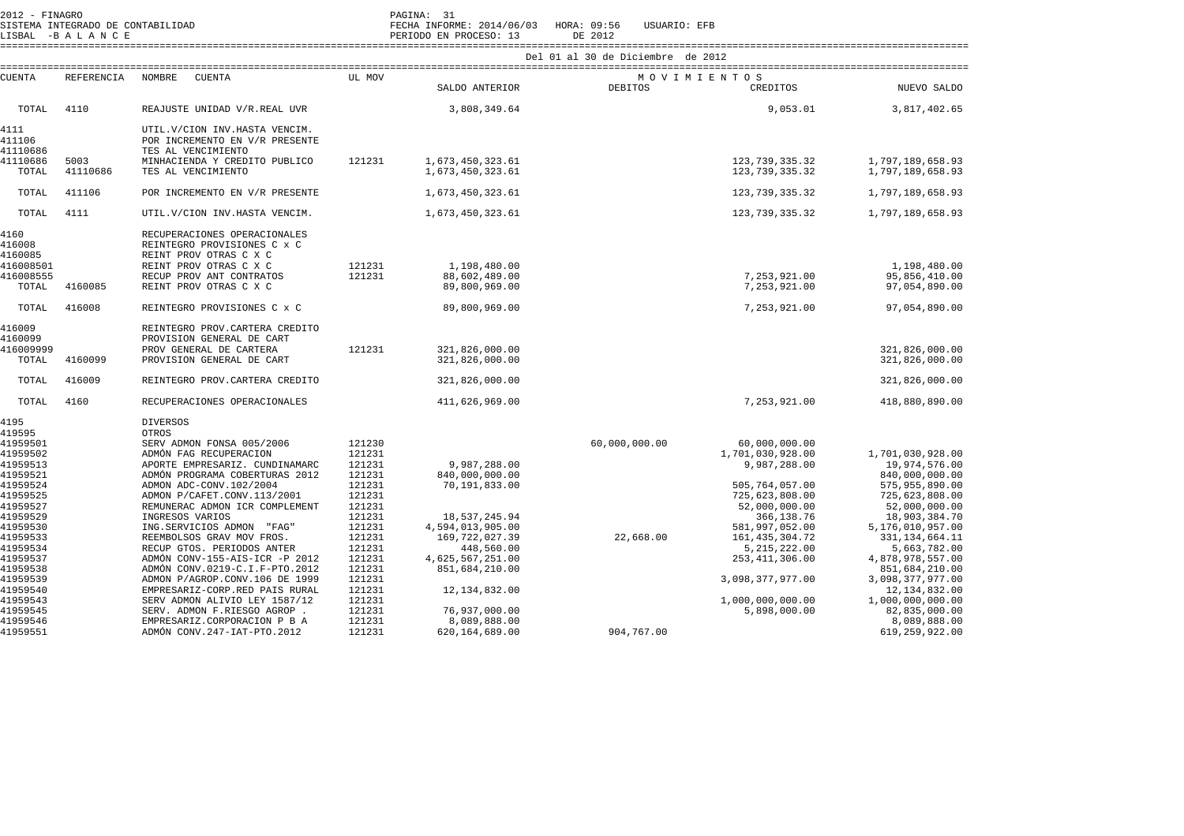2012 - FINAGRO
SISTEMA INTEGRADO DE CONTABILIDAD
LISBAL -B A L A N C E

FECHA INFORME: 2014/06/03 HORA: 09:56 USUARIO: EFB
PERIODO EN PROCESO: 13 DE 2012

Del 01 al 30 de Diciembre de 2012

| CUENTA | REFERENCIA | NOMBRE CUENTA | UL MOV | SALDO ANTERIOR | DEBITOS | CREDITOS | NUEVO SALDO |
|---|---|---|---|---|---|---|---|
| TOTAL | 4110 | REAJUSTE UNIDAD V/R.REAL UVR | | 3,808,349.64 | | 9,053.01 | 3,817,402.65 |
| 4111 | | UTIL.V/CION INV.HASTA VENCIM. | | | | | |
| 411106 | | POR INCREMENTO EN V/R PRESENTE | | | | | |
| 41110686 | | TES AL VENCIMIENTO | | | | | |
| 41110686 | 5003 | MINHACIENDA Y CREDITO PUBLICO | 121231 | 1,673,450,323.61 | | 123,739,335.32 | 1,797,189,658.93 |
| TOTAL | 41110686 | TES AL VENCIMIENTO | | 1,673,450,323.61 | | 123,739,335.32 | 1,797,189,658.93 |
| TOTAL | 411106 | POR INCREMENTO EN V/R PRESENTE | | 1,673,450,323.61 | | 123,739,335.32 | 1,797,189,658.93 |
| TOTAL | 4111 | UTIL.V/CION INV.HASTA VENCIM. | | 1,673,450,323.61 | | 123,739,335.32 | 1,797,189,658.93 |
| 4160 | | RECUPERACIONES OPERACIONALES | | | | | |
| 416008 | | REINTEGRO PROVISIONES C x C | | | | | |
| 4160085 | | REINT PROV OTRAS C X C | | | | | |
| 416008501 | | REINT PROV OTRAS C X C | 121231 | 1,198,480.00 | | | 1,198,480.00 |
| 416008555 | | RECUP PROV ANT CONTRATOS | 121231 | 88,602,489.00 | | 7,253,921.00 | 95,856,410.00 |
| TOTAL | 4160085 | REINT PROV OTRAS C X C | | 89,800,969.00 | | 7,253,921.00 | 97,054,890.00 |
| TOTAL | 416008 | REINTEGRO PROVISIONES C x C | | 89,800,969.00 | | 7,253,921.00 | 97,054,890.00 |
| 416009 | | REINTEGRO PROV.CARTERA CREDITO | | | | | |
| 4160099 | | PROVISION GENERAL DE CART | | | | | |
| 416009999 | | PROV GENERAL DE CARTERA | 121231 | 321,826,000.00 | | | 321,826,000.00 |
| TOTAL | 4160099 | PROVISION GENERAL DE CART | | 321,826,000.00 | | | 321,826,000.00 |
| TOTAL | 416009 | REINTEGRO PROV.CARTERA CREDITO | | 321,826,000.00 | | | 321,826,000.00 |
| TOTAL | 4160 | RECUPERACIONES OPERACIONALES | | 411,626,969.00 | | 7,253,921.00 | 418,880,890.00 |
| 4195 | | DIVERSOS | | | | | |
| 419595 | | OTROS | | | | | |
| 41959501 | | SERV ADMON FONSA 005/2006 | 121230 | | 60,000,000.00 | 60,000,000.00 | |
| 41959502 | | ADMÓN FAG RECUPERACION | 121231 | | | 1,701,030,928.00 | 1,701,030,928.00 |
| 41959513 | | APORTE EMPRESARIZ. CUNDINAMARC | 121231 | 9,987,288.00 | | 9,987,288.00 | 19,974,576.00 |
| 41959521 | | ADMÓN PROGRAMA COBERTURAS 2012 | 121231 | 840,000,000.00 | | | 840,000,000.00 |
| 41959524 | | ADMON ADC-CONV.102/2004 | 121231 | 70,191,833.00 | | 505,764,057.00 | 575,955,890.00 |
| 41959525 | | ADMON P/CAFET.CONV.113/2001 | 121231 | | | 725,623,808.00 | 725,623,808.00 |
| 41959527 | | REMUNERAC ADMON ICR COMPLEMENT | 121231 | | | 52,000,000.00 | 52,000,000.00 |
| 41959529 | | INGRESOS VARIOS | 121231 | 18,537,245.94 | | 366,138.76 | 18,903,384.70 |
| 41959530 | | ING.SERVICIOS ADMON "FAG" | 121231 | 4,594,013,905.00 | | 581,997,052.00 | 5,176,010,957.00 |
| 41959533 | | REEMBOLSOS GRAV MOV FROS. | 121231 | 169,722,027.39 | 22,668.00 | 161,435,304.72 | 331,134,664.11 |
| 41959534 | | RECUP GTOS. PERIODOS ANTER | 121231 | 448,560.00 | | 5,215,222.00 | 5,663,782.00 |
| 41959537 | | ADMÓN CONV-155-AIS-ICR -P 2012 | 121231 | 4,625,567,251.00 | | 253,411,306.00 | 4,878,978,557.00 |
| 41959538 | | ADMÓN CONV.0219-C.I.F-PTO.2012 | 121231 | 851,684,210.00 | | | 851,684,210.00 |
| 41959539 | | ADMON P/AGROP.CONV.106 DE 1999 | 121231 | | | 3,098,377,977.00 | 3,098,377,977.00 |
| 41959540 | | EMPRESARIZ-CORP.RED PAIS RURAL | 121231 | 12,134,832.00 | | | 12,134,832.00 |
| 41959543 | | SERV ADMON ALIVIO LEY 1587/12 | 121231 | | | 1,000,000,000.00 | 1,000,000,000.00 |
| 41959545 | | SERV. ADMON F.RIESGO AGROP . | 121231 | 76,937,000.00 | | 5,898,000.00 | 82,835,000.00 |
| 41959546 | | EMPRESARIZ.CORPORACION P B A | 121231 | 8,089,888.00 | | | 8,089,888.00 |
| 41959551 | | ADMÓN CONV.247-IAT-PTO.2012 | 121231 | 620,164,689.00 | 904,767.00 | | 619,259,922.00 |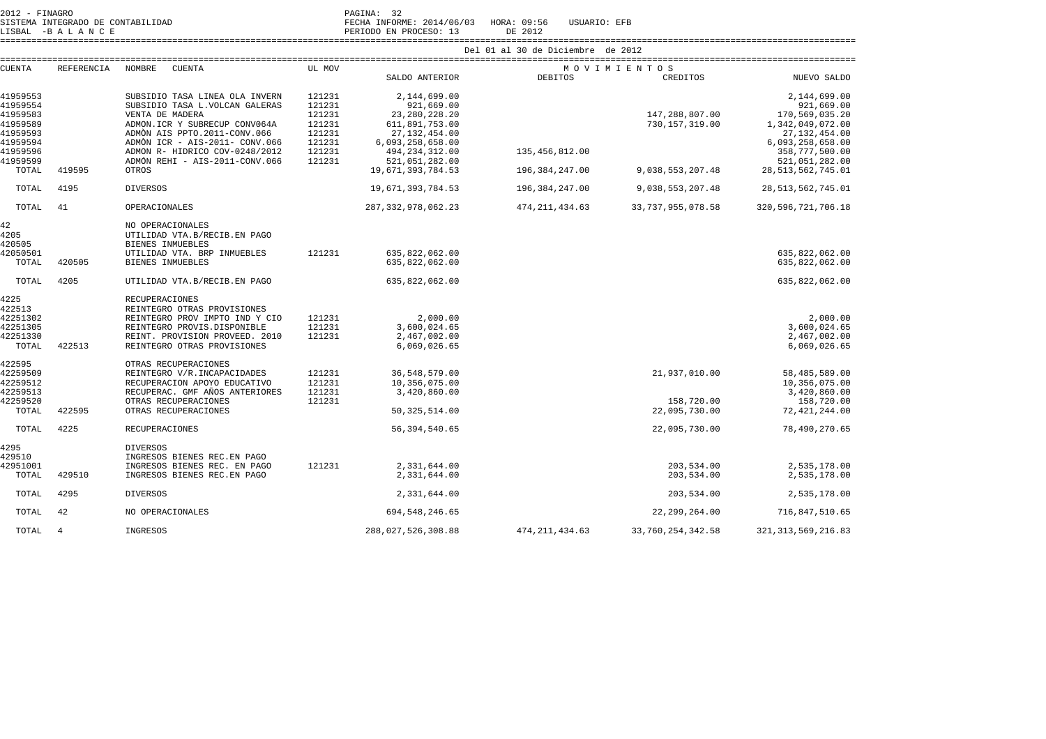2012 - FINAGRO
SISTEMA INTEGRADO DE CONTABILIDAD
LISBAL -B A L A N C E

FECHA INFORME: 2014/06/03 HORA: 09:56 USUARIO: EFB
PERIODO EN PROCESO: 13 DE 2012

Del 01 al 30 de Diciembre de 2012

| CUENTA | REFERENCIA | NOMBRE CUENTA | UL MOV | SALDO ANTERIOR | DEBITOS | CREDITOS | NUEVO SALDO |
|---|---|---|---|---|---|---|---|
| 41959553 | | SUBSIDIO TASA LINEA OLA INVERN | 121231 | 2,144,699.00 | | | 2,144,699.00 |
| 41959554 | | SUBSIDIO TASA L.VOLCAN GALERAS | 121231 | 921,669.00 | | | 921,669.00 |
| 41959583 | | VENTA DE MADERA | 121231 | 23,280,228.20 | | 147,288,807.00 | 170,569,035.20 |
| 41959589 | | ADMON.ICR Y SUBRECUP CONV064A | 121231 | 611,891,753.00 | | 730,157,319.00 | 1,342,049,072.00 |
| 41959593 | | ADMÒN AIS PPTO.2011-CONV.066 | 121231 | 27,132,454.00 | | | 27,132,454.00 |
| 41959594 | | ADMÒN ICR - AIS-2011- CONV.066 | 121231 | 6,093,258,658.00 | | | 6,093,258,658.00 |
| 41959596 | | ADMON R- HIDRICO COV-0248/2012 | 121231 | 494,234,312.00 | 135,456,812.00 | | 358,777,500.00 |
| 41959599 | | ADMÓN REHI - AIS-2011-CONV.066 | 121231 | 521,051,282.00 | | | 521,051,282.00 |
| TOTAL | 419595 | OTROS | | 19,671,393,784.53 | 196,384,247.00 | 9,038,553,207.48 | 28,513,562,745.01 |
| TOTAL | 4195 | DIVERSOS | | 19,671,393,784.53 | 196,384,247.00 | 9,038,553,207.48 | 28,513,562,745.01 |
| TOTAL | 41 | OPERACIONALES | | 287,332,978,062.23 | 474,211,434.63 | 33,737,955,078.58 | 320,596,721,706.18 |
| 42 | | NO OPERACIONALES | | | | | |
| 4205 | | UTILIDAD VTA.B/RECIB.EN PAGO | | | | | |
| 420505 | | BIENES INMUEBLES | | | | | |
| 42050501 | | UTILIDAD VTA. BRP INMUEBLES | 121231 | 635,822,062.00 | | | 635,822,062.00 |
| TOTAL | 420505 | BIENES INMUEBLES | | 635,822,062.00 | | | 635,822,062.00 |
| TOTAL | 4205 | UTILIDAD VTA.B/RECIB.EN PAGO | | 635,822,062.00 | | | 635,822,062.00 |
| 4225 | | RECUPERACIONES | | | | | |
| 422513 | | REINTEGRO OTRAS PROVISIONES | | | | | |
| 42251302 | | REINTEGRO PROV IMPTO IND Y CIO | 121231 | 2,000.00 | | | 2,000.00 |
| 42251305 | | REINTEGRO PROVIS.DISPONIBLE | 121231 | 3,600,024.65 | | | 3,600,024.65 |
| 42251330 | | REINT. PROVISION PROVEED. 2010 | 121231 | 2,467,002.00 | | | 2,467,002.00 |
| TOTAL | 422513 | REINTEGRO OTRAS PROVISIONES | | 6,069,026.65 | | | 6,069,026.65 |
| 422595 | | OTRAS RECUPERACIONES | | | | | |
| 42259509 | | REINTEGRO V/R.INCAPACIDADES | 121231 | 36,548,579.00 | | 21,937,010.00 | 58,485,589.00 |
| 42259512 | | RECUPERACION APOYO EDUCATIVO | 121231 | 10,356,075.00 | | | 10,356,075.00 |
| 42259513 | | RECUPERAC. GMF AÑOS ANTERIORES | 121231 | 3,420,860.00 | | | 3,420,860.00 |
| 42259520 | | OTRAS RECUPERACIONES | 121231 | | | 158,720.00 | 158,720.00 |
| TOTAL | 422595 | OTRAS RECUPERACIONES | | 50,325,514.00 | | 22,095,730.00 | 72,421,244.00 |
| TOTAL | 4225 | RECUPERACIONES | | 56,394,540.65 | | 22,095,730.00 | 78,490,270.65 |
| 4295 | | DIVERSOS | | | | | |
| 429510 | | INGRESOS BIENES REC.EN PAGO | | | | | |
| 42951001 | | INGRESOS BIENES REC. EN PAGO | 121231 | 2,331,644.00 | | 203,534.00 | 2,535,178.00 |
| TOTAL | 429510 | INGRESOS BIENES REC.EN PAGO | | 2,331,644.00 | | 203,534.00 | 2,535,178.00 |
| TOTAL | 4295 | DIVERSOS | | 2,331,644.00 | | 203,534.00 | 2,535,178.00 |
| TOTAL | 42 | NO OPERACIONALES | | 694,548,246.65 | | 22,299,264.00 | 716,847,510.65 |
| TOTAL | 4 | INGRESOS | | 288,027,526,308.88 | 474,211,434.63 | 33,760,254,342.58 | 321,313,569,216.83 |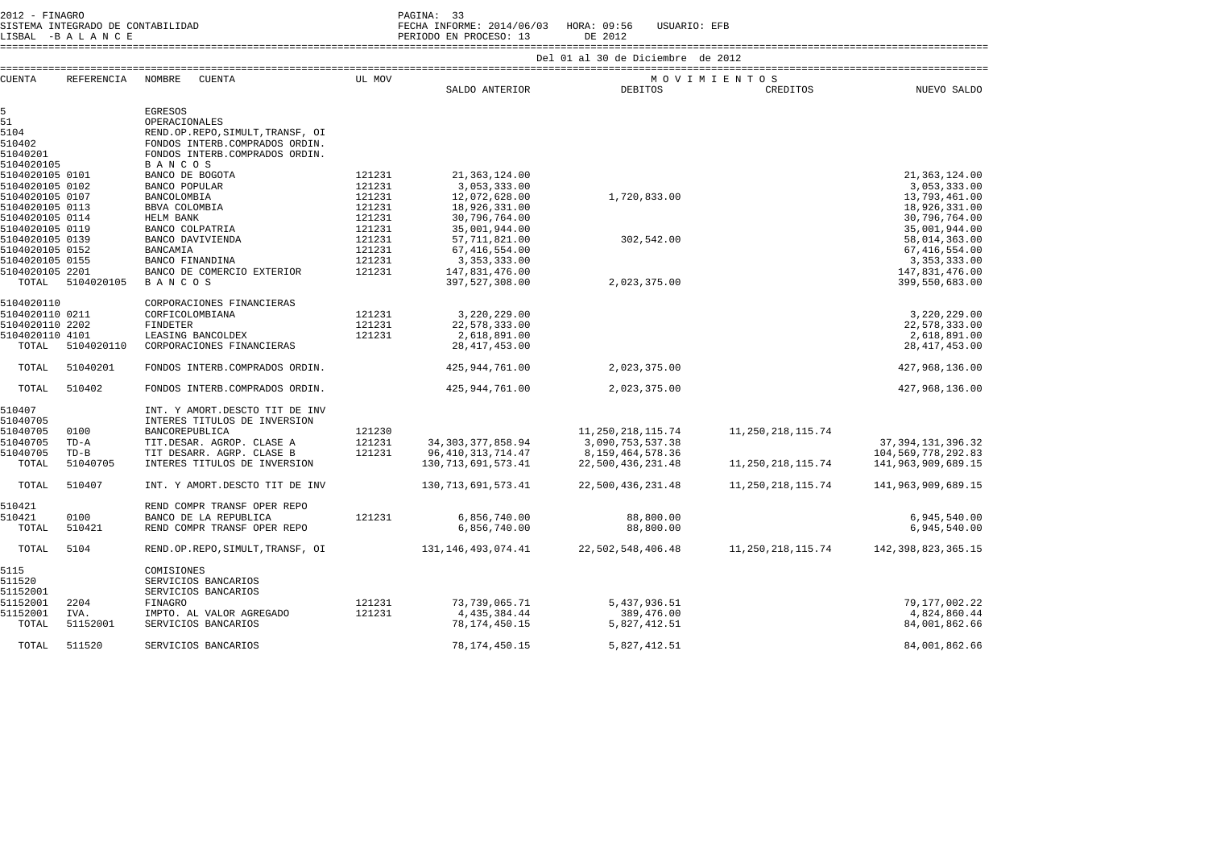2012 - FINAGRO
SISTEMA INTEGRADO DE CONTABILIDAD
LISBAL -B A L A N C E

FECHA INFORME: 2014/06/03 HORA: 09:56 USUARIO: EFB
PERIODO EN PROCESO: 13 DE 2012

Del 01 al 30 de Diciembre de 2012

| CUENTA | REFERENCIA | NOMBRE CUENTA | UL MOV | SALDO ANTERIOR | DEBITOS | CREDITOS | NUEVO SALDO |
|---|---|---|---|---|---|---|---|
| 5 | | EGRESOS | | | | | |
| 51 | | OPERACIONALES | | | | | |
| 5104 | | REND.OP.REPO,SIMULT,TRANSF, OI | | | | | |
| 510402 | | FONDOS INTERB.COMPRADOS ORDIN. | | | | | |
| 51040201 | | FONDOS INTERB.COMPRADOS ORDIN. | | | | | |
| 5104020105 | | B A N C O S | | | | | |
| 5104020105 | 0101 | BANCO DE BOGOTA | 121231 | 21,363,124.00 | | | 21,363,124.00 |
| 5104020105 | 0102 | BANCO POPULAR | 121231 | 3,053,333.00 | | | 3,053,333.00 |
| 5104020105 | 0107 | BANCOLOMBIA | 121231 | 12,072,628.00 | 1,720,833.00 | | 13,793,461.00 |
| 5104020105 | 0113 | BBVA COLOMBIA | 121231 | 18,926,331.00 | | | 18,926,331.00 |
| 5104020105 | 0114 | HELM BANK | 121231 | 30,796,764.00 | | | 30,796,764.00 |
| 5104020105 | 0119 | BANCO COLPATRIA | 121231 | 35,001,944.00 | | | 35,001,944.00 |
| 5104020105 | 0139 | BANCO DAVIVIENDA | 121231 | 57,711,821.00 | 302,542.00 | | 58,014,363.00 |
| 5104020105 | 0152 | BANCAMIA | 121231 | 67,416,554.00 | | | 67,416,554.00 |
| 5104020105 | 0155 | BANCO FINANDINA | 121231 | 3,353,333.00 | | | 3,353,333.00 |
| 5104020105 | 2201 | BANCO DE COMERCIO EXTERIOR | 121231 | 147,831,476.00 | | | 147,831,476.00 |
| TOTAL | 5104020105 | B A N C O S | | 397,527,308.00 | 2,023,375.00 | | 399,550,683.00 |
| 5104020110 | | CORPORACIONES FINANCIERAS | | | | | |
| 5104020110 | 0211 | CORFICOLOMBIANA | 121231 | 3,220,229.00 | | | 3,220,229.00 |
| 5104020110 | 2202 | FINDETER | 121231 | 22,578,333.00 | | | 22,578,333.00 |
| 5104020110 | 4101 | LEASING BANCOLDEX | 121231 | 2,618,891.00 | | | 2,618,891.00 |
| TOTAL | 5104020110 | CORPORACIONES FINANCIERAS | | 28,417,453.00 | | | 28,417,453.00 |
| TOTAL | 51040201 | FONDOS INTERB.COMPRADOS ORDIN. | | 425,944,761.00 | 2,023,375.00 | | 427,968,136.00 |
| TOTAL | 510402 | FONDOS INTERB.COMPRADOS ORDIN. | | 425,944,761.00 | 2,023,375.00 | | 427,968,136.00 |
| 510407 | | INT. Y AMORT.DESCTO TIT DE INV | | | | | |
| 51040705 | | INTERES TITULOS DE INVERSION | | | | | |
| 51040705 | 0100 | BANCOREPUBLICA | 121230 | | 11,250,218,115.74 | 11,250,218,115.74 | |
| 51040705 | TD-A | TIT.DESAR. AGROP. CLASE A | 121231 | 34,303,377,858.94 | 3,090,753,537.38 | | 37,394,131,396.32 |
| 51040705 | TD-B | TIT DESARR. AGRP. CLASE B | 121231 | 96,410,313,714.47 | 8,159,464,578.36 | | 104,569,778,292.83 |
| TOTAL | 51040705 | INTERES TITULOS DE INVERSION | | 130,713,691,573.41 | 22,500,436,231.48 | 11,250,218,115.74 | 141,963,909,689.15 |
| TOTAL | 510407 | INT. Y AMORT.DESCTO TIT DE INV | | 130,713,691,573.41 | 22,500,436,231.48 | 11,250,218,115.74 | 141,963,909,689.15 |
| 510421 | | REND COMPR TRANSF OPER REPO | | | | | |
| 510421 | 0100 | BANCO DE LA REPUBLICA | 121231 | 6,856,740.00 | 88,800.00 | | 6,945,540.00 |
| TOTAL | 510421 | REND COMPR TRANSF OPER REPO | | 6,856,740.00 | 88,800.00 | | 6,945,540.00 |
| TOTAL | 5104 | REND.OP.REPO,SIMULT,TRANSF, OI | | 131,146,493,074.41 | 22,502,548,406.48 | 11,250,218,115.74 | 142,398,823,365.15 |
| 5115 | | COMISIONES | | | | | |
| 511520 | | SERVICIOS BANCARIOS | | | | | |
| 51152001 | | SERVICIOS BANCARIOS | | | | | |
| 51152001 | 2204 | FINAGRO | 121231 | 73,739,065.71 | 5,437,936.51 | | 79,177,002.22 |
| 51152001 | IVA. | IMPTO. AL VALOR AGREGADO | 121231 | 4,435,384.44 | 389,476.00 | | 4,824,860.44 |
| TOTAL | 51152001 | SERVICIOS BANCARIOS | | 78,174,450.15 | 5,827,412.51 | | 84,001,862.66 |
| TOTAL | 511520 | SERVICIOS BANCARIOS | | 78,174,450.15 | 5,827,412.51 | | 84,001,862.66 |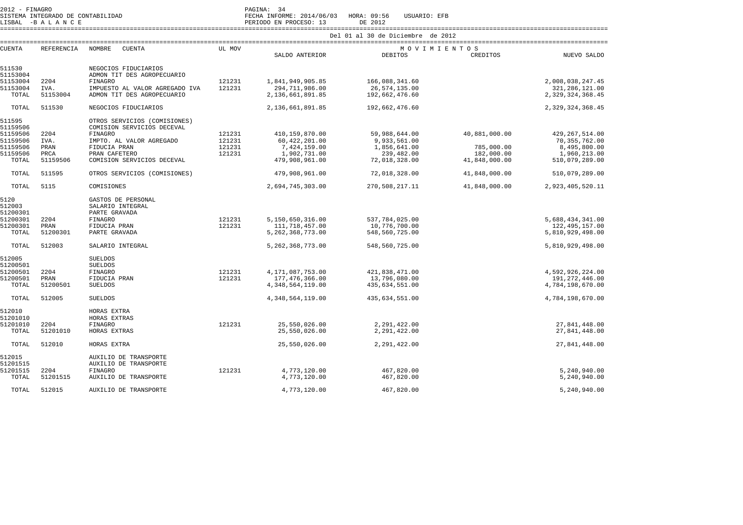2012 - FINAGRO
SISTEMA INTEGRADO DE CONTABILIDAD
LISBAL -B A L A N C E

FECHA INFORME: 2014/06/03 HORA: 09:56 USUARIO: EFB
PERIODO EN PROCESO: 13 DE 2012

Del 01 al 30 de Diciembre de 2012

| CUENTA | REFERENCIA | NOMBRE CUENTA | UL MOV | SALDO ANTERIOR | MOVIMIENTOS DEBITOS | MOVIMIENTOS CREDITOS | NUEVO SALDO |
|---|---|---|---|---|---|---|---|
| 511530 | | NEGOCIOS FIDUCIARIOS | | | | | |
| 51153004 | | ADMON TIT DES AGROPECUARIO | | | | | |
| 51153004 | 2204 | FINAGRO | 121231 | 1,841,949,905.85 | 166,088,341.60 | | 2,008,038,247.45 |
| 51153004 | IVA. | IMPUESTO AL VALOR AGREGADO IVA | 121231 | 294,711,986.00 | 26,574,135.00 | | 321,286,121.00 |
| TOTAL | 51153004 | ADMON TIT DES AGROPECUARIO | | 2,136,661,891.85 | 192,662,476.60 | | 2,329,324,368.45 |
| TOTAL | 511530 | NEGOCIOS FIDUCIARIOS | | 2,136,661,891.85 | 192,662,476.60 | | 2,329,324,368.45 |
| 511595 | | OTROS SERVICIOS (COMISIONES) | | | | | |
| 51159506 | | COMISION SERVICIOS DECEVAL | | | | | |
| 51159506 | 2204 | FINAGRO | 121231 | 410,159,870.00 | 59,988,644.00 | 40,881,000.00 | 429,267,514.00 |
| 51159506 | IVA. | IMPTO. AL VALOR AGREGADO | 121231 | 60,422,201.00 | 9,933,561.00 | | 70,355,762.00 |
| 51159506 | PRAN | FIDUCIA PRAN | 121231 | 7,424,159.00 | 1,856,641.00 | 785,000.00 | 8,495,800.00 |
| 51159506 | PRCA | PRAN CAFETERO | 121231 | 1,902,731.00 | 239,482.00 | 182,000.00 | 1,960,213.00 |
| TOTAL | 51159506 | COMISION SERVICIOS DECEVAL | | 479,908,961.00 | 72,018,328.00 | 41,848,000.00 | 510,079,289.00 |
| TOTAL | 511595 | OTROS SERVICIOS (COMISIONES) | | 479,908,961.00 | 72,018,328.00 | 41,848,000.00 | 510,079,289.00 |
| TOTAL | 5115 | COMISIONES | | 2,694,745,303.00 | 270,508,217.11 | 41,848,000.00 | 2,923,405,520.11 |
| 5120 | | GASTOS DE PERSONAL | | | | | |
| 512003 | | SALARIO INTEGRAL | | | | | |
| 51200301 | | PARTE GRAVADA | | | | | |
| 51200301 | 2204 | FINAGRO | 121231 | 5,150,650,316.00 | 537,784,025.00 | | 5,688,434,341.00 |
| 51200301 | PRAN | FIDUCIA PRAN | 121231 | 111,718,457.00 | 10,776,700.00 | | 122,495,157.00 |
| TOTAL | 51200301 | PARTE GRAVADA | | 5,262,368,773.00 | 548,560,725.00 | | 5,810,929,498.00 |
| TOTAL | 512003 | SALARIO INTEGRAL | | 5,262,368,773.00 | 548,560,725.00 | | 5,810,929,498.00 |
| 512005 | | SUELDOS | | | | | |
| 51200501 | | SUELDOS | | | | | |
| 51200501 | 2204 | FINAGRO | 121231 | 4,171,087,753.00 | 421,838,471.00 | | 4,592,926,224.00 |
| 51200501 | PRAN | FIDUCIA PRAN | 121231 | 177,476,366.00 | 13,796,080.00 | | 191,272,446.00 |
| TOTAL | 51200501 | SUELDOS | | 4,348,564,119.00 | 435,634,551.00 | | 4,784,198,670.00 |
| TOTAL | 512005 | SUELDOS | | 4,348,564,119.00 | 435,634,551.00 | | 4,784,198,670.00 |
| 512010 | | HORAS EXTRA | | | | | |
| 51201010 | | HORAS EXTRAS | | | | | |
| 51201010 | 2204 | FINAGRO | 121231 | 25,550,026.00 | 2,291,422.00 | | 27,841,448.00 |
| TOTAL | 51201010 | HORAS EXTRAS | | 25,550,026.00 | 2,291,422.00 | | 27,841,448.00 |
| TOTAL | 512010 | HORAS EXTRA | | 25,550,026.00 | 2,291,422.00 | | 27,841,448.00 |
| 512015 | | AUXILIO DE TRANSPORTE | | | | | |
| 51201515 | | AUXILIO DE TRANSPORTE | | | | | |
| 51201515 | 2204 | FINAGRO | 121231 | 4,773,120.00 | 467,820.00 | | 5,240,940.00 |
| TOTAL | 51201515 | AUXILIO DE TRANSPORTE | | 4,773,120.00 | 467,820.00 | | 5,240,940.00 |
| TOTAL | 512015 | AUXILIO DE TRANSPORTE | | 4,773,120.00 | 467,820.00 | | 5,240,940.00 |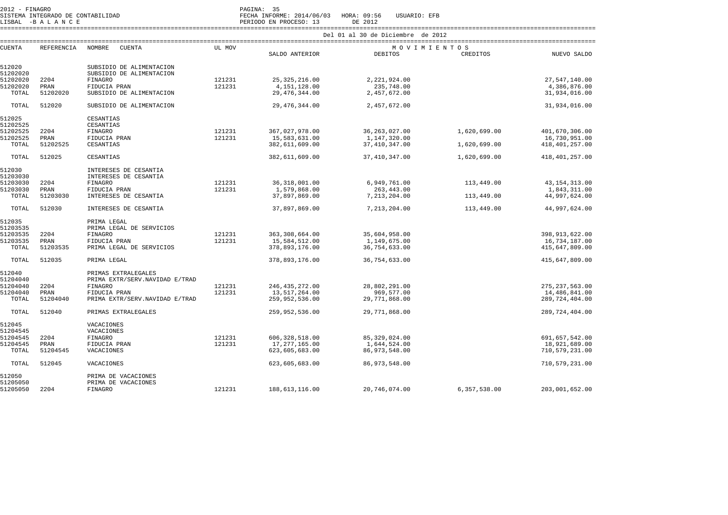Del 01 al 30 de Diciembre de 2012

| CUENTA | REFERENCIA | NOMBRE CUENTA | UL MOV | SALDO ANTERIOR | MOVIMIENTOS DEBITOS | MOVIMIENTOS CREDITOS | NUEVO SALDO |
|---|---|---|---|---|---|---|---|
| 512020 | | SUBSIDIO DE ALIMENTACION | | | | | |
| 51202020 | | SUBSIDIO DE ALIMENTACION | | | | | |
| 51202020 | 2204 | FINAGRO | 121231 | 25,325,216.00 | 2,221,924.00 | | 27,547,140.00 |
| 51202020 | PRAN | FIDUCIA PRAN | 121231 | 4,151,128.00 | 235,748.00 | | 4,386,876.00 |
| TOTAL | 51202020 | SUBSIDIO DE ALIMENTACION | | 29,476,344.00 | 2,457,672.00 | | 31,934,016.00 |
| TOTAL | 512020 | SUBSIDIO DE ALIMENTACION | | 29,476,344.00 | 2,457,672.00 | | 31,934,016.00 |
| 512025 | | CESANTIAS | | | | | |
| 51202525 | | CESANTIAS | | | | | |
| 51202525 | 2204 | FINAGRO | 121231 | 367,027,978.00 | 36,263,027.00 | 1,620,699.00 | 401,670,306.00 |
| 51202525 | PRAN | FIDUCIA PRAN | 121231 | 15,583,631.00 | 1,147,320.00 | | 16,730,951.00 |
| TOTAL | 51202525 | CESANTIAS | | 382,611,609.00 | 37,410,347.00 | 1,620,699.00 | 418,401,257.00 |
| TOTAL | 512025 | CESANTIAS | | 382,611,609.00 | 37,410,347.00 | 1,620,699.00 | 418,401,257.00 |
| 512030 | | INTERESES DE CESANTIA | | | | | |
| 51203030 | | INTERESES DE CESANTIA | | | | | |
| 51203030 | 2204 | FINAGRO | 121231 | 36,318,001.00 | 6,949,761.00 | 113,449.00 | 43,154,313.00 |
| 51203030 | PRAN | FIDUCIA PRAN | 121231 | 1,579,868.00 | 263,443.00 | | 1,843,311.00 |
| TOTAL | 51203030 | INTERESES DE CESANTIA | | 37,897,869.00 | 7,213,204.00 | 113,449.00 | 44,997,624.00 |
| TOTAL | 512030 | INTERESES DE CESANTIA | | 37,897,869.00 | 7,213,204.00 | 113,449.00 | 44,997,624.00 |
| 512035 | | PRIMA LEGAL | | | | | |
| 51203535 | | PRIMA LEGAL DE SERVICIOS | | | | | |
| 51203535 | 2204 | FINAGRO | 121231 | 363,308,664.00 | 35,604,958.00 | | 398,913,622.00 |
| 51203535 | PRAN | FIDUCIA PRAN | 121231 | 15,584,512.00 | 1,149,675.00 | | 16,734,187.00 |
| TOTAL | 51203535 | PRIMA LEGAL DE SERVICIOS | | 378,893,176.00 | 36,754,633.00 | | 415,647,809.00 |
| TOTAL | 512035 | PRIMA LEGAL | | 378,893,176.00 | 36,754,633.00 | | 415,647,809.00 |
| 512040 | | PRIMAS EXTRALEGALES | | | | | |
| 51204040 | | PRIMA EXTR/SERV.NAVIDAD E/TRAD | | | | | |
| 51204040 | 2204 | FINAGRO | 121231 | 246,435,272.00 | 28,802,291.00 | | 275,237,563.00 |
| 51204040 | PRAN | FIDUCIA PRAN | 121231 | 13,517,264.00 | 969,577.00 | | 14,486,841.00 |
| TOTAL | 51204040 | PRIMA EXTR/SERV.NAVIDAD E/TRAD | | 259,952,536.00 | 29,771,868.00 | | 289,724,404.00 |
| TOTAL | 512040 | PRIMAS EXTRALEGALES | | 259,952,536.00 | 29,771,868.00 | | 289,724,404.00 |
| 512045 | | VACACIONES | | | | | |
| 51204545 | | VACACIONES | | | | | |
| 51204545 | 2204 | FINAGRO | 121231 | 606,328,518.00 | 85,329,024.00 | | 691,657,542.00 |
| 51204545 | PRAN | FIDUCIA PRAN | 121231 | 17,277,165.00 | 1,644,524.00 | | 18,921,689.00 |
| TOTAL | 51204545 | VACACIONES | | 623,605,683.00 | 86,973,548.00 | | 710,579,231.00 |
| TOTAL | 512045 | VACACIONES | | 623,605,683.00 | 86,973,548.00 | | 710,579,231.00 |
| 512050 | | PRIMA DE VACACIONES | | | | | |
| 51205050 | | PRIMA DE VACACIONES | | | | | |
| 51205050 | 2204 | FINAGRO | 121231 | 188,613,116.00 | 20,746,074.00 | 6,357,538.00 | 203,001,652.00 |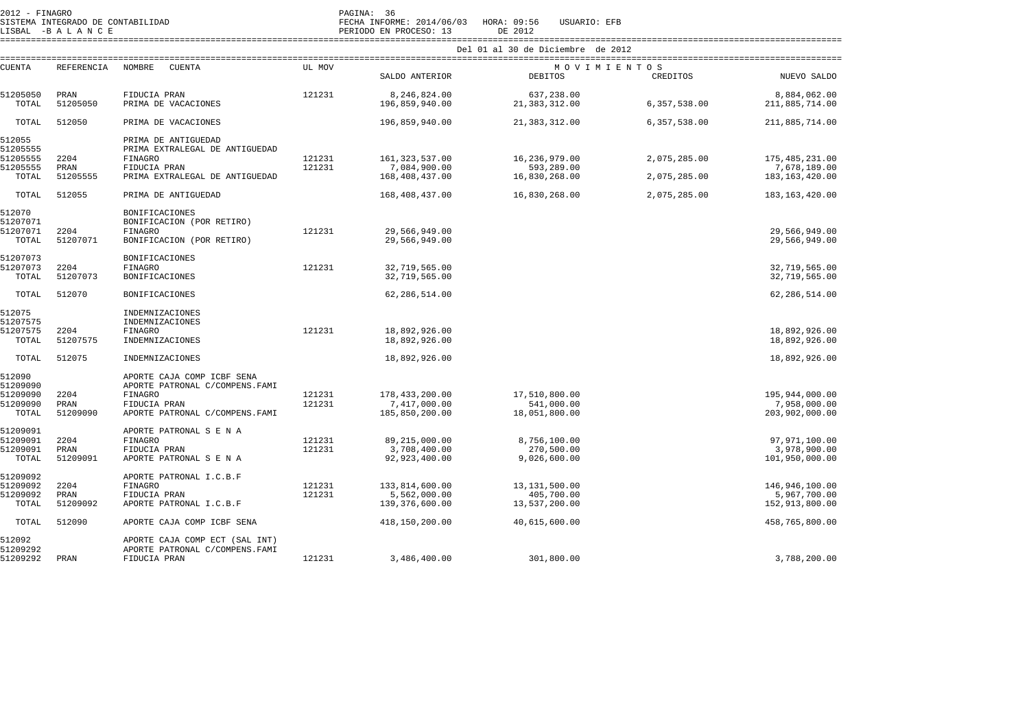2012 - FINAGRO
SISTEMA INTEGRADO DE CONTABILIDAD
LISBAL -B A L A N C E

FECHA INFORME: 2014/06/03 HORA: 09:56 USUARIO: EFB
PERIODO EN PROCESO: 13 DE 2012

Del 01 al 30 de Diciembre de 2012

| CUENTA | REFERENCIA | NOMBRE CUENTA | UL MOV | SALDO ANTERIOR | DEBITOS | CREDITOS | NUEVO SALDO |
|---|---|---|---|---|---|---|---|
| 51205050 | PRAN | FIDUCIA PRAN | 121231 | 8,246,824.00 | 637,238.00 | | 8,884,062.00 |
| TOTAL | 51205050 | PRIMA DE VACACIONES | | 196,859,940.00 | 21,383,312.00 | 6,357,538.00 | 211,885,714.00 |
| TOTAL | 512050 | PRIMA DE VACACIONES | | 196,859,940.00 | 21,383,312.00 | 6,357,538.00 | 211,885,714.00 |
| 512055 | | PRIMA DE ANTIGUEDAD | | | | | |
| 51205555 | | PRIMA EXTRALEGAL DE ANTIGUEDAD | | | | | |
| 51205555 | 2204 | FINAGRO | 121231 | 161,323,537.00 | 16,236,979.00 | 2,075,285.00 | 175,485,231.00 |
| 51205555 | PRAN | FIDUCIA PRAN | 121231 | 7,084,900.00 | 593,289.00 | | 7,678,189.00 |
| TOTAL | 51205555 | PRIMA EXTRALEGAL DE ANTIGUEDAD | | 168,408,437.00 | 16,830,268.00 | 2,075,285.00 | 183,163,420.00 |
| TOTAL | 512055 | PRIMA DE ANTIGUEDAD | | 168,408,437.00 | 16,830,268.00 | 2,075,285.00 | 183,163,420.00 |
| 512070 | | BONIFICACIONES | | | | | |
| 51207071 | | BONIFICACION (POR RETIRO) | | | | | |
| 51207071 | 2204 | FINAGRO | 121231 | 29,566,949.00 | | | 29,566,949.00 |
| TOTAL | 51207071 | BONIFICACION (POR RETIRO) | | 29,566,949.00 | | | 29,566,949.00 |
| 51207073 | | BONIFICACIONES | | | | | |
| 51207073 | 2204 | FINAGRO | 121231 | 32,719,565.00 | | | 32,719,565.00 |
| TOTAL | 51207073 | BONIFICACIONES | | 32,719,565.00 | | | 32,719,565.00 |
| TOTAL | 512070 | BONIFICACIONES | | 62,286,514.00 | | | 62,286,514.00 |
| 512075 | | INDEMNIZACIONES | | | | | |
| 51207575 | | INDEMNIZACIONES | | | | | |
| 51207575 | 2204 | FINAGRO | 121231 | 18,892,926.00 | | | 18,892,926.00 |
| TOTAL | 51207575 | INDEMNIZACIONES | | 18,892,926.00 | | | 18,892,926.00 |
| TOTAL | 512075 | INDEMNIZACIONES | | 18,892,926.00 | | | 18,892,926.00 |
| 512090 | | APORTE CAJA COMP ICBF SENA | | | | | |
| 51209090 | | APORTE PATRONAL C/COMPENS.FAMI | | | | | |
| 51209090 | 2204 | FINAGRO | 121231 | 178,433,200.00 | 17,510,800.00 | | 195,944,000.00 |
| 51209090 | PRAN | FIDUCIA PRAN | 121231 | 7,417,000.00 | 541,000.00 | | 7,958,000.00 |
| TOTAL | 51209090 | APORTE PATRONAL C/COMPENS.FAMI | | 185,850,200.00 | 18,051,800.00 | | 203,902,000.00 |
| 51209091 | | APORTE PATRONAL S E N A | | | | | |
| 51209091 | 2204 | FINAGRO | 121231 | 89,215,000.00 | 8,756,100.00 | | 97,971,100.00 |
| 51209091 | PRAN | FIDUCIA PRAN | 121231 | 3,708,400.00 | 270,500.00 | | 3,978,900.00 |
| TOTAL | 51209091 | APORTE PATRONAL S E N A | | 92,923,400.00 | 9,026,600.00 | | 101,950,000.00 |
| 51209092 | | APORTE PATRONAL I.C.B.F | | | | | |
| 51209092 | 2204 | FINAGRO | 121231 | 133,814,600.00 | 13,131,500.00 | | 146,946,100.00 |
| 51209092 | PRAN | FIDUCIA PRAN | 121231 | 5,562,000.00 | 405,700.00 | | 5,967,700.00 |
| TOTAL | 51209092 | APORTE PATRONAL I.C.B.F | | 139,376,600.00 | 13,537,200.00 | | 152,913,800.00 |
| TOTAL | 512090 | APORTE CAJA COMP ICBF SENA | | 418,150,200.00 | 40,615,600.00 | | 458,765,800.00 |
| 512092 | | APORTE CAJA COMP ECT (SAL INT) | | | | | |
| 51209292 | | APORTE PATRONAL C/COMPENS.FAMI | | | | | |
| 51209292 | PRAN | FIDUCIA PRAN | 121231 | 3,486,400.00 | 301,800.00 | | 3,788,200.00 |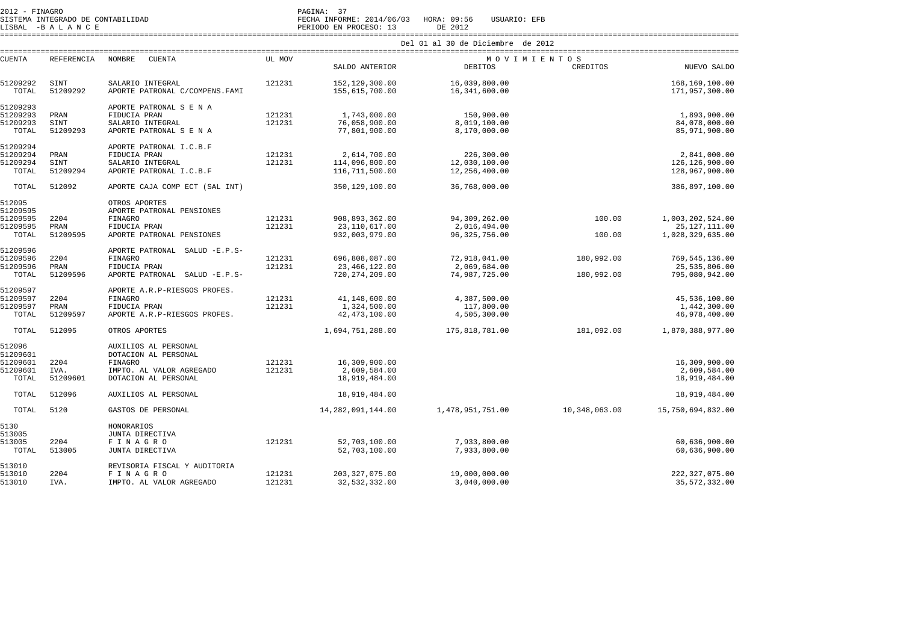2012 - FINAGRO
SISTEMA INTEGRADO DE CONTABILIDAD
LISBAL -B A L A N C E

FECHA INFORME: 2014/06/03 HORA: 09:56 USUARIO: EFB
PERIODO EN PROCESO: 13 DE 2012

Del 01 al 30 de Diciembre de 2012

| CUENTA | REFERENCIA | NOMBRE CUENTA | UL MOV | SALDO ANTERIOR | MOVIMIENTOS DEBITOS | MOVIMIENTOS CREDITOS | NUEVO SALDO |
|---|---|---|---|---|---|---|---|
| 51209292 | SINT | SALARIO INTEGRAL | 121231 | 152,129,300.00 | 16,039,800.00 | | 168,169,100.00 |
| TOTAL | 51209292 | APORTE PATRONAL C/COMPENS.FAMI | | 155,615,700.00 | 16,341,600.00 | | 171,957,300.00 |
| 51209293 | | APORTE PATRONAL S E N A | | | | | |
| 51209293 | PRAN | FIDUCIA PRAN | 121231 | 1,743,000.00 | 150,900.00 | | 1,893,900.00 |
| 51209293 | SINT | SALARIO INTEGRAL | 121231 | 76,058,900.00 | 8,019,100.00 | | 84,078,000.00 |
| TOTAL | 51209293 | APORTE PATRONAL S E N A | | 77,801,900.00 | 8,170,000.00 | | 85,971,900.00 |
| 51209294 | | APORTE PATRONAL I.C.B.F | | | | | |
| 51209294 | PRAN | FIDUCIA PRAN | 121231 | 2,614,700.00 | 226,300.00 | | 2,841,000.00 |
| 51209294 | SINT | SALARIO INTEGRAL | 121231 | 114,096,800.00 | 12,030,100.00 | | 126,126,900.00 |
| TOTAL | 51209294 | APORTE PATRONAL I.C.B.F | | 116,711,500.00 | 12,256,400.00 | | 128,967,900.00 |
| TOTAL | 512092 | APORTE CAJA COMP ECT (SAL INT) | | 350,129,100.00 | 36,768,000.00 | | 386,897,100.00 |
| 512095 | | OTROS APORTES | | | | | |
| 51209595 | | APORTE PATRONAL PENSIONES | | | | | |
| 51209595 | 2204 | FINAGRO | 121231 | 908,893,362.00 | 94,309,262.00 | 100.00 | 1,003,202,524.00 |
| 51209595 | PRAN | FIDUCIA PRAN | 121231 | 23,110,617.00 | 2,016,494.00 | | 25,127,111.00 |
| TOTAL | 51209595 | APORTE PATRONAL PENSIONES | | 932,003,979.00 | 96,325,756.00 | 100.00 | 1,028,329,635.00 |
| 51209596 | | APORTE PATRONAL SALUD -E.P.S- | | | | | |
| 51209596 | 2204 | FINAGRO | 121231 | 696,808,087.00 | 72,918,041.00 | 180,992.00 | 769,545,136.00 |
| 51209596 | PRAN | FIDUCIA PRAN | 121231 | 23,466,122.00 | 2,069,684.00 | | 25,535,806.00 |
| TOTAL | 51209596 | APORTE PATRONAL SALUD -E.P.S- | | 720,274,209.00 | 74,987,725.00 | 180,992.00 | 795,080,942.00 |
| 51209597 | | APORTE A.R.P-RIESGOS PROFES. | | | | | |
| 51209597 | 2204 | FINAGRO | 121231 | 41,148,600.00 | 4,387,500.00 | | 45,536,100.00 |
| 51209597 | PRAN | FIDUCIA PRAN | 121231 | 1,324,500.00 | 117,800.00 | | 1,442,300.00 |
| TOTAL | 51209597 | APORTE A.R.P-RIESGOS PROFES. | | 42,473,100.00 | 4,505,300.00 | | 46,978,400.00 |
| TOTAL | 512095 | OTROS APORTES | | 1,694,751,288.00 | 175,818,781.00 | 181,092.00 | 1,870,388,977.00 |
| 512096 | | AUXILIOS AL PERSONAL | | | | | |
| 51209601 | | DOTACION AL PERSONAL | | | | | |
| 51209601 | 2204 | FINAGRO | 121231 | 16,309,900.00 | | | 16,309,900.00 |
| 51209601 | IVA. | IMPTO. AL VALOR AGREGADO | 121231 | 2,609,584.00 | | | 2,609,584.00 |
| TOTAL | 51209601 | DOTACION AL PERSONAL | | 18,919,484.00 | | | 18,919,484.00 |
| TOTAL | 512096 | AUXILIOS AL PERSONAL | | 18,919,484.00 | | | 18,919,484.00 |
| TOTAL | 5120 | GASTOS DE PERSONAL | | 14,282,091,144.00 | 1,478,951,751.00 | 10,348,063.00 | 15,750,694,832.00 |
| 5130 | | HONORARIOS | | | | | |
| 513005 | | JUNTA DIRECTIVA | | | | | |
| 513005 | 2204 | F I N A G R O | 121231 | 52,703,100.00 | 7,933,800.00 | | 60,636,900.00 |
| TOTAL | 513005 | JUNTA DIRECTIVA | | 52,703,100.00 | 7,933,800.00 | | 60,636,900.00 |
| 513010 | | REVISORIA FISCAL Y AUDITORIA | | | | | |
| 513010 | 2204 | F I N A G R O | 121231 | 203,327,075.00 | 19,000,000.00 | | 222,327,075.00 |
| 513010 | IVA. | IMPTO. AL VALOR AGREGADO | 121231 | 32,532,332.00 | 3,040,000.00 | | 35,572,332.00 |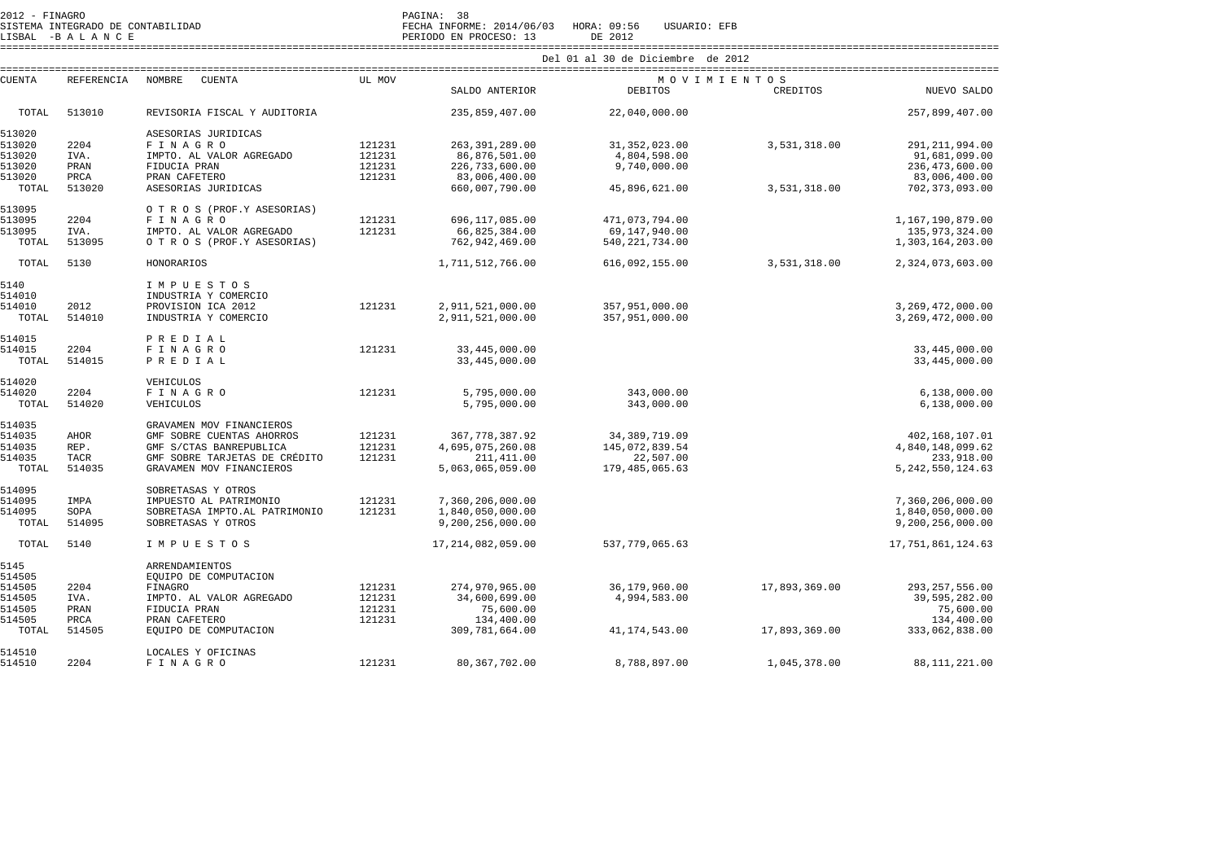2012 - FINAGRO
SISTEMA INTEGRADO DE CONTABILIDAD
LISBAL -B A L A N C E

PAGINA: 38
FECHA INFORME: 2014/06/03 HORA: 09:56 USUARIO: EFB
PERIODO EN PROCESO: 13 DE 2012

Del 01 al 30 de Diciembre de 2012

| CUENTA | REFERENCIA | NOMBRE CUENTA | UL MOV | SALDO ANTERIOR | M O V I M I E N T O S DEBITOS | CREDITOS | NUEVO SALDO |
|---|---|---|---|---|---|---|---|
| TOTAL | 513010 | REVISORIA FISCAL Y AUDITORIA | | 235,859,407.00 | 22,040,000.00 | | 257,899,407.00 |
| 513020 | | ASESORIAS JURIDICAS | | | | | |
| 513020 | 2204 | F I N A G R O | 121231 | 263,391,289.00 | 31,352,023.00 | 3,531,318.00 | 291,211,994.00 |
| 513020 | IVA. | IMPTO. AL VALOR AGREGADO | 121231 | 86,876,501.00 | 4,804,598.00 | | 91,681,099.00 |
| 513020 | PRAN | FIDUCIA PRAN | 121231 | 226,733,600.00 | 9,740,000.00 | | 236,473,600.00 |
| 513020 | PRCA | PRAN CAFETERO | 121231 | 83,006,400.00 | | | 83,006,400.00 |
| TOTAL | 513020 | ASESORIAS JURIDICAS | | 660,007,790.00 | 45,896,621.00 | 3,531,318.00 | 702,373,093.00 |
| 513095 | | O T R O S (PROF.Y ASESORIAS) | | | | | |
| 513095 | 2204 | F I N A G R O | 121231 | 696,117,085.00 | 471,073,794.00 | | 1,167,190,879.00 |
| 513095 | IVA. | IMPTO. AL VALOR AGREGADO | 121231 | 66,825,384.00 | 69,147,940.00 | | 135,973,324.00 |
| TOTAL | 513095 | O T R O S (PROF.Y ASESORIAS) | | 762,942,469.00 | 540,221,734.00 | | 1,303,164,203.00 |
| TOTAL | 5130 | HONORARIOS | | 1,711,512,766.00 | 616,092,155.00 | 3,531,318.00 | 2,324,073,603.00 |
| 5140 | | I M P U E S T O S | | | | | |
| 514010 | | INDUSTRIA Y COMERCIO | | | | | |
| 514010 | 2012 | PROVISION ICA 2012 | 121231 | 2,911,521,000.00 | 357,951,000.00 | | 3,269,472,000.00 |
| TOTAL | 514010 | INDUSTRIA Y COMERCIO | | 2,911,521,000.00 | 357,951,000.00 | | 3,269,472,000.00 |
| 514015 | | P R E D I A L | | | | | |
| 514015 | 2204 | F I N A G R O | 121231 | 33,445,000.00 | | | 33,445,000.00 |
| TOTAL | 514015 | P R E D I A L | | 33,445,000.00 | | | 33,445,000.00 |
| 514020 | | VEHICULOS | | | | | |
| 514020 | 2204 | F I N A G R O | 121231 | 5,795,000.00 | 343,000.00 | | 6,138,000.00 |
| TOTAL | 514020 | VEHICULOS | | 5,795,000.00 | 343,000.00 | | 6,138,000.00 |
| 514035 | | GRAVAMEN MOV FINANCIEROS | | | | | |
| 514035 | AHOR | GMF SOBRE CUENTAS AHORROS | 121231 | 367,778,387.92 | 34,389,719.09 | | 402,168,107.01 |
| 514035 | REP. | GMF S/CTAS BANREPUBLICA | 121231 | 4,695,075,260.08 | 145,072,839.54 | | 4,840,148,099.62 |
| 514035 | TACR | GMF SOBRE TARJETAS DE CRÉDITO | 121231 | 211,411.00 | 22,507.00 | | 233,918.00 |
| TOTAL | 514035 | GRAVAMEN MOV FINANCIEROS | | 5,063,065,059.00 | 179,485,065.63 | | 5,242,550,124.63 |
| 514095 | | SOBRETASAS Y OTROS | | | | | |
| 514095 | IMPA | IMPUESTO AL PATRIMONIO | 121231 | 7,360,206,000.00 | | | 7,360,206,000.00 |
| 514095 | SOPA | SOBRETASA IMPTO.AL PATRIMONIO | 121231 | 1,840,050,000.00 | | | 1,840,050,000.00 |
| TOTAL | 514095 | SOBRETASAS Y OTROS | | 9,200,256,000.00 | | | 9,200,256,000.00 |
| TOTAL | 5140 | I M P U E S T O S | | 17,214,082,059.00 | 537,779,065.63 | | 17,751,861,124.63 |
| 5145 | | ARRENDAMIENTOS | | | | | |
| 514505 | | EQUIPO DE COMPUTACION | | | | | |
| 514505 | 2204 | FINAGRO | 121231 | 274,970,965.00 | 36,179,960.00 | 17,893,369.00 | 293,257,556.00 |
| 514505 | IVA. | IMPTO. AL VALOR AGREGADO | 121231 | 34,600,699.00 | 4,994,583.00 | | 39,595,282.00 |
| 514505 | PRAN | FIDUCIA PRAN | 121231 | 75,600.00 | | | 75,600.00 |
| 514505 | PRCA | PRAN CAFETERO | 121231 | 134,400.00 | | | 134,400.00 |
| TOTAL | 514505 | EQUIPO DE COMPUTACION | | 309,781,664.00 | 41,174,543.00 | 17,893,369.00 | 333,062,838.00 |
| 514510 | | LOCALES Y OFICINAS | | | | | |
| 514510 | 2204 | F I N A G R O | 121231 | 80,367,702.00 | 8,788,897.00 | 1,045,378.00 | 88,111,221.00 |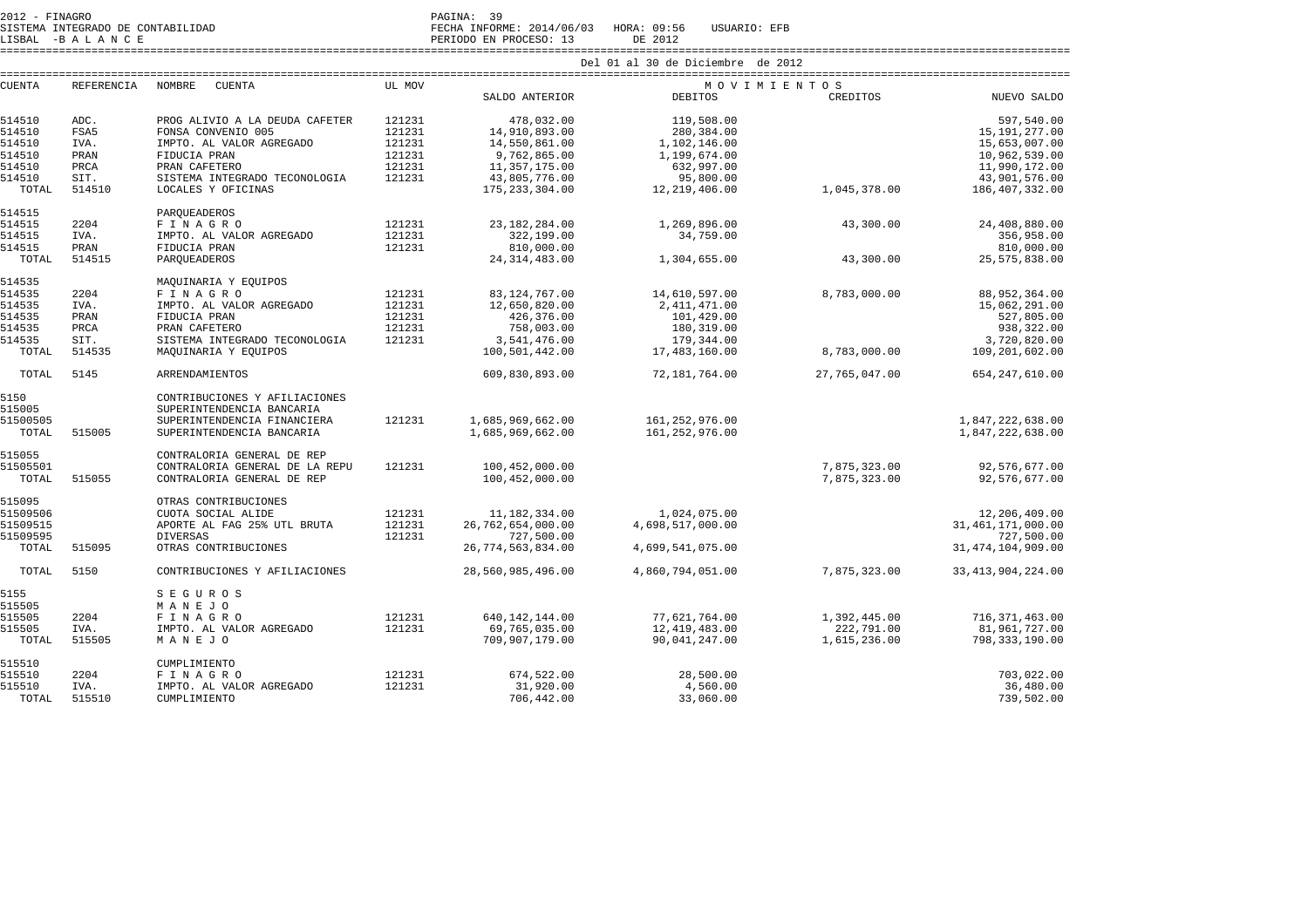2012 - FINAGRO
SISTEMA INTEGRADO DE CONTABILIDAD
LISBAL -B A L A N C E

PAGINA: 39
FECHA INFORME: 2014/06/03 HORA: 09:56 USUARIO: EFB
PERIODO EN PROCESO: 13 DE 2012

Del 01 al 30 de Diciembre de 2012

| CUENTA | REFERENCIA | NOMBRE CUENTA | UL MOV | SALDO ANTERIOR | MOVIMIENTOS DEBITOS | MOVIMIENTOS CREDITOS | NUEVO SALDO |
|---|---|---|---|---|---|---|---|
| 514510 | ADC. | PROG ALIVIO A LA DEUDA CAFETER | 121231 | 478,032.00 | 119,508.00 | | 597,540.00 |
| 514510 | FSA5 | FONSA CONVENIO 005 | 121231 | 14,910,893.00 | 280,384.00 | | 15,191,277.00 |
| 514510 | IVA. | IMPTO. AL VALOR AGREGADO | 121231 | 14,550,861.00 | 1,102,146.00 | | 15,653,007.00 |
| 514510 | PRAN | FIDUCIA PRAN | 121231 | 9,762,865.00 | 1,199,674.00 | | 10,962,539.00 |
| 514510 | PRCA | PRAN CAFETERO | 121231 | 11,357,175.00 | 632,997.00 | | 11,990,172.00 |
| 514510 | SIT. | SISTEMA INTEGRADO TECONOLOGIA | 121231 | 43,805,776.00 | 95,800.00 | | 43,901,576.00 |
| TOTAL | 514510 | LOCALES Y OFICINAS | | 175,233,304.00 | 12,219,406.00 | 1,045,378.00 | 186,407,332.00 |
| 514515 | | PARQUEADEROS | | | | | |
| 514515 | 2204 | F I N A G R O | 121231 | 23,182,284.00 | 1,269,896.00 | 43,300.00 | 24,408,880.00 |
| 514515 | IVA. | IMPTO. AL VALOR AGREGADO | 121231 | 322,199.00 | 34,759.00 | | 356,958.00 |
| 514515 | PRAN | FIDUCIA PRAN | 121231 | 810,000.00 | | | 810,000.00 |
| TOTAL | 514515 | PARQUEADEROS | | 24,314,483.00 | 1,304,655.00 | 43,300.00 | 25,575,838.00 |
| 514535 | | MAQUINARIA Y EQUIPOS | | | | | |
| 514535 | 2204 | F I N A G R O | 121231 | 83,124,767.00 | 14,610,597.00 | 8,783,000.00 | 88,952,364.00 |
| 514535 | IVA. | IMPTO. AL VALOR AGREGADO | 121231 | 12,650,820.00 | 2,411,471.00 | | 15,062,291.00 |
| 514535 | PRAN | FIDUCIA PRAN | 121231 | 426,376.00 | 101,429.00 | | 527,805.00 |
| 514535 | PRCA | PRAN CAFETERO | 121231 | 758,003.00 | 180,319.00 | | 938,322.00 |
| 514535 | SIT. | SISTEMA INTEGRADO TECONOLOGIA | 121231 | 3,541,476.00 | 179,344.00 | | 3,720,820.00 |
| TOTAL | 514535 | MAQUINARIA Y EQUIPOS | | 100,501,442.00 | 17,483,160.00 | 8,783,000.00 | 109,201,602.00 |
| TOTAL | 5145 | ARRENDAMIENTOS | | 609,830,893.00 | 72,181,764.00 | 27,765,047.00 | 654,247,610.00 |
| 5150 | | CONTRIBUCIONES Y AFILIACIONES | | | | | |
| 515005 | | SUPERINTENDENCIA BANCARIA | | | | | |
| 51500505 | | SUPERINTENDENCIA FINANCIERA | 121231 | 1,685,969,662.00 | 161,252,976.00 | | 1,847,222,638.00 |
| TOTAL | 515005 | SUPERINTENDENCIA BANCARIA | | 1,685,969,662.00 | 161,252,976.00 | | 1,847,222,638.00 |
| 515055 | | CONTRALORIA GENERAL DE REP | | | | | |
| 51505501 | | CONTRALORIA GENERAL DE LA REPU | 121231 | 100,452,000.00 | | 7,875,323.00 | 92,576,677.00 |
| TOTAL | 515055 | CONTRALORIA GENERAL DE REP | | 100,452,000.00 | | 7,875,323.00 | 92,576,677.00 |
| 515095 | | OTRAS CONTRIBUCIONES | | | | | |
| 51509506 | | CUOTA SOCIAL ALIDE | 121231 | 11,182,334.00 | 1,024,075.00 | | 12,206,409.00 |
| 51509515 | | APORTE AL FAG 25% UTL BRUTA | 121231 | 26,762,654,000.00 | 4,698,517,000.00 | | 31,461,171,000.00 |
| 51509595 | | DIVERSAS | 121231 | 727,500.00 | | | 727,500.00 |
| TOTAL | 515095 | OTRAS CONTRIBUCIONES | | 26,774,563,834.00 | 4,699,541,075.00 | | 31,474,104,909.00 |
| TOTAL | 5150 | CONTRIBUCIONES Y AFILIACIONES | | 28,560,985,496.00 | 4,860,794,051.00 | 7,875,323.00 | 33,413,904,224.00 |
| 5155 | | S E G U R O S | | | | | |
| 515505 | | M A N E J O | | | | | |
| 515505 | 2204 | F I N A G R O | 121231 | 640,142,144.00 | 77,621,764.00 | 1,392,445.00 | 716,371,463.00 |
| 515505 | IVA. | IMPTO. AL VALOR AGREGADO | 121231 | 69,765,035.00 | 12,419,483.00 | 222,791.00 | 81,961,727.00 |
| TOTAL | 515505 | M A N E J O | | 709,907,179.00 | 90,041,247.00 | 1,615,236.00 | 798,333,190.00 |
| 515510 | | CUMPLIMIENTO | | | | | |
| 515510 | 2204 | F I N A G R O | 121231 | 674,522.00 | 28,500.00 | | 703,022.00 |
| 515510 | IVA. | IMPTO. AL VALOR AGREGADO | 121231 | 31,920.00 | 4,560.00 | | 36,480.00 |
| TOTAL | 515510 | CUMPLIMIENTO | | 706,442.00 | 33,060.00 | | 739,502.00 |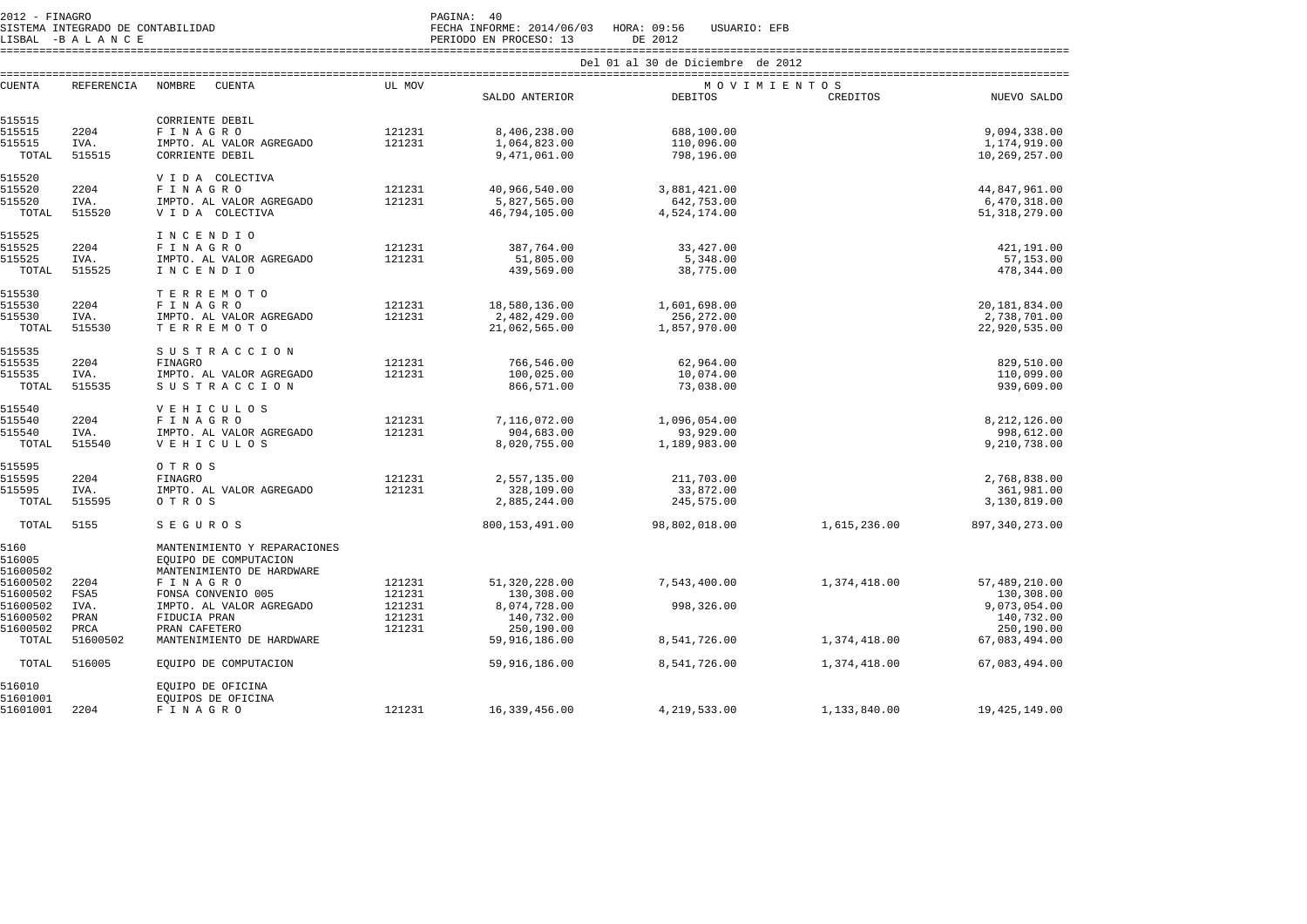Del 01 al 30 de Diciembre de 2012

| CUENTA | REFERENCIA | NOMBRE CUENTA | UL MOV | SALDO ANTERIOR | DEBITOS | CREDITOS | NUEVO SALDO |
|---|---|---|---|---|---|---|---|
| | | | | | M O V I M I E N T O S | | |
| 515515 | | CORRIENTE DEBIL | | | | | |
| 515515 | 2204 | F I N A G R O | 121231 | 8,406,238.00 | 688,100.00 | | 9,094,338.00 |
| 515515 | IVA. | IMPTO. AL VALOR AGREGADO | 121231 | 1,064,823.00 | 110,096.00 | | 1,174,919.00 |
| TOTAL | 515515 | CORRIENTE DEBIL | | 9,471,061.00 | 798,196.00 | | 10,269,257.00 |
| 515520 | | V I D A COLECTIVA | | | | | |
| 515520 | 2204 | F I N A G R O | 121231 | 40,966,540.00 | 3,881,421.00 | | 44,847,961.00 |
| 515520 | IVA. | IMPTO. AL VALOR AGREGADO | 121231 | 5,827,565.00 | 642,753.00 | | 6,470,318.00 |
| TOTAL | 515520 | V I D A COLECTIVA | | 46,794,105.00 | 4,524,174.00 | | 51,318,279.00 |
| 515525 | | I N C E N D I O | | | | | |
| 515525 | 2204 | F I N A G R O | 121231 | 387,764.00 | 33,427.00 | | 421,191.00 |
| 515525 | IVA. | IMPTO. AL VALOR AGREGADO | 121231 | 51,805.00 | 5,348.00 | | 57,153.00 |
| TOTAL | 515525 | I N C E N D I O | | 439,569.00 | 38,775.00 | | 478,344.00 |
| 515530 | | T E R R E M O T O | | | | | |
| 515530 | 2204 | F I N A G R O | 121231 | 18,580,136.00 | 1,601,698.00 | | 20,181,834.00 |
| 515530 | IVA. | IMPTO. AL VALOR AGREGADO | 121231 | 2,482,429.00 | 256,272.00 | | 2,738,701.00 |
| TOTAL | 515530 | T E R R E M O T O | | 21,062,565.00 | 1,857,970.00 | | 22,920,535.00 |
| 515535 | | S U S T R A C C I O N | | | | | |
| 515535 | 2204 | FINAGRO | 121231 | 766,546.00 | 62,964.00 | | 829,510.00 |
| 515535 | IVA. | IMPTO. AL VALOR AGREGADO | 121231 | 100,025.00 | 10,074.00 | | 110,099.00 |
| TOTAL | 515535 | S U S T R A C C I O N | | 866,571.00 | 73,038.00 | | 939,609.00 |
| 515540 | | V E H I C U L O S | | | | | |
| 515540 | 2204 | F I N A G R O | 121231 | 7,116,072.00 | 1,096,054.00 | | 8,212,126.00 |
| 515540 | IVA. | IMPTO. AL VALOR AGREGADO | 121231 | 904,683.00 | 93,929.00 | | 998,612.00 |
| TOTAL | 515540 | V E H I C U L O S | | 8,020,755.00 | 1,189,983.00 | | 9,210,738.00 |
| 515595 | | O T R O S | | | | | |
| 515595 | 2204 | FINAGRO | 121231 | 2,557,135.00 | 211,703.00 | | 2,768,838.00 |
| 515595 | IVA. | IMPTO. AL VALOR AGREGADO | 121231 | 328,109.00 | 33,872.00 | | 361,981.00 |
| TOTAL | 515595 | O T R O S | | 2,885,244.00 | 245,575.00 | | 3,130,819.00 |
| TOTAL | 5155 | S E G U R O S | | 800,153,491.00 | 98,802,018.00 | 1,615,236.00 | 897,340,273.00 |
| 5160 | | MANTENIMIENTO Y REPARACIONES | | | | | |
| 516005 | | EQUIPO DE COMPUTACION | | | | | |
| 51600502 | | MANTENIMIENTO DE HARDWARE | | | | | |
| 51600502 | 2204 | F I N A G R O | 121231 | 51,320,228.00 | 7,543,400.00 | 1,374,418.00 | 57,489,210.00 |
| 51600502 | FSA5 | FONSA CONVENIO 005 | 121231 | 130,308.00 | | | 130,308.00 |
| 51600502 | IVA. | IMPTO. AL VALOR AGREGADO | 121231 | 8,074,728.00 | 998,326.00 | | 9,073,054.00 |
| 51600502 | PRAN | FIDUCIA PRAN | 121231 | 140,732.00 | | | 140,732.00 |
| 51600502 | PRCA | PRAN CAFETERO | 121231 | 250,190.00 | | | 250,190.00 |
| TOTAL | 51600502 | MANTENIMIENTO DE HARDWARE | | 59,916,186.00 | 8,541,726.00 | 1,374,418.00 | 67,083,494.00 |
| TOTAL | 516005 | EQUIPO DE COMPUTACION | | 59,916,186.00 | 8,541,726.00 | 1,374,418.00 | 67,083,494.00 |
| 516010 | | EQUIPO DE OFICINA | | | | | |
| 51601001 | | EQUIPOS DE OFICINA | | | | | |
| 51601001 | 2204 | F I N A G R O | 121231 | 16,339,456.00 | 4,219,533.00 | 1,133,840.00 | 19,425,149.00 |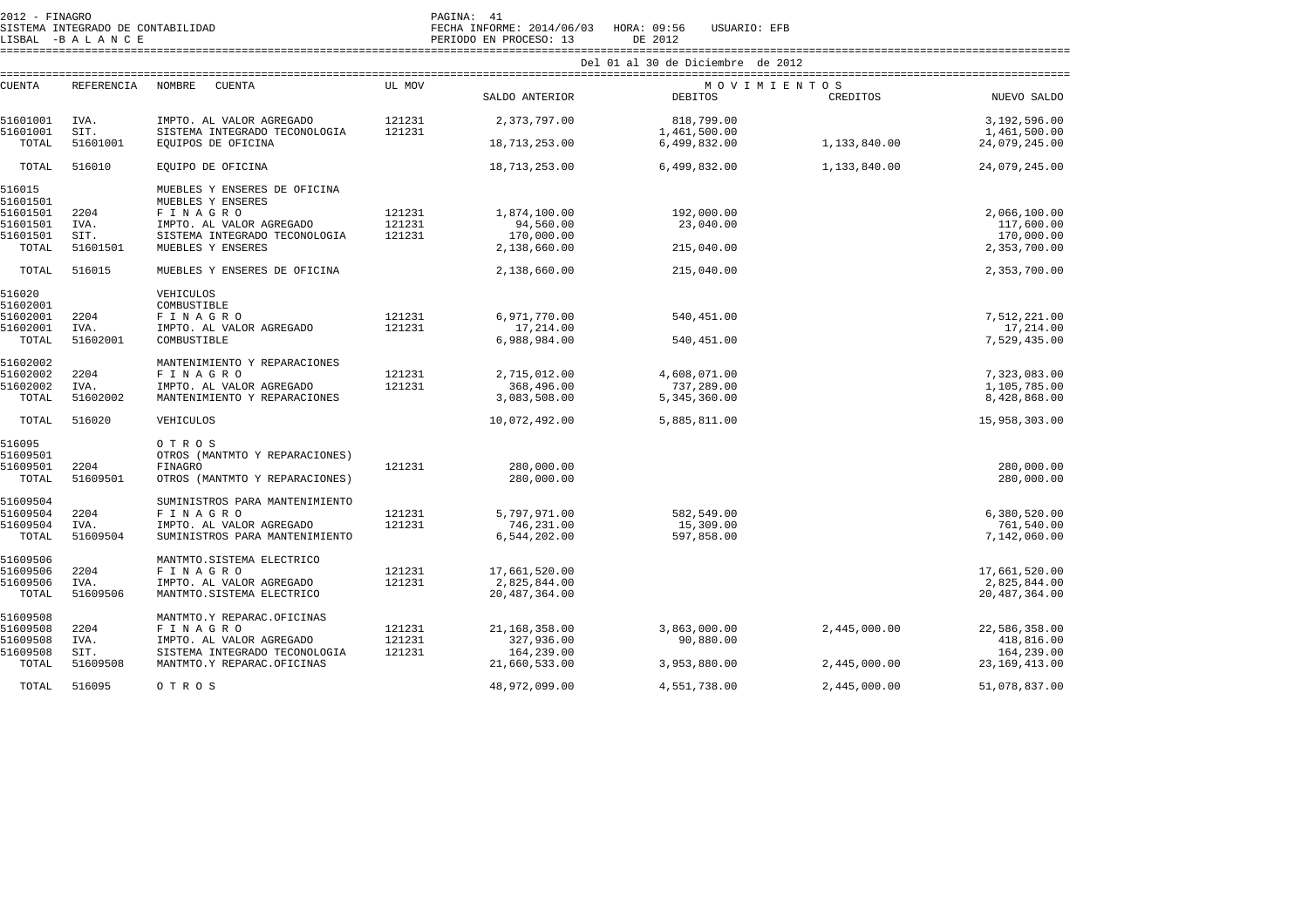2012 - FINAGRO
SISTEMA INTEGRADO DE CONTABILIDAD
LISBAL -B A L A N C E

FECHA INFORME: 2014/06/03 HORA: 09:56 USUARIO: EFB
PERIODO EN PROCESO: 13 DE 2012

Del 01 al 30 de Diciembre de 2012

| CUENTA | REFERENCIA | NOMBRE CUENTA | UL MOV | SALDO ANTERIOR | M O V I M I E N T O S DEBITOS | CREDITOS | NUEVO SALDO |
|---|---|---|---|---|---|---|---|
| 51601001 | IVA. | IMPTO. AL VALOR AGREGADO | 121231 | 2,373,797.00 | 818,799.00 | | 3,192,596.00 |
| 51601001 | SIT. | SISTEMA INTEGRADO TECONOLOGIA | 121231 | | 1,461,500.00 | | 1,461,500.00 |
| TOTAL | 51601001 | EQUIPOS DE OFICINA | | 18,713,253.00 | 6,499,832.00 | 1,133,840.00 | 24,079,245.00 |
| TOTAL | 516010 | EQUIPO DE OFICINA | | 18,713,253.00 | 6,499,832.00 | 1,133,840.00 | 24,079,245.00 |
| 516015 | | MUEBLES Y ENSERES DE OFICINA | | | | | |
| 51601501 | | MUEBLES Y ENSERES | | | | | |
| 51601501 | 2204 | F I N A G R O | 121231 | 1,874,100.00 | 192,000.00 | | 2,066,100.00 |
| 51601501 | IVA. | IMPTO. AL VALOR AGREGADO | 121231 | 94,560.00 | 23,040.00 | | 117,600.00 |
| 51601501 | SIT. | SISTEMA INTEGRADO TECONOLOGIA | 121231 | 170,000.00 | | | 170,000.00 |
| TOTAL | 51601501 | MUEBLES Y ENSERES | | 2,138,660.00 | 215,040.00 | | 2,353,700.00 |
| TOTAL | 516015 | MUEBLES Y ENSERES DE OFICINA | | 2,138,660.00 | 215,040.00 | | 2,353,700.00 |
| 516020 | | VEHICULOS | | | | | |
| 51602001 | | COMBUSTIBLE | | | | | |
| 51602001 | 2204 | F I N A G R O | 121231 | 6,971,770.00 | 540,451.00 | | 7,512,221.00 |
| 51602001 | IVA. | IMPTO. AL VALOR AGREGADO | 121231 | 17,214.00 | | | 17,214.00 |
| TOTAL | 51602001 | COMBUSTIBLE | | 6,988,984.00 | 540,451.00 | | 7,529,435.00 |
| 51602002 | | MANTENIMIENTO Y REPARACIONES | | | | | |
| 51602002 | 2204 | F I N A G R O | 121231 | 2,715,012.00 | 4,608,071.00 | | 7,323,083.00 |
| 51602002 | IVA. | IMPTO. AL VALOR AGREGADO | 121231 | 368,496.00 | 737,289.00 | | 1,105,785.00 |
| TOTAL | 51602002 | MANTENIMIENTO Y REPARACIONES | | 3,083,508.00 | 5,345,360.00 | | 8,428,868.00 |
| TOTAL | 516020 | VEHICULOS | | 10,072,492.00 | 5,885,811.00 | | 15,958,303.00 |
| 516095 | | O T R O S | | | | | |
| 51609501 | | OTROS (MANTMTO Y REPARACIONES) | | | | | |
| 51609501 | 2204 | FINAGRO | 121231 | 280,000.00 | | | 280,000.00 |
| TOTAL | 51609501 | OTROS (MANTMTO Y REPARACIONES) | | 280,000.00 | | | 280,000.00 |
| 51609504 | | SUMINISTROS PARA MANTENIMIENTO | | | | | |
| 51609504 | 2204 | F I N A G R O | 121231 | 5,797,971.00 | 582,549.00 | | 6,380,520.00 |
| 51609504 | IVA. | IMPTO. AL VALOR AGREGADO | 121231 | 746,231.00 | 15,309.00 | | 761,540.00 |
| TOTAL | 51609504 | SUMINISTROS PARA MANTENIMIENTO | | 6,544,202.00 | 597,858.00 | | 7,142,060.00 |
| 51609506 | | MANTMTO.SISTEMA ELECTRICO | | | | | |
| 51609506 | 2204 | F I N A G R O | 121231 | 17,661,520.00 | | | 17,661,520.00 |
| 51609506 | IVA. | IMPTO. AL VALOR AGREGADO | 121231 | 2,825,844.00 | | | 2,825,844.00 |
| TOTAL | 51609506 | MANTMTO.SISTEMA ELECTRICO | | 20,487,364.00 | | | 20,487,364.00 |
| 51609508 | | MANTMTO.Y REPARAC.OFICINAS | | | | | |
| 51609508 | 2204 | F I N A G R O | 121231 | 21,168,358.00 | 3,863,000.00 | 2,445,000.00 | 22,586,358.00 |
| 51609508 | IVA. | IMPTO. AL VALOR AGREGADO | 121231 | 327,936.00 | 90,880.00 | | 418,816.00 |
| 51609508 | SIT. | SISTEMA INTEGRADO TECONOLOGIA | 121231 | 164,239.00 | | | 164,239.00 |
| TOTAL | 51609508 | MANTMTO.Y REPARAC.OFICINAS | | 21,660,533.00 | 3,953,880.00 | 2,445,000.00 | 23,169,413.00 |
| TOTAL | 516095 | O T R O S | | 48,972,099.00 | 4,551,738.00 | 2,445,000.00 | 51,078,837.00 |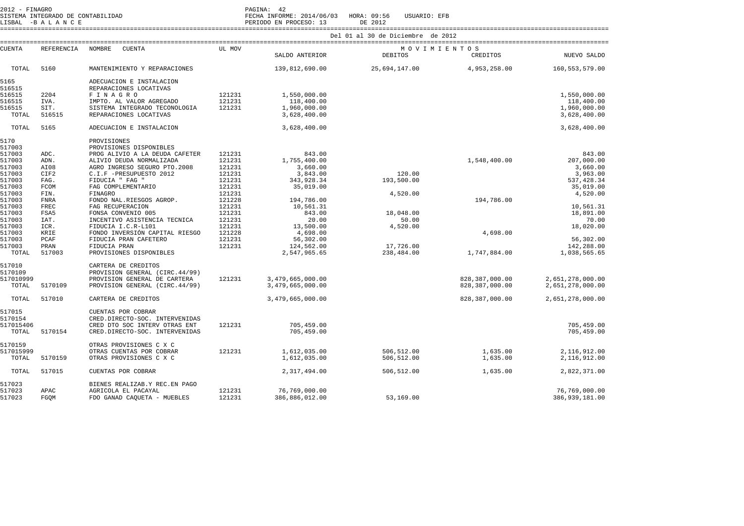2012 - FINAGRO
SISTEMA INTEGRADO DE CONTABILIDAD
LISBAL -B A L A N C E

FECHA INFORME: 2014/06/03 HORA: 09:56 USUARIO: EFB
PERIODO EN PROCESO: 13 DE 2012

Del 01 al 30 de Diciembre de 2012

| CUENTA | REFERENCIA | NOMBRE CUENTA | UL MOV | SALDO ANTERIOR | DEBITOS | CREDITOS | NUEVO SALDO |
|---|---|---|---|---|---|---|---|
| TOTAL | 5160 | MANTENIMIENTO Y REPARACIONES | | 139,812,690.00 | 25,694,147.00 | 4,953,258.00 | 160,553,579.00 |
| 5165 | | ADECUACION E INSTALACION | | | | | |
| 516515 | | REPARACIONES LOCATIVAS | | | | | |
| 516515 | 2204 | F I N A G R O | 121231 | 1,550,000.00 | | | 1,550,000.00 |
| 516515 | IVA. | IMPTO. AL VALOR AGREGADO | 121231 | 118,400.00 | | | 118,400.00 |
| 516515 | SIT. | SISTEMA INTEGRADO TECONOLOGIA | 121231 | 1,960,000.00 | | | 1,960,000.00 |
| TOTAL | 516515 | REPARACIONES LOCATIVAS | | 3,628,400.00 | | | 3,628,400.00 |
| TOTAL | 5165 | ADECUACION E INSTALACION | | 3,628,400.00 | | | 3,628,400.00 |
| 5170 | | PROVISIONES | | | | | |
| 517003 | | PROVISIONES DISPONIBLES | | | | | |
| 517003 | ADC. | PROG ALIVIO A LA DEUDA CAFETER | 121231 | 843.00 | | | 843.00 |
| 517003 | ADN. | ALIVIO DEUDA NORMALIZADA | 121231 | 1,755,400.00 | | 1,548,400.00 | 207,000.00 |
| 517003 | AI08 | AGRO INGRESO SEGURO PTO.2008 | 121231 | 3,660.00 | | | 3,660.00 |
| 517003 | CIF2 | C.I.F -PRESUPUESTO 2012 | 121231 | 3,843.00 | 120.00 | | 3,963.00 |
| 517003 | FAG. | FIDUCIA " FAG " | 121231 | 343,928.34 | 193,500.00 | | 537,428.34 |
| 517003 | FCOM | FAG COMPLEMENTARIO | 121231 | 35,019.00 | | | 35,019.00 |
| 517003 | FIN. | FINAGRO | 121231 | | 4,520.00 | | 4,520.00 |
| 517003 | FNRA | FONDO NAL.RIESGOS AGROP. | 121228 | 194,786.00 | | 194,786.00 | |
| 517003 | FREC | FAG RECUPERACION | 121231 | 10,561.31 | | | 10,561.31 |
| 517003 | FSA5 | FONSA CONVENIO 005 | 121231 | 843.00 | 18,048.00 | | 18,891.00 |
| 517003 | IAT. | INCENTIVO ASISTENCIA TECNICA | 121231 | 20.00 | 50.00 | | 70.00 |
| 517003 | ICR. | FIDUCIA I.C.R-L101 | 121231 | 13,500.00 | 4,520.00 | | 18,020.00 |
| 517003 | KRIE | FONDO INVERSIÓN CAPITAL RIESGO | 121228 | 4,698.00 | | 4,698.00 | |
| 517003 | PCAF | FIDUCIA PRAN CAFETERO | 121231 | 56,302.00 | | | 56,302.00 |
| 517003 | PRAN | FIDUCIA PRAN | 121231 | 124,562.00 | 17,726.00 | | 142,288.00 |
| TOTAL | 517003 | PROVISIONES DISPONIBLES | | 2,547,965.65 | 238,484.00 | 1,747,884.00 | 1,038,565.65 |
| 517010 | | CARTERA DE CREDITOS | | | | | |
| 5170109 | | PROVISION GENERAL (CIRC.44/99) | | | | | |
| 517010999 | | PROVISION GENERAL DE CARTERA | 121231 | 3,479,665,000.00 | | 828,387,000.00 | 2,651,278,000.00 |
| TOTAL | 5170109 | PROVISION GENERAL (CIRC.44/99) | | 3,479,665,000.00 | | 828,387,000.00 | 2,651,278,000.00 |
| TOTAL | 517010 | CARTERA DE CREDITOS | | 3,479,665,000.00 | | 828,387,000.00 | 2,651,278,000.00 |
| 517015 | | CUENTAS POR COBRAR | | | | | |
| 5170154 | | CRED.DIRECTO-SOC. INTERVENIDAS | | | | | |
| 517015406 | | CRED DTO SOC INTERV OTRAS ENT | 121231 | 705,459.00 | | | 705,459.00 |
| TOTAL | 5170154 | CRED.DIRECTO-SOC. INTERVENIDAS | | 705,459.00 | | | 705,459.00 |
| 5170159 | | OTRAS PROVISIONES C X C | | | | | |
| 517015999 | | OTRAS CUENTAS POR COBRAR | 121231 | 1,612,035.00 | 506,512.00 | 1,635.00 | 2,116,912.00 |
| TOTAL | 5170159 | OTRAS PROVISIONES C X C | | 1,612,035.00 | 506,512.00 | 1,635.00 | 2,116,912.00 |
| TOTAL | 517015 | CUENTAS POR COBRAR | | 2,317,494.00 | 506,512.00 | 1,635.00 | 2,822,371.00 |
| 517023 | | BIENES REALIZAB.Y REC.EN PAGO | | | | | |
| 517023 | APAC | AGRICOLA EL PACAYAL | 121231 | 76,769,000.00 | | | 76,769,000.00 |
| 517023 | FGQM | FDO GANAD CAQUETA - MUEBLES | 121231 | 386,886,012.00 | 53,169.00 | | 386,939,181.00 |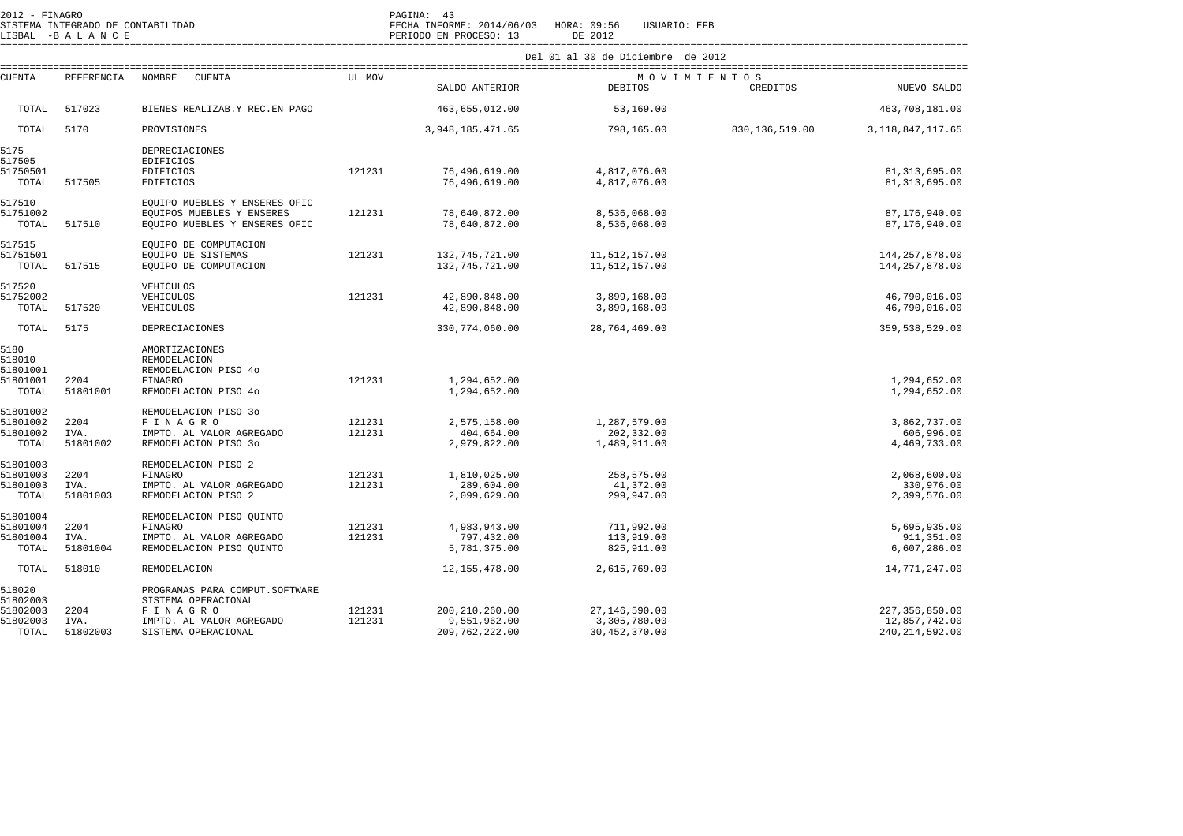2012 - FINAGRO
SISTEMA INTEGRADO DE CONTABILIDAD
LISBAL -B A L A N C E

PAGINA: 43
FECHA INFORME: 2014/06/03 HORA: 09:56 USUARIO: EFB
PERIODO EN PROCESO: 13 DE 2012

Del 01 al 30 de Diciembre de 2012

| CUENTA | REFERENCIA | NOMBRE CUENTA | UL MOV | SALDO ANTERIOR | MOVIMIENTOS DEBITOS | MOVIMIENTOS CREDITOS | NUEVO SALDO |
|---|---|---|---|---|---|---|---|
| TOTAL | 517023 | BIENES REALIZAB.Y REC.EN PAGO | | 463,655,012.00 | 53,169.00 | | 463,708,181.00 |
| TOTAL | 5170 | PROVISIONES | | 3,948,185,471.65 | 798,165.00 | 830,136,519.00 | 3,118,847,117.65 |
| 5175 | | DEPRECIACIONES | | | | | |
| 517505 | | EDIFICIOS | | | | | |
| 51750501 | | EDIFICIOS | 121231 | 76,496,619.00 | 4,817,076.00 | | 81,313,695.00 |
| TOTAL | 517505 | EDIFICIOS | | 76,496,619.00 | 4,817,076.00 | | 81,313,695.00 |
| 517510 | | EQUIPO MUEBLES Y ENSERES OFIC | | | | | |
| 51751002 | | EQUIPOS MUEBLES Y ENSERES | 121231 | 78,640,872.00 | 8,536,068.00 | | 87,176,940.00 |
| TOTAL | 517510 | EQUIPO MUEBLES Y ENSERES OFIC | | 78,640,872.00 | 8,536,068.00 | | 87,176,940.00 |
| 517515 | | EQUIPO DE COMPUTACION | | | | | |
| 51751501 | | EQUIPO DE SISTEMAS | 121231 | 132,745,721.00 | 11,512,157.00 | | 144,257,878.00 |
| TOTAL | 517515 | EQUIPO DE COMPUTACION | | 132,745,721.00 | 11,512,157.00 | | 144,257,878.00 |
| 517520 | | VEHICULOS | | | | | |
| 51752002 | | VEHICULOS | 121231 | 42,890,848.00 | 3,899,168.00 | | 46,790,016.00 |
| TOTAL | 517520 | VEHICULOS | | 42,890,848.00 | 3,899,168.00 | | 46,790,016.00 |
| TOTAL | 5175 | DEPRECIACIONES | | 330,774,060.00 | 28,764,469.00 | | 359,538,529.00 |
| 5180 | | AMORTIZACIONES | | | | | |
| 518010 | | REMODELACION | | | | | |
| 51801001 | | REMODELACION PISO 4o | | | | | |
| 51801001 | 2204 | FINAGRO | 121231 | 1,294,652.00 | | | 1,294,652.00 |
| TOTAL | 51801001 | REMODELACION PISO 4o | | 1,294,652.00 | | | 1,294,652.00 |
| 51801002 | | REMODELACION PISO 3o | | | | | |
| 51801002 | 2204 | F I N A G R O | 121231 | 2,575,158.00 | 1,287,579.00 | | 3,862,737.00 |
| 51801002 | IVA. | IMPTO. AL VALOR AGREGADO | 121231 | 404,664.00 | 202,332.00 | | 606,996.00 |
| TOTAL | 51801002 | REMODELACION PISO 3o | | 2,979,822.00 | 1,489,911.00 | | 4,469,733.00 |
| 51801003 | | REMODELACION PISO 2 | | | | | |
| 51801003 | 2204 | FINAGRO | 121231 | 1,810,025.00 | 258,575.00 | | 2,068,600.00 |
| 51801003 | IVA. | IMPTO. AL VALOR AGREGADO | 121231 | 289,604.00 | 41,372.00 | | 330,976.00 |
| TOTAL | 51801003 | REMODELACION PISO 2 | | 2,099,629.00 | 299,947.00 | | 2,399,576.00 |
| 51801004 | | REMODELACION PISO QUINTO | | | | | |
| 51801004 | 2204 | FINAGRO | 121231 | 4,983,943.00 | 711,992.00 | | 5,695,935.00 |
| 51801004 | IVA. | IMPTO. AL VALOR AGREGADO | 121231 | 797,432.00 | 113,919.00 | | 911,351.00 |
| TOTAL | 51801004 | REMODELACION PISO QUINTO | | 5,781,375.00 | 825,911.00 | | 6,607,286.00 |
| TOTAL | 518010 | REMODELACION | | 12,155,478.00 | 2,615,769.00 | | 14,771,247.00 |
| 518020 | | PROGRAMAS PARA COMPUT.SOFTWARE | | | | | |
| 51802003 | | SISTEMA OPERACIONAL | | | | | |
| 51802003 | 2204 | F I N A G R O | 121231 | 200,210,260.00 | 27,146,590.00 | | 227,356,850.00 |
| 51802003 | IVA. | IMPTO. AL VALOR AGREGADO | 121231 | 9,551,962.00 | 3,305,780.00 | | 12,857,742.00 |
| TOTAL | 51802003 | SISTEMA OPERACIONAL | | 209,762,222.00 | 30,452,370.00 | | 240,214,592.00 |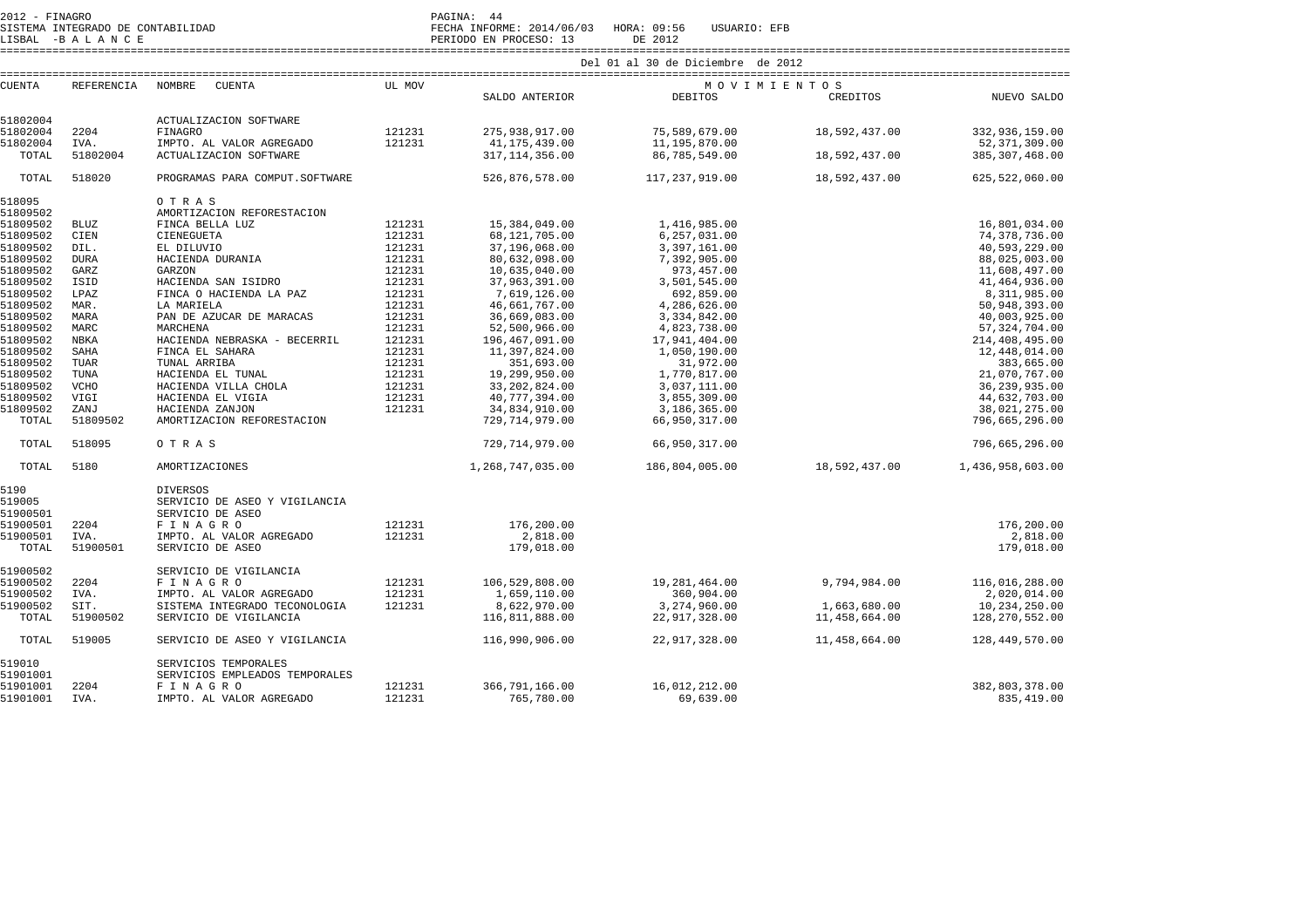2012 - FINAGRO
SISTEMA INTEGRADO DE CONTABILIDAD
LISBAL -B A L A N C E

PAGINA: 44
FECHA INFORME: 2014/06/03 HORA: 09:56 USUARIO: EFB
PERIODO EN PROCESO: 13 DE 2012

Del 01 al 30 de Diciembre de 2012

| CUENTA | REFERENCIA | NOMBRE CUENTA | UL MOV | SALDO ANTERIOR | DEBITOS | CREDITOS | NUEVO SALDO |
|---|---|---|---|---|---|---|---|
| 51802004 | | ACTUALIZACION SOFTWARE | | | | | |
| 51802004 | 2204 | FINAGRO | 121231 | 275,938,917.00 | 75,589,679.00 | 18,592,437.00 | 332,936,159.00 |
| 51802004 | IVA. | IMPTO. AL VALOR AGREGADO | 121231 | 41,175,439.00 | 11,195,870.00 | | 52,371,309.00 |
| TOTAL | 51802004 | ACTUALIZACION SOFTWARE | | 317,114,356.00 | 86,785,549.00 | 18,592,437.00 | 385,307,468.00 |
| TOTAL | 518020 | PROGRAMAS PARA COMPUT.SOFTWARE | | 526,876,578.00 | 117,237,919.00 | 18,592,437.00 | 625,522,060.00 |
| 518095 | | O T R A S | | | | | |
| 51809502 | | AMORTIZACION REFORESTACION | | | | | |
| 51809502 | BLUZ | FINCA BELLA LUZ | 121231 | 15,384,049.00 | 1,416,985.00 | | 16,801,034.00 |
| 51809502 | CIEN | CIENEGUETA | 121231 | 68,121,705.00 | 6,257,031.00 | | 74,378,736.00 |
| 51809502 | DIL. | EL DILUVIO | 121231 | 37,196,068.00 | 3,397,161.00 | | 40,593,229.00 |
| 51809502 | DURA | HACIENDA DURANIA | 121231 | 80,632,098.00 | 7,392,905.00 | | 88,025,003.00 |
| 51809502 | GARZ | GARZON | 121231 | 10,635,040.00 | 973,457.00 | | 11,608,497.00 |
| 51809502 | ISID | HACIENDA SAN ISIDRO | 121231 | 37,963,391.00 | 3,501,545.00 | | 41,464,936.00 |
| 51809502 | LPAZ | FINCA O HACIENDA LA PAZ | 121231 | 7,619,126.00 | 692,859.00 | | 8,311,985.00 |
| 51809502 | MAR. | LA MARIELA | 121231 | 46,661,767.00 | 4,286,626.00 | | 50,948,393.00 |
| 51809502 | MARA | PAN DE AZUCAR DE MARACAS | 121231 | 36,669,083.00 | 3,334,842.00 | | 40,003,925.00 |
| 51809502 | MARC | MARCHENA | 121231 | 52,500,966.00 | 4,823,738.00 | | 57,324,704.00 |
| 51809502 | NBKA | HACIENDA NEBRASKA - BECERRIL | 121231 | 196,467,091.00 | 17,941,404.00 | | 214,408,495.00 |
| 51809502 | SAHA | FINCA EL SAHARA | 121231 | 11,397,824.00 | 1,050,190.00 | | 12,448,014.00 |
| 51809502 | TUAR | TUNAL ARRIBA | 121231 | 351,693.00 | 31,972.00 | | 383,665.00 |
| 51809502 | TUNA | HACIENDA EL TUNAL | 121231 | 19,299,950.00 | 1,770,817.00 | | 21,070,767.00 |
| 51809502 | VCHO | HACIENDA VILLA CHOLA | 121231 | 33,202,824.00 | 3,037,111.00 | | 36,239,935.00 |
| 51809502 | VIGI | HACIENDA EL VIGIA | 121231 | 40,777,394.00 | 3,855,309.00 | | 44,632,703.00 |
| 51809502 | ZANJ | HACIENDA ZANJON | 121231 | 34,834,910.00 | 3,186,365.00 | | 38,021,275.00 |
| TOTAL | 51809502 | AMORTIZACION REFORESTACION | | 729,714,979.00 | 66,950,317.00 | | 796,665,296.00 |
| TOTAL | 518095 | O T R A S | | 729,714,979.00 | 66,950,317.00 | | 796,665,296.00 |
| TOTAL | 5180 | AMORTIZACIONES | | 1,268,747,035.00 | 186,804,005.00 | 18,592,437.00 | 1,436,958,603.00 |
| 5190 | | DIVERSOS | | | | | |
| 519005 | | SERVICIO DE ASEO Y VIGILANCIA | | | | | |
| 51900501 | | SERVICIO DE ASEO | | | | | |
| 51900501 | 2204 | F I N A G R O | 121231 | 176,200.00 | | | 176,200.00 |
| 51900501 | IVA. | IMPTO. AL VALOR AGREGADO | 121231 | 2,818.00 | | | 2,818.00 |
| TOTAL | 51900501 | SERVICIO DE ASEO | | 179,018.00 | | | 179,018.00 |
| 51900502 | | SERVICIO DE VIGILANCIA | | | | | |
| 51900502 | 2204 | F I N A G R O | 121231 | 106,529,808.00 | 19,281,464.00 | 9,794,984.00 | 116,016,288.00 |
| 51900502 | IVA. | IMPTO. AL VALOR AGREGADO | 121231 | 1,659,110.00 | 360,904.00 | | 2,020,014.00 |
| 51900502 | SIT. | SISTEMA INTEGRADO TECONOLOGIA | 121231 | 8,622,970.00 | 3,274,960.00 | 1,663,680.00 | 10,234,250.00 |
| TOTAL | 51900502 | SERVICIO DE VIGILANCIA | | 116,811,888.00 | 22,917,328.00 | 11,458,664.00 | 128,270,552.00 |
| TOTAL | 519005 | SERVICIO DE ASEO Y VIGILANCIA | | 116,990,906.00 | 22,917,328.00 | 11,458,664.00 | 128,449,570.00 |
| 519010 | | SERVICIOS TEMPORALES | | | | | |
| 51901001 | | SERVICIOS EMPLEADOS TEMPORALES | | | | | |
| 51901001 | 2204 | F I N A G R O | 121231 | 366,791,166.00 | 16,012,212.00 | | 382,803,378.00 |
| 51901001 | IVA. | IMPTO. AL VALOR AGREGADO | 121231 | 765,780.00 | 69,639.00 | | 835,419.00 |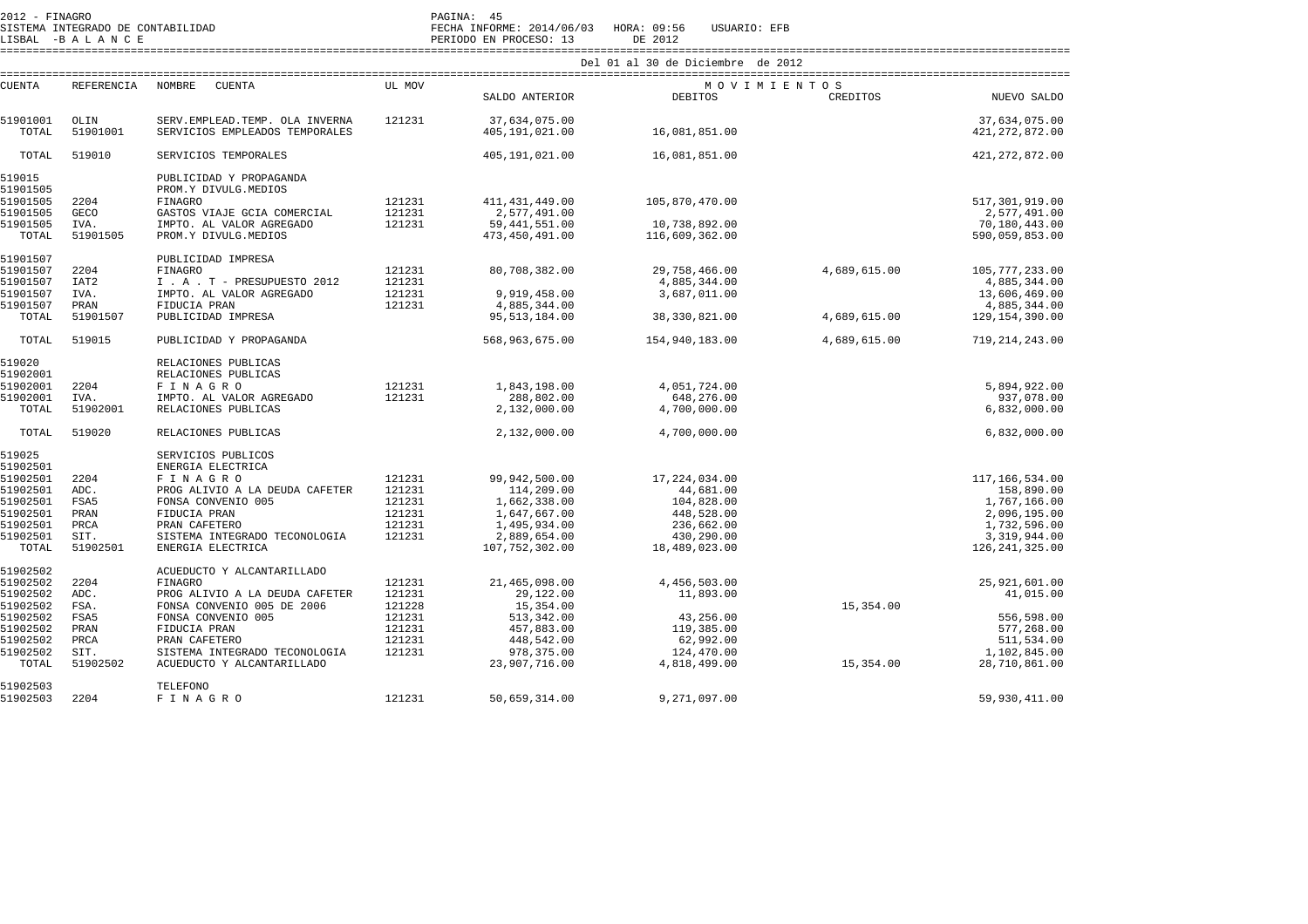2012 - FINAGRO
SISTEMA INTEGRADO DE CONTABILIDAD
LISBAL -B A L A N C E

PAGINA: 45
FECHA INFORME: 2014/06/03 HORA: 09:56 USUARIO: EFB
PERIODO EN PROCESO: 13 DE 2012

Del 01 al 30 de Diciembre de 2012

| CUENTA | REFERENCIA | NOMBRE CUENTA | UL MOV | SALDO ANTERIOR | DEBITOS | CREDITOS | NUEVO SALDO |
|---|---|---|---|---|---|---|---|
| 51901001 | OLIN | SERV.EMPLEAD.TEMP. OLA INVERNA | 121231 | 37,634,075.00 | | | 37,634,075.00 |
| TOTAL | 51901001 | SERVICIOS EMPLEADOS TEMPORALES | | 405,191,021.00 | 16,081,851.00 | | 421,272,872.00 |
| TOTAL | 519010 | SERVICIOS TEMPORALES | | 405,191,021.00 | 16,081,851.00 | | 421,272,872.00 |
| 519015 | | PUBLICIDAD Y PROPAGANDA | | | | | |
| 51901505 | | PROM.Y DIVULG.MEDIOS | | | | | |
| 51901505 | 2204 | FINAGRO | 121231 | 411,431,449.00 | 105,870,470.00 | | 517,301,919.00 |
| 51901505 | GECO | GASTOS VIAJE GCIA COMERCIAL | 121231 | 2,577,491.00 | | | 2,577,491.00 |
| 51901505 | IVA. | IMPTO. AL VALOR AGREGADO | 121231 | 59,441,551.00 | 10,738,892.00 | | 70,180,443.00 |
| TOTAL | 51901505 | PROM.Y DIVULG.MEDIOS | | 473,450,491.00 | 116,609,362.00 | | 590,059,853.00 |
| 51901507 | | PUBLICIDAD IMPRESA | | | | | |
| 51901507 | 2204 | FINAGRO | 121231 | 80,708,382.00 | 29,758,466.00 | 4,689,615.00 | 105,777,233.00 |
| 51901507 | IAT2 | I . A . T - PRESUPUESTO 2012 | 121231 | | 4,885,344.00 | | 4,885,344.00 |
| 51901507 | IVA. | IMPTO. AL VALOR AGREGADO | 121231 | 9,919,458.00 | 3,687,011.00 | | 13,606,469.00 |
| 51901507 | PRAN | FIDUCIA PRAN | 121231 | 4,885,344.00 | | | 4,885,344.00 |
| TOTAL | 51901507 | PUBLICIDAD IMPRESA | | 95,513,184.00 | 38,330,821.00 | 4,689,615.00 | 129,154,390.00 |
| TOTAL | 519015 | PUBLICIDAD Y PROPAGANDA | | 568,963,675.00 | 154,940,183.00 | 4,689,615.00 | 719,214,243.00 |
| 519020 | | RELACIONES PUBLICAS | | | | | |
| 51902001 | | RELACIONES PUBLICAS | | | | | |
| 51902001 | 2204 | F I N A G R O | 121231 | 1,843,198.00 | 4,051,724.00 | | 5,894,922.00 |
| 51902001 | IVA. | IMPTO. AL VALOR AGREGADO | 121231 | 288,802.00 | 648,276.00 | | 937,078.00 |
| TOTAL | 51902001 | RELACIONES PUBLICAS | | 2,132,000.00 | 4,700,000.00 | | 6,832,000.00 |
| TOTAL | 519020 | RELACIONES PUBLICAS | | 2,132,000.00 | 4,700,000.00 | | 6,832,000.00 |
| 519025 | | SERVICIOS PUBLICOS | | | | | |
| 51902501 | | ENERGIA ELECTRICA | | | | | |
| 51902501 | 2204 | F I N A G R O | 121231 | 99,942,500.00 | 17,224,034.00 | | 117,166,534.00 |
| 51902501 | ADC. | PROG ALIVIO A LA DEUDA CAFETER | 121231 | 114,209.00 | 44,681.00 | | 158,890.00 |
| 51902501 | FSA5 | FONSA CONVENIO 005 | 121231 | 1,662,338.00 | 104,828.00 | | 1,767,166.00 |
| 51902501 | PRAN | FIDUCIA PRAN | 121231 | 1,647,667.00 | 448,528.00 | | 2,096,195.00 |
| 51902501 | PRCA | PRAN CAFETERO | 121231 | 1,495,934.00 | 236,662.00 | | 1,732,596.00 |
| 51902501 | SIT. | SISTEMA INTEGRADO TECONOLOGIA | 121231 | 2,889,654.00 | 430,290.00 | | 3,319,944.00 |
| TOTAL | 51902501 | ENERGIA ELECTRICA | | 107,752,302.00 | 18,489,023.00 | | 126,241,325.00 |
| 51902502 | | ACUEDUCTO Y ALCANTARILLADO | | | | | |
| 51902502 | 2204 | FINAGRO | 121231 | 21,465,098.00 | 4,456,503.00 | | 25,921,601.00 |
| 51902502 | ADC. | PROG ALIVIO A LA DEUDA CAFETER | 121231 | 29,122.00 | 11,893.00 | | 41,015.00 |
| 51902502 | FSA. | FONSA CONVENIO 005 DE 2006 | 121228 | 15,354.00 | | 15,354.00 | |
| 51902502 | FSA5 | FONSA CONVENIO 005 | 121231 | 513,342.00 | 43,256.00 | | 556,598.00 |
| 51902502 | PRAN | FIDUCIA PRAN | 121231 | 457,883.00 | 119,385.00 | | 577,268.00 |
| 51902502 | PRCA | PRAN CAFETERO | 121231 | 448,542.00 | 62,992.00 | | 511,534.00 |
| 51902502 | SIT. | SISTEMA INTEGRADO TECONOLOGIA | 121231 | 978,375.00 | 124,470.00 | | 1,102,845.00 |
| TOTAL | 51902502 | ACUEDUCTO Y ALCANTARILLADO | | 23,907,716.00 | 4,818,499.00 | 15,354.00 | 28,710,861.00 |
| 51902503 | | TELEFONO | | | | | |
| 51902503 | 2204 | F I N A G R O | 121231 | 50,659,314.00 | 9,271,097.00 | | 59,930,411.00 |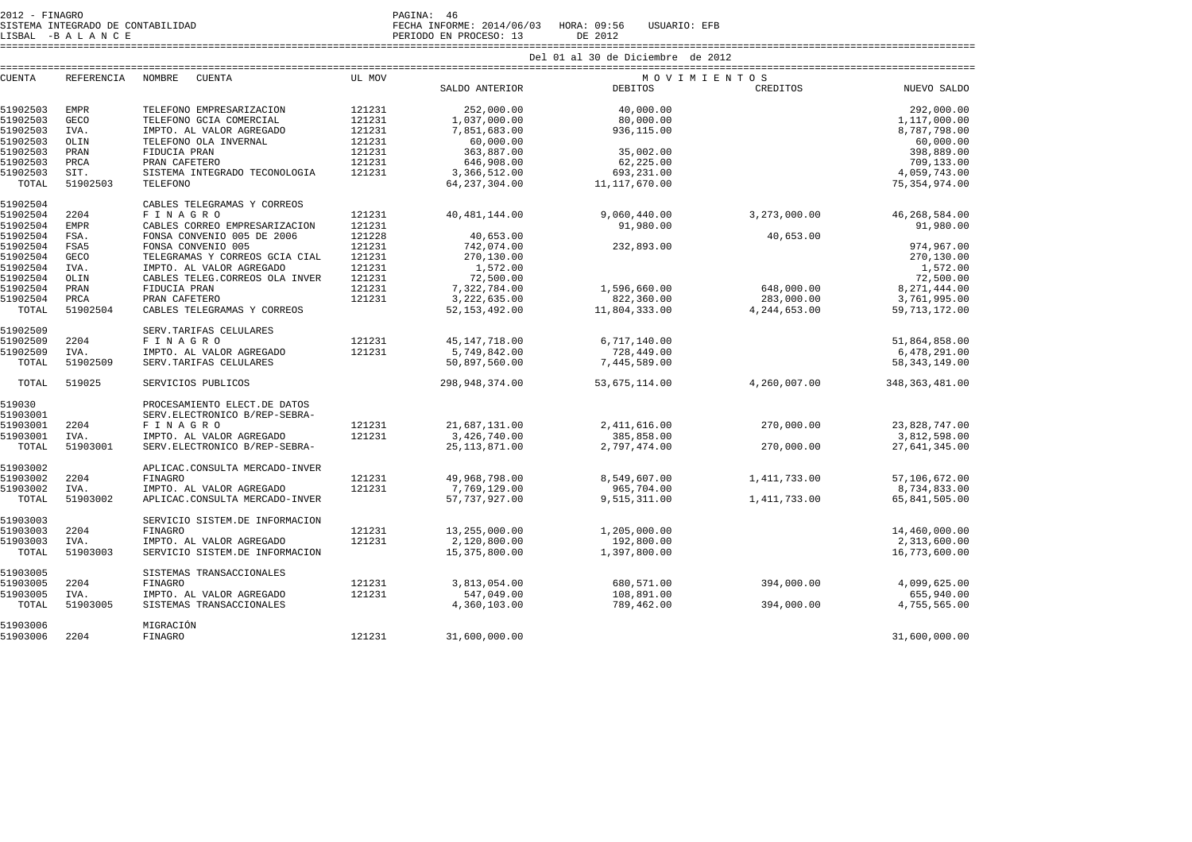2012 - FINAGRO
SISTEMA INTEGRADO DE CONTABILIDAD
LISBAL -B A L A N C E

FECHA INFORME: 2014/06/03 HORA: 09:56 USUARIO: EFB
PERIODO EN PROCESO: 13 DE 2012

Del 01 al 30 de Diciembre de 2012

| CUENTA | REFERENCIA | NOMBRE CUENTA | UL MOV | SALDO ANTERIOR | MOVIMIENTOS DEBITOS | CREDITOS | NUEVO SALDO |
|---|---|---|---|---|---|---|---|
| 51902503 | EMPR | TELEFONO EMPRESARIZACION | 121231 | 252,000.00 | 40,000.00 | | 292,000.00 |
| 51902503 | GECO | TELEFONO GCIA COMERCIAL | 121231 | 1,037,000.00 | 80,000.00 | | 1,117,000.00 |
| 51902503 | IVA. | IMPTO. AL VALOR AGREGADO | 121231 | 7,851,683.00 | 936,115.00 | | 8,787,798.00 |
| 51902503 | OLIN | TELEFONO OLA INVERNAL | 121231 | 60,000.00 | | | 60,000.00 |
| 51902503 | PRAN | FIDUCIA PRAN | 121231 | 363,887.00 | 35,002.00 | | 398,889.00 |
| 51902503 | PRCA | PRAN CAFETERO | 121231 | 646,908.00 | 62,225.00 | | 709,133.00 |
| 51902503 | SIT. | SISTEMA INTEGRADO TECONOLOGIA | 121231 | 3,366,512.00 | 693,231.00 | | 4,059,743.00 |
| TOTAL | 51902503 | TELEFONO | | 64,237,304.00 | 11,117,670.00 | | 75,354,974.00 |
| 51902504 | | CABLES TELEGRAMAS Y CORREOS | | | | | |
| 51902504 | 2204 | F I N A G R O | 121231 | 40,481,144.00 | 9,060,440.00 | 3,273,000.00 | 46,268,584.00 |
| 51902504 | EMPR | CABLES CORREO EMPRESARIZACION | 121231 | | 91,980.00 | | 91,980.00 |
| 51902504 | FSA. | FONSA CONVENIO 005 DE 2006 | 121228 | 40,653.00 | | 40,653.00 | |
| 51902504 | FSA5 | FONSA CONVENIO 005 | 121231 | 742,074.00 | 232,893.00 | | 974,967.00 |
| 51902504 | GECO | TELEGRAMAS Y CORREOS GCIA CIAL | 121231 | 270,130.00 | | | 270,130.00 |
| 51902504 | IVA. | IMPTO. AL VALOR AGREGADO | 121231 | 1,572.00 | | | 1,572.00 |
| 51902504 | OLIN | CABLES TELEG.CORREOS OLA INVER | 121231 | 72,500.00 | | | 72,500.00 |
| 51902504 | PRAN | FIDUCIA PRAN | 121231 | 7,322,784.00 | 1,596,660.00 | 648,000.00 | 8,271,444.00 |
| 51902504 | PRCA | PRAN CAFETERO | 121231 | 3,222,635.00 | 822,360.00 | 283,000.00 | 3,761,995.00 |
| TOTAL | 51902504 | CABLES TELEGRAMAS Y CORREOS | | 52,153,492.00 | 11,804,333.00 | 4,244,653.00 | 59,713,172.00 |
| 51902509 | | SERV.TARIFAS CELULARES | | | | | |
| 51902509 | 2204 | F I N A G R O | 121231 | 45,147,718.00 | 6,717,140.00 | | 51,864,858.00 |
| 51902509 | IVA. | IMPTO. AL VALOR AGREGADO | 121231 | 5,749,842.00 | 728,449.00 | | 6,478,291.00 |
| TOTAL | 51902509 | SERV.TARIFAS CELULARES | | 50,897,560.00 | 7,445,589.00 | | 58,343,149.00 |
| TOTAL | 519025 | SERVICIOS PUBLICOS | | 298,948,374.00 | 53,675,114.00 | 4,260,007.00 | 348,363,481.00 |
| 519030 | | PROCESAMIENTO ELECT.DE DATOS | | | | | |
| 51903001 | | SERV.ELECTRONICO B/REP-SEBRA- | | | | | |
| 51903001 | 2204 | F I N A G R O | 121231 | 21,687,131.00 | 2,411,616.00 | 270,000.00 | 23,828,747.00 |
| 51903001 | IVA. | IMPTO. AL VALOR AGREGADO | 121231 | 3,426,740.00 | 385,858.00 | | 3,812,598.00 |
| TOTAL | 51903001 | SERV.ELECTRONICO B/REP-SEBRA- | | 25,113,871.00 | 2,797,474.00 | 270,000.00 | 27,641,345.00 |
| 51903002 | | APLICAC.CONSULTA MERCADO-INVER | | | | | |
| 51903002 | 2204 | FINAGRO | 121231 | 49,968,798.00 | 8,549,607.00 | 1,411,733.00 | 57,106,672.00 |
| 51903002 | IVA. | IMPTO. AL VALOR AGREGADO | 121231 | 7,769,129.00 | 965,704.00 | | 8,734,833.00 |
| TOTAL | 51903002 | APLICAC.CONSULTA MERCADO-INVER | | 57,737,927.00 | 9,515,311.00 | 1,411,733.00 | 65,841,505.00 |
| 51903003 | | SERVICIO SISTEM.DE INFORMACION | | | | | |
| 51903003 | 2204 | FINAGRO | 121231 | 13,255,000.00 | 1,205,000.00 | | 14,460,000.00 |
| 51903003 | IVA. | IMPTO. AL VALOR AGREGADO | 121231 | 2,120,800.00 | 192,800.00 | | 2,313,600.00 |
| TOTAL | 51903003 | SERVICIO SISTEM.DE INFORMACION | | 15,375,800.00 | 1,397,800.00 | | 16,773,600.00 |
| 51903005 | | SISTEMAS TRANSACCIONALES | | | | | |
| 51903005 | 2204 | FINAGRO | 121231 | 3,813,054.00 | 680,571.00 | 394,000.00 | 4,099,625.00 |
| 51903005 | IVA. | IMPTO. AL VALOR AGREGADO | 121231 | 547,049.00 | 108,891.00 | | 655,940.00 |
| TOTAL | 51903005 | SISTEMAS TRANSACCIONALES | | 4,360,103.00 | 789,462.00 | 394,000.00 | 4,755,565.00 |
| 51903006 | | MIGRACIÓN | | | | | |
| 51903006 | 2204 | FINAGRO | 121231 | 31,600,000.00 | | | 31,600,000.00 |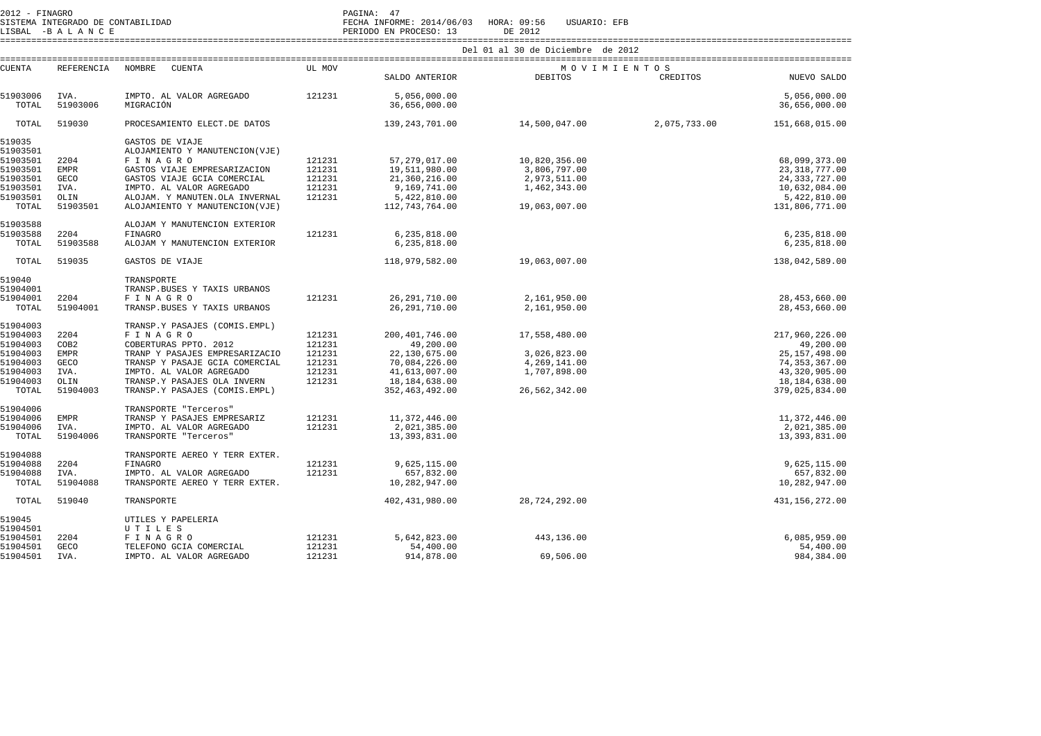2012 - FINAGRO
SISTEMA INTEGRADO DE CONTABILIDAD
LISBAL -B A L A N C E

FECHA INFORME: 2014/06/03 HORA: 09:56 USUARIO: EFB
PERIODO EN PROCESO: 13 DE 2012

Del 01 al 30 de Diciembre de 2012

| CUENTA | REFERENCIA | NOMBRE CUENTA | UL MOV | SALDO ANTERIOR | DEBITOS | CREDITOS | NUEVO SALDO |
|---|---|---|---|---|---|---|---|
| 51903006 | IVA. | IMPTO. AL VALOR AGREGADO | 121231 | 5,056,000.00 | | | 5,056,000.00 |
| TOTAL | 51903006 | MIGRACIÓN | | 36,656,000.00 | | | 36,656,000.00 |
| TOTAL | 519030 | PROCESAMIENTO ELECT.DE DATOS | | 139,243,701.00 | 14,500,047.00 | 2,075,733.00 | 151,668,015.00 |
| 519035 | | GASTOS DE VIAJE | | | | | |
| 51903501 | | ALOJAMIENTO Y MANUTENCION(VJE) | | | | | |
| 51903501 | 2204 | F I N A G R O | 121231 | 57,279,017.00 | 10,820,356.00 | | 68,099,373.00 |
| 51903501 | EMPR | GASTOS VIAJE EMPRESARIZACION | 121231 | 19,511,980.00 | 3,806,797.00 | | 23,318,777.00 |
| 51903501 | GECO | GASTOS VIAJE GCIA COMERCIAL | 121231 | 21,360,216.00 | 2,973,511.00 | | 24,333,727.00 |
| 51903501 | IVA. | IMPTO. AL VALOR AGREGADO | 121231 | 9,169,741.00 | 1,462,343.00 | | 10,632,084.00 |
| 51903501 | OLIN | ALOJAM. Y MANUTEN.OLA INVERNAL | 121231 | 5,422,810.00 | | | 5,422,810.00 |
| TOTAL | 51903501 | ALOJAMIENTO Y MANUTENCION(VJE) | | 112,743,764.00 | 19,063,007.00 | | 131,806,771.00 |
| 51903588 | | ALOJAM Y MANUTENCION EXTERIOR | | | | | |
| 51903588 | 2204 | FINAGRO | 121231 | 6,235,818.00 | | | 6,235,818.00 |
| TOTAL | 51903588 | ALOJAM Y MANUTENCION EXTERIOR | | 6,235,818.00 | | | 6,235,818.00 |
| TOTAL | 519035 | GASTOS DE VIAJE | | 118,979,582.00 | 19,063,007.00 | | 138,042,589.00 |
| 519040 | | TRANSPORTE | | | | | |
| 51904001 | | TRANSP.BUSES Y TAXIS URBANOS | | | | | |
| 51904001 | 2204 | F I N A G R O | 121231 | 26,291,710.00 | 2,161,950.00 | | 28,453,660.00 |
| TOTAL | 51904001 | TRANSP.BUSES Y TAXIS URBANOS | | 26,291,710.00 | 2,161,950.00 | | 28,453,660.00 |
| 51904003 | | TRANSP.Y PASAJES (COMIS.EMPL) | | | | | |
| 51904003 | 2204 | F I N A G R O | 121231 | 200,401,746.00 | 17,558,480.00 | | 217,960,226.00 |
| 51904003 | COB2 | COBERTURAS PPTO. 2012 | 121231 | 49,200.00 | | | 49,200.00 |
| 51904003 | EMPR | TRANP Y PASAJES EMPRESARIZACIO | 121231 | 22,130,675.00 | 3,026,823.00 | | 25,157,498.00 |
| 51904003 | GECO | TRANSP Y PASAJE GCIA COMERCIAL | 121231 | 70,084,226.00 | 4,269,141.00 | | 74,353,367.00 |
| 51904003 | IVA. | IMPTO. AL VALOR AGREGADO | 121231 | 41,613,007.00 | 1,707,898.00 | | 43,320,905.00 |
| 51904003 | OLIN | TRANSP.Y PASAJES OLA INVERN | 121231 | 18,184,638.00 | | | 18,184,638.00 |
| TOTAL | 51904003 | TRANSP.Y PASAJES (COMIS.EMPL) | | 352,463,492.00 | 26,562,342.00 | | 379,025,834.00 |
| 51904006 | | TRANSPORTE "Terceros" | | | | | |
| 51904006 | EMPR | TRANSP Y PASAJES EMPRESARIZ | 121231 | 11,372,446.00 | | | 11,372,446.00 |
| 51904006 | IVA. | IMPTO. AL VALOR AGREGADO | 121231 | 2,021,385.00 | | | 2,021,385.00 |
| TOTAL | 51904006 | TRANSPORTE "Terceros" | | 13,393,831.00 | | | 13,393,831.00 |
| 51904088 | | TRANSPORTE AEREO Y TERR EXTER. | | | | | |
| 51904088 | 2204 | FINAGRO | 121231 | 9,625,115.00 | | | 9,625,115.00 |
| 51904088 | IVA. | IMPTO. AL VALOR AGREGADO | 121231 | 657,832.00 | | | 657,832.00 |
| TOTAL | 51904088 | TRANSPORTE AEREO Y TERR EXTER. | | 10,282,947.00 | | | 10,282,947.00 |
| TOTAL | 519040 | TRANSPORTE | | 402,431,980.00 | 28,724,292.00 | | 431,156,272.00 |
| 519045 | | UTILES Y PAPELERIA | | | | | |
| 51904501 | | U T I L E S | | | | | |
| 51904501 | 2204 | F I N A G R O | 121231 | 5,642,823.00 | 443,136.00 | | 6,085,959.00 |
| 51904501 | GECO | TELEFONO GCIA COMERCIAL | 121231 | 54,400.00 | | | 54,400.00 |
| 51904501 | IVA. | IMPTO. AL VALOR AGREGADO | 121231 | 914,878.00 | 69,506.00 | | 984,384.00 |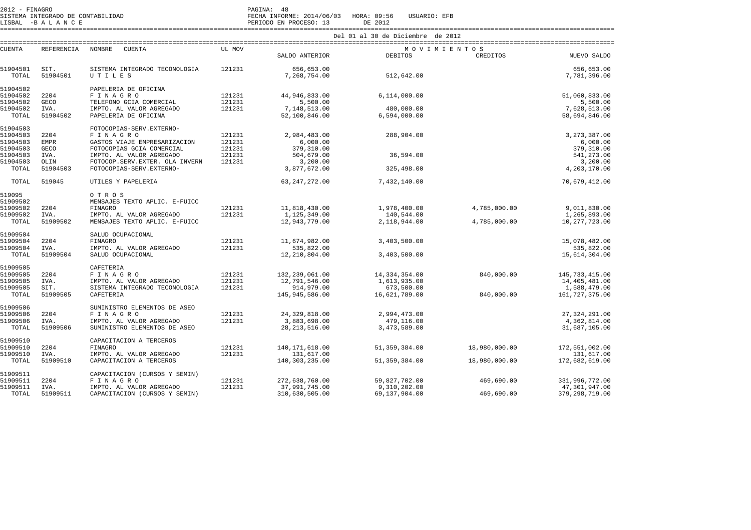2012 - FINAGRO
SISTEMA INTEGRADO DE CONTABILIDAD
LISBAL -B A L A N C E

PAGINA: 48
FECHA INFORME: 2014/06/03 HORA: 09:56 USUARIO: EFB
PERIODO EN PROCESO: 13 DE 2012

Del 01 al 30 de Diciembre de 2012

| CUENTA | REFERENCIA | NOMBRE CUENTA | UL MOV | SALDO ANTERIOR | MOVIMIENTOS DEBITOS | MOVIMIENTOS CREDITOS | NUEVO SALDO |
|---|---|---|---|---|---|---|---|
| 51904501 | SIT. | SISTEMA INTEGRADO TECONOLOGIA | 121231 | 656,653.00 | | | 656,653.00 |
| TOTAL | 51904501 | U T I L E S | | 7,268,754.00 | 512,642.00 | | 7,781,396.00 |
| 51904502 | | PAPELERIA DE OFICINA | | | | | |
| 51904502 | 2204 | F I N A G R O | 121231 | 44,946,833.00 | 6,114,000.00 | | 51,060,833.00 |
| 51904502 | GECO | TELEFONO GCIA COMERCIAL | 121231 | 5,500.00 | | | 5,500.00 |
| 51904502 | IVA. | IMPTO. AL VALOR AGREGADO | 121231 | 7,148,513.00 | 480,000.00 | | 7,628,513.00 |
| TOTAL | 51904502 | PAPELERIA DE OFICINA | | 52,100,846.00 | 6,594,000.00 | | 58,694,846.00 |
| 51904503 | | FOTOCOPIAS-SERV.EXTERNO- | | | | | |
| 51904503 | 2204 | F I N A G R O | 121231 | 2,984,483.00 | 288,904.00 | | 3,273,387.00 |
| 51904503 | EMPR | GASTOS VIAJE EMPRESARIZACION | 121231 | 6,000.00 | | | 6,000.00 |
| 51904503 | GECO | FOTOCOPIAS GCIA COMERCIAL | 121231 | 379,310.00 | | | 379,310.00 |
| 51904503 | IVA. | IMPTO. AL VALOR AGREGADO | 121231 | 504,679.00 | 36,594.00 | | 541,273.00 |
| 51904503 | OLIN | FOTOCOP.SERV.EXTER. OLA INVERN | 121231 | 3,200.00 | | | 3,200.00 |
| TOTAL | 51904503 | FOTOCOPIAS-SERV.EXTERNO- | | 3,877,672.00 | 325,498.00 | | 4,203,170.00 |
| TOTAL | 519045 | UTILES Y PAPELERIA | | 63,247,272.00 | 7,432,140.00 | | 70,679,412.00 |
| 519095 | | O T R O S | | | | | |
| 51909502 | | MENSAJES TEXTO APLIC. E-FUICC | | | | | |
| 51909502 | 2204 | FINAGRO | 121231 | 11,818,430.00 | 1,978,400.00 | 4,785,000.00 | 9,011,830.00 |
| 51909502 | IVA. | IMPTO. AL VALOR AGREGADO | 121231 | 1,125,349.00 | 140,544.00 | | 1,265,893.00 |
| TOTAL | 51909502 | MENSAJES TEXTO APLIC. E-FUICC | | 12,943,779.00 | 2,118,944.00 | 4,785,000.00 | 10,277,723.00 |
| 51909504 | | SALUD OCUPACIONAL | | | | | |
| 51909504 | 2204 | FINAGRO | 121231 | 11,674,982.00 | 3,403,500.00 | | 15,078,482.00 |
| 51909504 | IVA. | IMPTO. AL VALOR AGREGADO | 121231 | 535,822.00 | | | 535,822.00 |
| TOTAL | 51909504 | SALUD OCUPACIONAL | | 12,210,804.00 | 3,403,500.00 | | 15,614,304.00 |
| 51909505 | | CAFETERIA | | | | | |
| 51909505 | 2204 | F I N A G R O | 121231 | 132,239,061.00 | 14,334,354.00 | 840,000.00 | 145,733,415.00 |
| 51909505 | IVA. | IMPTO. AL VALOR AGREGADO | 121231 | 12,791,546.00 | 1,613,935.00 | | 14,405,481.00 |
| 51909505 | SIT. | SISTEMA INTEGRADO TECONOLOGIA | 121231 | 914,979.00 | 673,500.00 | | 1,588,479.00 |
| TOTAL | 51909505 | CAFETERIA | | 145,945,586.00 | 16,621,789.00 | 840,000.00 | 161,727,375.00 |
| 51909506 | | SUMINISTRO ELEMENTOS DE ASEO | | | | | |
| 51909506 | 2204 | F I N A G R O | 121231 | 24,329,818.00 | 2,994,473.00 | | 27,324,291.00 |
| 51909506 | IVA. | IMPTO. AL VALOR AGREGADO | 121231 | 3,883,698.00 | 479,116.00 | | 4,362,814.00 |
| TOTAL | 51909506 | SUMINISTRO ELEMENTOS DE ASEO | | 28,213,516.00 | 3,473,589.00 | | 31,687,105.00 |
| 51909510 | | CAPACITACION A TERCEROS | | | | | |
| 51909510 | 2204 | FINAGRO | 121231 | 140,171,618.00 | 51,359,384.00 | 18,980,000.00 | 172,551,002.00 |
| 51909510 | IVA. | IMPTO. AL VALOR AGREGADO | 121231 | 131,617.00 | | | 131,617.00 |
| TOTAL | 51909510 | CAPACITACION A TERCEROS | | 140,303,235.00 | 51,359,384.00 | 18,980,000.00 | 172,682,619.00 |
| 51909511 | | CAPACITACION (CURSOS Y SEMIN) | | | | | |
| 51909511 | 2204 | F I N A G R O | 121231 | 272,638,760.00 | 59,827,702.00 | 469,690.00 | 331,996,772.00 |
| 51909511 | IVA. | IMPTO. AL VALOR AGREGADO | 121231 | 37,991,745.00 | 9,310,202.00 | | 47,301,947.00 |
| TOTAL | 51909511 | CAPACITACION (CURSOS Y SEMIN) | | 310,630,505.00 | 69,137,904.00 | 469,690.00 | 379,298,719.00 |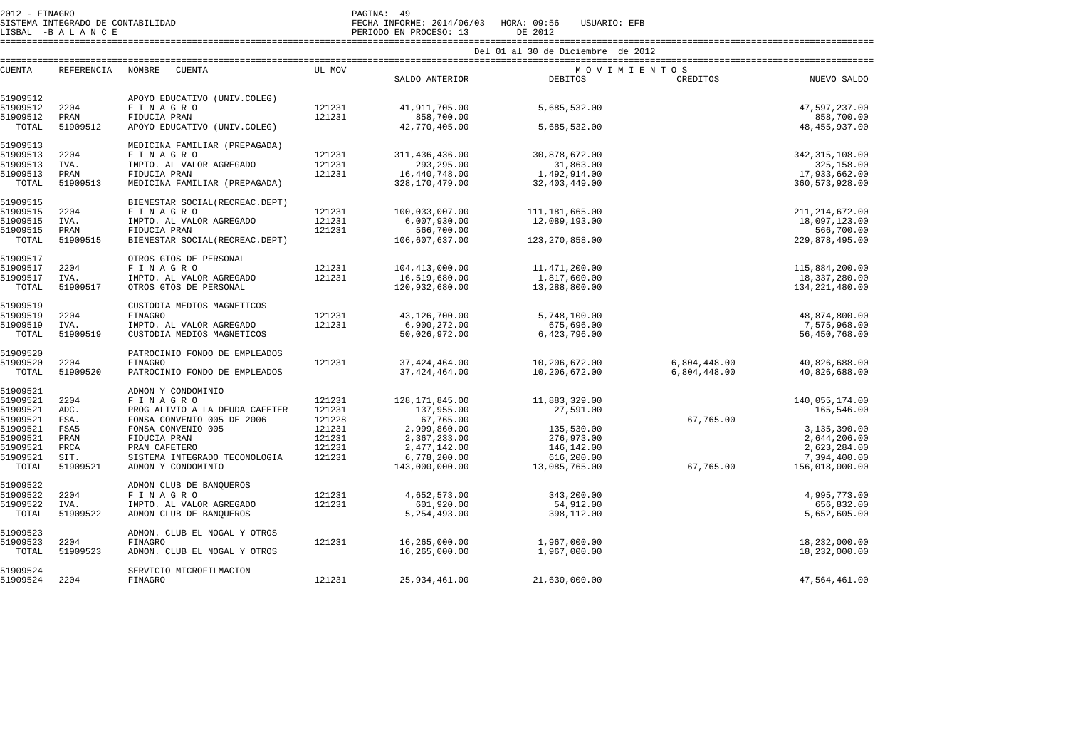Del 01 al 30 de Diciembre de 2012

| CUENTA | REFERENCIA | NOMBRE CUENTA | UL MOV | SALDO ANTERIOR | MOVIMIENTOS DEBITOS | MOVIMIENTOS CREDITOS | NUEVO SALDO |
|---|---|---|---|---|---|---|---|
| 51909512 | | APOYO EDUCATIVO (UNIV.COLEG) | | | | | |
| 51909512 | 2204 | F I N A G R O | 121231 | 41,911,705.00 | 5,685,532.00 | | 47,597,237.00 |
| 51909512 | PRAN | FIDUCIA PRAN | 121231 | 858,700.00 | | | 858,700.00 |
| TOTAL | 51909512 | APOYO EDUCATIVO (UNIV.COLEG) | | 42,770,405.00 | 5,685,532.00 | | 48,455,937.00 |
| 51909513 | | MEDICINA FAMILIAR (PREPAGADA) | | | | | |
| 51909513 | 2204 | F I N A G R O | 121231 | 311,436,436.00 | 30,878,672.00 | | 342,315,108.00 |
| 51909513 | IVA. | IMPTO. AL VALOR AGREGADO | 121231 | 293,295.00 | 31,863.00 | | 325,158.00 |
| 51909513 | PRAN | FIDUCIA PRAN | 121231 | 16,440,748.00 | 1,492,914.00 | | 17,933,662.00 |
| TOTAL | 51909513 | MEDICINA FAMILIAR (PREPAGADA) | | 328,170,479.00 | 32,403,449.00 | | 360,573,928.00 |
| 51909515 | | BIENESTAR SOCIAL(RECREAC.DEPT) | | | | | |
| 51909515 | 2204 | F I N A G R O | 121231 | 100,033,007.00 | 111,181,665.00 | | 211,214,672.00 |
| 51909515 | IVA. | IMPTO. AL VALOR AGREGADO | 121231 | 6,007,930.00 | 12,089,193.00 | | 18,097,123.00 |
| 51909515 | PRAN | FIDUCIA PRAN | 121231 | 566,700.00 | | | 566,700.00 |
| TOTAL | 51909515 | BIENESTAR SOCIAL(RECREAC.DEPT) | | 106,607,637.00 | 123,270,858.00 | | 229,878,495.00 |
| 51909517 | | OTROS GTOS DE PERSONAL | | | | | |
| 51909517 | 2204 | F I N A G R O | 121231 | 104,413,000.00 | 11,471,200.00 | | 115,884,200.00 |
| 51909517 | IVA. | IMPTO. AL VALOR AGREGADO | 121231 | 16,519,680.00 | 1,817,600.00 | | 18,337,280.00 |
| TOTAL | 51909517 | OTROS GTOS DE PERSONAL | | 120,932,680.00 | 13,288,800.00 | | 134,221,480.00 |
| 51909519 | | CUSTODIA MEDIOS MAGNETICOS | | | | | |
| 51909519 | 2204 | FINAGRO | 121231 | 43,126,700.00 | 5,748,100.00 | | 48,874,800.00 |
| 51909519 | IVA. | IMPTO. AL VALOR AGREGADO | 121231 | 6,900,272.00 | 675,696.00 | | 7,575,968.00 |
| TOTAL | 51909519 | CUSTODIA MEDIOS MAGNETICOS | | 50,026,972.00 | 6,423,796.00 | | 56,450,768.00 |
| 51909520 | | PATROCINIO FONDO DE EMPLEADOS | | | | | |
| 51909520 | 2204 | FINAGRO | 121231 | 37,424,464.00 | 10,206,672.00 | 6,804,448.00 | 40,826,688.00 |
| TOTAL | 51909520 | PATROCINIO FONDO DE EMPLEADOS | | 37,424,464.00 | 10,206,672.00 | 6,804,448.00 | 40,826,688.00 |
| 51909521 | | ADMON Y CONDOMINIO | | | | | |
| 51909521 | 2204 | F I N A G R O | 121231 | 128,171,845.00 | 11,883,329.00 | | 140,055,174.00 |
| 51909521 | ADC. | PROG ALIVIO A LA DEUDA CAFETER | 121231 | 137,955.00 | 27,591.00 | | 165,546.00 |
| 51909521 | FSA. | FONSA CONVENIO 005 DE 2006 | 121228 | 67,765.00 | | 67,765.00 | |
| 51909521 | FSA5 | FONSA CONVENIO 005 | 121231 | 2,999,860.00 | 135,530.00 | | 3,135,390.00 |
| 51909521 | PRAN | FIDUCIA PRAN | 121231 | 2,367,233.00 | 276,973.00 | | 2,644,206.00 |
| 51909521 | PRCA | PRAN CAFETERO | 121231 | 2,477,142.00 | 146,142.00 | | 2,623,284.00 |
| 51909521 | SIT. | SISTEMA INTEGRADO TECONOLOGIA | 121231 | 6,778,200.00 | 616,200.00 | | 7,394,400.00 |
| TOTAL | 51909521 | ADMON Y CONDOMINIO | | 143,000,000.00 | 13,085,765.00 | 67,765.00 | 156,018,000.00 |
| 51909522 | | ADMON CLUB DE BANQUEROS | | | | | |
| 51909522 | 2204 | F I N A G R O | 121231 | 4,652,573.00 | 343,200.00 | | 4,995,773.00 |
| 51909522 | IVA. | IMPTO. AL VALOR AGREGADO | 121231 | 601,920.00 | 54,912.00 | | 656,832.00 |
| TOTAL | 51909522 | ADMON CLUB DE BANQUEROS | | 5,254,493.00 | 398,112.00 | | 5,652,605.00 |
| 51909523 | | ADMON. CLUB EL NOGAL Y OTROS | | | | | |
| 51909523 | 2204 | FINAGRO | 121231 | 16,265,000.00 | 1,967,000.00 | | 18,232,000.00 |
| TOTAL | 51909523 | ADMON. CLUB EL NOGAL Y OTROS | | 16,265,000.00 | 1,967,000.00 | | 18,232,000.00 |
| 51909524 | | SERVICIO MICROFILMACION | | | | | |
| 51909524 | 2204 | FINAGRO | 121231 | 25,934,461.00 | 21,630,000.00 | | 47,564,461.00 |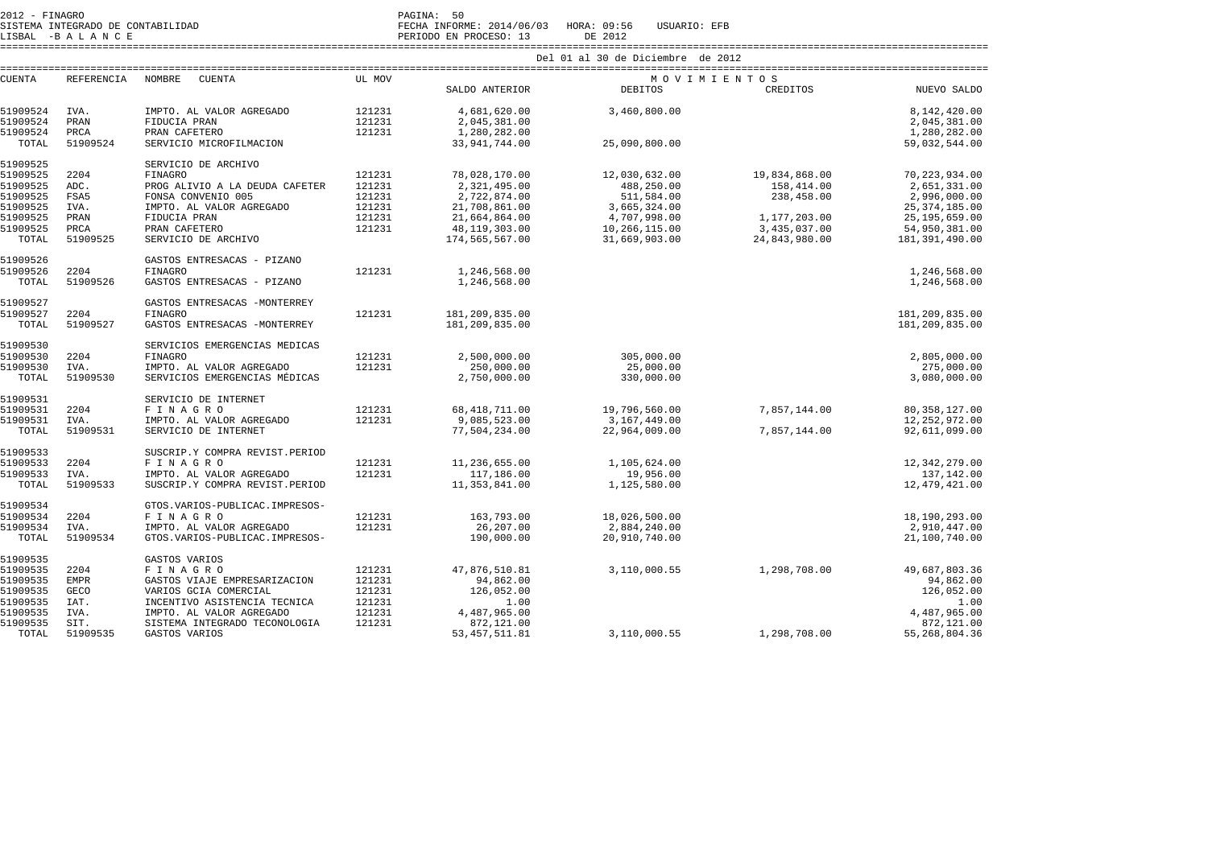2012 - FINAGRO
SISTEMA INTEGRADO DE CONTABILIDAD
LISBAL -B A L A N C E

PAGINA: 50
FECHA INFORME: 2014/06/03 HORA: 09:56 USUARIO: EFB
PERIODO EN PROCESO: 13 DE 2012

Del 01 al 30 de Diciembre de 2012

| CUENTA | REFERENCIA | NOMBRE CUENTA | UL MOV | SALDO ANTERIOR | DEBITOS | CREDITOS | NUEVO SALDO |
|---|---|---|---|---|---|---|---|
| | | | | | M O V I M I E N T O S | | |
| 51909524 | IVA. | IMPTO. AL VALOR AGREGADO | 121231 | 4,681,620.00 | 3,460,800.00 | | 8,142,420.00 |
| 51909524 | PRAN | FIDUCIA PRAN | 121231 | 2,045,381.00 | | | 2,045,381.00 |
| 51909524 | PRCA | PRAN CAFETERO | 121231 | 1,280,282.00 | | | 1,280,282.00 |
| TOTAL | 51909524 | SERVICIO MICROFILMACION | | 33,941,744.00 | 25,090,800.00 | | 59,032,544.00 |
| 51909525 | | SERVICIO DE ARCHIVO | | | | | |
| 51909525 | 2204 | FINAGRO | 121231 | 78,028,170.00 | 12,030,632.00 | 19,834,868.00 | 70,223,934.00 |
| 51909525 | ADC. | PROG ALIVIO A LA DEUDA CAFETER | 121231 | 2,321,495.00 | 488,250.00 | 158,414.00 | 2,651,331.00 |
| 51909525 | FSA5 | FONSA CONVENIO 005 | 121231 | 2,722,874.00 | 511,584.00 | 238,458.00 | 2,996,000.00 |
| 51909525 | IVA. | IMPTO. AL VALOR AGREGADO | 121231 | 21,708,861.00 | 3,665,324.00 | | 25,374,185.00 |
| 51909525 | PRAN | FIDUCIA PRAN | 121231 | 21,664,864.00 | 4,707,998.00 | 1,177,203.00 | 25,195,659.00 |
| 51909525 | PRCA | PRAN CAFETERO | 121231 | 48,119,303.00 | 10,266,115.00 | 3,435,037.00 | 54,950,381.00 |
| TOTAL | 51909525 | SERVICIO DE ARCHIVO | | 174,565,567.00 | 31,669,903.00 | 24,843,980.00 | 181,391,490.00 |
| 51909526 | | GASTOS ENTRESACAS - PIZANO | | | | | |
| 51909526 | 2204 | FINAGRO | 121231 | 1,246,568.00 | | | 1,246,568.00 |
| TOTAL | 51909526 | GASTOS ENTRESACAS - PIZANO | | 1,246,568.00 | | | 1,246,568.00 |
| 51909527 | | GASTOS ENTRESACAS -MONTERREY | | | | | |
| 51909527 | 2204 | FINAGRO | 121231 | 181,209,835.00 | | | 181,209,835.00 |
| TOTAL | 51909527 | GASTOS ENTRESACAS -MONTERREY | | 181,209,835.00 | | | 181,209,835.00 |
| 51909530 | | SERVICIOS EMERGENCIAS MEDICAS | | | | | |
| 51909530 | 2204 | FINAGRO | 121231 | 2,500,000.00 | 305,000.00 | | 2,805,000.00 |
| 51909530 | IVA. | IMPTO. AL VALOR AGREGADO | 121231 | 250,000.00 | 25,000.00 | | 275,000.00 |
| TOTAL | 51909530 | SERVICIOS EMERGENCIAS MÉDICAS | | 2,750,000.00 | 330,000.00 | | 3,080,000.00 |
| 51909531 | | SERVICIO DE INTERNET | | | | | |
| 51909531 | 2204 | F I N A G R O | 121231 | 68,418,711.00 | 19,796,560.00 | 7,857,144.00 | 80,358,127.00 |
| 51909531 | IVA. | IMPTO. AL VALOR AGREGADO | 121231 | 9,085,523.00 | 3,167,449.00 | | 12,252,972.00 |
| TOTAL | 51909531 | SERVICIO DE INTERNET | | 77,504,234.00 | 22,964,009.00 | 7,857,144.00 | 92,611,099.00 |
| 51909533 | | SUSCRIP.Y COMPRA REVIST.PERIOD | | | | | |
| 51909533 | 2204 | F I N A G R O | 121231 | 11,236,655.00 | 1,105,624.00 | | 12,342,279.00 |
| 51909533 | IVA. | IMPTO. AL VALOR AGREGADO | 121231 | 117,186.00 | 19,956.00 | | 137,142.00 |
| TOTAL | 51909533 | SUSCRIP.Y COMPRA REVIST.PERIOD | | 11,353,841.00 | 1,125,580.00 | | 12,479,421.00 |
| 51909534 | | GTOS.VARIOS-PUBLICAC.IMPRESOS- | | | | | |
| 51909534 | 2204 | F I N A G R O | 121231 | 163,793.00 | 18,026,500.00 | | 18,190,293.00 |
| 51909534 | IVA. | IMPTO. AL VALOR AGREGADO | 121231 | 26,207.00 | 2,884,240.00 | | 2,910,447.00 |
| TOTAL | 51909534 | GTOS.VARIOS-PUBLICAC.IMPRESOS- | | 190,000.00 | 20,910,740.00 | | 21,100,740.00 |
| 51909535 | | GASTOS VARIOS | | | | | |
| 51909535 | 2204 | F I N A G R O | 121231 | 47,876,510.81 | 3,110,000.55 | 1,298,708.00 | 49,687,803.36 |
| 51909535 | EMPR | GASTOS VIAJE EMPRESARIZACION | 121231 | 94,862.00 | | | 94,862.00 |
| 51909535 | GECO | VARIOS GCIA COMERCIAL | 121231 | 126,052.00 | | | 126,052.00 |
| 51909535 | IAT. | INCENTIVO ASISTENCIA TECNICA | 121231 | 1.00 | | | 1.00 |
| 51909535 | IVA. | IMPTO. AL VALOR AGREGADO | 121231 | 4,487,965.00 | | | 4,487,965.00 |
| 51909535 | SIT. | SISTEMA INTEGRADO TECONOLOGIA | 121231 | 872,121.00 | | | 872,121.00 |
| TOTAL | 51909535 | GASTOS VARIOS | | 53,457,511.81 | 3,110,000.55 | 1,298,708.00 | 55,268,804.36 |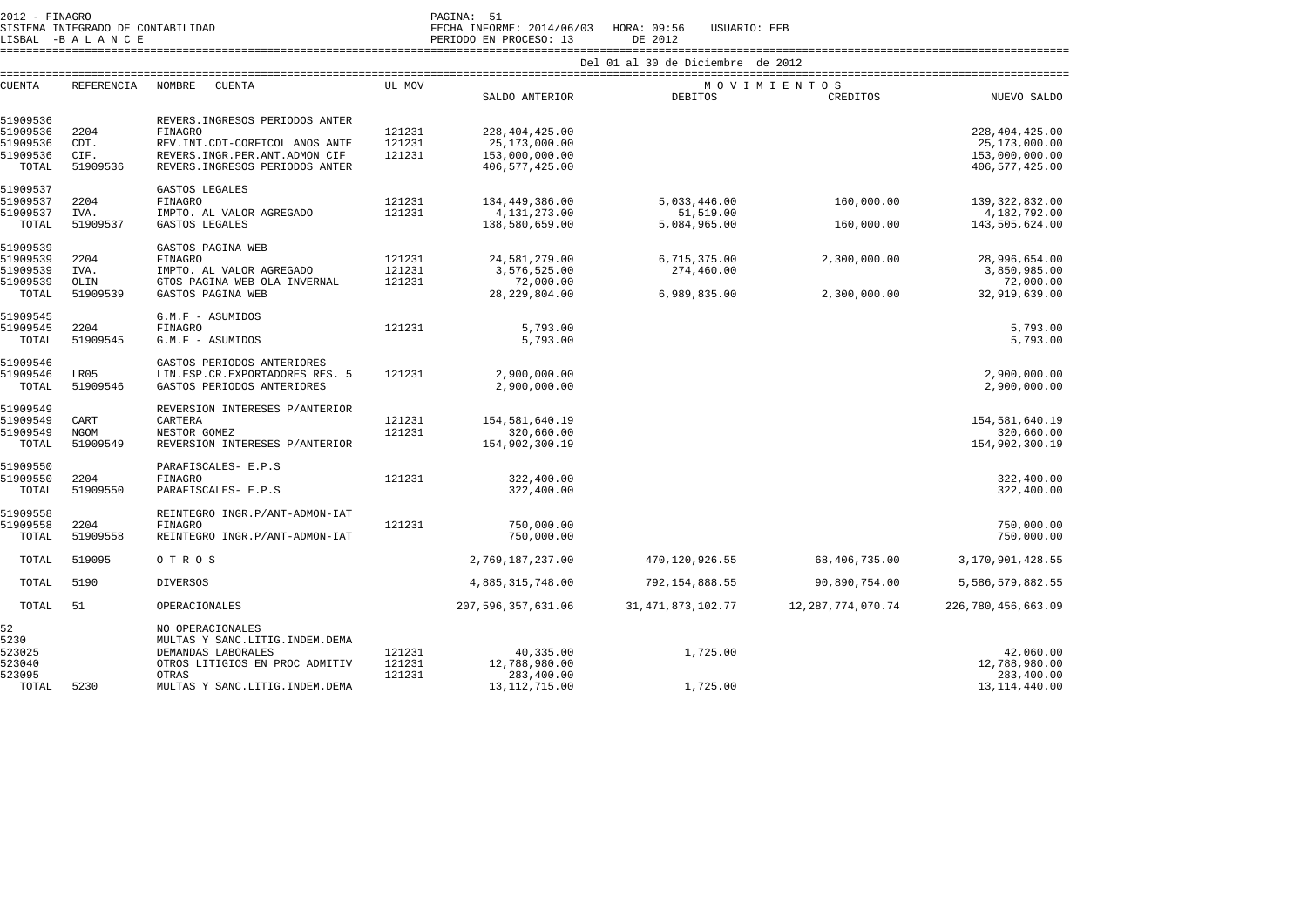2012 - FINAGRO
SISTEMA INTEGRADO DE CONTABILIDAD
LISBAL - B A L A N C E

PAGINA: 51
FECHA INFORME: 2014/06/03 HORA: 09:56 USUARIO: EFB
PERIODO EN PROCESO: 13 DE 2012

Del 01 al 30 de Diciembre de 2012

| CUENTA | REFERENCIA | NOMBRE CUENTA | UL MOV | SALDO ANTERIOR | DEBITOS | CREDITOS | NUEVO SALDO |
|---|---|---|---|---|---|---|---|
| 51909536 | | REVERS.INGRESOS PERIODOS ANTER | | | | | |
| 51909536 | 2204 | FINAGRO | 121231 | 228,404,425.00 | | | 228,404,425.00 |
| 51909536 | CDT. | REV.INT.CDT-CORFICOL ANOS ANTE | 121231 | 25,173,000.00 | | | 25,173,000.00 |
| 51909536 | CIF. | REVERS.INGR.PER.ANT.ADMON CIF | 121231 | 153,000,000.00 | | | 153,000,000.00 |
| TOTAL | 51909536 | REVERS.INGRESOS PERIODOS ANTER | | 406,577,425.00 | | | 406,577,425.00 |
| 51909537 | | GASTOS LEGALES | | | | | |
| 51909537 | 2204 | FINAGRO | 121231 | 134,449,386.00 | 5,033,446.00 | 160,000.00 | 139,322,832.00 |
| 51909537 | IVA. | IMPTO. AL VALOR AGREGADO | 121231 | 4,131,273.00 | 51,519.00 | | 4,182,792.00 |
| TOTAL | 51909537 | GASTOS LEGALES | | 138,580,659.00 | 5,084,965.00 | 160,000.00 | 143,505,624.00 |
| 51909539 | | GASTOS PAGINA WEB | | | | | |
| 51909539 | 2204 | FINAGRO | 121231 | 24,581,279.00 | 6,715,375.00 | 2,300,000.00 | 28,996,654.00 |
| 51909539 | IVA. | IMPTO. AL VALOR AGREGADO | 121231 | 3,576,525.00 | 274,460.00 | | 3,850,985.00 |
| 51909539 | OLIN | GTOS PAGINA WEB OLA INVERNAL | 121231 | 72,000.00 | | | 72,000.00 |
| TOTAL | 51909539 | GASTOS PAGINA WEB | | 28,229,804.00 | 6,989,835.00 | 2,300,000.00 | 32,919,639.00 |
| 51909545 | | G.M.F - ASUMIDOS | | | | | |
| 51909545 | 2204 | FINAGRO | 121231 | 5,793.00 | | | 5,793.00 |
| TOTAL | 51909545 | G.M.F - ASUMIDOS | | 5,793.00 | | | 5,793.00 |
| 51909546 | | GASTOS PERIODOS ANTERIORES | | | | | |
| 51909546 | LR05 | LIN.ESP.CR.EXPORTADORES RES. 5 | 121231 | 2,900,000.00 | | | 2,900,000.00 |
| TOTAL | 51909546 | GASTOS PERIODOS ANTERIORES | | 2,900,000.00 | | | 2,900,000.00 |
| 51909549 | | REVERSION INTERESES P/ANTERIOR | | | | | |
| 51909549 | CART | CARTERA | 121231 | 154,581,640.19 | | | 154,581,640.19 |
| 51909549 | NGOM | NESTOR GOMEZ | 121231 | 320,660.00 | | | 320,660.00 |
| TOTAL | 51909549 | REVERSION INTERESES P/ANTERIOR | | 154,902,300.19 | | | 154,902,300.19 |
| 51909550 | | PARAFISCALES- E.P.S | | | | | |
| 51909550 | 2204 | FINAGRO | 121231 | 322,400.00 | | | 322,400.00 |
| TOTAL | 51909550 | PARAFISCALES- E.P.S | | 322,400.00 | | | 322,400.00 |
| 51909558 | | REINTEGRO INGR.P/ANT-ADMON-IAT | | | | | |
| 51909558 | 2204 | FINAGRO | 121231 | 750,000.00 | | | 750,000.00 |
| TOTAL | 51909558 | REINTEGRO INGR.P/ANT-ADMON-IAT | | 750,000.00 | | | 750,000.00 |
| TOTAL | 519095 | O T R O S | | 2,769,187,237.00 | 470,120,926.55 | 68,406,735.00 | 3,170,901,428.55 |
| TOTAL | 5190 | DIVERSOS | | 4,885,315,748.00 | 792,154,888.55 | 90,890,754.00 | 5,586,579,882.55 |
| TOTAL | 51 | OPERACIONALES | | 207,596,357,631.06 | 31,471,873,102.77 | 12,287,774,070.74 | 226,780,456,663.09 |
| 52 | | NO OPERACIONALES | | | | | |
| 5230 | | MULTAS Y SANC.LITIG.INDEM.DEMA | | | | | |
| 523025 | | DEMANDAS LABORALES | 121231 | 40,335.00 | 1,725.00 | | 42,060.00 |
| 523040 | | OTROS LITIGIOS EN PROC ADMITIV | 121231 | 12,788,980.00 | | | 12,788,980.00 |
| 523095 | | OTRAS | 121231 | 283,400.00 | | | 283,400.00 |
| TOTAL | 5230 | MULTAS Y SANC.LITIG.INDEM.DEMA | | 13,112,715.00 | 1,725.00 | | 13,114,440.00 |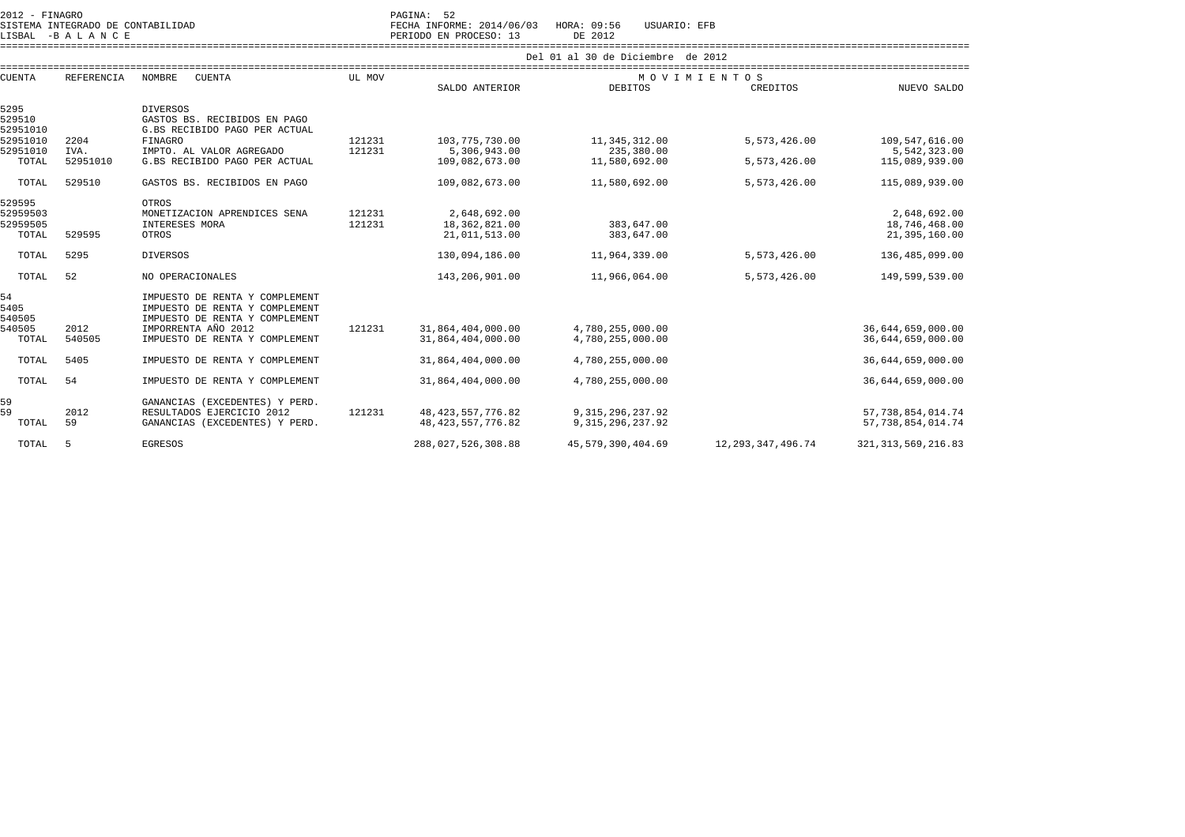2012 - FINAGRO
SISTEMA INTEGRADO DE CONTABILIDAD
LISBAL -B A L A N C E

PERIODO EN PROCESO: 13 DE 2012
FECHA INFORME: 2014/06/03 HORA: 09:56 USUARIO: EFB

Del 01 al 30 de Diciembre de 2012

| CUENTA | REFERENCIA | NOMBRE CUENTA | UL MOV | SALDO ANTERIOR | MOVIMIENTOS DEBITOS | MOVIMIENTOS CREDITOS | NUEVO SALDO |
|---|---|---|---|---|---|---|---|
| 5295 | | DIVERSOS | | | | | |
| 529510 | | GASTOS BS. RECIBIDOS EN PAGO | | | | | |
| 52951010 | | G.BS RECIBIDO PAGO PER ACTUAL | | | | | |
| 52951010 | 2204 | FINAGRO | 121231 | 103,775,730.00 | 11,345,312.00 | 5,573,426.00 | 109,547,616.00 |
| 52951010 | IVA. | IMPTO. AL VALOR AGREGADO | 121231 | 5,306,943.00 | 235,380.00 | | 5,542,323.00 |
| TOTAL | 52951010 | G.BS RECIBIDO PAGO PER ACTUAL | | 109,082,673.00 | 11,580,692.00 | 5,573,426.00 | 115,089,939.00 |
| TOTAL | 529510 | GASTOS BS. RECIBIDOS EN PAGO | | 109,082,673.00 | 11,580,692.00 | 5,573,426.00 | 115,089,939.00 |
| 529595 | | OTROS | | | | | |
| 52959503 | | MONETIZACION APRENDICES SENA | 121231 | 2,648,692.00 | | | 2,648,692.00 |
| 52959505 | | INTERESES MORA | 121231 | 18,362,821.00 | 383,647.00 | | 18,746,468.00 |
| TOTAL | 529595 | OTROS | | 21,011,513.00 | 383,647.00 | | 21,395,160.00 |
| TOTAL | 5295 | DIVERSOS | | 130,094,186.00 | 11,964,339.00 | 5,573,426.00 | 136,485,099.00 |
| TOTAL | 52 | NO OPERACIONALES | | 143,206,901.00 | 11,966,064.00 | 5,573,426.00 | 149,599,539.00 |
| 54 | | IMPUESTO DE RENTA Y COMPLEMENT | | | | | |
| 5405 | | IMPUESTO DE RENTA Y COMPLEMENT | | | | | |
| 540505 | | IMPUESTO DE RENTA Y COMPLEMENT | | | | | |
| 540505 | 2012 | IMPORRENTA AÑO 2012 | 121231 | 31,864,404,000.00 | 4,780,255,000.00 | | 36,644,659,000.00 |
| TOTAL | 540505 | IMPUESTO DE RENTA Y COMPLEMENT | | 31,864,404,000.00 | 4,780,255,000.00 | | 36,644,659,000.00 |
| TOTAL | 5405 | IMPUESTO DE RENTA Y COMPLEMENT | | 31,864,404,000.00 | 4,780,255,000.00 | | 36,644,659,000.00 |
| TOTAL | 54 | IMPUESTO DE RENTA Y COMPLEMENT | | 31,864,404,000.00 | 4,780,255,000.00 | | 36,644,659,000.00 |
| 59 | | GANANCIAS (EXCEDENTES) Y PERD. | | | | | |
| 59 | 2012 | RESULTADOS EJERCICIO 2012 | 121231 | 48,423,557,776.82 | 9,315,296,237.92 | | 57,738,854,014.74 |
| TOTAL | 59 | GANANCIAS (EXCEDENTES) Y PERD. | | 48,423,557,776.82 | 9,315,296,237.92 | | 57,738,854,014.74 |
| TOTAL | 5 | EGRESOS | | 288,027,526,308.88 | 45,579,390,404.69 | 12,293,347,496.74 | 321,313,569,216.83 |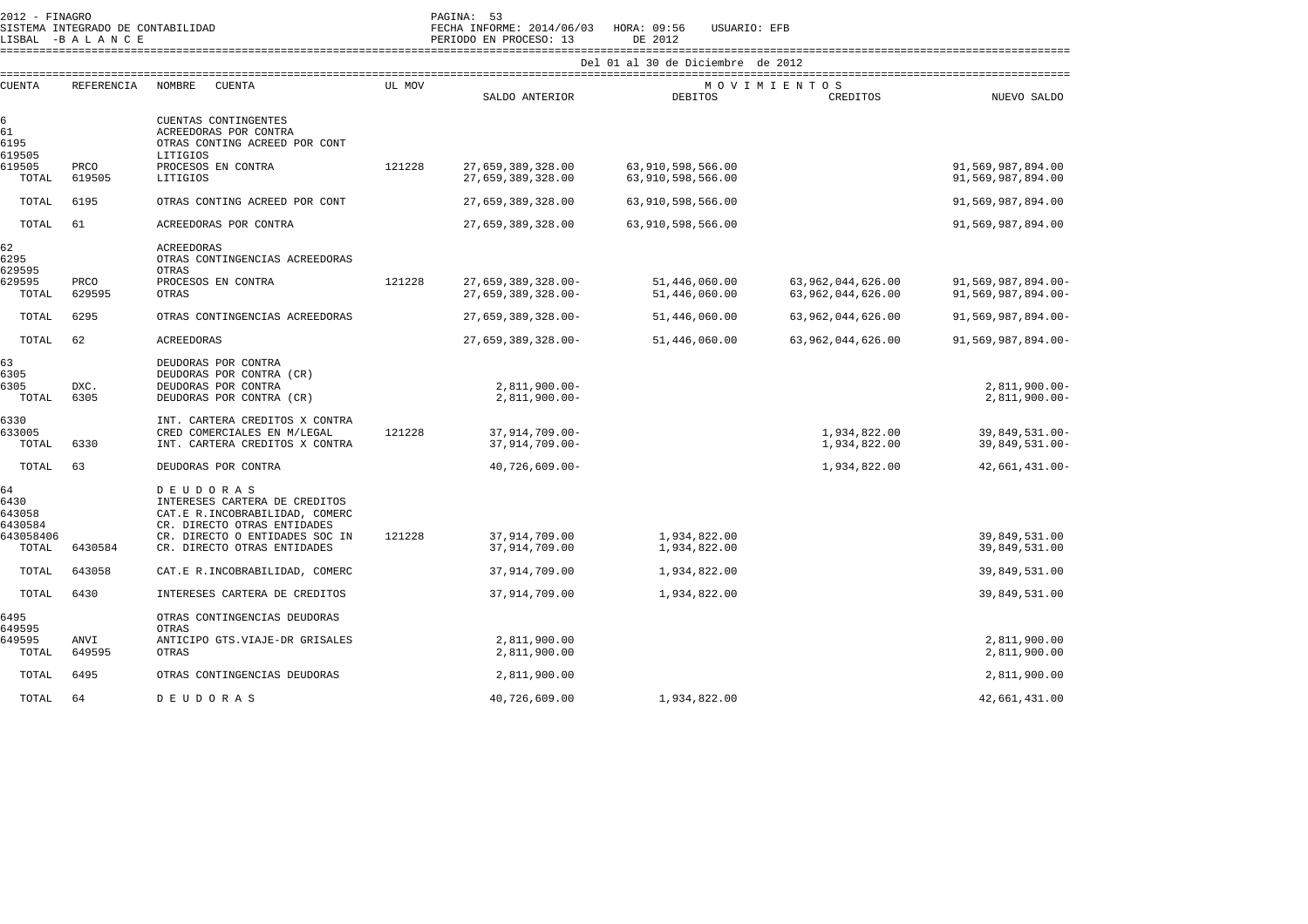2012 - FINAGRO
SISTEMA INTEGRADO DE CONTABILIDAD
LISBAL -B A L A N C E

PAGINA: 53
FECHA INFORME: 2014/06/03 HORA: 09:56 USUARIO: EFB
PERIODO EN PROCESO: 13 DE 2012

Del 01 al 30 de Diciembre de 2012

| CUENTA | REFERENCIA | NOMBRE CUENTA | UL MOV | SALDO ANTERIOR | MOVIMIENTOS DEBITOS | MOVIMIENTOS CREDITOS | NUEVO SALDO |
|---|---|---|---|---|---|---|---|
| 6 | | CUENTAS CONTINGENTES | | | | | |
| 61 | | ACREEDORAS POR CONTRA | | | | | |
| 6195 | | OTRAS CONTING ACREED POR CONT | | | | | |
| 619505 | | LITIGIOS | | | | | |
| 619505 | PRCO | PROCESOS EN CONTRA | 121228 | 27,659,389,328.00 | 63,910,598,566.00 | | 91,569,987,894.00 |
| TOTAL | 619505 | LITIGIOS | | 27,659,389,328.00 | 63,910,598,566.00 | | 91,569,987,894.00 |
| TOTAL | 6195 | OTRAS CONTING ACREED POR CONT | | 27,659,389,328.00 | 63,910,598,566.00 | | 91,569,987,894.00 |
| TOTAL | 61 | ACREEDORAS POR CONTRA | | 27,659,389,328.00 | 63,910,598,566.00 | | 91,569,987,894.00 |
| 62 | | ACREEDORAS | | | | | |
| 6295 | | OTRAS CONTINGENCIAS ACREEDORAS | | | | | |
| 629595 | | OTRAS | | | | | |
| 629595 | PRCO | PROCESOS EN CONTRA | 121228 | 27,659,389,328.00- | 51,446,060.00 | 63,962,044,626.00 | 91,569,987,894.00- |
| TOTAL | 629595 | OTRAS | | 27,659,389,328.00- | 51,446,060.00 | 63,962,044,626.00 | 91,569,987,894.00- |
| TOTAL | 6295 | OTRAS CONTINGENCIAS ACREEDORAS | | 27,659,389,328.00- | 51,446,060.00 | 63,962,044,626.00 | 91,569,987,894.00- |
| TOTAL | 62 | ACREEDORAS | | 27,659,389,328.00- | 51,446,060.00 | 63,962,044,626.00 | 91,569,987,894.00- |
| 63 | | DEUDORAS POR CONTRA | | | | | |
| 6305 | | DEUDORAS POR CONTRA (CR) | | | | | |
| 6305 | DXC. | DEUDORAS POR CONTRA | | 2,811,900.00- | | | 2,811,900.00- |
| TOTAL | 6305 | DEUDORAS POR CONTRA (CR) | | 2,811,900.00- | | | 2,811,900.00- |
| 6330 | | INT. CARTERA CREDITOS X CONTRA | | | | | |
| 633005 | | CRED COMERCIALES EN M/LEGAL | 121228 | 37,914,709.00- | | 1,934,822.00 | 39,849,531.00- |
| TOTAL | 6330 | INT. CARTERA CREDITOS X CONTRA | | 37,914,709.00- | | 1,934,822.00 | 39,849,531.00- |
| TOTAL | 63 | DEUDORAS POR CONTRA | | 40,726,609.00- | | 1,934,822.00 | 42,661,431.00- |
| 64 | | D E U D O R A S | | | | | |
| 6430 | | INTERESES CARTERA DE CREDITOS | | | | | |
| 643058 | | CAT.E R.INCOBRABILIDAD, COMERC | | | | | |
| 6430584 | | CR. DIRECTO OTRAS ENTIDADES | | | | | |
| 643058406 | | CR. DIRECTO O ENTIDADES SOC IN | 121228 | 37,914,709.00 | 1,934,822.00 | | 39,849,531.00 |
| TOTAL | 6430584 | CR. DIRECTO OTRAS ENTIDADES | | 37,914,709.00 | 1,934,822.00 | | 39,849,531.00 |
| TOTAL | 643058 | CAT.E R.INCOBRABILIDAD, COMERC | | 37,914,709.00 | 1,934,822.00 | | 39,849,531.00 |
| TOTAL | 6430 | INTERESES CARTERA DE CREDITOS | | 37,914,709.00 | 1,934,822.00 | | 39,849,531.00 |
| 6495 | | OTRAS CONTINGENCIAS DEUDORAS | | | | | |
| 649595 | | OTRAS | | | | | |
| 649595 | ANVI | ANTICIPO GTS.VIAJE-DR GRISALES | | 2,811,900.00 | | | 2,811,900.00 |
| TOTAL | 649595 | OTRAS | | 2,811,900.00 | | | 2,811,900.00 |
| TOTAL | 6495 | OTRAS CONTINGENCIAS DEUDORAS | | 2,811,900.00 | | | 2,811,900.00 |
| TOTAL | 64 | D E U D O R A S | | 40,726,609.00 | 1,934,822.00 | | 42,661,431.00 |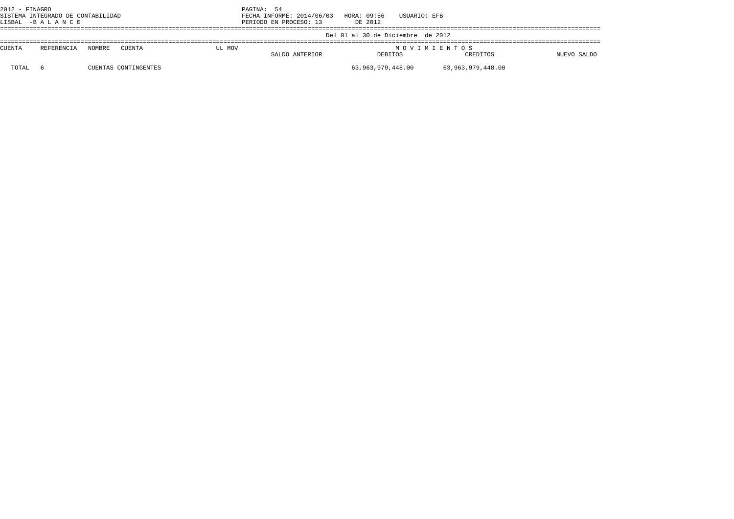Del 01 al 30 de Diciembre de 2012

| CUENTA | REFERENCIA | NOMBRE CUENTA | UL MOV | SALDO ANTERIOR | MOVIMIENTOS DEBITOS | MOVIMIENTOS CREDITOS | NUEVO SALDO |
|---|---|---|---|---|---|---|---|
| TOTAL | 6 | CUENTAS CONTINGENTES | | | 63,963,979,448.00 | 63,963,979,448.00 | |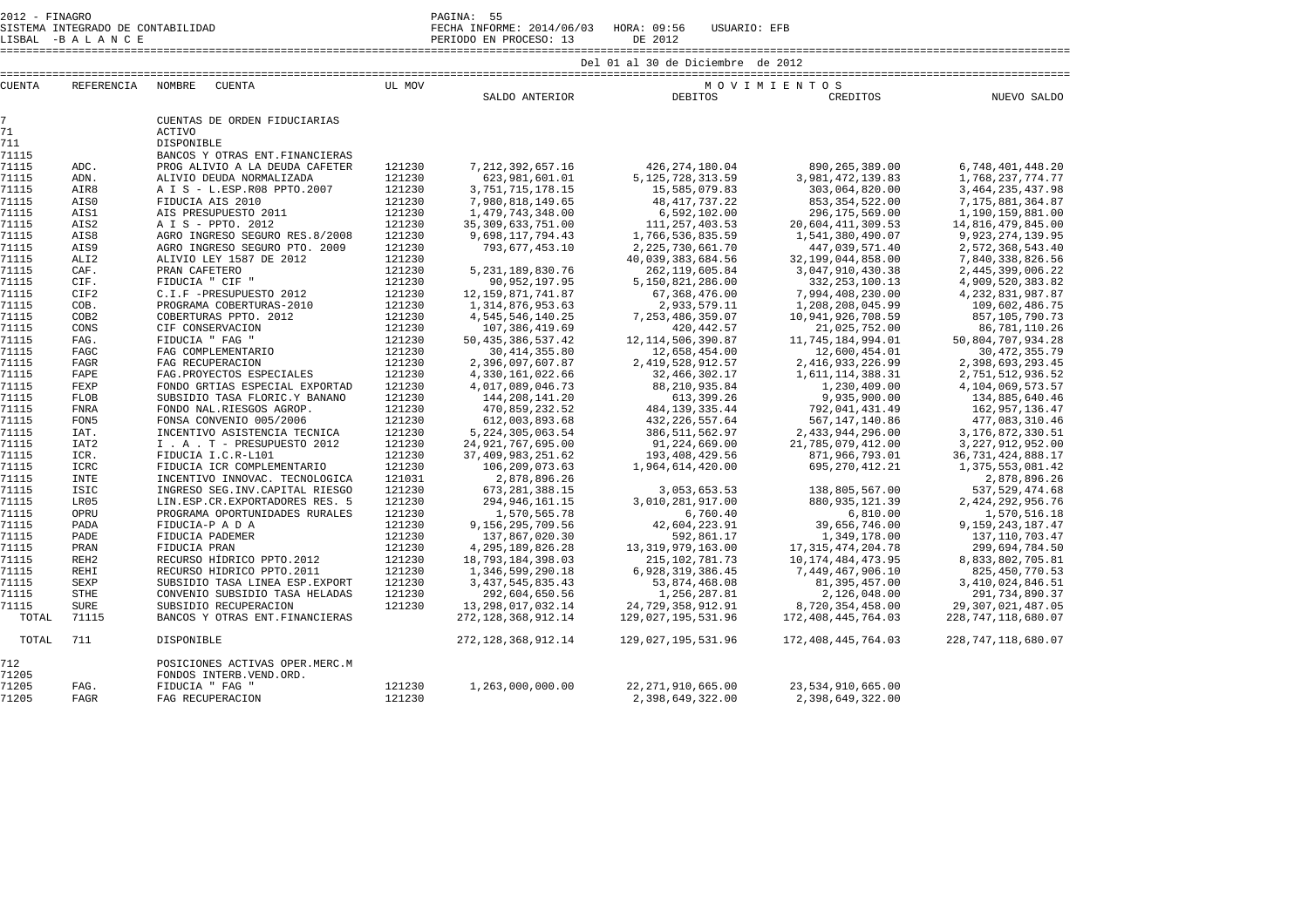2012 - FINAGRO
SISTEMA INTEGRADO DE CONTABILIDAD
LISBAL -B A L A N C E

FECHA INFORME: 2014/06/03 HORA: 09:56 USUARIO: EFB
PERIODO EN PROCESO: 13 DE 2012

Del 01 al 30 de Diciembre de 2012

| CUENTA | REFERENCIA | NOMBRE CUENTA | UL MOV | SALDO ANTERIOR | MOVIMIENTOS DEBITOS | CREDITOS | NUEVO SALDO |
|---|---|---|---|---|---|---|---|
| 7 | | CUENTAS DE ORDEN FIDUCIARIAS | | | | | |
| 71 | | ACTIVO | | | | | |
| 711 | | DISPONIBLE | | | | | |
| 71115 | | BANCOS Y OTRAS ENT.FINANCIERAS | | | | | |
| 71115 | ADC. | PROG ALIVIO A LA DEUDA CAFETER | 121230 | 7,212,392,657.16 | 426,274,180.04 | 890,265,389.00 | 6,748,401,448.20 |
| 71115 | ADN. | ALIVIO DEUDA NORMALIZADA | 121230 | 623,981,601.01 | 5,125,728,313.59 | 3,981,472,139.83 | 1,768,237,774.77 |
| 71115 | AIR8 | A I S - L.ESP.R08 PPTO.2007 | 121230 | 3,751,715,178.15 | 15,585,079.83 | 303,064,820.00 | 3,464,235,437.98 |
| 71115 | AIS0 | FIDUCIA AIS 2010 | 121230 | 7,980,818,149.65 | 48,417,737.22 | 853,354,522.00 | 7,175,881,364.87 |
| 71115 | AIS1 | AIS PRESUPUESTO 2011 | 121230 | 1,479,743,348.00 | 6,592,102.00 | 296,175,569.00 | 1,190,159,881.00 |
| 71115 | AIS2 | A I S - PPTO. 2012 | 121230 | 35,309,633,751.00 | 111,257,403.53 | 20,604,411,309.53 | 14,816,479,845.00 |
| 71115 | AIS8 | AGRO INGRESO SEGURO RES.8/2008 | 121230 | 9,698,117,794.43 | 1,766,536,835.59 | 1,541,380,490.07 | 9,923,274,139.95 |
| 71115 | AIS9 | AGRO INGRESO SEGURO PTO. 2009 | 121230 | 793,677,453.10 | 2,225,730,661.70 | 447,039,571.40 | 2,572,368,543.40 |
| 71115 | ALI2 | ALIVIO LEY 1587 DE 2012 | 121230 | | 40,039,383,684.56 | 32,199,044,858.00 | 7,840,338,826.56 |
| 71115 | CAF. | PRAN CAFETERO | 121230 | 5,231,189,830.76 | 262,119,605.84 | 3,047,910,430.38 | 2,445,399,006.22 |
| 71115 | CIF. | FIDUCIA " CIF " | 121230 | 90,952,197.95 | 5,150,821,286.00 | 332,253,100.13 | 4,909,520,383.82 |
| 71115 | CIF2 | C.I.F -PRESUPUESTO 2012 | 121230 | 12,159,871,741.87 | 67,368,476.00 | 7,994,408,230.00 | 4,232,831,987.87 |
| 71115 | COB. | PROGRAMA COBERTURAS-2010 | 121230 | 1,314,876,953.63 | 2,933,579.11 | 1,208,208,045.99 | 109,602,486.75 |
| 71115 | COB2 | COBERTURAS PPTO. 2012 | 121230 | 4,545,546,140.25 | 7,253,486,359.07 | 10,941,926,708.59 | 857,105,790.73 |
| 71115 | CONS | CIF CONSERVACION | 121230 | 107,386,419.69 | 420,442.57 | 21,025,752.00 | 86,781,110.26 |
| 71115 | FAG. | FIDUCIA " FAG " | 121230 | 50,435,386,537.42 | 12,114,506,390.87 | 11,745,184,994.01 | 50,804,707,934.28 |
| 71115 | FAGC | FAG COMPLEMENTARIO | 121230 | 30,414,355.80 | 12,658,454.00 | 12,600,454.01 | 30,472,355.79 |
| 71115 | FAGR | FAG RECUPERACION | 121230 | 2,396,097,607.87 | 2,419,528,912.57 | 2,416,933,226.99 | 2,398,693,293.45 |
| 71115 | FAPE | FAG.PROYECTOS ESPECIALES | 121230 | 4,330,161,022.66 | 32,466,302.17 | 1,611,114,388.31 | 2,751,512,936.52 |
| 71115 | FEXP | FONDO GRTIAS ESPECIAL EXPORTAD | 121230 | 4,017,089,046.73 | 88,210,935.84 | 1,230,409.00 | 4,104,069,573.57 |
| 71115 | FLOB | SUBSIDIO TASA FLORIC.Y BANANO | 121230 | 144,208,141.20 | 613,399.26 | 9,935,900.00 | 134,885,640.46 |
| 71115 | FNRA | FONDO NAL.RIESGOS AGROP. | 121230 | 470,859,232.52 | 484,139,335.44 | 792,041,431.49 | 162,957,136.47 |
| 71115 | FON5 | FONSA CONVENIO 005/2006 | 121230 | 612,003,893.68 | 432,226,557.64 | 567,147,140.86 | 477,083,310.46 |
| 71115 | IAT. | INCENTIVO ASISTENCIA TECNICA | 121230 | 5,224,305,063.54 | 386,511,562.97 | 2,433,944,296.00 | 3,176,872,330.51 |
| 71115 | IAT2 | I . A . T - PRESUPUESTO 2012 | 121230 | 24,921,767,695.00 | 91,224,669.00 | 21,785,079,412.00 | 3,227,912,952.00 |
| 71115 | ICR. | FIDUCIA I.C.R-L101 | 121230 | 37,409,983,251.62 | 193,408,429.56 | 871,966,793.01 | 36,731,424,888.17 |
| 71115 | ICRC | FIDUCIA ICR COMPLEMENTARIO | 121230 | 106,209,073.63 | 1,964,614,420.00 | 695,270,412.21 | 1,375,553,081.42 |
| 71115 | INTE | INCENTIVO INNOVAC. TECNOLOGICA | 121031 | 2,878,896.26 | | | 2,878,896.26 |
| 71115 | ISIC | INGRESO SEG.INV.CAPITAL RIESGO | 121230 | 673,281,388.15 | 3,053,653.53 | 138,805,567.00 | 537,529,474.68 |
| 71115 | LR05 | LIN.ESP.CR.EXPORTADORES RES. 5 | 121230 | 294,946,161.15 | 3,010,281,917.00 | 880,935,121.39 | 2,424,292,956.76 |
| 71115 | OPRU | PROGRAMA OPORTUNIDADES RURALES | 121230 | 1,570,565.78 | 6,760.40 | 6,810.00 | 1,570,516.18 |
| 71115 | PADA | FIDUCIA-P A D A | 121230 | 9,156,295,709.56 | 42,604,223.91 | 39,656,746.00 | 9,159,243,187.47 |
| 71115 | PADE | FIDUCIA PADEMER | 121230 | 137,867,020.30 | 592,861.17 | 1,349,178.00 | 137,110,703.47 |
| 71115 | PRAN | FIDUCIA PRAN | 121230 | 4,295,189,826.28 | 13,319,979,163.00 | 17,315,474,204.78 | 299,694,784.50 |
| 71115 | REH2 | RECURSO HIDRICO PPTO.2012 | 121230 | 18,793,184,398.03 | 215,102,781.73 | 10,174,484,473.95 | 8,833,802,705.81 |
| 71115 | REHI | RECURSO HIDRICO PPTO.2011 | 121230 | 1,346,599,290.18 | 6,928,319,386.45 | 7,449,467,906.10 | 825,450,770.53 |
| 71115 | SEXP | SUBSIDIO TASA LINEA ESP.EXPORT | 121230 | 3,437,545,835.43 | 53,874,468.08 | 81,395,457.00 | 3,410,024,846.51 |
| 71115 | STHE | CONVENIO SUBSIDIO TASA HELADAS | 121230 | 292,604,650.56 | 1,256,287.81 | 2,126,048.00 | 291,734,890.37 |
| 71115 | SURE | SUBSIDIO RECUPERACION | 121230 | 13,298,017,032.14 | 24,729,358,912.91 | 8,720,354,458.00 | 29,307,021,487.05 |
| TOTAL | 71115 | BANCOS Y OTRAS ENT.FINANCIERAS | | 272,128,368,912.14 | 129,027,195,531.96 | 172,408,445,764.03 | 228,747,118,680.07 |
| TOTAL | 711 | DISPONIBLE | | 272,128,368,912.14 | 129,027,195,531.96 | 172,408,445,764.03 | 228,747,118,680.07 |
| 712 | | POSICIONES ACTIVAS OPER.MERC.M | | | | | |
| 71205 | | FONDOS INTERB.VEND.ORD. | | | | | |
| 71205 | FAG. | FIDUCIA " FAG " | 121230 | 1,263,000,000.00 | 22,271,910,665.00 | 23,534,910,665.00 | |
| 71205 | FAGR | FAG RECUPERACION | 121230 | | 2,398,649,322.00 | 2,398,649,322.00 | |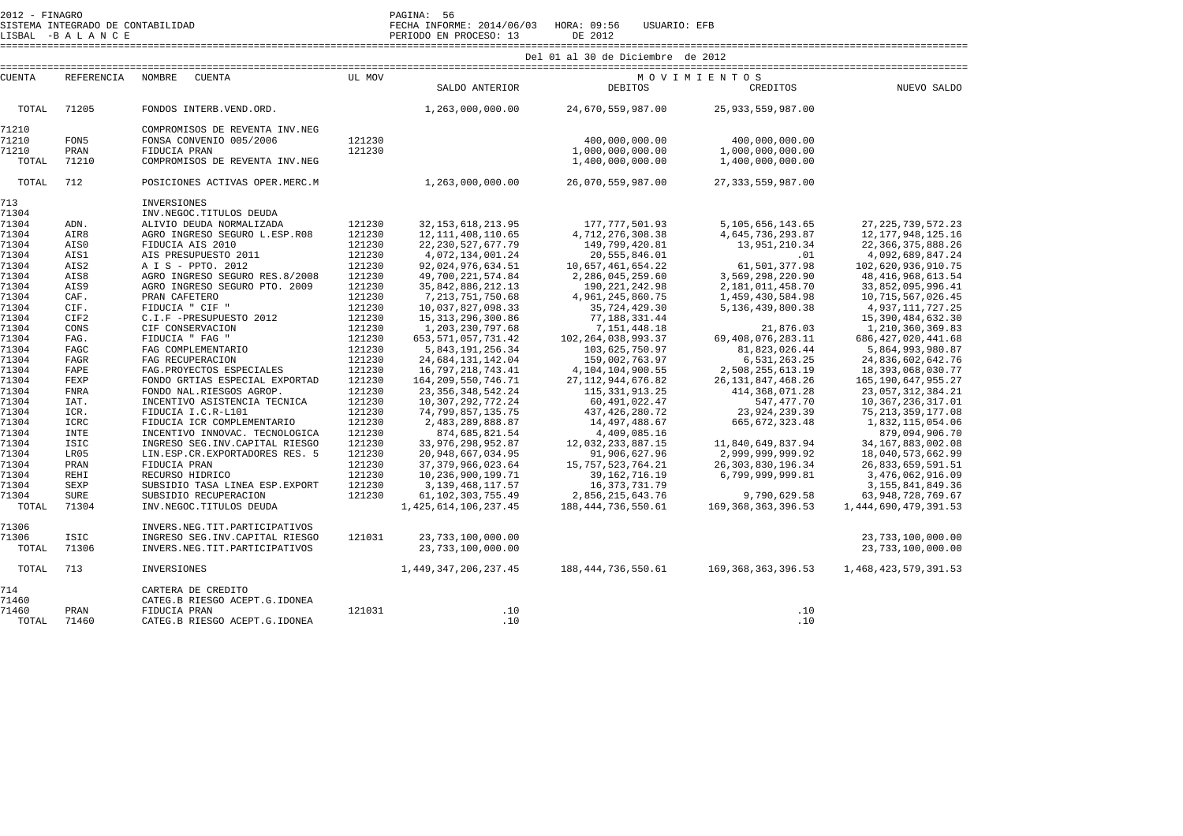2012 - FINAGRO
SISTEMA INTEGRADO DE CONTABILIDAD
LISBAL -B A L A N C E

FECHA INFORME: 2014/06/03 HORA: 09:56 USUARIO: EFB
PERIODO EN PROCESO: 13 DE 2012

Del 01 al 30 de Diciembre de 2012

| CUENTA | REFERENCIA | NOMBRE CUENTA | UL MOV | SALDO ANTERIOR | MOVIMIENTOS DEBITOS | MOVIMIENTOS CREDITOS | NUEVO SALDO |
|---|---|---|---|---|---|---|---|
| TOTAL | 71205 | FONDOS INTERB.VEND.ORD. | | 1,263,000,000.00 | 24,670,559,987.00 | 25,933,559,987.00 | |
| 71210 | | COMPROMISOS DE REVENTA INV.NEG | | | | | |
| 71210 | FON5 | FONSA CONVENIO 005/2006 | 121230 | | 400,000,000.00 | 400,000,000.00 | |
| 71210 | PRAN | FIDUCIA PRAN | 121230 | | 1,000,000,000.00 | 1,000,000,000.00 | |
| TOTAL | 71210 | COMPROMISOS DE REVENTA INV.NEG | | | 1,400,000,000.00 | 1,400,000,000.00 | |
| TOTAL | 712 | POSICIONES ACTIVAS OPER.MERC.M | | 1,263,000,000.00 | 26,070,559,987.00 | 27,333,559,987.00 | |
| 713 | | INVERSIONES | | | | | |
| 71304 | | INV.NEGOC.TITULOS DEUDA | | | | | |
| 71304 | ADN. | ALIVIO DEUDA NORMALIZADA | 121230 | 32,153,618,213.95 | 177,777,501.93 | 5,105,656,143.65 | 27,225,739,572.23 |
| 71304 | AIR8 | AGRO INGRESO SEGURO L.ESP.R08 | 121230 | 12,111,408,110.65 | 4,712,276,308.38 | 4,645,736,293.87 | 12,177,948,125.16 |
| 71304 | AIS0 | FIDUCIA AIS 2010 | 121230 | 22,230,527,677.79 | 149,799,420.81 | 13,951,210.34 | 22,366,375,888.26 |
| 71304 | AIS1 | AIS PRESUPUESTO 2011 | 121230 | 4,072,134,001.24 | 20,555,846.01 | .01 | 4,092,689,847.24 |
| 71304 | AIS2 | A I S - PPTO. 2012 | 121230 | 92,024,976,634.51 | 10,657,461,654.22 | 61,501,377.98 | 102,620,936,910.75 |
| 71304 | AIS8 | AGRO INGRESO SEGURO RES.8/2008 | 121230 | 49,700,221,574.84 | 2,286,045,259.60 | 3,569,298,220.90 | 48,416,968,613.54 |
| 71304 | AIS9 | AGRO INGRESO SEGURO PTO. 2009 | 121230 | 35,842,886,212.13 | 190,221,242.98 | 2,181,011,458.70 | 33,852,095,996.41 |
| 71304 | CAF. | PRAN CAFETERO | 121230 | 7,213,751,750.68 | 4,961,245,860.75 | 1,459,430,584.98 | 10,715,567,026.45 |
| 71304 | CIF. | FIDUCIA " CIF " | 121230 | 10,037,827,098.33 | 35,724,429.30 | 5,136,439,800.38 | 4,937,111,727.25 |
| 71304 | CIF2 | C.I.F -PRESUPUESTO 2012 | 121230 | 15,313,296,300.86 | 77,188,331.44 | | 15,390,484,632.30 |
| 71304 | CONS | CIF CONSERVACION | 121230 | 1,203,230,797.68 | 7,151,448.18 | 21,876.03 | 1,210,360,369.83 |
| 71304 | FAG. | FIDUCIA " FAG " | 121230 | 653,571,057,731.42 | 102,264,038,993.37 | 69,408,076,283.11 | 686,427,020,441.68 |
| 71304 | FAGC | FAG COMPLEMENTARIO | 121230 | 5,843,191,256.34 | 103,625,750.97 | 81,823,026.44 | 5,864,993,980.87 |
| 71304 | FAGR | FAG RECUPERACION | 121230 | 24,684,131,142.04 | 159,002,763.97 | 6,531,263.25 | 24,836,602,642.76 |
| 71304 | FAPE | FAG.PROYECTOS ESPECIALES | 121230 | 16,797,218,743.41 | 4,104,104,900.55 | 2,508,255,613.19 | 18,393,068,030.77 |
| 71304 | FEXP | FONDO GRTIAS ESPECIAL EXPORTAD | 121230 | 164,209,550,746.71 | 27,112,944,676.82 | 26,131,847,468.26 | 165,190,647,955.27 |
| 71304 | FNRA | FONDO NAL.RIESGOS AGROP. | 121230 | 23,356,348,542.24 | 115,331,913.25 | 414,368,071.28 | 23,057,312,384.21 |
| 71304 | IAT. | INCENTIVO ASISTENCIA TECNICA | 121230 | 10,307,292,772.24 | 60,491,022.47 | 547,477.70 | 10,367,236,317.01 |
| 71304 | ICR. | FIDUCIA I.C.R-L101 | 121230 | 74,799,857,135.75 | 437,426,280.72 | 23,924,239.39 | 75,213,359,177.08 |
| 71304 | ICRC | FIDUCIA ICR COMPLEMENTARIO | 121230 | 2,483,289,888.87 | 14,497,488.67 | 665,672,323.48 | 1,832,115,054.06 |
| 71304 | INTE | INCENTIVO INNOVAC. TECNOLOGICA | 121230 | 874,685,821.54 | 4,409,085.16 | | 879,094,906.70 |
| 71304 | ISIC | INGRESO SEG.INV.CAPITAL RIESGO | 121230 | 33,976,298,952.87 | 12,032,233,887.15 | 11,840,649,837.94 | 34,167,883,002.08 |
| 71304 | LR05 | LIN.ESP.CR.EXPORTADORES RES. 5 | 121230 | 20,948,667,034.95 | 91,906,627.96 | 2,999,999,999.92 | 18,040,573,662.99 |
| 71304 | PRAN | FIDUCIA PRAN | 121230 | 37,379,966,023.64 | 15,757,523,764.21 | 26,303,830,196.34 | 26,833,659,591.51 |
| 71304 | REHI | RECURSO HIDRICO | 121230 | 10,236,900,199.71 | 39,162,716.19 | 6,799,999,999.81 | 3,476,062,916.09 |
| 71304 | SEXP | SUBSIDIO TASA LINEA ESP.EXPORT | 121230 | 3,139,468,117.57 | 16,373,731.79 | | 3,155,841,849.36 |
| 71304 | SURE | SUBSIDIO RECUPERACION | 121230 | 61,102,303,755.49 | 2,856,215,643.76 | 9,790,629.58 | 63,948,728,769.67 |
| TOTAL | 71304 | INV.NEGOC.TITULOS DEUDA | | 1,425,614,106,237.45 | 188,444,736,550.61 | 169,368,363,396.53 | 1,444,690,479,391.53 |
| 71306 | | INVERS.NEG.TIT.PARTICIPATIVOS | | | | | |
| 71306 | ISIC | INGRESO SEG.INV.CAPITAL RIESGO | 121031 | 23,733,100,000.00 | | | 23,733,100,000.00 |
| TOTAL | 71306 | INVERS.NEG.TIT.PARTICIPATIVOS | | 23,733,100,000.00 | | | 23,733,100,000.00 |
| TOTAL | 713 | INVERSIONES | | 1,449,347,206,237.45 | 188,444,736,550.61 | 169,368,363,396.53 | 1,468,423,579,391.53 |
| 714 | | CARTERA DE CREDITO | | | | | |
| 71460 | | CATEG.B RIESGO ACEPT.G.IDONEA | | | | | |
| 71460 | PRAN | FIDUCIA PRAN | 121031 | .10 | | .10 | |
| TOTAL | 71460 | CATEG.B RIESGO ACEPT.G.IDONEA | | .10 | | .10 | |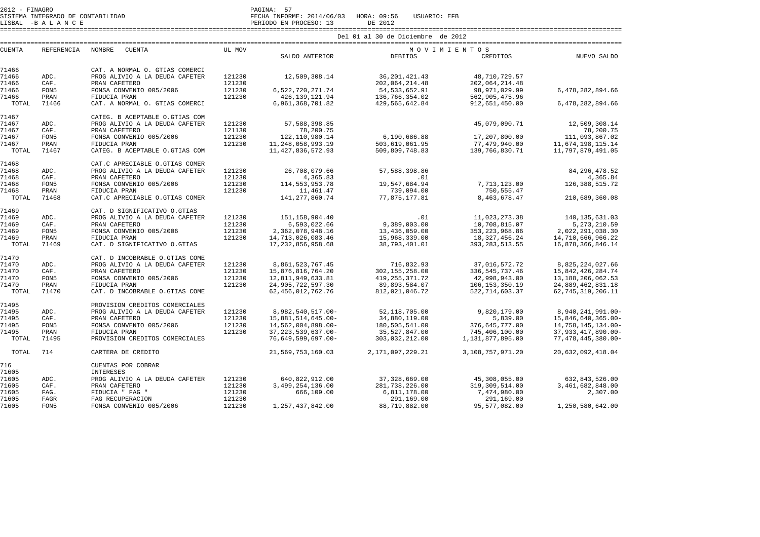2012 - FINAGRO
SISTEMA INTEGRADO DE CONTABILIDAD
LISBAL -B A L A N C E

PAGINA: 57
FECHA INFORME: 2014/06/03 HORA: 09:56 USUARIO: EFB
PERIODO EN PROCESO: 13 DE 2012

Del 01 al 30 de Diciembre de 2012

| CUENTA | REFERENCIA | NOMBRE CUENTA | UL MOV | SALDO ANTERIOR | MOVIMIENTOS DEBITOS | CREDITOS | NUEVO SALDO |
|---|---|---|---|---|---|---|---|
| 71466 | | CAT. A NORMAL O. GTIAS COMERCI | | | | | |
| 71466 | ADC. | PROG ALIVIO A LA DEUDA CAFETER | 121230 | 12,509,308.14 | 36,201,421.43 | 48,710,729.57 | |
| 71466 | CAF. | PRAN CAFETERO | 121230 | | 202,064,214.48 | 202,064,214.48 | |
| 71466 | FON5 | FONSA CONVENIO 005/2006 | 121230 | 6,522,720,271.74 | 54,533,652.91 | 98,971,029.99 | 6,478,282,894.66 |
| 71466 | PRAN | FIDUCIA PRAN | 121230 | 426,139,121.94 | 136,766,354.02 | 562,905,475.96 | |
| TOTAL | 71466 | CAT. A NORMAL O. GTIAS COMERCI | | 6,961,368,701.82 | 429,565,642.84 | 912,651,450.00 | 6,478,282,894.66 |
| 71467 | | CATEG. B ACEPTABLE O.GTIAS COM | | | | | |
| 71467 | ADC. | PROG ALIVIO A LA DEUDA CAFETER | 121230 | 57,588,398.85 | | 45,079,090.71 | 12,509,308.14 |
| 71467 | CAF. | PRAN CAFETERO | 121130 | 78,200.75 | | | 78,200.75 |
| 71467 | FON5 | FONSA CONVENIO 005/2006 | 121230 | 122,110,980.14 | 6,190,686.88 | 17,207,800.00 | 111,093,867.02 |
| 71467 | PRAN | FIDUCIA PRAN | 121230 | 11,248,058,993.19 | 503,619,061.95 | 77,479,940.00 | 11,674,198,115.14 |
| TOTAL | 71467 | CATEG. B ACEPTABLE O.GTIAS COM | | 11,427,836,572.93 | 509,809,748.83 | 139,766,830.71 | 11,797,879,491.05 |
| 71468 | | CAT.C APRECIABLE O.GTIAS COMER | | | | | |
| 71468 | ADC. | PROG ALIVIO A LA DEUDA CAFETER | 121230 | 26,708,079.66 | 57,588,398.86 | | 84,296,478.52 |
| 71468 | CAF. | PRAN CAFETERO | 121230 | 4,365.83 | .01 | | 4,365.84 |
| 71468 | FON5 | FONSA CONVENIO 005/2006 | 121230 | 114,553,953.78 | 19,547,684.94 | 7,713,123.00 | 126,388,515.72 |
| 71468 | PRAN | FIDUCIA PRAN | 121230 | 11,461.47 | 739,094.00 | 750,555.47 | |
| TOTAL | 71468 | CAT.C APRECIABLE O.GTIAS COMER | | 141,277,860.74 | 77,875,177.81 | 8,463,678.47 | 210,689,360.08 |
| 71469 | | CAT. D SIGNIFICATIVO O.GTIAS | | | | | |
| 71469 | ADC. | PROG ALIVIO A LA DEUDA CAFETER | 121230 | 151,158,904.40 | .01 | 11,023,273.38 | 140,135,631.03 |
| 71469 | CAF. | PRAN CAFETERO | 121230 | 6,593,022.66 | 9,389,003.00 | 10,708,815.07 | 5,273,210.59 |
| 71469 | FON5 | FONSA CONVENIO 005/2006 | 121230 | 2,362,078,948.16 | 13,436,059.00 | 353,223,968.86 | 2,022,291,038.30 |
| 71469 | PRAN | FIDUCIA PRAN | 121230 | 14,713,026,083.46 | 15,968,339.00 | 18,327,456.24 | 14,710,666,966.22 |
| TOTAL | 71469 | CAT. D SIGNIFICATIVO O.GTIAS | | 17,232,856,958.68 | 38,793,401.01 | 393,283,513.55 | 16,878,366,846.14 |
| 71470 | | CAT. D INCOBRABLE O.GTIAS COME | | | | | |
| 71470 | ADC. | PROG ALIVIO A LA DEUDA CAFETER | 121230 | 8,861,523,767.45 | 716,832.93 | 37,016,572.72 | 8,825,224,027.66 |
| 71470 | CAF. | PRAN CAFETERO | 121230 | 15,876,816,764.20 | 302,155,258.00 | 336,545,737.46 | 15,842,426,284.74 |
| 71470 | FON5 | FONSA CONVENIO 005/2006 | 121230 | 12,811,949,633.81 | 419,255,371.72 | 42,998,943.00 | 13,188,206,062.53 |
| 71470 | PRAN | FIDUCIA PRAN | 121230 | 24,905,722,597.30 | 89,893,584.07 | 106,153,350.19 | 24,889,462,831.18 |
| TOTAL | 71470 | CAT. D INCOBRABLE O.GTIAS COME | | 62,456,012,762.76 | 812,021,046.72 | 522,714,603.37 | 62,745,319,206.11 |
| 71495 | | PROVISION CREDITOS COMERCIALES | | | | | |
| 71495 | ADC. | PROG ALIVIO A LA DEUDA CAFETER | 121230 | 8,982,540,517.00- | 52,118,705.00 | 9,820,179.00 | 8,940,241,991.00- |
| 71495 | CAF. | PRAN CAFETERO | 121230 | 15,881,514,645.00- | 34,880,119.00 | 5,839.00 | 15,846,640,365.00- |
| 71495 | FON5 | FONSA CONVENIO 005/2006 | 121230 | 14,562,004,898.00- | 180,505,541.00 | 376,645,777.00 | 14,758,145,134.00- |
| 71495 | PRAN | FIDUCIA PRAN | 121230 | 37,223,539,637.00- | 35,527,847.00 | 745,406,100.00 | 37,933,417,890.00- |
| TOTAL | 71495 | PROVISION CREDITOS COMERCIALES | | 76,649,599,697.00- | 303,032,212.00 | 1,131,877,895.00 | 77,478,445,380.00- |
| TOTAL | 714 | CARTERA DE CREDITO | | 21,569,753,160.03 | 2,171,097,229.21 | 3,108,757,971.20 | 20,632,092,418.04 |
| 716 | | CUENTAS POR COBRAR | | | | | |
| 71605 | | INTERESES | | | | | |
| 71605 | ADC. | PROG ALIVIO A LA DEUDA CAFETER | 121230 | 640,822,912.00 | 37,328,669.00 | 45,308,055.00 | 632,843,526.00 |
| 71605 | CAF. | PRAN CAFETERO | 121230 | 3,499,254,136.00 | 281,738,226.00 | 319,309,514.00 | 3,461,682,848.00 |
| 71605 | FAG. | FIDUCIA " FAG " | 121230 | 666,109.00 | 6,811,178.00 | 7,474,980.00 | 2,307.00 |
| 71605 | FAGR | FAG RECUPERACION | 121230 | | 291,169.00 | 291,169.00 | |
| 71605 | FON5 | FONSA CONVENIO 005/2006 | 121230 | 1,257,437,842.00 | 88,719,882.00 | 95,577,082.00 | 1,250,580,642.00 |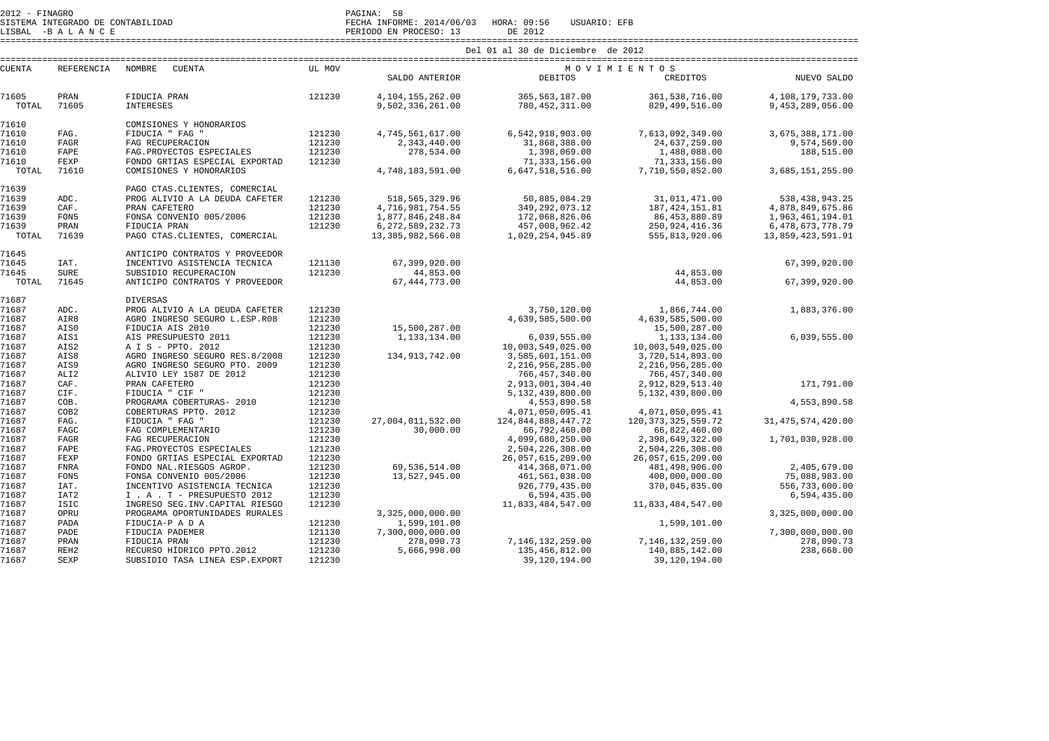2012 - FINAGRO
SISTEMA INTEGRADO DE CONTABILIDAD
LISBAL -B A L A N C E

PAGINA: 58
FECHA INFORME: 2014/06/03 HORA: 09:56 USUARIO: EFB
PERIODO EN PROCESO: 13 DE 2012

Del 01 al 30 de Diciembre de 2012

| CUENTA | REFERENCIA | NOMBRE CUENTA | UL MOV | SALDO ANTERIOR | MOVIMIENTOS DEBITOS | CREDITOS | NUEVO SALDO |
|---|---|---|---|---|---|---|---|
| 71605 | PRAN | FIDUCIA PRAN | 121230 | 4,104,155,262.00 | 365,563,187.00 | 361,538,716.00 | 4,108,179,733.00 |
| TOTAL | 71605 | INTERESES | | 9,502,336,261.00 | 780,452,311.00 | 829,499,516.00 | 9,453,289,056.00 |
| 71610 | | COMISIONES Y HONORARIOS | | | | | |
| 71610 | FAG. | FIDUCIA " FAG " | 121230 | 4,745,561,617.00 | 6,542,918,903.00 | 7,613,092,349.00 | 3,675,388,171.00 |
| 71610 | FAGR | FAG RECUPERACION | 121230 | 2,343,440.00 | 31,868,388.00 | 24,637,259.00 | 9,574,569.00 |
| 71610 | FAPE | FAG.PROYECTOS ESPECIALES | 121230 | 278,534.00 | 1,398,069.00 | 1,488,088.00 | 188,515.00 |
| 71610 | FEXP | FONDO GRTIAS ESPECIAL EXPORTAD | 121230 | | 71,333,156.00 | 71,333,156.00 | |
| TOTAL | 71610 | COMISIONES Y HONORARIOS | | 4,748,183,591.00 | 6,647,518,516.00 | 7,710,550,852.00 | 3,685,151,255.00 |
| 71639 | | PAGO CTAS.CLIENTES, COMERCIAL | | | | | |
| 71639 | ADC. | PROG ALIVIO A LA DEUDA CAFETER | 121230 | 518,565,329.96 | 50,885,084.29 | 31,011,471.00 | 538,438,943.25 |
| 71639 | CAF. | PRAN CAFETERO | 121230 | 4,716,981,754.55 | 349,292,073.12 | 187,424,151.81 | 4,878,849,675.86 |
| 71639 | FON5 | FONSA CONVENIO 005/2006 | 121230 | 1,877,846,248.84 | 172,068,826.06 | 86,453,880.89 | 1,963,461,194.01 |
| 71639 | PRAN | FIDUCIA PRAN | 121230 | 6,272,589,232.73 | 457,008,962.42 | 250,924,416.36 | 6,478,673,778.79 |
| TOTAL | 71639 | PAGO CTAS.CLIENTES, COMERCIAL | | 13,385,982,566.08 | 1,029,254,945.89 | 555,813,920.06 | 13,859,423,591.91 |
| 71645 | | ANTICIPO CONTRATOS Y PROVEEDOR | | | | | |
| 71645 | IAT. | INCENTIVO ASISTENCIA TECNICA | 121130 | 67,399,920.00 | | | 67,399,920.00 |
| 71645 | SURE | SUBSIDIO RECUPERACION | 121230 | 44,853.00 | | 44,853.00 | |
| TOTAL | 71645 | ANTICIPO CONTRATOS Y PROVEEDOR | | 67,444,773.00 | | 44,853.00 | 67,399,920.00 |
| 71687 | | DIVERSAS | | | | | |
| 71687 | ADC. | PROG ALIVIO A LA DEUDA CAFETER | 121230 | | 3,750,120.00 | 1,866,744.00 | 1,883,376.00 |
| 71687 | AIR8 | AGRO INGRESO SEGURO L.ESP.R08 | 121230 | | 4,639,585,500.00 | 4,639,585,500.00 | |
| 71687 | AIS0 | FIDUCIA AIS 2010 | 121230 | 15,500,287.00 | | 15,500,287.00 | |
| 71687 | AIS1 | AIS PRESUPUESTO 2011 | 121230 | 1,133,134.00 | 6,039,555.00 | 1,133,134.00 | 6,039,555.00 |
| 71687 | AIS2 | A I S - PPTO. 2012 | 121230 | | 10,003,549,025.00 | 10,003,549,025.00 | |
| 71687 | AIS8 | AGRO INGRESO SEGURO RES.8/2008 | 121230 | 134,913,742.00 | 3,585,601,151.00 | 3,720,514,893.00 | |
| 71687 | AIS9 | AGRO INGRESO SEGURO PTO. 2009 | 121230 | | 2,216,956,285.00 | 2,216,956,285.00 | |
| 71687 | ALI2 | ALIVIO LEY 1587 DE 2012 | 121230 | | 766,457,340.00 | 766,457,340.00 | |
| 71687 | CAF. | PRAN CAFETERO | 121230 | | 2,913,001,304.40 | 2,912,829,513.40 | 171,791.00 |
| 71687 | CIF. | FIDUCIA " CIF " | 121230 | | 5,132,439,800.00 | 5,132,439,800.00 | |
| 71687 | COB. | PROGRAMA COBERTURAS- 2010 | 121230 | | 4,553,890.58 | | 4,553,890.58 |
| 71687 | COB2 | COBERTURAS PPTO. 2012 | 121230 | | 4,071,050,095.41 | 4,071,050,095.41 | |
| 71687 | FAG. | FIDUCIA " FAG " | 121230 | 27,004,011,532.00 | 124,844,888,447.72 | 120,373,325,559.72 | 31,475,574,420.00 |
| 71687 | FAGC | FAG COMPLEMENTARIO | 121230 | 30,000.00 | 66,792,460.00 | 66,822,460.00 | |
| 71687 | FAGR | FAG RECUPERACION | 121230 | | 4,099,680,250.00 | 2,398,649,322.00 | 1,701,030,928.00 |
| 71687 | FAPE | FAG.PROYECTOS ESPECIALES | 121230 | | 2,504,226,308.00 | 2,504,226,308.00 | |
| 71687 | FEXP | FONDO GRTIAS ESPECIAL EXPORTAD | 121230 | | 26,057,615,209.00 | 26,057,615,209.00 | |
| 71687 | FNRA | FONDO NAL.RIESGOS AGROP. | 121230 | 69,536,514.00 | 414,368,071.00 | 481,498,906.00 | 2,405,679.00 |
| 71687 | FON5 | FONSA CONVENIO 005/2006 | 121230 | 13,527,945.00 | 461,561,038.00 | 400,000,000.00 | 75,088,983.00 |
| 71687 | IAT. | INCENTIVO ASISTENCIA TECNICA | 121230 | | 926,779,435.00 | 370,045,835.00 | 556,733,600.00 |
| 71687 | IAT2 | I . A . T - PRESUPUESTO 2012 | 121230 | | 6,594,435.00 | | 6,594,435.00 |
| 71687 | ISIC | INGRESO SEG.INV.CAPITAL RIESGO | 121230 | | 11,833,484,547.00 | 11,833,484,547.00 | |
| 71687 | OPRU | PROGRAMA OPORTUNIDADES RURALES | | 3,325,000,000.00 | | | 3,325,000,000.00 |
| 71687 | PADA | FIDUCIA-P A D A | 121230 | 1,599,101.00 | | 1,599,101.00 | |
| 71687 | PADE | FIDUCIA PADEMER | 121130 | 7,300,000,000.00 | | | 7,300,000,000.00 |
| 71687 | PRAN | FIDUCIA PRAN | 121230 | 278,090.73 | 7,146,132,259.00 | 7,146,132,259.00 | 278,090.73 |
| 71687 | REH2 | RECURSO HIDRICO PPTO.2012 | 121230 | 5,666,998.00 | 135,456,812.00 | 140,885,142.00 | 238,668.00 |
| 71687 | SEXP | SUBSIDIO TASA LINEA ESP.EXPORT | 121230 | | 39,120,194.00 | 39,120,194.00 | |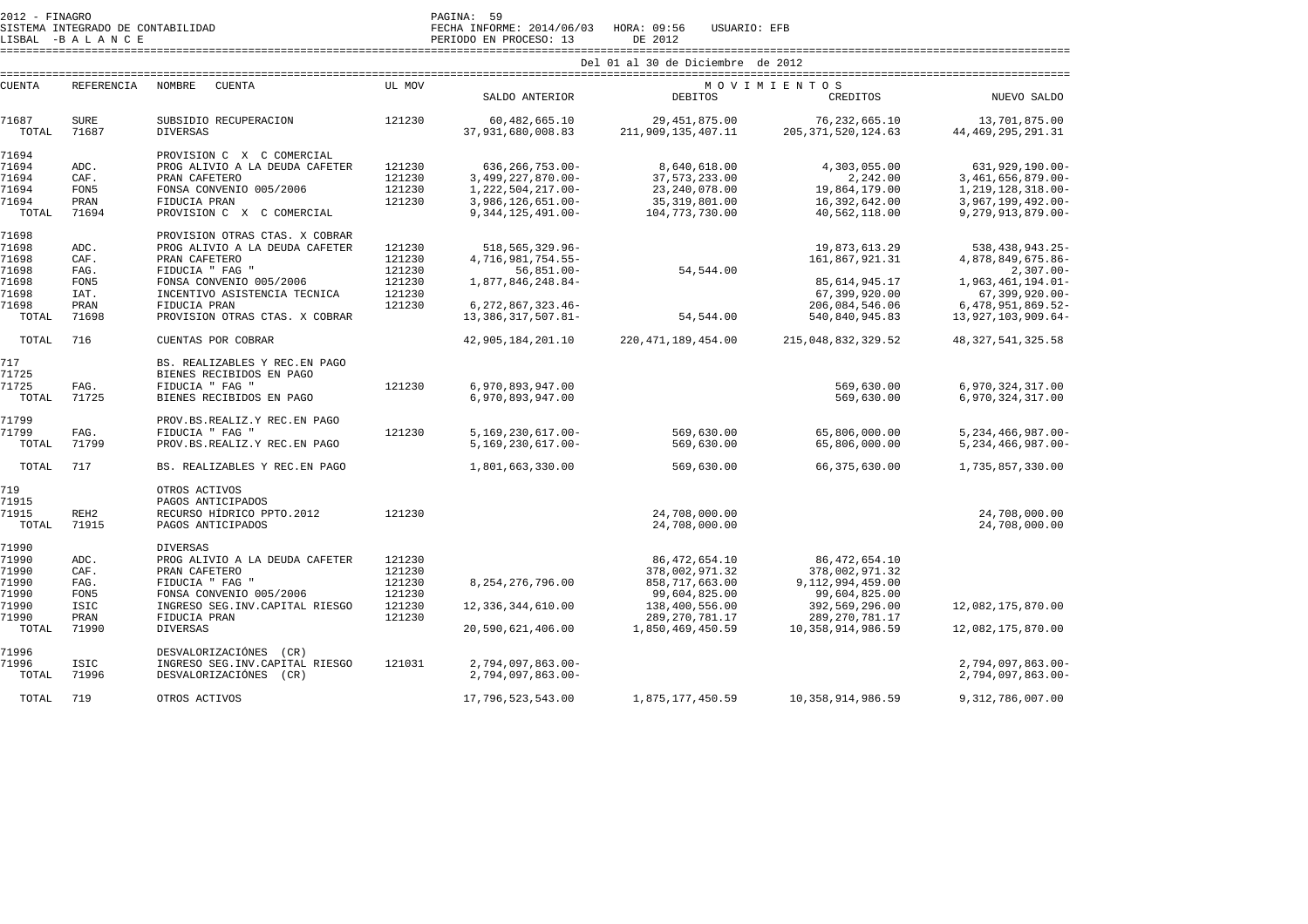2012 - FINAGRO
SISTEMA INTEGRADO DE CONTABILIDAD
LISBAL -B A L A N C E

FECHA INFORME: 2014/06/03 HORA: 09:56 USUARIO: EFB
PERIODO EN PROCESO: 13 DE 2012

Del 01 al 30 de Diciembre de 2012

| CUENTA | REFERENCIA | NOMBRE CUENTA | UL MOV | SALDO ANTERIOR | DEBITOS | CREDITOS | NUEVO SALDO |
|---|---|---|---|---|---|---|---|
| 71687 | SURE | SUBSIDIO RECUPERACION | 121230 | 60,482,665.10 | 29,451,875.00 | 76,232,665.10 | 13,701,875.00 |
| TOTAL | 71687 | DIVERSAS | | 37,931,680,008.83 | 211,909,135,407.11 | 205,371,520,124.63 | 44,469,295,291.31 |
| 71694 | | PROVISION C X C COMERCIAL | | | | | |
| 71694 | ADC. | PROG ALIVIO A LA DEUDA CAFETER | 121230 | 636,266,753.00- | 8,640,618.00 | 4,303,055.00 | 631,929,190.00- |
| 71694 | CAF. | PRAN CAFETERO | 121230 | 3,499,227,870.00- | 37,573,233.00 | 2,242.00 | 3,461,656,879.00- |
| 71694 | FON5 | FONSA CONVENIO 005/2006 | 121230 | 1,222,504,217.00- | 23,240,078.00 | 19,864,179.00 | 1,219,128,318.00- |
| 71694 | PRAN | FIDUCIA PRAN | 121230 | 3,986,126,651.00- | 35,319,801.00 | 16,392,642.00 | 3,967,199,492.00- |
| TOTAL | 71694 | PROVISION C X C COMERCIAL | | 9,344,125,491.00- | 104,773,730.00 | 40,562,118.00 | 9,279,913,879.00- |
| 71698 | | PROVISION OTRAS CTAS. X COBRAR | | | | | |
| 71698 | ADC. | PROG ALIVIO A LA DEUDA CAFETER | 121230 | 518,565,329.96- | | 19,873,613.29 | 538,438,943.25- |
| 71698 | CAF. | PRAN CAFETERO | 121230 | 4,716,981,754.55- | | 161,867,921.31 | 4,878,849,675.86- |
| 71698 | FAG. | FIDUCIA " FAG " | 121230 | 56,851.00- | 54,544.00 | | 2,307.00- |
| 71698 | FON5 | FONSA CONVENIO 005/2006 | 121230 | 1,877,846,248.84- | | 85,614,945.17 | 1,963,461,194.01- |
| 71698 | IAT. | INCENTIVO ASISTENCIA TECNICA | 121230 | | | 67,399,920.00 | 67,399,920.00- |
| 71698 | PRAN | FIDUCIA PRAN | 121230 | 6,272,867,323.46- | | 206,084,546.06 | 6,478,951,869.52- |
| TOTAL | 71698 | PROVISION OTRAS CTAS. X COBRAR | | 13,386,317,507.81- | 54,544.00 | 540,840,945.83 | 13,927,103,909.64- |
| TOTAL | 716 | CUENTAS POR COBRAR | | 42,905,184,201.10 | 220,471,189,454.00 | 215,048,832,329.52 | 48,327,541,325.58 |
| 717 | | BS. REALIZABLES Y REC.EN PAGO | | | | | |
| 71725 | | BIENES RECIBIDOS EN PAGO | | | | | |
| 71725 | FAG. | FIDUCIA " FAG " | 121230 | 6,970,893,947.00 | | 569,630.00 | 6,970,324,317.00 |
| TOTAL | 71725 | BIENES RECIBIDOS EN PAGO | | 6,970,893,947.00 | | 569,630.00 | 6,970,324,317.00 |
| 71799 | | PROV.BS.REALIZ.Y REC.EN PAGO | | | | | |
| 71799 | FAG. | FIDUCIA " FAG " | 121230 | 5,169,230,617.00- | 569,630.00 | 65,806,000.00 | 5,234,466,987.00- |
| TOTAL | 71799 | PROV.BS.REALIZ.Y REC.EN PAGO | | 5,169,230,617.00- | 569,630.00 | 65,806,000.00 | 5,234,466,987.00- |
| TOTAL | 717 | BS. REALIZABLES Y REC.EN PAGO | | 1,801,663,330.00 | 569,630.00 | 66,375,630.00 | 1,735,857,330.00 |
| 719 | | OTROS ACTIVOS | | | | | |
| 71915 | | PAGOS ANTICIPADOS | | | | | |
| 71915 | REH2 | RECURSO HÍDRICO PPTO.2012 | 121230 | | 24,708,000.00 | | 24,708,000.00 |
| TOTAL | 71915 | PAGOS ANTICIPADOS | | | 24,708,000.00 | | 24,708,000.00 |
| 71990 | | DIVERSAS | | | | | |
| 71990 | ADC. | PROG ALIVIO A LA DEUDA CAFETER | 121230 | | 86,472,654.10 | 86,472,654.10 | |
| 71990 | CAF. | PRAN CAFETERO | 121230 | | 378,002,971.32 | 378,002,971.32 | |
| 71990 | FAG. | FIDUCIA " FAG " | 121230 | 8,254,276,796.00 | 858,717,663.00 | 9,112,994,459.00 | |
| 71990 | FON5 | FONSA CONVENIO 005/2006 | 121230 | | 99,604,825.00 | 99,604,825.00 | |
| 71990 | ISIC | INGRESO SEG.INV.CAPITAL RIESGO | 121230 | 12,336,344,610.00 | 138,400,556.00 | 392,569,296.00 | 12,082,175,870.00 |
| 71990 | PRAN | FIDUCIA PRAN | 121230 | | 289,270,781.17 | 289,270,781.17 | |
| TOTAL | 71990 | DIVERSAS | | 20,590,621,406.00 | 1,850,469,450.59 | 10,358,914,986.59 | 12,082,175,870.00 |
| 71996 | | DESVALORIZACIÓNES (CR) | | | | | |
| 71996 | ISIC | INGRESO SEG.INV.CAPITAL RIESGO | 121031 | 2,794,097,863.00- | | | 2,794,097,863.00- |
| TOTAL | 71996 | DESVALORIZACIÓNES (CR) | | 2,794,097,863.00- | | | 2,794,097,863.00- |
| TOTAL | 719 | OTROS ACTIVOS | | 17,796,523,543.00 | 1,875,177,450.59 | 10,358,914,986.59 | 9,312,786,007.00 |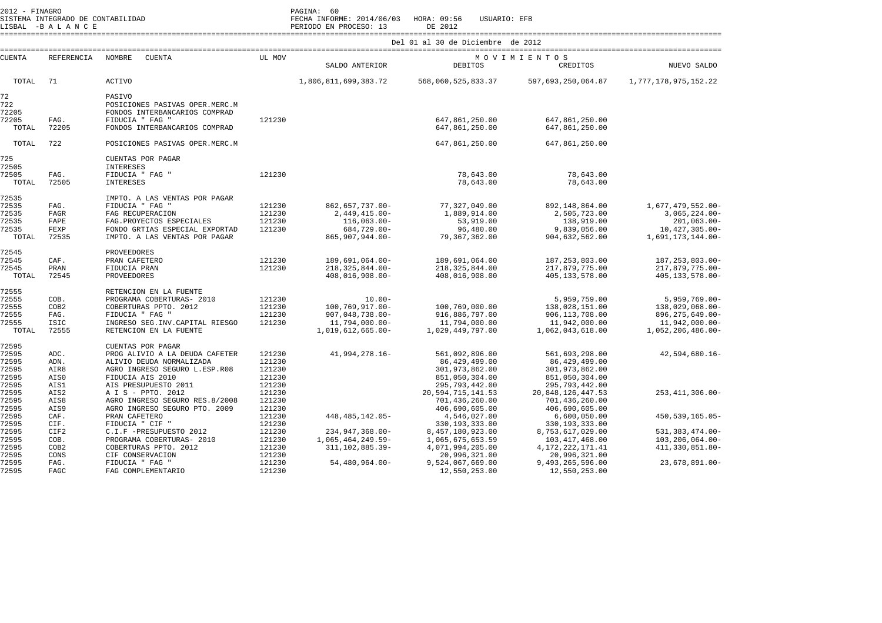2012 - FINAGRO
SISTEMA INTEGRADO DE CONTABILIDAD
LISBAL -B A L A N C E

FECHA INFORME: 2014/06/03 HORA: 09:56 USUARIO: EFB
PERIODO EN PROCESO: 13 DE 2012

Del 01 al 30 de Diciembre de 2012

| CUENTA | REFERENCIA | NOMBRE CUENTA | UL MOV | SALDO ANTERIOR | DEBITOS | CREDITOS | NUEVO SALDO |
|---|---|---|---|---|---|---|---|
| TOTAL | 71 | ACTIVO | | 1,806,811,699,383.72 | 568,060,525,833.37 | 597,693,250,064.87 | 1,777,178,975,152.22 |
| 72 | | PASIVO | | | | | |
| 722 | | POSICIONES PASIVAS OPER.MERC.M | | | | | |
| 72205 | | FONDOS INTERBANCARIOS COMPRAD | | | | | |
| 72205 | FAG. | FIDUCIA " FAG " | 121230 | | 647,861,250.00 | 647,861,250.00 | |
| TOTAL | 72205 | FONDOS INTERBANCARIOS COMPRAD | | | 647,861,250.00 | 647,861,250.00 | |
| TOTAL | 722 | POSICIONES PASIVAS OPER.MERC.M | | | 647,861,250.00 | 647,861,250.00 | |
| 725 | | CUENTAS POR PAGAR | | | | | |
| 72505 | | INTERESES | | | | | |
| 72505 | FAG. | FIDUCIA " FAG " | 121230 | | 78,643.00 | 78,643.00 | |
| TOTAL | 72505 | INTERESES | | | 78,643.00 | 78,643.00 | |
| 72535 | | IMPTO. A LAS VENTAS POR PAGAR | | | | | |
| 72535 | FAG. | FIDUCIA " FAG " | 121230 | 862,657,737.00- | 77,327,049.00 | 892,148,864.00 | 1,677,479,552.00- |
| 72535 | FAGR | FAG RECUPERACION | 121230 | 2,449,415.00- | 1,889,914.00 | 2,505,723.00 | 3,065,224.00- |
| 72535 | FAPE | FAG.PROYECTOS ESPECIALES | 121230 | 116,063.00- | 53,919.00 | 138,919.00 | 201,063.00- |
| 72535 | FEXP | FONDO GRTIAS ESPECIAL EXPORTAD | 121230 | 684,729.00- | 96,480.00 | 9,839,056.00 | 10,427,305.00- |
| TOTAL | 72535 | IMPTO. A LAS VENTAS POR PAGAR | | 865,907,944.00- | 79,367,362.00 | 904,632,562.00 | 1,691,173,144.00- |
| 72545 | | PROVEEDORES | | | | | |
| 72545 | CAF. | PRAN CAFETERO | 121230 | 189,691,064.00- | 189,691,064.00 | 187,253,803.00 | 187,253,803.00- |
| 72545 | PRAN | FIDUCIA PRAN | 121230 | 218,325,844.00- | 218,325,844.00 | 217,879,775.00 | 217,879,775.00- |
| TOTAL | 72545 | PROVEEDORES | | 408,016,908.00- | 408,016,908.00 | 405,133,578.00 | 405,133,578.00- |
| 72555 | | RETENCION EN LA FUENTE | | | | | |
| 72555 | COB. | PROGRAMA COBERTURAS- 2010 | 121230 | 10.00- | | 5,959,759.00 | 5,959,769.00- |
| 72555 | COB2 | COBERTURAS PPTO. 2012 | 121230 | 100,769,917.00- | 100,769,000.00 | 138,028,151.00 | 138,029,068.00- |
| 72555 | FAG. | FIDUCIA " FAG " | 121230 | 907,048,738.00- | 916,886,797.00 | 906,113,708.00 | 896,275,649.00- |
| 72555 | ISIC | INGRESO SEG.INV.CAPITAL RIESGO | 121230 | 11,794,000.00- | 11,794,000.00 | 11,942,000.00 | 11,942,000.00- |
| TOTAL | 72555 | RETENCION EN LA FUENTE | | 1,019,612,665.00- | 1,029,449,797.00 | 1,062,043,618.00 | 1,052,206,486.00- |
| 72595 | | CUENTAS POR PAGAR | | | | | |
| 72595 | ADC. | PROG ALIVIO A LA DEUDA CAFETER | 121230 | 41,994,278.16- | 561,092,896.00 | 561,693,298.00 | 42,594,680.16- |
| 72595 | ADN. | ALIVIO DEUDA NORMALIZADA | 121230 | | 86,429,499.00 | 86,429,499.00 | |
| 72595 | AIR8 | AGRO INGRESO SEGURO L.ESP.R08 | 121230 | | 301,973,862.00 | 301,973,862.00 | |
| 72595 | AIS0 | FIDUCIA AIS 2010 | 121230 | | 851,050,304.00 | 851,050,304.00 | |
| 72595 | AIS1 | AIS PRESUPUESTO 2011 | 121230 | | 295,793,442.00 | 295,793,442.00 | |
| 72595 | AIS2 | A I S - PPTO. 2012 | 121230 | | 20,594,715,141.53 | 20,848,126,447.53 | 253,411,306.00- |
| 72595 | AIS8 | AGRO INGRESO SEGURO RES.8/2008 | 121230 | | 701,436,260.00 | 701,436,260.00 | |
| 72595 | AIS9 | AGRO INGRESO SEGURO PTO. 2009 | 121230 | | 406,690,605.00 | 406,690,605.00 | |
| 72595 | CAF. | PRAN CAFETERO | 121230 | 448,485,142.05- | 4,546,027.00 | 6,600,050.00 | 450,539,165.05- |
| 72595 | CIF. | FIDUCIA " CIF " | 121230 | | 330,193,333.00 | 330,193,333.00 | |
| 72595 | CIF2 | C.I.F -PRESUPUESTO 2012 | 121230 | 234,947,368.00- | 8,457,180,923.00 | 8,753,617,029.00 | 531,383,474.00- |
| 72595 | COB. | PROGRAMA COBERTURAS- 2010 | 121230 | 1,065,464,249.59- | 1,065,675,653.59 | 103,417,468.00 | 103,206,064.00- |
| 72595 | COB2 | COBERTURAS PPTO. 2012 | 121230 | 311,102,885.39- | 4,071,994,205.00 | 4,172,222,171.41 | 411,330,851.80- |
| 72595 | CONS | CIF CONSERVACION | 121230 | | 20,996,321.00 | 20,996,321.00 | |
| 72595 | FAG. | FIDUCIA " FAG " | 121230 | 54,480,964.00- | 9,524,067,669.00 | 9,493,265,596.00 | 23,678,891.00- |
| 72595 | FAGC | FAG COMPLEMENTARIO | 121230 | | 12,550,253.00 | 12,550,253.00 | |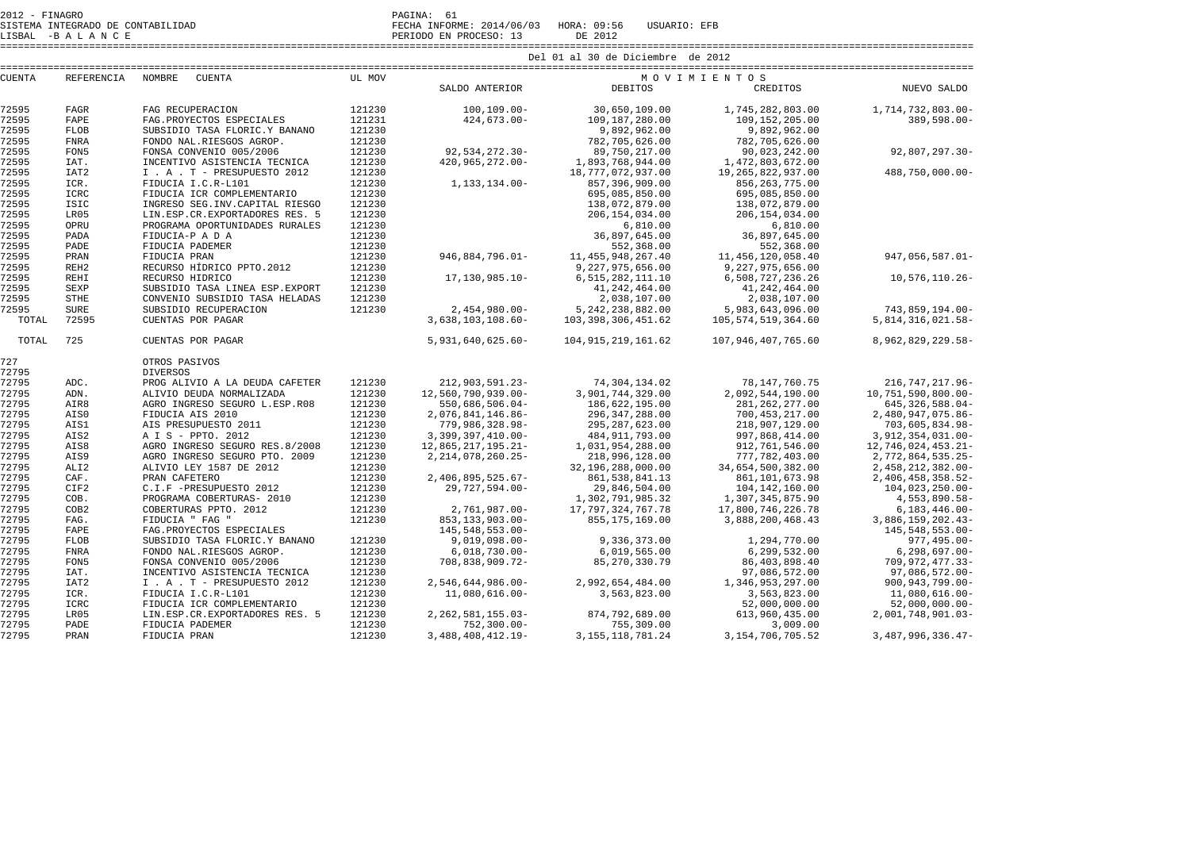2012 - FINAGRO
SISTEMA INTEGRADO DE CONTABILIDAD
LISBAL -B A L A N C E

FECHA INFORME: 2014/06/03 HORA: 09:56 USUARIO: EFB
PERIODO EN PROCESO: 13 DE 2012

Del 01 al 30 de Diciembre de 2012

| CUENTA | REFERENCIA | NOMBRE CUENTA | UL MOV | SALDO ANTERIOR | MOVIMIENTOS DEBITOS | MOVIMIENTOS CREDITOS | NUEVO SALDO |
|---|---|---|---|---|---|---|---|
| 72595 | FAGR | FAG RECUPERACION | 121230 | 100,109.00- | 30,650,109.00 | 1,745,282,803.00 | 1,714,732,803.00- |
| 72595 | FAPE | FAG.PROYECTOS ESPECIALES | 121231 | 424,673.00- | 109,187,280.00 | 109,152,205.00 | 389,598.00- |
| 72595 | FLOB | SUBSIDIO TASA FLORIC.Y BANANO | 121230 | | 9,892,962.00 | 9,892,962.00 | |
| 72595 | FNRA | FONDO NAL.RIESGOS AGROP. | 121230 | | 782,705,626.00 | 782,705,626.00 | |
| 72595 | FON5 | FONSA CONVENIO 005/2006 | 121230 | 92,534,272.30- | 89,750,217.00 | 90,023,242.00 | 92,807,297.30- |
| 72595 | IAT. | INCENTIVO ASISTENCIA TECNICA | 121230 | 420,965,272.00- | 1,893,768,944.00 | 1,472,803,672.00 | |
| 72595 | IAT2 | I . A . T - PRESUPUESTO 2012 | 121230 | | 18,777,072,937.00 | 19,265,822,937.00 | 488,750,000.00- |
| 72595 | ICR. | FIDUCIA I.C.R-L101 | 121230 | 1,133,134.00- | 857,396,909.00 | 856,263,775.00 | |
| 72595 | ICRC | FIDUCIA ICR COMPLEMENTARIO | 121230 | | 695,085,850.00 | 695,085,850.00 | |
| 72595 | ISIC | INGRESO SEG.INV.CAPITAL RIESGO | 121230 | | 138,072,879.00 | 138,072,879.00 | |
| 72595 | LR05 | LIN.ESP.CR.EXPORTADORES RES. 5 | 121230 | | 206,154,034.00 | 206,154,034.00 | |
| 72595 | OPRU | PROGRAMA OPORTUNIDADES RURALES | 121230 | | 6,810.00 | 6,810.00 | |
| 72595 | PADA | FIDUCIA-P A D A | 121230 | | 36,897,645.00 | 36,897,645.00 | |
| 72595 | PADE | FIDUCIA PADEMER | 121230 | | 552,368.00 | 552,368.00 | |
| 72595 | PRAN | FIDUCIA PRAN | 121230 | 946,884,796.01- | 11,455,948,267.40 | 11,456,120,058.40 | 947,056,587.01- |
| 72595 | REH2 | RECURSO HIDRICO PPTO.2012 | 121230 | | 9,227,975,656.00 | 9,227,975,656.00 | |
| 72595 | REHI | RECURSO HIDRICO | 121230 | 17,130,985.10- | 6,515,282,111.10 | 6,508,727,236.26 | 10,576,110.26- |
| 72595 | SEXP | SUBSIDIO TASA LINEA ESP.EXPORT | 121230 | | 41,242,464.00 | 41,242,464.00 | |
| 72595 | STHE | CONVENIO SUBSIDIO TASA HELADAS | 121230 | | 2,038,107.00 | 2,038,107.00 | |
| 72595 | SURE | SUBSIDIO RECUPERACION | 121230 | 2,454,980.00- | 5,242,238,882.00 | 5,983,643,096.00 | 743,859,194.00- |
| TOTAL | 72595 | CUENTAS POR PAGAR | | 3,638,103,108.60- | 103,398,306,451.62 | 105,574,519,364.60 | 5,814,316,021.58- |
| TOTAL | 725 | CUENTAS POR PAGAR | | 5,931,640,625.60- | 104,915,219,161.62 | 107,946,407,765.60 | 8,962,829,229.58- |
| 727 | | OTROS PASIVOS | | | | | |
| 72795 | | DIVERSOS | | | | | |
| 72795 | ADC. | PROG ALIVIO A LA DEUDA CAFETER | 121230 | 212,903,591.23- | 74,304,134.02 | 78,147,760.75 | 216,747,217.96- |
| 72795 | ADN. | ALIVIO DEUDA NORMALIZADA | 121230 | 12,560,790,939.00- | 3,901,744,329.00 | 2,092,544,190.00 | 10,751,590,800.00- |
| 72795 | AIR8 | AGRO INGRESO SEGURO L.ESP.R08 | 121230 | 550,686,506.04- | 186,622,195.00 | 281,262,277.00 | 645,326,588.04- |
| 72795 | AIS0 | FIDUCIA AIS 2010 | 121230 | 2,076,841,146.86- | 296,347,288.00 | 700,453,217.00 | 2,480,947,075.86- |
| 72795 | AIS1 | AIS PRESUPUESTO 2011 | 121230 | 779,986,328.98- | 295,287,623.00 | 218,907,129.00 | 703,605,834.98- |
| 72795 | AIS2 | A I S - PPTO. 2012 | 121230 | 3,399,397,410.00- | 484,911,793.00 | 997,868,414.00 | 3,912,354,031.00- |
| 72795 | AIS8 | AGRO INGRESO SEGURO RES.8/2008 | 121230 | 12,865,217,195.21- | 1,031,954,288.00 | 912,761,546.00 | 12,746,024,453.21- |
| 72795 | AIS9 | AGRO INGRESO SEGURO PTO. 2009 | 121230 | 2,214,078,260.25- | 218,996,128.00 | 777,782,403.00 | 2,772,864,535.25- |
| 72795 | ALI2 | ALIVIO LEY 1587 DE 2012 | 121230 | | 32,196,288,000.00 | 34,654,500,382.00 | 2,458,212,382.00- |
| 72795 | CAF. | PRAN CAFETERO | 121230 | 2,406,895,525.67- | 861,538,841.13 | 861,101,673.98 | 2,406,458,358.52- |
| 72795 | CIF2 | C.I.F -PRESUPUESTO 2012 | 121230 | 29,727,594.00- | 29,846,504.00 | 104,142,160.00 | 104,023,250.00- |
| 72795 | COB. | PROGRAMA COBERTURAS- 2010 | 121230 | | 1,302,791,985.32 | 1,307,345,875.90 | 4,553,890.58- |
| 72795 | COB2 | COBERTURAS PPTO. 2012 | 121230 | 2,761,987.00- | 17,797,324,767.78 | 17,800,746,226.78 | 6,183,446.00- |
| 72795 | FAG. | FIDUCIA " FAG " | 121230 | 853,133,903.00- | 855,175,169.00 | 3,888,200,468.43 | 3,886,159,202.43- |
| 72795 | FAPE | FAG.PROYECTOS ESPECIALES | | 145,548,553.00- | | | 145,548,553.00- |
| 72795 | FLOB | SUBSIDIO TASA FLORIC.Y BANANO | 121230 | 9,019,098.00- | 9,336,373.00 | 1,294,770.00 | 977,495.00- |
| 72795 | FNRA | FONDO NAL.RIESGOS AGROP. | 121230 | 6,018,730.00- | 6,019,565.00 | 6,299,532.00 | 6,298,697.00- |
| 72795 | FON5 | FONSA CONVENIO 005/2006 | 121230 | 708,838,909.72- | 85,270,330.79 | 86,403,898.40 | 709,972,477.33- |
| 72795 | IAT. | INCENTIVO ASISTENCIA TECNICA | 121230 | | | 97,086,572.00 | 97,086,572.00- |
| 72795 | IAT2 | I . A . T - PRESUPUESTO 2012 | 121230 | 2,546,644,986.00- | 2,992,654,484.00 | 1,346,953,297.00 | 900,943,799.00- |
| 72795 | ICR. | FIDUCIA I.C.R-L101 | 121230 | 11,080,616.00- | 3,563,823.00 | 3,563,823.00 | 11,080,616.00- |
| 72795 | ICRC | FIDUCIA ICR COMPLEMENTARIO | 121230 | | | 52,000,000.00 | 52,000,000.00- |
| 72795 | LR05 | LIN.ESP.CR.EXPORTADORES RES. 5 | 121230 | 2,262,581,155.03- | 874,792,689.00 | 613,960,435.00 | 2,001,748,901.03- |
| 72795 | PADE | FIDUCIA PADEMER | 121230 | 752,300.00- | 755,309.00 | 3,009.00 | |
| 72795 | PRAN | FIDUCIA PRAN | 121230 | 3,488,408,412.19- | 3,155,118,781.24 | 3,154,706,705.52 | 3,487,996,336.47- |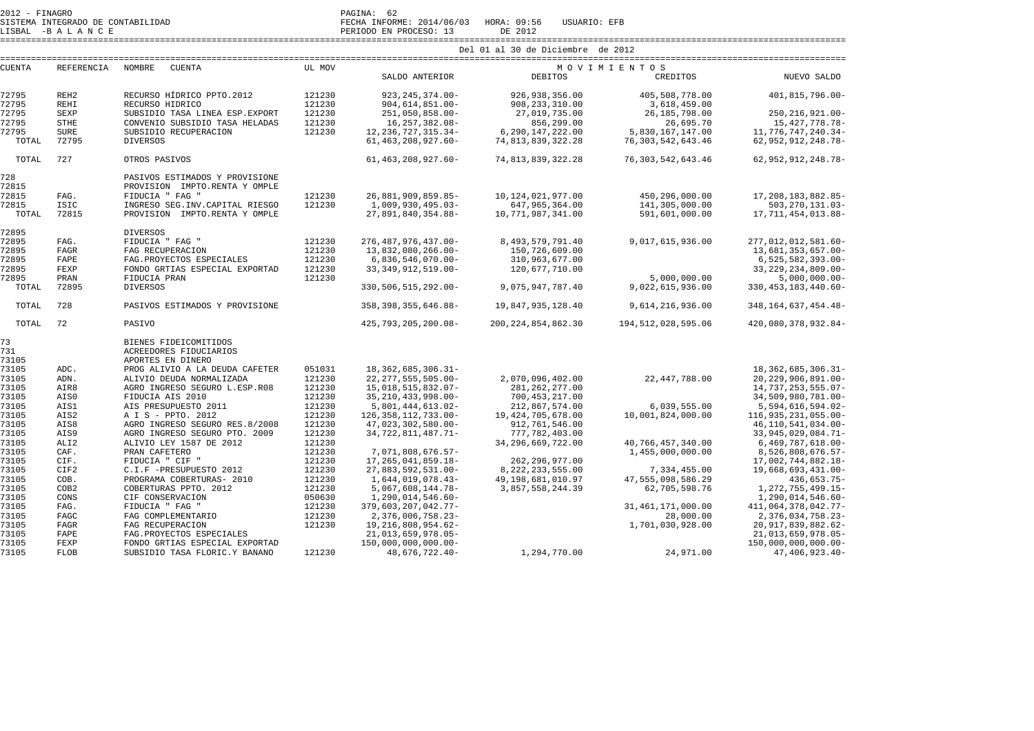2012 - FINAGRO
SISTEMA INTEGRADO DE CONTABILIDAD
LISBAL -B A L A N C E

FECHA INFORME: 2014/06/03 HORA: 09:56 USUARIO: EFB
PERIODO EN PROCESO: 13 DE 2012

Del 01 al 30 de Diciembre de 2012

| CUENTA | REFERENCIA | NOMBRE CUENTA | UL MOV | SALDO ANTERIOR | DEBITOS | CREDITOS | NUEVO SALDO |
|---|---|---|---|---|---|---|---|
| 72795 | REH2 | RECURSO HÍDRICO PPTO.2012 | 121230 | 923,245,374.00- | 926,938,356.00 | 405,508,778.00 | 401,815,796.00- |
| 72795 | REHI | RECURSO HIDRICO | 121230 | 904,614,851.00- | 908,233,310.00 | 3,618,459.00 | |
| 72795 | SEXP | SUBSIDIO TASA LINEA ESP.EXPORT | 121230 | 251,050,858.00- | 27,019,735.00 | 26,185,798.00 | 250,216,921.00- |
| 72795 | STHE | CONVENIO SUBSIDIO TASA HELADAS | 121230 | 16,257,382.08- | 856,299.00 | 26,695.70 | 15,427,778.78- |
| 72795 | SURE | SUBSIDIO RECUPERACION | 121230 | 12,236,727,315.34- | 6,290,147,222.00 | 5,830,167,147.00 | 11,776,747,240.34- |
| TOTAL | 72795 | DIVERSOS | | 61,463,208,927.60- | 74,813,839,322.28 | 76,303,542,643.46 | 62,952,912,248.78- |
| TOTAL | 727 | OTROS PASIVOS | | 61,463,208,927.60- | 74,813,839,322.28 | 76,303,542,643.46 | 62,952,912,248.78- |
| 728 | | PASIVOS ESTIMADOS Y PROVISIONE | | | | | |
| 72815 | | PROVISION IMPTO.RENTA Y OMPLE | | | | | |
| 72815 | FAG. | FIDUCIA " FAG " | 121230 | 26,881,909,859.85- | 10,124,021,977.00 | 450,296,000.00 | 17,208,183,882.85- |
| 72815 | ISIC | INGRESO SEG.INV.CAPITAL RIESGO | 121230 | 1,009,930,495.03- | 647,965,364.00 | 141,305,000.00 | 503,270,131.03- |
| TOTAL | 72815 | PROVISION IMPTO.RENTA Y OMPLE | | 27,891,840,354.88- | 10,771,987,341.00 | 591,601,000.00 | 17,711,454,013.88- |
| 72895 | | DIVERSOS | | | | | |
| 72895 | FAG. | FIDUCIA " FAG " | 121230 | 276,487,976,437.00- | 8,493,579,791.40 | 9,017,615,936.00 | 277,012,012,581.60- |
| 72895 | FAGR | FAG RECUPERACION | 121230 | 13,832,080,266.00- | 150,726,609.00 | | 13,681,353,657.00- |
| 72895 | FAPE | FAG.PROYECTOS ESPECIALES | 121230 | 6,836,546,070.00- | 310,963,677.00 | | 6,525,582,393.00- |
| 72895 | FEXP | FONDO GRTIAS ESPECIAL EXPORTAD | 121230 | 33,349,912,519.00- | 120,677,710.00 | | 33,229,234,809.00- |
| 72895 | PRAN | FIDUCIA PRAN | 121230 | | | 5,000,000.00 | 5,000,000.00- |
| TOTAL | 72895 | DIVERSOS | | 330,506,515,292.00- | 9,075,947,787.40 | 9,022,615,936.00 | 330,453,183,440.60- |
| TOTAL | 728 | PASIVOS ESTIMADOS Y PROVISIONE | | 358,398,355,646.88- | 19,847,935,128.40 | 9,614,216,936.00 | 348,164,637,454.48- |
| TOTAL | 72 | PASIVO | | 425,793,205,200.08- | 200,224,854,862.30 | 194,512,028,595.06 | 420,080,378,932.84- |
| 73 | | BIENES FIDEICOMITIDOS | | | | | |
| 731 | | ACREEDORES FIDUCIARIOS | | | | | |
| 73105 | | APORTES EN DINERO | | | | | |
| 73105 | ADC. | PROG ALIVIO A LA DEUDA CAFETER | 051031 | 18,362,685,306.31- | | | 18,362,685,306.31- |
| 73105 | ADN. | ALIVIO DEUDA NORMALIZADA | 121230 | 22,277,555,505.00- | 2,070,096,402.00 | 22,447,788.00 | 20,229,906,891.00- |
| 73105 | AIR8 | AGRO INGRESO SEGURO L.ESP.R08 | 121230 | 15,018,515,832.07- | 281,262,277.00 | | 14,737,253,555.07- |
| 73105 | AIS0 | FIDUCIA AIS 2010 | 121230 | 35,210,433,998.00- | 700,453,217.00 | | 34,509,980,781.00- |
| 73105 | AIS1 | AIS PRESUPUESTO 2011 | 121230 | 5,801,444,613.02- | 212,867,574.00 | 6,039,555.00 | 5,594,616,594.02- |
| 73105 | AIS2 | A I S - PPTO. 2012 | 121230 | 126,358,112,733.00- | 19,424,705,678.00 | 10,001,824,000.00 | 116,935,231,055.00- |
| 73105 | AIS8 | AGRO INGRESO SEGURO RES.8/2008 | 121230 | 47,023,302,580.00- | 912,761,546.00 | | 46,110,541,034.00- |
| 73105 | AIS9 | AGRO INGRESO SEGURO PTO. 2009 | 121230 | 34,722,811,487.71- | 777,782,403.00 | | 33,945,029,084.71- |
| 73105 | ALI2 | ALIVIO LEY 1587 DE 2012 | 121230 | | 34,296,669,722.00 | 40,766,457,340.00 | 6,469,787,618.00- |
| 73105 | CAF. | PRAN CAFETERO | 121230 | 7,071,808,676.57- | | 1,455,000,000.00 | 8,526,808,676.57- |
| 73105 | CIF. | FIDUCIA " CIF " | 121230 | 17,265,041,859.18- | 262,296,977.00 | | 17,002,744,882.18- |
| 73105 | CIF2 | C.I.F -PRESUPUESTO 2012 | 121230 | 27,883,592,531.00- | 8,222,233,555.00 | 7,334,455.00 | 19,668,693,431.00- |
| 73105 | COB. | PROGRAMA COBERTURAS- 2010 | 121230 | 1,644,019,078.43- | 49,198,681,010.97 | 47,555,098,586.29 | 436,653.75- |
| 73105 | COB2 | COBERTURAS PPTO. 2012 | 121230 | 5,067,608,144.78- | 3,857,558,244.39 | 62,705,598.76 | 1,272,755,499.15- |
| 73105 | CONS | CIF CONSERVACION | 050630 | 1,290,014,546.60- | | | 1,290,014,546.60- |
| 73105 | FAG. | FIDUCIA " FAG " | 121230 | 379,603,207,042.77- | | 31,461,171,000.00 | 411,064,378,042.77- |
| 73105 | FAGC | FAG COMPLEMENTARIO | 121230 | 2,376,006,758.23- | | 28,000.00 | 2,376,034,758.23- |
| 73105 | FAGR | FAG RECUPERACION | 121230 | 19,216,808,954.62- | | 1,701,030,928.00 | 20,917,839,882.62- |
| 73105 | FAPE | FAG.PROYECTOS ESPECIALES | | 21,013,659,978.05- | | | 21,013,659,978.05- |
| 73105 | FEXP | FONDO GRTIAS ESPECIAL EXPORTAD | | 150,000,000,000.00- | | | 150,000,000,000.00- |
| 73105 | FLOB | SUBSIDIO TASA FLORIC.Y BANANO | 121230 | 48,676,722.40- | 1,294,770.00 | 24,971.00 | 47,406,923.40- |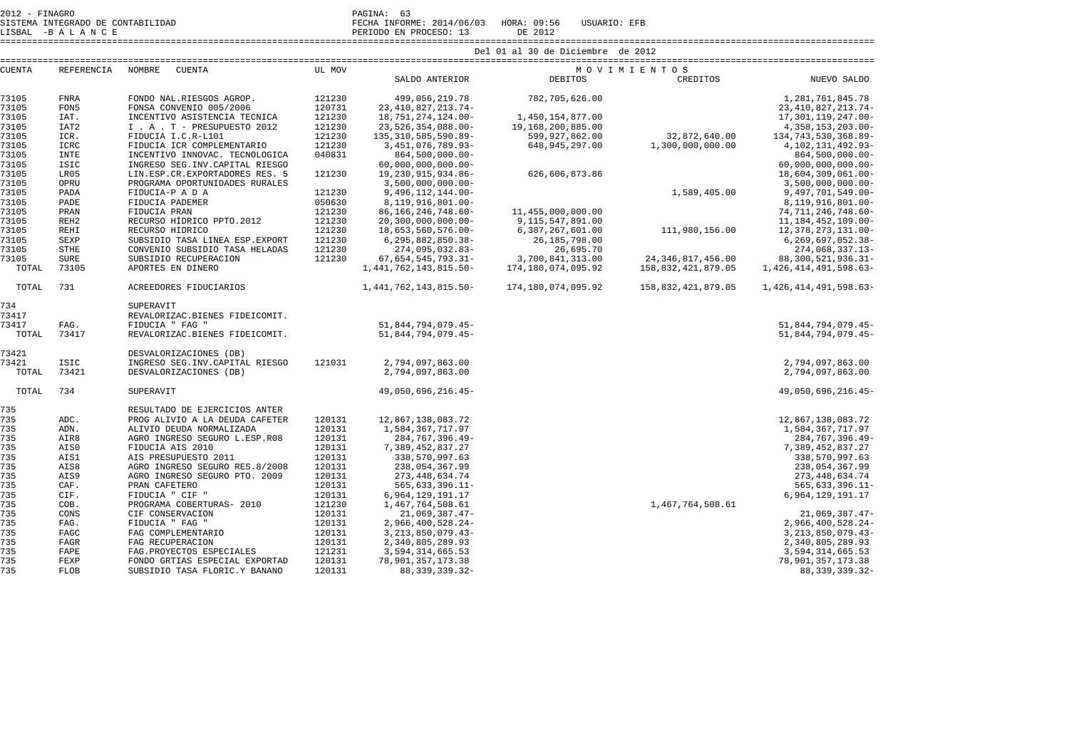2012 - FINAGRO
SISTEMA INTEGRADO DE CONTABILIDAD
LISBAL -B A L A N C E

FECHA INFORME: 2014/06/03 HORA: 09:56 USUARIO: EFB
PERIODO EN PROCESO: 13 DE 2012

Del 01 al 30 de Diciembre de 2012

| CUENTA | REFERENCIA | NOMBRE CUENTA | UL MOV | SALDO ANTERIOR | MOVIMIENTOS DEBITOS | MOVIMIENTOS CREDITOS | NUEVO SALDO |
|---|---|---|---|---|---|---|---|
| 73105 | FNRA | FONDO NAL.RIESGOS AGROP. | 121230 | 499,056,219.78 | 782,705,626.00 | | 1,281,761,845.78 |
| 73105 | FON5 | FONSA CONVENIO 005/2006 | 120731 | 23,410,827,213.74- | | | 23,410,827,213.74- |
| 73105 | IAT. | INCENTIVO ASISTENCIA TECNICA | 121230 | 18,751,274,124.00- | 1,450,154,877.00 | | 17,301,119,247.00- |
| 73105 | IAT2 | I . A . T - PRESUPUESTO 2012 | 121230 | 23,526,354,088.00- | 19,168,200,885.00 | | 4,358,153,203.00- |
| 73105 | ICR. | FIDUCIA I.C.R-L101 | 121230 | 135,310,585,590.89- | 599,927,862.00 | 32,872,640.00 | 134,743,530,368.89- |
| 73105 | ICRC | FIDUCIA ICR COMPLEMENTARIO | 121230 | 3,451,076,789.93- | 648,945,297.00 | 1,300,000,000.00 | 4,102,131,492.93- |
| 73105 | INTE | INCENTIVO INNOVAC. TECNOLOGICA | 040831 | 864,500,000.00- | | | 864,500,000.00- |
| 73105 | ISIC | INGRESO SEG.INV.CAPITAL RIESGO | | 60,000,000,000.00- | | | 60,000,000,000.00- |
| 73105 | LR05 | LIN.ESP.CR.EXPORTADORES RES. 5 | 121230 | 19,230,915,934.86- | 626,606,873.86 | | 18,604,309,061.00- |
| 73105 | OPRU | PROGRAMA OPORTUNIDADES RURALES | | 3,500,000,000.00- | | | 3,500,000,000.00- |
| 73105 | PADA | FIDUCIA-P A D A | 121230 | 9,496,112,144.00- | | 1,589,405.00 | 9,497,701,549.00- |
| 73105 | PADE | FIDUCIA PADEMER | 050630 | 8,119,916,801.00- | | | 8,119,916,801.00- |
| 73105 | PRAN | FIDUCIA PRAN | 121230 | 86,166,246,748.60- | 11,455,000,000.00 | | 74,711,246,748.60- |
| 73105 | REH2 | RECURSO HIDRICO PPTO.2012 | 121230 | 20,300,000,000.00- | 9,115,547,891.00 | | 11,184,452,109.00- |
| 73105 | REHI | RECURSO HIDRICO | 121230 | 18,653,560,576.00- | 6,387,267,601.00 | 111,980,156.00 | 12,378,273,131.00- |
| 73105 | SEXP | SUBSIDIO TASA LINEA ESP.EXPORT | 121230 | 6,295,882,850.38- | 26,185,798.00 | | 6,269,697,052.38- |
| 73105 | STHE | CONVENIO SUBSIDIO TASA HELADAS | 121230 | 274,095,032.83- | 26,695.70 | | 274,068,337.13- |
| 73105 | SURE | SUBSIDIO RECUPERACION | 121230 | 67,654,545,793.31- | 3,700,841,313.00 | 24,346,817,456.00 | 88,300,521,936.31- |
| TOTAL | 73105 | APORTES EN DINERO | | 1,441,762,143,815.50- | 174,180,074,095.92 | 158,832,421,879.05 | 1,426,414,491,598.63- |
| TOTAL | 731 | ACREEDORES FIDUCIARIOS | | 1,441,762,143,815.50- | 174,180,074,095.92 | 158,832,421,879.05 | 1,426,414,491,598.63- |
| 734 | | SUPERAVIT | | | | | |
| 73417 | | REVALORIZAC.BIENES FIDEICOMIT. | | | | | |
| 73417 | FAG. | FIDUCIA " FAG " | | 51,844,794,079.45- | | | 51,844,794,079.45- |
| TOTAL | 73417 | REVALORIZAC.BIENES FIDEICOMIT. | | 51,844,794,079.45- | | | 51,844,794,079.45- |
| 73421 | | DESVALORIZACIONES (DB) | | | | | |
| 73421 | ISIC | INGRESO SEG.INV.CAPITAL RIESGO | 121031 | 2,794,097,863.00 | | | 2,794,097,863.00 |
| TOTAL | 73421 | DESVALORIZACIONES (DB) | | 2,794,097,863.00 | | | 2,794,097,863.00 |
| TOTAL | 734 | SUPERAVIT | | 49,050,696,216.45- | | | 49,050,696,216.45- |
| 735 | | RESULTADO DE EJERCICIOS ANTER | | | | | |
| 735 | ADC. | PROG ALIVIO A LA DEUDA CAFETER | 120131 | 12,867,138,083.72 | | | 12,867,138,083.72 |
| 735 | ADN. | ALIVIO DEUDA NORMALIZADA | 120131 | 1,584,367,717.97 | | | 1,584,367,717.97 |
| 735 | AIR8 | AGRO INGRESO SEGURO L.ESP.R08 | 120131 | 284,767,396.49- | | | 284,767,396.49- |
| 735 | AIS0 | FIDUCIA AIS 2010 | 120131 | 7,389,452,837.27 | | | 7,389,452,837.27 |
| 735 | AIS1 | AIS PRESUPUESTO 2011 | 120131 | 338,570,997.63 | | | 338,570,997.63 |
| 735 | AIS8 | AGRO INGRESO SEGURO RES.8/2008 | 120131 | 238,054,367.99 | | | 238,054,367.99 |
| 735 | AIS9 | AGRO INGRESO SEGURO PTO. 2009 | 120131 | 273,448,634.74 | | | 273,448,634.74 |
| 735 | CAF. | PRAN CAFETERO | 120131 | 565,633,396.11- | | | 565,633,396.11- |
| 735 | CIF. | FIDUCIA " CIF " | 120131 | 6,964,129,191.17 | | | 6,964,129,191.17 |
| 735 | COB. | PROGRAMA COBERTURAS- 2010 | 121230 | 1,467,764,508.61 | | 1,467,764,508.61 | |
| 735 | CONS | CIF CONSERVACION | 120131 | 21,069,387.47- | | | 21,069,387.47- |
| 735 | FAG. | FIDUCIA " FAG " | 120131 | 2,966,400,528.24- | | | 2,966,400,528.24- |
| 735 | FAGC | FAG COMPLEMENTARIO | 120131 | 3,213,850,079.43- | | | 3,213,850,079.43- |
| 735 | FAGR | FAG RECUPERACION | 120131 | 2,340,805,289.93 | | | 2,340,805,289.93 |
| 735 | FAPE | FAG.PROYECTOS ESPECIALES | 121231 | 3,594,314,665.53 | | | 3,594,314,665.53 |
| 735 | FEXP | FONDO GRTIAS ESPECIAL EXPORTAD | 120131 | 78,901,357,173.38 | | | 78,901,357,173.38 |
| 735 | FLOB | SUBSIDIO TASA FLORIC.Y BANANO | 120131 | 88,339,339.32- | | | 88,339,339.32- |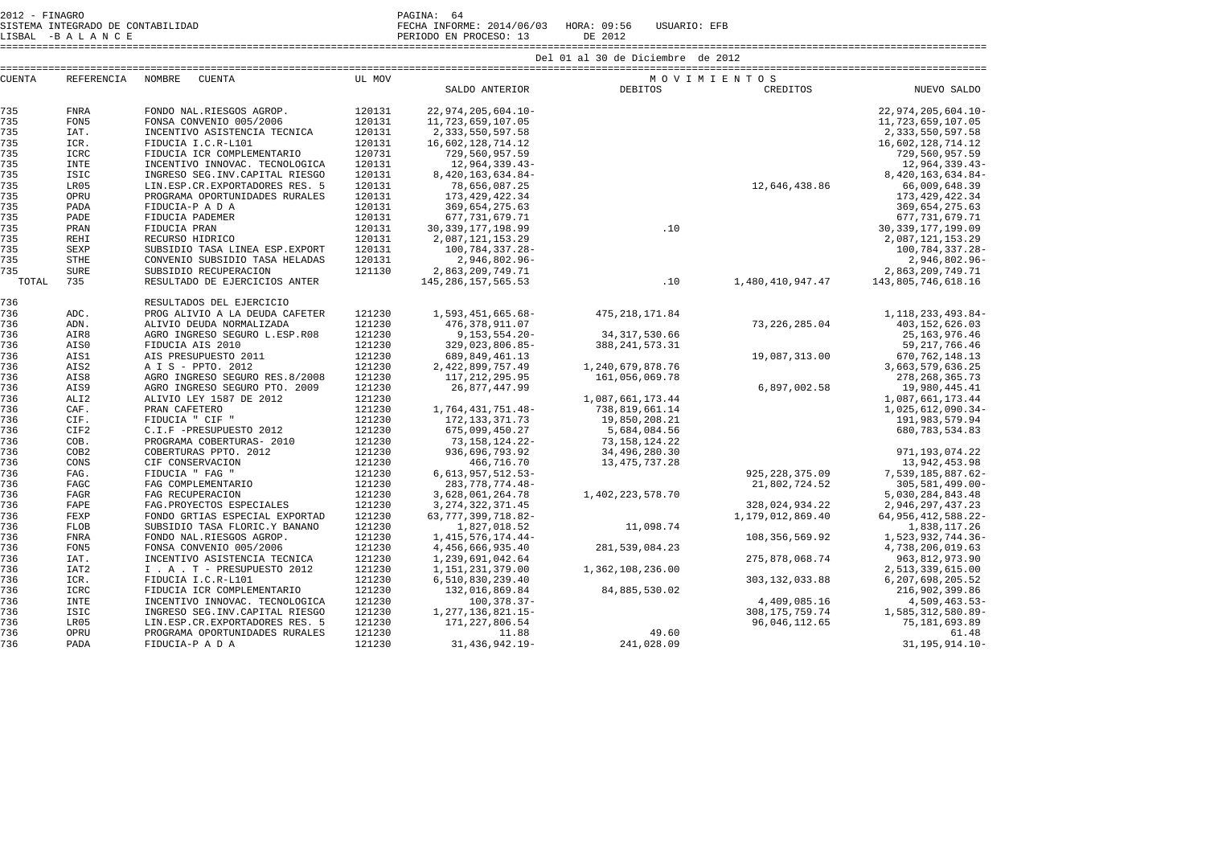2012 - FINAGRO
SISTEMA INTEGRADO DE CONTABILIDAD
LISBAL -B A L A N C E

PAGINA: 64
FECHA INFORME: 2014/06/03 HORA: 09:56 USUARIO: EFB
PERIODO EN PROCESO: 13 DE 2012

Del 01 al 30 de Diciembre de 2012

| CUENTA | REFERENCIA | NOMBRE CUENTA | UL MOV | SALDO ANTERIOR | MOVIMIENTOS DEBITOS | CREDITOS | NUEVO SALDO |
|---|---|---|---|---|---|---|---|
| 735 | FNRA | FONDO NAL.RIESGOS AGROP. | 120131 | 22,974,205,604.10- | | | 22,974,205,604.10- |
| 735 | FON5 | FONSA CONVENIO 005/2006 | 120131 | 11,723,659,107.05 | | | 11,723,659,107.05 |
| 735 | IAT. | INCENTIVO ASISTENCIA TECNICA | 120131 | 2,333,550,597.58 | | | 2,333,550,597.58 |
| 735 | ICR. | FIDUCIA I.C.R-L101 | 120131 | 16,602,128,714.12 | | | 16,602,128,714.12 |
| 735 | ICRC | FIDUCIA ICR COMPLEMENTARIO | 120731 | 729,560,957.59 | | | 729,560,957.59 |
| 735 | INTE | INCENTIVO INNOVAC. TECNOLOGICA | 120131 | 12,964,339.43- | | | 12,964,339.43- |
| 735 | ISIC | INGRESO SEG.INV.CAPITAL RIESGO | 120131 | 8,420,163,634.84- | | | 8,420,163,634.84- |
| 735 | LR05 | LIN.ESP.CR.EXPORTADORES RES. 5 | 120131 | 78,656,087.25 | | 12,646,438.86 | 66,009,648.39 |
| 735 | OPRU | PROGRAMA OPORTUNIDADES RURALES | 120131 | 173,429,422.34 | | | 173,429,422.34 |
| 735 | PADA | FIDUCIA-P A D A | 120131 | 369,654,275.63 | | | 369,654,275.63 |
| 735 | PADE | FIDUCIA PADEMER | 120131 | 677,731,679.71 | | | 677,731,679.71 |
| 735 | PRAN | FIDUCIA PRAN | 120131 | 30,339,177,198.99 | .10 | | 30,339,177,199.09 |
| 735 | REHI | RECURSO HIDRICO | 120131 | 2,087,121,153.29 | | | 2,087,121,153.29 |
| 735 | SEXP | SUBSIDIO TASA LINEA ESP.EXPORT | 120131 | 100,784,337.28- | | | 100,784,337.28- |
| 735 | STHE | CONVENIO SUBSIDIO TASA HELADAS | 120131 | 2,946,802.96- | | | 2,946,802.96- |
| 735 | SURE | SUBSIDIO RECUPERACION | 121130 | 2,863,209,749.71 | | | 2,863,209,749.71 |
| TOTAL | 735 | RESULTADO DE EJERCICIOS ANTER | | 145,286,157,565.53 | .10 | 1,480,410,947.47 | 143,805,746,618.16 |
| 736 | | RESULTADOS DEL EJERCICIO | | | | | |
| 736 | ADC. | PROG ALIVIO A LA DEUDA CAFETER | 121230 | 1,593,451,665.68- | 475,218,171.84 | | 1,118,233,493.84- |
| 736 | ADN. | ALIVIO DEUDA NORMALIZADA | 121230 | 476,378,911.07 | | 73,226,285.04 | 403,152,626.03 |
| 736 | AIR8 | AGRO INGRESO SEGURO L.ESP.R08 | 121230 | 9,153,554.20- | 34,317,530.66 | | 25,163,976.46 |
| 736 | AIS0 | FIDUCIA AIS 2010 | 121230 | 329,023,806.85- | 388,241,573.31 | | 59,217,766.46 |
| 736 | AIS1 | AIS PRESUPUESTO 2011 | 121230 | 689,849,461.13 | | 19,087,313.00 | 670,762,148.13 |
| 736 | AIS2 | A I S - PPTO. 2012 | 121230 | 2,422,899,757.49 | 1,240,679,878.76 | | 3,663,579,636.25 |
| 736 | AIS8 | AGRO INGRESO SEGURO RES.8/2008 | 121230 | 117,212,295.95 | 161,056,069.78 | | 278,268,365.73 |
| 736 | AIS9 | AGRO INGRESO SEGURO PTO. 2009 | 121230 | 26,877,447.99 | | 6,897,002.58 | 19,980,445.41 |
| 736 | ALI2 | ALIVIO LEY 1587 DE 2012 | 121230 | | 1,087,661,173.44 | | 1,087,661,173.44 |
| 736 | CAF. | PRAN CAFETERO | 121230 | 1,764,431,751.48- | 738,819,661.14 | | 1,025,612,090.34- |
| 736 | CIF. | FIDUCIA " CIF " | 121230 | 172,133,371.73 | 19,850,208.21 | | 191,983,579.94 |
| 736 | CIF2 | C.I.F -PRESUPUESTO 2012 | 121230 | 675,099,450.27 | 5,684,084.56 | | 680,783,534.83 |
| 736 | COB. | PROGRAMA COBERTURAS- 2010 | 121230 | 73,158,124.22- | 73,158,124.22 | | |
| 736 | COB2 | COBERTURAS PPTO. 2012 | 121230 | 936,696,793.92 | 34,496,280.30 | | 971,193,074.22 |
| 736 | CONS | CIF CONSERVACION | 121230 | 466,716.70 | 13,475,737.28 | | 13,942,453.98 |
| 736 | FAG. | FIDUCIA " FAG " | 121230 | 6,613,957,512.53- | | 925,228,375.09 | 7,539,185,887.62- |
| 736 | FAGC | FAG COMPLEMENTARIO | 121230 | 283,778,774.48- | | 21,802,724.52 | 305,581,499.00- |
| 736 | FAGR | FAG RECUPERACION | 121230 | 3,628,061,264.78 | 1,402,223,578.70 | | 5,030,284,843.48 |
| 736 | FAPE | FAG.PROYECTOS ESPECIALES | 121230 | 3,274,322,371.45 | | 328,024,934.22 | 2,946,297,437.23 |
| 736 | FEXP | FONDO GRTIAS ESPECIAL EXPORTAD | 121230 | 63,777,399,718.82- | | 1,179,012,869.40 | 64,956,412,588.22- |
| 736 | FLOB | SUBSIDIO TASA FLORIC.Y BANANO | 121230 | 1,827,018.52 | 11,098.74 | | 1,838,117.26 |
| 736 | FNRA | FONDO NAL.RIESGOS AGROP. | 121230 | 1,415,576,174.44- | | 108,356,569.92 | 1,523,932,744.36- |
| 736 | FON5 | FONSA CONVENIO 005/2006 | 121230 | 4,456,666,935.40 | 281,539,084.23 | | 4,738,206,019.63 |
| 736 | IAT. | INCENTIVO ASISTENCIA TECNICA | 121230 | 1,239,691,042.64 | | 275,878,068.74 | 963,812,973.90 |
| 736 | IAT2 | I . A . T - PRESUPUESTO 2012 | 121230 | 1,151,231,379.00 | 1,362,108,236.00 | | 2,513,339,615.00 |
| 736 | ICR. | FIDUCIA I.C.R-L101 | 121230 | 6,510,830,239.40 | | 303,132,033.88 | 6,207,698,205.52 |
| 736 | ICRC | FIDUCIA ICR COMPLEMENTARIO | 121230 | 132,016,869.84 | 84,885,530.02 | | 216,902,399.86 |
| 736 | INTE | INCENTIVO INNOVAC. TECNOLOGICA | 121230 | 100,378.37- | | 4,409,085.16 | 4,509,463.53- |
| 736 | ISIC | INGRESO SEG.INV.CAPITAL RIESGO | 121230 | 1,277,136,821.15- | | 308,175,759.74 | 1,585,312,580.89- |
| 736 | LR05 | LIN.ESP.CR.EXPORTADORES RES. 5 | 121230 | 171,227,806.54 | | 96,046,112.65 | 75,181,693.89 |
| 736 | OPRU | PROGRAMA OPORTUNIDADES RURALES | 121230 | 11.88 | 49.60 | | 61.48 |
| 736 | PADA | FIDUCIA-P A D A | 121230 | 31,436,942.19- | 241,028.09 | | 31,195,914.10- |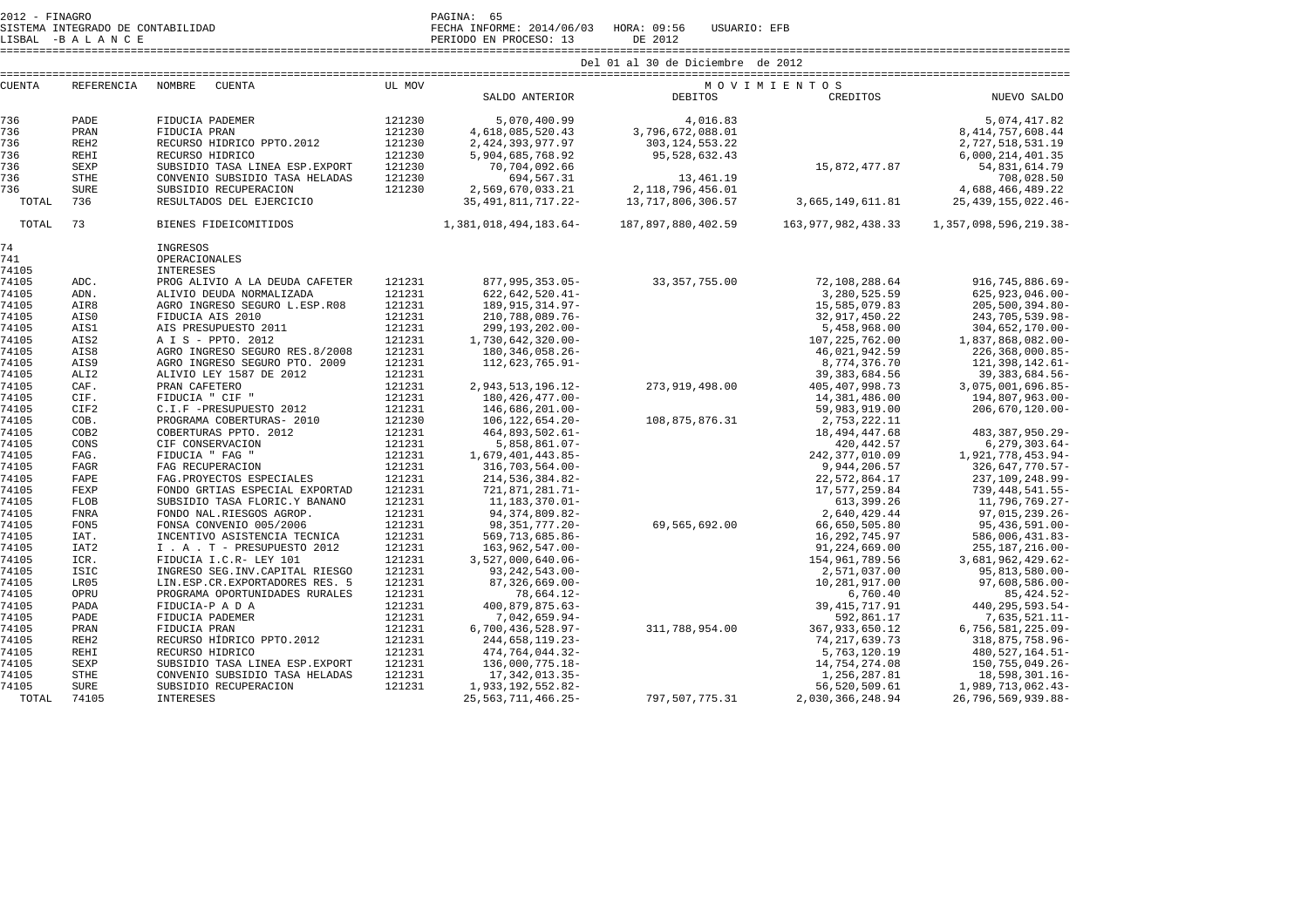2012 - FINAGRO
SISTEMA INTEGRADO DE CONTABILIDAD
LISBAL -B A L A N C E

FECHA INFORME: 2014/06/03 HORA: 09:56 USUARIO: EFB
PERIODO EN PROCESO: 13 DE 2012

Del 01 al 30 de Diciembre de 2012

| CUENTA | REFERENCIA | NOMBRE CUENTA | UL MOV | SALDO ANTERIOR | DEBITOS | CREDITOS | NUEVO SALDO |
|---|---|---|---|---|---|---|---|
| | | | | | M O V I M I E N T O S | | |
| 736 | PADE | FIDUCIA PADEMER | 121230 | 5,070,400.99 | 4,016.83 | | 5,074,417.82 |
| 736 | PRAN | FIDUCIA PRAN | 121230 | 4,618,085,520.43 | 3,796,672,088.01 | | 8,414,757,608.44 |
| 736 | REH2 | RECURSO HIDRICO PPTO.2012 | 121230 | 2,424,393,977.97 | 303,124,553.22 | | 2,727,518,531.19 |
| 736 | REHI | RECURSO HIDRICO | 121230 | 5,904,685,768.92 | 95,528,632.43 | | 6,000,214,401.35 |
| 736 | SEXP | SUBSIDIO TASA LINEA ESP.EXPORT | 121230 | 70,704,092.66 | | 15,872,477.87 | 54,831,614.79 |
| 736 | STHE | CONVENIO SUBSIDIO TASA HELADAS | 121230 | 694,567.31 | 13,461.19 | | 708,028.50 |
| 736 | SURE | SUBSIDIO RECUPERACION | 121230 | 2,569,670,033.21 | 2,118,796,456.01 | | 4,688,466,489.22 |
| TOTAL | 736 | RESULTADOS DEL EJERCICIO | | 35,491,811,717.22- | 13,717,806,306.57 | 3,665,149,611.81 | 25,439,155,022.46- |
| TOTAL | 73 | BIENES FIDEICOMITIDOS | | 1,381,018,494,183.64- | 187,897,880,402.59 | 163,977,982,438.33 | 1,357,098,596,219.38- |
| 74 | | INGRESOS | | | | | |
| 741 | | OPERACIONALES | | | | | |
| 74105 | | INTERESES | | | | | |
| 74105 | ADC. | PROG ALIVIO A LA DEUDA CAFETER | 121231 | 877,995,353.05- | 33,357,755.00 | 72,108,288.64 | 916,745,886.69- |
| 74105 | ADN. | ALIVIO DEUDA NORMALIZADA | 121231 | 622,642,520.41- | | 3,280,525.59 | 625,923,046.00- |
| 74105 | AIR8 | AGRO INGRESO SEGURO L.ESP.R08 | 121231 | 189,915,314.97- | | 15,585,079.83 | 205,500,394.80- |
| 74105 | AIS0 | FIDUCIA AIS 2010 | 121231 | 210,788,089.76- | | 32,917,450.22 | 243,705,539.98- |
| 74105 | AIS1 | AIS PRESUPUESTO 2011 | 121231 | 299,193,202.00- | | 5,458,968.00 | 304,652,170.00- |
| 74105 | AIS2 | A I S - PPTO. 2012 | 121231 | 1,730,642,320.00- | | 107,225,762.00 | 1,837,868,082.00- |
| 74105 | AIS8 | AGRO INGRESO SEGURO RES.8/2008 | 121231 | 180,346,058.26- | | 46,021,942.59 | 226,368,000.85- |
| 74105 | AIS9 | AGRO INGRESO SEGURO PTO. 2009 | 121231 | 112,623,765.91- | | 8,774,376.70 | 121,398,142.61- |
| 74105 | ALI2 | ALIVIO LEY 1587 DE 2012 | 121231 | | | 39,383,684.56 | 39,383,684.56- |
| 74105 | CAF. | PRAN CAFETERO | 121231 | 2,943,513,196.12- | 273,919,498.00 | 405,407,998.73 | 3,075,001,696.85- |
| 74105 | CIF. | FIDUCIA " CIF " | 121231 | 180,426,477.00- | | 14,381,486.00 | 194,807,963.00- |
| 74105 | CIF2 | C.I.F -PRESUPUESTO 2012 | 121231 | 146,686,201.00- | | 59,983,919.00 | 206,670,120.00- |
| 74105 | COB. | PROGRAMA COBERTURAS- 2010 | 121230 | 106,122,654.20- | 108,875,876.31 | 2,753,222.11 | |
| 74105 | COB2 | COBERTURAS PPTO. 2012 | 121231 | 464,893,502.61- | | 18,494,447.68 | 483,387,950.29- |
| 74105 | CONS | CIF CONSERVACION | 121231 | 5,858,861.07- | | 420,442.57 | 6,279,303.64- |
| 74105 | FAG. | FIDUCIA " FAG " | 121231 | 1,679,401,443.85- | | 242,377,010.09 | 1,921,778,453.94- |
| 74105 | FAGR | FAG RECUPERACION | 121231 | 316,703,564.00- | | 9,944,206.57 | 326,647,770.57- |
| 74105 | FAPE | FAG.PROYECTOS ESPECIALES | 121231 | 214,536,384.82- | | 22,572,864.17 | 237,109,248.99- |
| 74105 | FEXP | FONDO GRTIAS ESPECIAL EXPORTAD | 121231 | 721,871,281.71- | | 17,577,259.84 | 739,448,541.55- |
| 74105 | FLOB | SUBSIDIO TASA FLORIC.Y BANANO | 121231 | 11,183,370.01- | | 613,399.26 | 11,796,769.27- |
| 74105 | FNRA | FONDO NAL.RIESGOS AGROP. | 121231 | 94,374,809.82- | | 2,640,429.44 | 97,015,239.26- |
| 74105 | FON5 | FONSA CONVENIO 005/2006 | 121231 | 98,351,777.20- | 69,565,692.00 | 66,650,505.80 | 95,436,591.00- |
| 74105 | IAT. | INCENTIVO ASISTENCIA TECNICA | 121231 | 569,713,685.86- | | 16,292,745.97 | 586,006,431.83- |
| 74105 | IAT2 | I . A . T - PRESUPUESTO 2012 | 121231 | 163,962,547.00- | | 91,224,669.00 | 255,187,216.00- |
| 74105 | ICR. | FIDUCIA I.C.R- LEY 101 | 121231 | 3,527,000,640.06- | | 154,961,789.56 | 3,681,962,429.62- |
| 74105 | ISIC | INGRESO SEG.INV.CAPITAL RIESGO | 121231 | 93,242,543.00- | | 2,571,037.00 | 95,813,580.00- |
| 74105 | LR05 | LIN.ESP.CR.EXPORTADORES RES. 5 | 121231 | 87,326,669.00- | | 10,281,917.00 | 97,608,586.00- |
| 74105 | OPRU | PROGRAMA OPORTUNIDADES RURALES | 121231 | 78,664.12- | | 6,760.40 | 85,424.52- |
| 74105 | PADA | FIDUCIA-P A D A | 121231 | 400,879,875.63- | | 39,415,717.91 | 440,295,593.54- |
| 74105 | PADE | FIDUCIA PADEMER | 121231 | 7,042,659.94- | | 592,861.17 | 7,635,521.11- |
| 74105 | PRAN | FIDUCIA PRAN | 121231 | 6,700,436,528.97- | 311,788,954.00 | 367,933,650.12 | 6,756,581,225.09- |
| 74105 | REH2 | RECURSO HIDRICO PPTO.2012 | 121231 | 244,658,119.23- | | 74,217,639.73 | 318,875,758.96- |
| 74105 | REHI | RECURSO HIDRICO | 121231 | 474,764,044.32- | | 5,763,120.19 | 480,527,164.51- |
| 74105 | SEXP | SUBSIDIO TASA LINEA ESP.EXPORT | 121231 | 136,000,775.18- | | 14,754,274.08 | 150,755,049.26- |
| 74105 | STHE | CONVENIO SUBSIDIO TASA HELADAS | 121231 | 17,342,013.35- | | 1,256,287.81 | 18,598,301.16- |
| 74105 | SURE | SUBSIDIO RECUPERACION | 121231 | 1,933,192,552.82- | | 56,520,509.61 | 1,989,713,062.43- |
| TOTAL | 74105 | INTERESES | | 25,563,711,466.25- | 797,507,775.31 | 2,030,366,248.94 | 26,796,569,939.88- |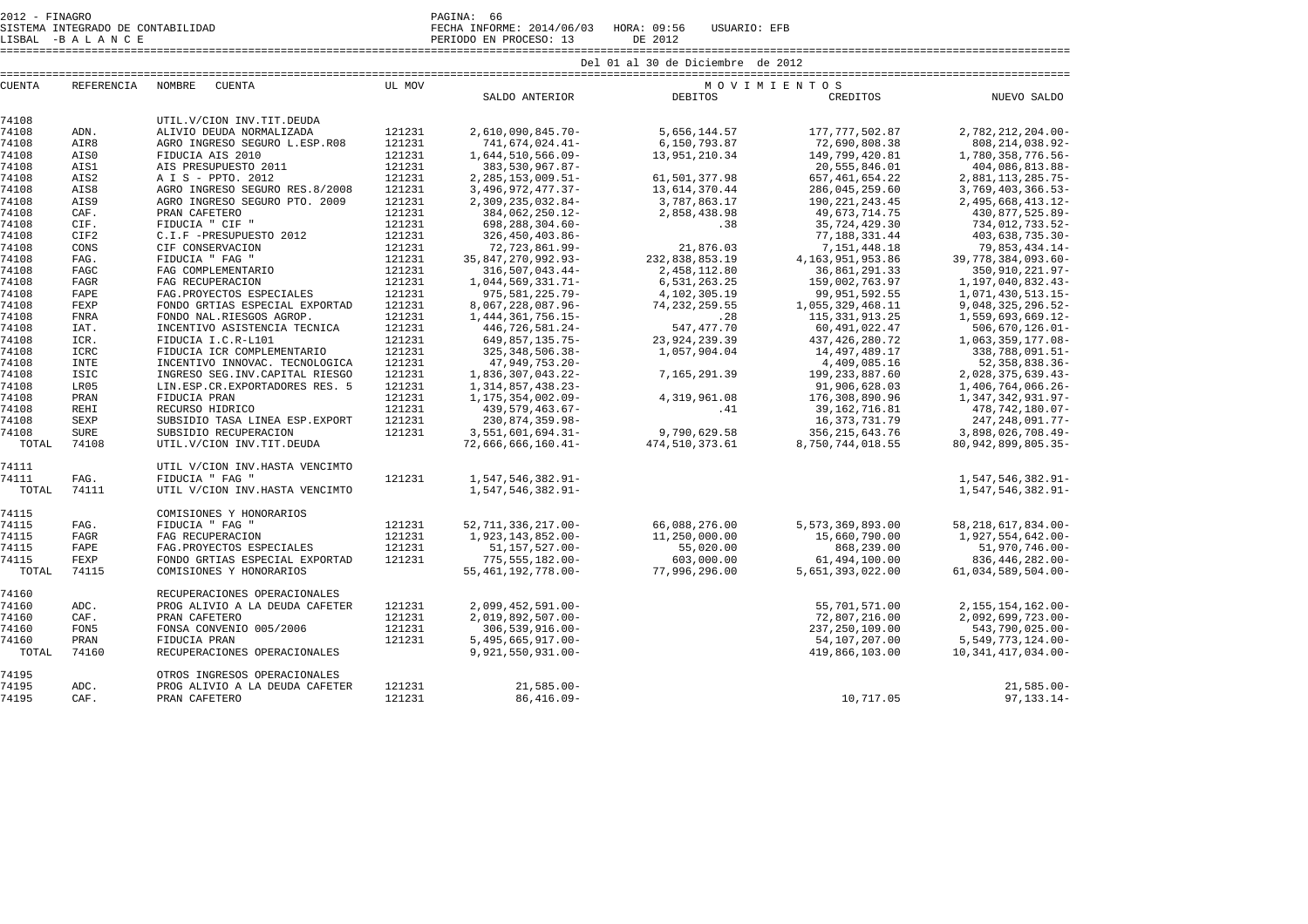2012 - FINAGRO
SISTEMA INTEGRADO DE CONTABILIDAD
LISBAL -B A L A N C E

PAGINA: 66
FECHA INFORME: 2014/06/03 HORA: 09:56 USUARIO: EFB
PERIODO EN PROCESO: 13 DE 2012

Del 01 al 30 de Diciembre de 2012

| CUENTA | REFERENCIA | NOMBRE CUENTA | UL MOV | SALDO ANTERIOR | MOVIMIENTOS DEBITOS | MOVIMIENTOS CREDITOS | NUEVO SALDO |
|---|---|---|---|---|---|---|---|
| 74108 | | UTIL.V/CION INV.TIT.DEUDA | | | | | |
| 74108 | ADN. | ALIVIO DEUDA NORMALIZADA | 121231 | 2,610,090,845.70- | 5,656,144.57 | 177,777,502.87 | 2,782,212,204.00- |
| 74108 | AIR8 | AGRO INGRESO SEGURO L.ESP.R08 | 121231 | 741,674,024.41- | 6,150,793.87 | 72,690,808.38 | 808,214,038.92- |
| 74108 | AIS0 | FIDUCIA AIS 2010 | 121231 | 1,644,510,566.09- | 13,951,210.34 | 149,799,420.81 | 1,780,358,776.56- |
| 74108 | AIS1 | AIS PRESUPUESTO 2011 | 121231 | 383,530,967.87- | | 20,555,846.01 | 404,086,813.88- |
| 74108 | AIS2 | A I S - PPTO. 2012 | 121231 | 2,285,153,009.51- | 61,501,377.98 | 657,461,654.22 | 2,881,113,285.75- |
| 74108 | AIS8 | AGRO INGRESO SEGURO RES.8/2008 | 121231 | 3,496,972,477.37- | 13,614,370.44 | 286,045,259.60 | 3,769,403,366.53- |
| 74108 | AIS9 | AGRO INGRESO SEGURO PTO. 2009 | 121231 | 2,309,235,032.84- | 3,787,863.17 | 190,221,243.45 | 2,495,668,413.12- |
| 74108 | CAF. | PRAN CAFETERO | 121231 | 384,062,250.12- | 2,858,438.98 | 49,673,714.75 | 430,877,525.89- |
| 74108 | CIF. | FIDUCIA " CIF " | 121231 | 698,288,304.60- | .38 | 35,724,429.30 | 734,012,733.52- |
| 74108 | CIF2 | C.I.F -PRESUPUESTO 2012 | 121231 | 326,450,403.86- | | 77,188,331.44 | 403,638,735.30- |
| 74108 | CONS | CIF CONSERVACION | 121231 | 72,723,861.99- | 21,876.03 | 7,151,448.18 | 79,853,434.14- |
| 74108 | FAG. | FIDUCIA " FAG " | 121231 | 35,847,270,992.93- | 232,838,853.19 | 4,163,951,953.86 | 39,778,384,093.60- |
| 74108 | FAGC | FAG COMPLEMENTARIO | 121231 | 316,507,043.44- | 2,458,112.80 | 36,861,291.33 | 350,910,221.97- |
| 74108 | FAGR | FAG RECUPERACION | 121231 | 1,044,569,331.71- | 6,531,263.25 | 159,002,763.97 | 1,197,040,832.43- |
| 74108 | FAPE | FAG.PROYECTOS ESPECIALES | 121231 | 975,581,225.79- | 4,102,305.19 | 99,951,592.55 | 1,071,430,513.15- |
| 74108 | FEXP | FONDO GRTIAS ESPECIAL EXPORTAD | 121231 | 8,067,228,087.96- | 74,232,259.55 | 1,055,329,468.11 | 9,048,325,296.52- |
| 74108 | FNRA | FONDO NAL.RIESGOS AGROP. | 121231 | 1,444,361,756.15- | .28 | 115,331,913.25 | 1,559,693,669.12- |
| 74108 | IAT. | INCENTIVO ASISTENCIA TECNICA | 121231 | 446,726,581.24- | 547,477.70 | 60,491,022.47 | 506,670,126.01- |
| 74108 | ICR. | FIDUCIA I.C.R-L101 | 121231 | 649,857,135.75- | 23,924,239.39 | 437,426,280.72 | 1,063,359,177.08- |
| 74108 | ICRC | FIDUCIA ICR COMPLEMENTARIO | 121231 | 325,348,506.38- | 1,057,904.04 | 14,497,489.17 | 338,788,091.51- |
| 74108 | INTE | INCENTIVO INNOVAC. TECNOLOGICA | 121231 | 47,949,753.20- | | 4,409,085.16 | 52,358,838.36- |
| 74108 | ISIC | INGRESO SEG.INV.CAPITAL RIESGO | 121231 | 1,836,307,043.22- | 7,165,291.39 | 199,233,887.60 | 2,028,375,639.43- |
| 74108 | LR05 | LIN.ESP.CR.EXPORTADORES RES. 5 | 121231 | 1,314,857,438.23- | | 91,906,628.03 | 1,406,764,066.26- |
| 74108 | PRAN | FIDUCIA PRAN | 121231 | 1,175,354,002.09- | 4,319,961.08 | 176,308,890.96 | 1,347,342,931.97- |
| 74108 | REHI | RECURSO HIDRICO | 121231 | 439,579,463.67- | .41 | 39,162,716.81 | 478,742,180.07- |
| 74108 | SEXP | SUBSIDIO TASA LINEA ESP.EXPORT | 121231 | 230,874,359.98- | | 16,373,731.79 | 247,248,091.77- |
| 74108 | SURE | SUBSIDIO RECUPERACION | 121231 | 3,551,601,694.31- | 9,790,629.58 | 356,215,643.76 | 3,898,026,708.49- |
| TOTAL | 74108 | UTIL.V/CION INV.TIT.DEUDA | | 72,666,666,160.41- | 474,510,373.61 | 8,750,744,018.55 | 80,942,899,805.35- |
| 74111 | | UTIL V/CION INV.HASTA VENCIMTO | | | | | |
| 74111 | FAG. | FIDUCIA " FAG " | 121231 | 1,547,546,382.91- | | | 1,547,546,382.91- |
| TOTAL | 74111 | UTIL V/CION INV.HASTA VENCIMTO | | 1,547,546,382.91- | | | 1,547,546,382.91- |
| 74115 | | COMISIONES Y HONORARIOS | | | | | |
| 74115 | FAG. | FIDUCIA " FAG " | 121231 | 52,711,336,217.00- | 66,088,276.00 | 5,573,369,893.00 | 58,218,617,834.00- |
| 74115 | FAGR | FAG RECUPERACION | 121231 | 1,923,143,852.00- | 11,250,000.00 | 15,660,790.00 | 1,927,554,642.00- |
| 74115 | FAPE | FAG.PROYECTOS ESPECIALES | 121231 | 51,157,527.00- | 55,020.00 | 868,239.00 | 51,970,746.00- |
| 74115 | FEXP | FONDO GRTIAS ESPECIAL EXPORTAD | 121231 | 775,555,182.00- | 603,000.00 | 61,494,100.00 | 836,446,282.00- |
| TOTAL | 74115 | COMISIONES Y HONORARIOS | | 55,461,192,778.00- | 77,996,296.00 | 5,651,393,022.00 | 61,034,589,504.00- |
| 74160 | | RECUPERACIONES OPERACIONALES | | | | | |
| 74160 | ADC. | PROG ALIVIO A LA DEUDA CAFETER | 121231 | 2,099,452,591.00- | | 55,701,571.00 | 2,155,154,162.00- |
| 74160 | CAF. | PRAN CAFETERO | 121231 | 2,019,892,507.00- | | 72,807,216.00 | 2,092,699,723.00- |
| 74160 | FON5 | FONSA CONVENIO 005/2006 | 121231 | 306,539,916.00- | | 237,250,109.00 | 543,790,025.00- |
| 74160 | PRAN | FIDUCIA PRAN | 121231 | 5,495,665,917.00- | | 54,107,207.00 | 5,549,773,124.00- |
| TOTAL | 74160 | RECUPERACIONES OPERACIONALES | | 9,921,550,931.00- | | 419,866,103.00 | 10,341,417,034.00- |
| 74195 | | OTROS INGRESOS OPERACIONALES | | | | | |
| 74195 | ADC. | PROG ALIVIO A LA DEUDA CAFETER | 121231 | 21,585.00- | | | 21,585.00- |
| 74195 | CAF. | PRAN CAFETERO | 121231 | 86,416.09- | | 10,717.05 | 97,133.14- |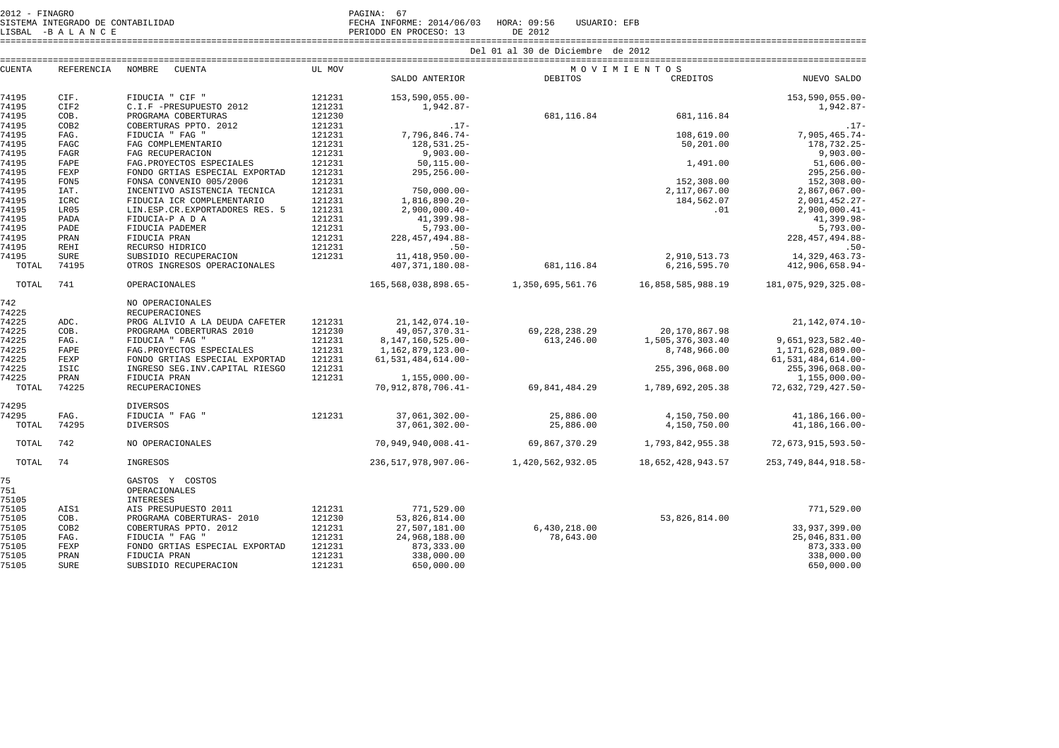2012 - FINAGRO
SISTEMA INTEGRADO DE CONTABILIDAD
LISBAL -B A L A N C E

FECHA INFORME: 2014/06/03 HORA: 09:56 USUARIO: EFB
PERIODO EN PROCESO: 13 DE 2012

Del 01 al 30 de Diciembre de 2012

| CUENTA | REFERENCIA | NOMBRE CUENTA | UL MOV | SALDO ANTERIOR | MOVIMIENTOS DEBITOS | MOVIMIENTOS CREDITOS | NUEVO SALDO |
|---|---|---|---|---|---|---|---|
| 74195 | CIF. | FIDUCIA " CIF " | 121231 | 153,590,055.00- | | | 153,590,055.00- |
| 74195 | CIF2 | C.I.F -PRESUPUESTO 2012 | 121231 | 1,942.87- | | | 1,942.87- |
| 74195 | COB. | PROGRAMA COBERTURAS | 121230 | | 681,116.84 | 681,116.84 | |
| 74195 | COB2 | COBERTURAS PPTO. 2012 | 121231 | .17- | | | .17- |
| 74195 | FAG. | FIDUCIA " FAG " | 121231 | 7,796,846.74- | | 108,619.00 | 7,905,465.74- |
| 74195 | FAGC | FAG COMPLEMENTARIO | 121231 | 128,531.25- | | 50,201.00 | 178,732.25- |
| 74195 | FAGR | FAG RECUPERACION | 121231 | 9,903.00- | | | 9,903.00- |
| 74195 | FAPE | FAG.PROYECTOS ESPECIALES | 121231 | 50,115.00- | | 1,491.00 | 51,606.00- |
| 74195 | FEXP | FONDO GRTIAS ESPECIAL EXPORTAD | 121231 | 295,256.00- | | | 295,256.00- |
| 74195 | FON5 | FONSA CONVENIO 005/2006 | 121231 | | | 152,308.00 | 152,308.00- |
| 74195 | IAT. | INCENTIVO ASISTENCIA TECNICA | 121231 | 750,000.00- | | 2,117,067.00 | 2,867,067.00- |
| 74195 | ICRC | FIDUCIA ICR COMPLEMENTARIO | 121231 | 1,816,890.20- | | 184,562.07 | 2,001,452.27- |
| 74195 | LR05 | LIN.ESP.CR.EXPORTADORES RES. 5 | 121231 | 2,900,000.40- | | .01 | 2,900,000.41- |
| 74195 | PADA | FIDUCIA-P A D A | 121231 | 41,399.98- | | | 41,399.98- |
| 74195 | PADE | FIDUCIA PADEMER | 121231 | 5,793.00- | | | 5,793.00- |
| 74195 | PRAN | FIDUCIA PRAN | 121231 | 228,457,494.88- | | | 228,457,494.88- |
| 74195 | REHI | RECURSO HIDRICO | 121231 | .50- | | | .50- |
| 74195 | SURE | SUBSIDIO RECUPERACION | 121231 | 11,418,950.00- | | 2,910,513.73 | 14,329,463.73- |
| TOTAL | 74195 | OTROS INGRESOS OPERACIONALES | | 407,371,180.08- | 681,116.84 | 6,216,595.70 | 412,906,658.94- |
| TOTAL | 741 | OPERACIONALES | | 165,568,038,898.65- | 1,350,695,561.76 | 16,858,585,988.19 | 181,075,929,325.08- |
| 742 | | NO OPERACIONALES | | | | | |
| 74225 | | RECUPERACIONES | | | | | |
| 74225 | ADC. | PROG ALIVIO A LA DEUDA CAFETER | 121231 | 21,142,074.10- | | | 21,142,074.10- |
| 74225 | COB. | PROGRAMA COBERTURAS 2010 | 121230 | 49,057,370.31- | 69,228,238.29 | 20,170,867.98 | |
| 74225 | FAG. | FIDUCIA " FAG " | 121231 | 8,147,160,525.00- | 613,246.00 | 1,505,376,303.40 | 9,651,923,582.40- |
| 74225 | FAPE | FAG.PROYECTOS ESPECIALES | 121231 | 1,162,879,123.00- | | 8,748,966.00 | 1,171,628,089.00- |
| 74225 | FEXP | FONDO GRTIAS ESPECIAL EXPORTAD | 121231 | 61,531,484,614.00- | | | 61,531,484,614.00- |
| 74225 | ISIC | INGRESO SEG.INV.CAPITAL RIESGO | 121231 | | | 255,396,068.00 | 255,396,068.00- |
| 74225 | PRAN | FIDUCIA PRAN | 121231 | 1,155,000.00- | | | 1,155,000.00- |
| TOTAL | 74225 | RECUPERACIONES | | 70,912,878,706.41- | 69,841,484.29 | 1,789,692,205.38 | 72,632,729,427.50- |
| 74295 | | DIVERSOS | | | | | |
| 74295 | FAG. | FIDUCIA " FAG " | 121231 | 37,061,302.00- | 25,886.00 | 4,150,750.00 | 41,186,166.00- |
| TOTAL | 74295 | DIVERSOS | | 37,061,302.00- | 25,886.00 | 4,150,750.00 | 41,186,166.00- |
| TOTAL | 742 | NO OPERACIONALES | | 70,949,940,008.41- | 69,867,370.29 | 1,793,842,955.38 | 72,673,915,593.50- |
| TOTAL | 74 | INGRESOS | | 236,517,978,907.06- | 1,420,562,932.05 | 18,652,428,943.57 | 253,749,844,918.58- |
| 75 | | GASTOS Y COSTOS | | | | | |
| 751 | | OPERACIONALES | | | | | |
| 75105 | | INTERESES | | | | | |
| 75105 | AIS1 | AIS PRESUPUESTO 2011 | 121231 | 771,529.00 | | | 771,529.00 |
| 75105 | COB. | PROGRAMA COBERTURAS- 2010 | 121230 | 53,826,814.00 | | 53,826,814.00 | |
| 75105 | COB2 | COBERTURAS PPTO. 2012 | 121231 | 27,507,181.00 | 6,430,218.00 | | 33,937,399.00 |
| 75105 | FAG. | FIDUCIA " FAG " | 121231 | 24,968,188.00 | 78,643.00 | | 25,046,831.00 |
| 75105 | FEXP | FONDO GRTIAS ESPECIAL EXPORTAD | 121231 | 873,333.00 | | | 873,333.00 |
| 75105 | PRAN | FIDUCIA PRAN | 121231 | 338,000.00 | | | 338,000.00 |
| 75105 | SURE | SUBSIDIO RECUPERACION | 121231 | 650,000.00 | | | 650,000.00 |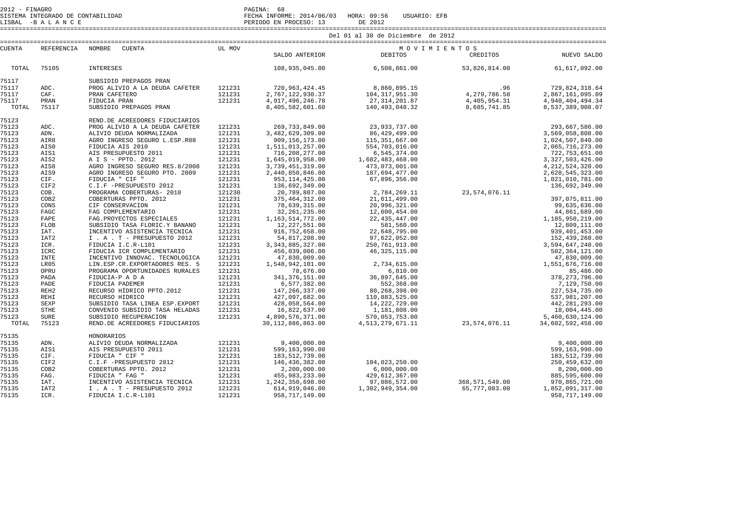2012 - FINAGRO
SISTEMA INTEGRADO DE CONTABILIDAD
LISBAL -B A L A N C E

FECHA INFORME: 2014/06/03 HORA: 09:56 USUARIO: EFB
PERIODO EN PROCESO: 13 DE 2012

Del 01 al 30 de Diciembre de 2012

| CUENTA | REFERENCIA | NOMBRE CUENTA | UL MOV | SALDO ANTERIOR | DEBITOS | CREDITOS | NUEVO SALDO |
|---|---|---|---|---|---|---|---|
| TOTAL | 75105 | INTERESES | | 108,935,045.00 | 6,508,861.00 | 53,826,814.00 | 61,617,092.00 |
| 75117 | | SUBSIDIO PREPAGOS PRAN | | | | | |
| 75117 | ADC. | PROG ALIVIO A LA DEUDA CAFETER | 121231 | 720,963,424.45 | 8,860,895.15 | .96 | 729,824,318.64 |
| 75117 | CAF. | PRAN CAFETERO | 121231 | 2,767,122,930.37 | 104,317,951.30 | 4,279,786.58 | 2,867,161,095.09 |
| 75117 | PRAN | FIDUCIA PRAN | 121231 | 4,917,496,246.78 | 27,314,201.87 | 4,405,954.31 | 4,940,404,494.34 |
| TOTAL | 75117 | SUBSIDIO PREPAGOS PRAN | | 8,405,582,601.60 | 140,493,048.32 | 8,685,741.85 | 8,537,389,908.07 |
| 75123 | | REND.DE ACREEDORES FIDUCIARIOS | | | | | |
| 75123 | ADC. | PROG ALIVIO A LA DEUDA CAFETER | 121231 | 269,733,849.00 | 23,933,737.00 | | 293,667,586.00 |
| 75123 | ADN. | ALIVIO DEUDA NORMALIZADA | 121231 | 3,482,629,309.00 | 86,429,499.00 | | 3,569,058,808.00 |
| 75123 | AIR8 | AGRO INGRESO SEGURO L.ESP.R08 | 121231 | 909,156,173.00 | 115,351,667.00 | | 1,024,507,840.00 |
| 75123 | AIS0 | FIDUCIA AIS 2010 | 121231 | 1,511,013,257.00 | 554,703,016.00 | | 2,065,716,273.00 |
| 75123 | AIS1 | AIS PRESUPUESTO 2011 | 121231 | 716,208,277.00 | 6,545,374.00 | | 722,753,651.00 |
| 75123 | AIS2 | A I S - PPTO. 2012 | 121231 | 1,645,019,958.00 | 1,682,483,468.00 | | 3,327,503,426.00 |
| 75123 | AIS8 | AGRO INGRESO SEGURO RES.8/2008 | 121231 | 3,739,451,319.00 | 473,073,001.00 | | 4,212,524,320.00 |
| 75123 | AIS9 | AGRO INGRESO SEGURO PTO. 2009 | 121231 | 2,440,850,846.00 | 187,694,477.00 | | 2,628,545,323.00 |
| 75123 | CIF. | FIDUCIA " CIF " | 121231 | 953,114,425.00 | 67,896,356.00 | | 1,021,010,781.00 |
| 75123 | CIF2 | C.I.F -PRESUPUESTO 2012 | 121231 | 136,692,349.00 | | | 136,692,349.00 |
| 75123 | COB. | PROGRAMA COBERTURAS- 2010 | 121230 | 20,789,807.00 | 2,784,269.11 | 23,574,076.11 | |
| 75123 | COB2 | COBERTURAS PPTO. 2012 | 121231 | 375,464,312.00 | 21,611,499.00 | | 397,075,811.00 |
| 75123 | CONS | CIF CONSERVACION | 121231 | 78,639,315.00 | 20,996,321.00 | | 99,635,636.00 |
| 75123 | FAGC | FAG COMPLEMENTARIO | 121231 | 32,261,235.00 | 12,600,454.00 | | 44,861,689.00 |
| 75123 | FAPE | FAG.PROYECTOS ESPECIALES | 121231 | 1,163,514,772.00 | 22,435,447.00 | | 1,185,950,219.00 |
| 75123 | FLOB | SUBSIDIO TASA FLORIC.Y BANANO | 121231 | 12,227,551.00 | 581,560.00 | | 12,809,111.00 |
| 75123 | IAT. | INCENTIVO ASISTENCIA TECNICA | 121231 | 916,752,658.00 | 22,648,795.00 | | 939,401,453.00 |
| 75123 | IAT2 | I . A . T - PRESUPUESTO 2012 | 121231 | 54,817,208.00 | 97,622,052.00 | | 152,439,260.00 |
| 75123 | ICR. | FIDUCIA I.C.R-L101 | 121231 | 3,343,885,327.00 | 250,761,913.00 | | 3,594,647,240.00 |
| 75123 | ICRC | FIDUCIA ICR COMPLEMENTARIO | 121231 | 456,039,006.00 | 46,325,115.00 | | 502,364,121.00 |
| 75123 | INTE | INCENTIVO INNOVAC. TECNOLOGICA | 121231 | 47,830,009.00 | | | 47,830,009.00 |
| 75123 | LR05 | LIN.ESP.CR.EXPORTADORES RES. 5 | 121231 | 1,548,942,101.00 | 2,734,615.00 | | 1,551,676,716.00 |
| 75123 | OPRU | PROGRAMA OPORTUNIDADES RURALES | 121231 | 78,676.00 | 6,810.00 | | 85,486.00 |
| 75123 | PADA | FIDUCIA-P A D A | 121231 | 341,376,151.00 | 36,897,645.00 | | 378,273,796.00 |
| 75123 | PADE | FIDUCIA PADEMER | 121231 | 6,577,382.00 | 552,368.00 | | 7,129,750.00 |
| 75123 | REH2 | RECURSO HIDRICO PPTO.2012 | 121231 | 147,266,337.00 | 80,268,398.00 | | 227,534,735.00 |
| 75123 | REHI | RECURSO HIDRICO | 121231 | 427,097,682.00 | 110,883,525.00 | | 537,981,207.00 |
| 75123 | SEXP | SUBSIDIO TASA LINEA ESP.EXPORT | 121231 | 428,058,564.00 | 14,222,729.00 | | 442,281,293.00 |
| 75123 | STHE | CONVENIO SUBSIDIO TASA HELADAS | 121231 | 16,822,637.00 | 1,181,808.00 | | 18,004,445.00 |
| 75123 | SURE | SUBSIDIO RECUPERACION | 121231 | 4,890,576,371.00 | 570,053,753.00 | | 5,460,630,124.00 |
| TOTAL | 75123 | REND.DE ACREEDORES FIDUCIARIOS | | 30,112,886,863.00 | 4,513,279,671.11 | 23,574,076.11 | 34,602,592,458.00 |
| 75135 | | HONORARIOS | | | | | |
| 75135 | ADN. | ALIVIO DEUDA NORMALIZADA | 121231 | 9,400,000.00 | | | 9,400,000.00 |
| 75135 | AIS1 | AIS PRESUPUESTO 2011 | 121231 | 599,163,990.00 | | | 599,163,990.00 |
| 75135 | CIF. | FIDUCIA " CIF " | 121231 | 183,512,739.00 | | | 183,512,739.00 |
| 75135 | CIF2 | C.I.F -PRESUPUESTO 2012 | 121231 | 146,436,382.00 | 104,023,250.00 | | 250,459,632.00 |
| 75135 | COB2 | COBERTURAS PPTO. 2012 | 121231 | 2,200,000.00 | 6,000,000.00 | | 8,200,000.00 |
| 75135 | FAG. | FIDUCIA " FAG " | 121231 | 455,983,233.00 | 429,612,367.00 | | 885,595,600.00 |
| 75135 | IAT. | INCENTIVO ASISTENCIA TECNICA | 121231 | 1,242,350,698.00 | 97,086,572.00 | 368,571,549.00 | 970,865,721.00 |
| 75135 | IAT2 | I . A . T - PRESUPUESTO 2012 | 121231 | 614,919,046.00 | 1,302,949,354.00 | 65,777,083.00 | 1,852,091,317.00 |
| 75135 | ICR. | FIDUCIA I.C.R-L101 | 121231 | 958,717,149.00 | | | 958,717,149.00 |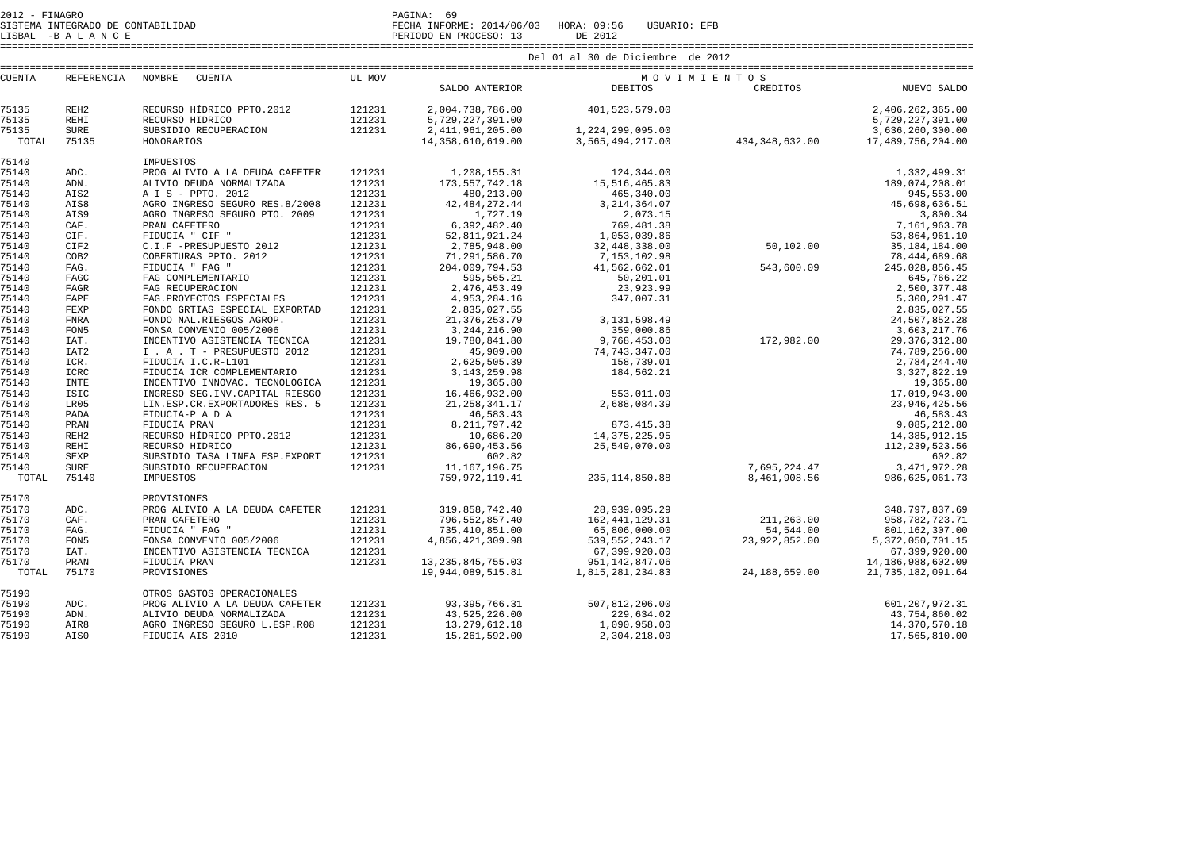2012 - FINAGRO
SISTEMA INTEGRADO DE CONTABILIDAD
LISBAL -B A L A N C E

FECHA INFORME: 2014/06/03 HORA: 09:56 USUARIO: EFB
PERIODO EN PROCESO: 13 DE 2012

Del 01 al 30 de Diciembre de 2012

| CUENTA | REFERENCIA | NOMBRE CUENTA | UL MOV | SALDO ANTERIOR | MOVIMIENTOS DEBITOS | MOVIMIENTOS CREDITOS | NUEVO SALDO |
|---|---|---|---|---|---|---|---|
| 75135 | REH2 | RECURSO HÍDRICO PPTO.2012 | 121231 | 2,004,738,786.00 | 401,523,579.00 | | 2,406,262,365.00 |
| 75135 | REHI | RECURSO HIDRICO | 121231 | 5,729,227,391.00 | | | 5,729,227,391.00 |
| 75135 | SURE | SUBSIDIO RECUPERACION | 121231 | 2,411,961,205.00 | 1,224,299,095.00 | | 3,636,260,300.00 |
| TOTAL | 75135 | HONORARIOS | | 14,358,610,619.00 | 3,565,494,217.00 | 434,348,632.00 | 17,489,756,204.00 |
| 75140 | | IMPUESTOS | | | | | |
| 75140 | ADC. | PROG ALIVIO A LA DEUDA CAFETER | 121231 | 1,208,155.31 | 124,344.00 | | 1,332,499.31 |
| 75140 | ADN. | ALIVIO DEUDA NORMALIZADA | 121231 | 173,557,742.18 | 15,516,465.83 | | 189,074,208.01 |
| 75140 | AIS2 | A I S - PPTO. 2012 | 121231 | 480,213.00 | 465,340.00 | | 945,553.00 |
| 75140 | AIS8 | AGRO INGRESO SEGURO RES.8/2008 | 121231 | 42,484,272.44 | 3,214,364.07 | | 45,698,636.51 |
| 75140 | AIS9 | AGRO INGRESO SEGURO PTO. 2009 | 121231 | 1,727.19 | 2,073.15 | | 3,800.34 |
| 75140 | CAF. | PRAN CAFETERO | 121231 | 6,392,482.40 | 769,481.38 | | 7,161,963.78 |
| 75140 | CIF. | FIDUCIA " CIF " | 121231 | 52,811,921.24 | 1,053,039.86 | | 53,864,961.10 |
| 75140 | CIF2 | C.I.F -PRESUPUESTO 2012 | 121231 | 2,785,948.00 | 32,448,338.00 | 50,102.00 | 35,184,184.00 |
| 75140 | COB2 | COBERTURAS PPTO. 2012 | 121231 | 71,291,586.70 | 7,153,102.98 | | 78,444,689.68 |
| 75140 | FAG. | FIDUCIA " FAG " | 121231 | 204,009,794.53 | 41,562,662.01 | 543,600.09 | 245,028,856.45 |
| 75140 | FAGC | FAG COMPLEMENTARIO | 121231 | 595,565.21 | 50,201.01 | | 645,766.22 |
| 75140 | FAGR | FAG RECUPERACION | 121231 | 2,476,453.49 | 23,923.99 | | 2,500,377.48 |
| 75140 | FAPE | FAG.PROYECTOS ESPECIALES | 121231 | 4,953,284.16 | 347,007.31 | | 5,300,291.47 |
| 75140 | FEXP | FONDO GRTIAS ESPECIAL EXPORTAD | 121231 | 2,835,027.55 | | | 2,835,027.55 |
| 75140 | FNRA | FONDO NAL.RIESGOS AGROP. | 121231 | 21,376,253.79 | 3,131,598.49 | | 24,507,852.28 |
| 75140 | FON5 | FONSA CONVENIO 005/2006 | 121231 | 3,244,216.90 | 359,000.86 | | 3,603,217.76 |
| 75140 | IAT. | INCENTIVO ASISTENCIA TECNICA | 121231 | 19,780,841.80 | 9,768,453.00 | 172,982.00 | 29,376,312.80 |
| 75140 | IAT2 | I . A . T - PRESUPUESTO 2012 | 121231 | 45,909.00 | 74,743,347.00 | | 74,789,256.00 |
| 75140 | ICR. | FIDUCIA I.C.R-L101 | 121231 | 2,625,505.39 | 158,739.01 | | 2,784,244.40 |
| 75140 | ICRC | FIDUCIA ICR COMPLEMENTARIO | 121231 | 3,143,259.98 | 184,562.21 | | 3,327,822.19 |
| 75140 | INTE | INCENTIVO INNOVAC. TECNOLOGICA | 121231 | 19,365.80 | | | 19,365.80 |
| 75140 | ISIC | INGRESO SEG.INV.CAPITAL RIESGO | 121231 | 16,466,932.00 | 553,011.00 | | 17,019,943.00 |
| 75140 | LR05 | LIN.ESP.CR.EXPORTADORES RES. 5 | 121231 | 21,258,341.17 | 2,688,084.39 | | 23,946,425.56 |
| 75140 | PADA | FIDUCIA-P A D A | 121231 | 46,583.43 | | | 46,583.43 |
| 75140 | PRAN | FIDUCIA PRAN | 121231 | 8,211,797.42 | 873,415.38 | | 9,085,212.80 |
| 75140 | REH2 | RECURSO HÍDRICO PPTO.2012 | 121231 | 10,686.20 | 14,375,225.95 | | 14,385,912.15 |
| 75140 | REHI | RECURSO HIDRICO | 121231 | 86,690,453.56 | 25,549,070.00 | | 112,239,523.56 |
| 75140 | SEXP | SUBSIDIO TASA LINEA ESP.EXPORT | 121231 | 602.82 | | | 602.82 |
| 75140 | SURE | SUBSIDIO RECUPERACION | 121231 | 11,167,196.75 | | 7,695,224.47 | 3,471,972.28 |
| TOTAL | 75140 | IMPUESTOS | | 759,972,119.41 | 235,114,850.88 | 8,461,908.56 | 986,625,061.73 |
| 75170 | | PROVISIONES | | | | | |
| 75170 | ADC. | PROG ALIVIO A LA DEUDA CAFETER | 121231 | 319,858,742.40 | 28,939,095.29 | | 348,797,837.69 |
| 75170 | CAF. | PRAN CAFETERO | 121231 | 796,552,857.40 | 162,441,129.31 | 211,263.00 | 958,782,723.71 |
| 75170 | FAG. | FIDUCIA " FAG " | 121231 | 735,410,851.00 | 65,806,000.00 | 54,544.00 | 801,162,307.00 |
| 75170 | FON5 | FONSA CONVENIO 005/2006 | 121231 | 4,856,421,309.98 | 539,552,243.17 | 23,922,852.00 | 5,372,050,701.15 |
| 75170 | IAT. | INCENTIVO ASISTENCIA TECNICA | 121231 | | 67,399,920.00 | | 67,399,920.00 |
| 75170 | PRAN | FIDUCIA PRAN | 121231 | 13,235,845,755.03 | 951,142,847.06 | | 14,186,988,602.09 |
| TOTAL | 75170 | PROVISIONES | | 19,944,089,515.81 | 1,815,281,234.83 | 24,188,659.00 | 21,735,182,091.64 |
| 75190 | | OTROS GASTOS OPERACIONALES | | | | | |
| 75190 | ADC. | PROG ALIVIO A LA DEUDA CAFETER | 121231 | 93,395,766.31 | 507,812,206.00 | | 601,207,972.31 |
| 75190 | ADN. | ALIVIO DEUDA NORMALIZADA | 121231 | 43,525,226.00 | 229,634.02 | | 43,754,860.02 |
| 75190 | AIR8 | AGRO INGRESO SEGURO L.ESP.R08 | 121231 | 13,279,612.18 | 1,090,958.00 | | 14,370,570.18 |
| 75190 | AIS0 | FIDUCIA AIS 2010 | 121231 | 15,261,592.00 | 2,304,218.00 | | 17,565,810.00 |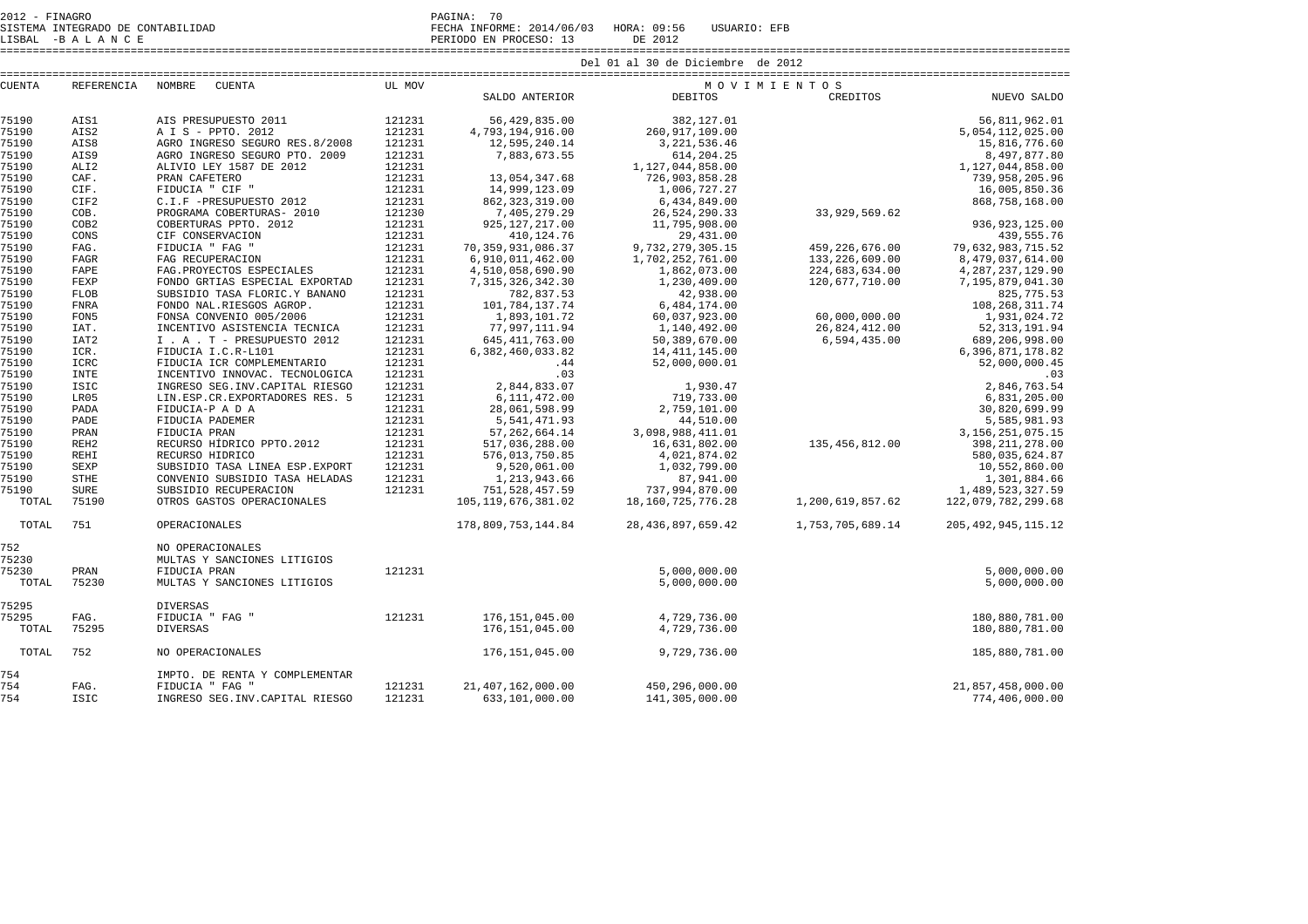2012 - FINAGRO
SISTEMA INTEGRADO DE CONTABILIDAD
LISBAL -B A L A N C E

FECHA INFORME: 2014/06/03 HORA: 09:56 USUARIO: EFB
PERIODO EN PROCESO: 13 DE 2012

Del 01 al 30 de Diciembre de 2012

| CUENTA | REFERENCIA | NOMBRE CUENTA | UL MOV | SALDO ANTERIOR | DEBITOS | CREDITOS | NUEVO SALDO |
|---|---|---|---|---|---|---|---|
| 75190 | AIS1 | AIS PRESUPUESTO 2011 | 121231 | 56,429,835.00 | 382,127.01 | | 56,811,962.01 |
| 75190 | AIS2 | A I S - PPTO. 2012 | 121231 | 4,793,194,916.00 | 260,917,109.00 | | 5,054,112,025.00 |
| 75190 | AIS8 | AGRO INGRESO SEGURO RES.8/2008 | 121231 | 12,595,240.14 | 3,221,536.46 | | 15,816,776.60 |
| 75190 | AIS9 | AGRO INGRESO SEGURO PTO. 2009 | 121231 | 7,883,673.55 | 614,204.25 | | 8,497,877.80 |
| 75190 | ALI2 | ALIVIO LEY 1587 DE 2012 | 121231 | | 1,127,044,858.00 | | 1,127,044,858.00 |
| 75190 | CAF. | PRAN CAFETERO | 121231 | 13,054,347.68 | 726,903,858.28 | | 739,958,205.96 |
| 75190 | CIF. | FIDUCIA " CIF " | 121231 | 14,999,123.09 | 1,006,727.27 | | 16,005,850.36 |
| 75190 | CIF2 | C.I.F -PRESUPUESTO 2012 | 121231 | 862,323,319.00 | 6,434,849.00 | | 868,758,168.00 |
| 75190 | COB. | PROGRAMA COBERTURAS- 2010 | 121230 | 7,405,279.29 | 26,524,290.33 | 33,929,569.62 | |
| 75190 | COB2 | COBERTURAS PPTO. 2012 | 121231 | 925,127,217.00 | 11,795,908.00 | | 936,923,125.00 |
| 75190 | CONS | CIF CONSERVACION | 121231 | 410,124.76 | 29,431.00 | | 439,555.76 |
| 75190 | FAG. | FIDUCIA " FAG " | 121231 | 70,359,931,086.37 | 9,732,279,305.15 | 459,226,676.00 | 79,632,983,715.52 |
| 75190 | FAGR | FAG RECUPERACION | 121231 | 6,910,011,462.00 | 1,702,252,761.00 | 133,226,609.00 | 8,479,037,614.00 |
| 75190 | FAPE | FAG.PROYECTOS ESPECIALES | 121231 | 4,510,058,690.90 | 1,862,073.00 | 224,683,634.00 | 4,287,237,129.90 |
| 75190 | FEXP | FONDO GRTIAS ESPECIAL EXPORTAD | 121231 | 7,315,326,342.30 | 1,230,409.00 | 120,677,710.00 | 7,195,879,041.30 |
| 75190 | FLOB | SUBSIDIO TASA FLORIC.Y BANANO | 121231 | 782,837.53 | 42,938.00 | | 825,775.53 |
| 75190 | FNRA | FONDO NAL.RIESGOS AGROP. | 121231 | 101,784,137.74 | 6,484,174.00 | | 108,268,311.74 |
| 75190 | FON5 | FONSA CONVENIO 005/2006 | 121231 | 1,893,101.72 | 60,037,923.00 | 60,000,000.00 | 1,931,024.72 |
| 75190 | IAT. | INCENTIVO ASISTENCIA TECNICA | 121231 | 77,997,111.94 | 1,140,492.00 | 26,824,412.00 | 52,313,191.94 |
| 75190 | IAT2 | I . A . T - PRESUPUESTO 2012 | 121231 | 645,411,763.00 | 50,389,670.00 | 6,594,435.00 | 689,206,998.00 |
| 75190 | ICR. | FIDUCIA I.C.R-L101 | 121231 | 6,382,460,033.82 | 14,411,145.00 | | 6,396,871,178.82 |
| 75190 | ICRC | FIDUCIA ICR COMPLEMENTARIO | 121231 | .44 | 52,000,000.01 | | 52,000,000.45 |
| 75190 | INTE | INCENTIVO INNOVAC. TECNOLOGICA | 121231 | .03 | | | .03 |
| 75190 | ISIC | INGRESO SEG.INV.CAPITAL RIESGO | 121231 | 2,844,833.07 | 1,930.47 | | 2,846,763.54 |
| 75190 | LR05 | LIN.ESP.CR.EXPORTADORES RES. 5 | 121231 | 6,111,472.00 | 719,733.00 | | 6,831,205.00 |
| 75190 | PADA | FIDUCIA-P A D A | 121231 | 28,061,598.99 | 2,759,101.00 | | 30,820,699.99 |
| 75190 | PADE | FIDUCIA PADEMER | 121231 | 5,541,471.93 | 44,510.00 | | 5,585,981.93 |
| 75190 | PRAN | FIDUCIA PRAN | 121231 | 57,262,664.14 | 3,098,988,411.01 | | 3,156,251,075.15 |
| 75190 | REH2 | RECURSO HIDRICO PPTO.2012 | 121231 | 517,036,288.00 | 16,631,802.00 | 135,456,812.00 | 398,211,278.00 |
| 75190 | REHI | RECURSO HIDRICO | 121231 | 576,013,750.85 | 4,021,874.02 | | 580,035,624.87 |
| 75190 | SEXP | SUBSIDIO TASA LINEA ESP.EXPORT | 121231 | 9,520,061.00 | 1,032,799.00 | | 10,552,860.00 |
| 75190 | STHE | CONVENIO SUBSIDIO TASA HELADAS | 121231 | 1,213,943.66 | 87,941.00 | | 1,301,884.66 |
| 75190 | SURE | SUBSIDIO RECUPERACION | 121231 | 751,528,457.59 | 737,994,870.00 | | 1,489,523,327.59 |
| TOTAL | 75190 | OTROS GASTOS OPERACIONALES | | 105,119,676,381.02 | 18,160,725,776.28 | 1,200,619,857.62 | 122,079,782,299.68 |
| TOTAL | 751 | OPERACIONALES | | 178,809,753,144.84 | 28,436,897,659.42 | 1,753,705,689.14 | 205,492,945,115.12 |
| 752 | | NO OPERACIONALES | | | | | |
| 75230 | | MULTAS Y SANCIONES LITIGIOS | | | | | |
| 75230 | PRAN | FIDUCIA PRAN | 121231 | | 5,000,000.00 | | 5,000,000.00 |
| TOTAL | 75230 | MULTAS Y SANCIONES LITIGIOS | | | 5,000,000.00 | | 5,000,000.00 |
| 75295 | | DIVERSAS | | | | | |
| 75295 | FAG. | FIDUCIA " FAG " | 121231 | 176,151,045.00 | 4,729,736.00 | | 180,880,781.00 |
| TOTAL | 75295 | DIVERSAS | | 176,151,045.00 | 4,729,736.00 | | 180,880,781.00 |
| TOTAL | 752 | NO OPERACIONALES | | 176,151,045.00 | 9,729,736.00 | | 185,880,781.00 |
| 754 | | IMPTO. DE RENTA Y COMPLEMENTAR | | | | | |
| 754 | FAG. | FIDUCIA " FAG " | 121231 | 21,407,162,000.00 | 450,296,000.00 | | 21,857,458,000.00 |
| 754 | ISIC | INGRESO SEG.INV.CAPITAL RIESGO | 121231 | 633,101,000.00 | 141,305,000.00 | | 774,406,000.00 |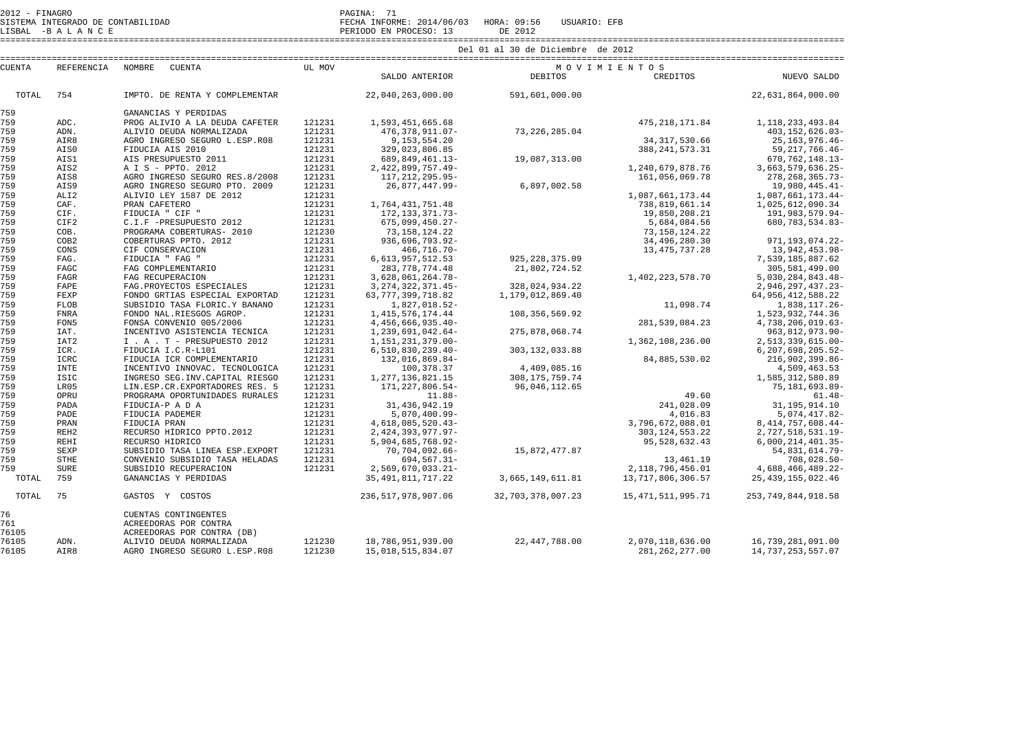2012 - FINAGRO
SISTEMA INTEGRADO DE CONTABILIDAD
LISBAL -B A L A N C E

FECHA INFORME: 2014/06/03 HORA: 09:56 USUARIO: EFB
PERIODO EN PROCESO: 13 DE 2012

Del 01 al 30 de Diciembre de 2012

| CUENTA | REFERENCIA | NOMBRE CUENTA | UL MOV | SALDO ANTERIOR | MOVIMIENTOS DEBITOS | MOVIMIENTOS CREDITOS | NUEVO SALDO |
|---|---|---|---|---|---|---|---|
| TOTAL | 754 | IMPTO. DE RENTA Y COMPLEMENTAR | | 22,040,263,000.00 | 591,601,000.00 | | 22,631,864,000.00 |
| 759 | | GANANCIAS Y PERDIDAS | | | | | |
| 759 | ADC. | PROG ALIVIO A LA DEUDA CAFETER | 121231 | 1,593,451,665.68 | | 475,218,171.84 | 1,118,233,493.84 |
| 759 | ADN. | ALIVIO DEUDA NORMALIZADA | 121231 | 476,378,911.07- | 73,226,285.04 | | 403,152,626.03- |
| 759 | AIR8 | AGRO INGRESO SEGURO L.ESP.R08 | 121231 | 9,153,554.20 | | 34,317,530.66 | 25,163,976.46- |
| 759 | AIS0 | FIDUCIA AIS 2010 | 121231 | 329,023,806.85 | | 388,241,573.31 | 59,217,766.46- |
| 759 | AIS1 | AIS PRESUPUESTO 2011 | 121231 | 689,849,461.13- | 19,087,313.00 | | 670,762,148.13- |
| 759 | AIS2 | A I S - PPTO. 2012 | 121231 | 2,422,899,757.49- | | 1,240,679,878.76 | 3,663,579,636.25- |
| 759 | AIS8 | AGRO INGRESO SEGURO RES.8/2008 | 121231 | 117,212,295.95- | | 161,056,069.78 | 278,268,365.73- |
| 759 | AIS9 | AGRO INGRESO SEGURO PTO. 2009 | 121231 | 26,877,447.99- | 6,897,002.58 | | 19,980,445.41- |
| 759 | ALI2 | ALIVIO LEY 1587 DE 2012 | 121231 | | | 1,087,661,173.44 | 1,087,661,173.44- |
| 759 | CAF. | PRAN CAFETERO | 121231 | 1,764,431,751.48 | | 738,819,661.14 | 1,025,612,090.34 |
| 759 | CIF. | FIDUCIA " CIF " | 121231 | 172,133,371.73- | | 19,850,208.21 | 191,983,579.94- |
| 759 | CIF2 | C.I.F -PRESUPUESTO 2012 | 121231 | 675,099,450.27- | | 5,684,084.56 | 680,783,534.83- |
| 759 | COB. | PROGRAMA COBERTURAS- 2010 | 121230 | 73,158,124.22 | | 73,158,124.22 | |
| 759 | COB2 | COBERTURAS PPTO. 2012 | 121231 | 936,696,793.92- | | 34,496,280.30 | 971,193,074.22- |
| 759 | CONS | CIF CONSERVACION | 121231 | 466,716.70- | | 13,475,737.28 | 13,942,453.98- |
| 759 | FAG. | FIDUCIA " FAG " | 121231 | 6,613,957,512.53 | 925,228,375.09 | | 7,539,185,887.62 |
| 759 | FAGC | FAG COMPLEMENTARIO | 121231 | 283,778,774.48 | 21,802,724.52 | | 305,581,499.00 |
| 759 | FAGR | FAG RECUPERACION | 121231 | 3,628,061,264.78- | | 1,402,223,578.70 | 5,030,284,843.48- |
| 759 | FAPE | FAG.PROYECTOS ESPECIALES | 121231 | 3,274,322,371.45- | 328,024,934.22 | | 2,946,297,437.23- |
| 759 | FEXP | FONDO GRTIAS ESPECIAL EXPORTAD | 121231 | 63,777,399,718.82 | 1,179,012,869.40 | | 64,956,412,588.22 |
| 759 | FLOB | SUBSIDIO TASA FLORIC.Y BANANO | 121231 | 1,827,018.52- | | 11,098.74 | 1,838,117.26- |
| 759 | FNRA | FONDO NAL.RIESGOS AGROP. | 121231 | 1,415,576,174.44 | 108,356,569.92 | | 1,523,932,744.36 |
| 759 | FON5 | FONSA CONVENIO 005/2006 | 121231 | 4,456,666,935.40- | | 281,539,084.23 | 4,738,206,019.63- |
| 759 | IAT. | INCENTIVO ASISTENCIA TECNICA | 121231 | 1,239,691,042.64- | 275,878,068.74 | | 963,812,973.90- |
| 759 | IAT2 | I . A . T - PRESUPUESTO 2012 | 121231 | 1,151,231,379.00- | | 1,362,108,236.00 | 2,513,339,615.00- |
| 759 | ICR. | FIDUCIA I.C.R-L101 | 121231 | 6,510,830,239.40- | 303,132,033.88 | | 6,207,698,205.52- |
| 759 | ICRC | FIDUCIA ICR COMPLEMENTARIO | 121231 | 132,016,869.84- | | 84,885,530.02 | 216,902,399.86- |
| 759 | INTE | INCENTIVO INNOVAC. TECNOLOGICA | 121231 | 100,378.37 | 4,409,085.16 | | 4,509,463.53 |
| 759 | ISIC | INGRESO SEG.INV.CAPITAL RIESGO | 121231 | 1,277,136,821.15 | 308,175,759.74 | | 1,585,312,580.89 |
| 759 | LR05 | LIN.ESP.CR.EXPORTADORES RES. 5 | 121231 | 171,227,806.54- | 96,046,112.65 | | 75,181,693.89- |
| 759 | OPRU | PROGRAMA OPORTUNIDADES RURALES | 121231 | 11.88- | | 49.60 | 61.48- |
| 759 | PADA | FIDUCIA-P A D A | 121231 | 31,436,942.19 | | 241,028.09 | 31,195,914.10 |
| 759 | PADE | FIDUCIA PADEMER | 121231 | 5,070,400.99- | | 4,016.83 | 5,074,417.82- |
| 759 | PRAN | FIDUCIA PRAN | 121231 | 4,618,085,520.43- | | 3,796,672,088.01 | 8,414,757,608.44- |
| 759 | REH2 | RECURSO HIDRICO PPTO.2012 | 121231 | 2,424,393,977.97- | | 303,124,553.22 | 2,727,518,531.19- |
| 759 | REHI | RECURSO HIDRICO | 121231 | 5,904,685,768.92- | | 95,528,632.43 | 6,000,214,401.35- |
| 759 | SEXP | SUBSIDIO TASA LINEA ESP.EXPORT | 121231 | 70,704,092.66- | 15,872,477.87 | | 54,831,614.79- |
| 759 | STHE | CONVENIO SUBSIDIO TASA HELADAS | 121231 | 694,567.31- | | 13,461.19 | 708,028.50- |
| 759 | SURE | SUBSIDIO RECUPERACION | 121231 | 2,569,670,033.21- | | 2,118,796,456.01 | 4,688,466,489.22- |
| TOTAL | 759 | GANANCIAS Y PERDIDAS | | 35,491,811,717.22 | 3,665,149,611.81 | 13,717,806,306.57 | 25,439,155,022.46 |
| TOTAL | 75 | GASTOS Y COSTOS | | 236,517,978,907.06 | 32,703,378,007.23 | 15,471,511,995.71 | 253,749,844,918.58 |
| 76 | | CUENTAS CONTINGENTES | | | | | |
| 761 | | ACREEDORAS POR CONTRA | | | | | |
| 76105 | | ACREEDORAS POR CONTRA (DB) | | | | | |
| 76105 | ADN. | ALIVIO DEUDA NORMALIZADA | 121230 | 18,786,951,939.00 | 22,447,788.00 | 2,070,118,636.00 | 16,739,281,091.00 |
| 76105 | AIR8 | AGRO INGRESO SEGURO L.ESP.R08 | 121230 | 15,018,515,834.07 | | 281,262,277.00 | 14,737,253,557.07 |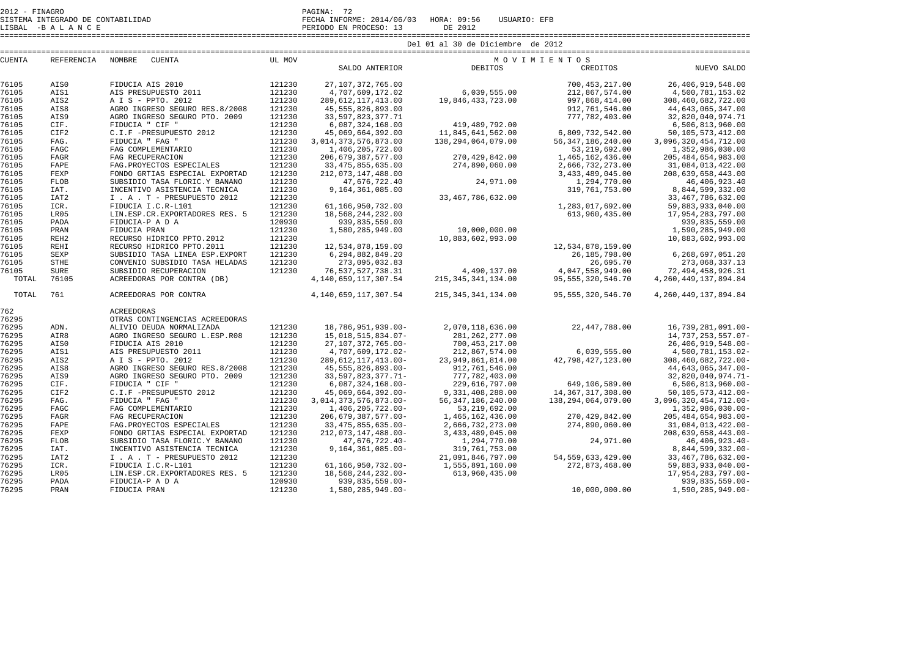2012 - FINAGRO
SISTEMA INTEGRADO DE CONTABILIDAD
LISBAL -B A L A N C E

FECHA INFORME: 2014/06/03 HORA: 09:56 USUARIO: EFB
PERIODO EN PROCESO: 13 DE 2012

Del 01 al 30 de Diciembre de 2012

| CUENTA | REFERENCIA | NOMBRE CUENTA | UL MOV | SALDO ANTERIOR | DEBITOS | CREDITOS | NUEVO SALDO |
|---|---|---|---|---|---|---|---|
| 76105 | AIS0 | FIDUCIA AIS 2010 | 121230 | 27,107,372,765.00 | | 700,453,217.00 | 26,406,919,548.00 |
| 76105 | AIS1 | AIS PRESUPUESTO 2011 | 121230 | 4,707,609,172.02 | 6,039,555.00 | 212,867,574.00 | 4,500,781,153.02 |
| 76105 | AIS2 | A I S - PPTO. 2012 | 121230 | 289,612,117,413.00 | 19,846,433,723.00 | 997,868,414.00 | 308,460,682,722.00 |
| 76105 | AIS8 | AGRO INGRESO SEGURO RES.8/2008 | 121230 | 45,555,826,893.00 | | 912,761,546.00 | 44,643,065,347.00 |
| 76105 | AIS9 | AGRO INGRESO SEGURO PTO. 2009 | 121230 | 33,597,823,377.71 | | 777,782,403.00 | 32,820,040,974.71 |
| 76105 | CIF. | FIDUCIA " CIF " | 121230 | 6,087,324,168.00 | 419,489,792.00 | | 6,506,813,960.00 |
| 76105 | CIF2 | C.I.F -PRESUPUESTO 2012 | 121230 | 45,069,664,392.00 | 11,845,641,562.00 | 6,809,732,542.00 | 50,105,573,412.00 |
| 76105 | FAG. | FIDUCIA " FAG " | 121230 | 3,014,373,576,873.00 | 138,294,064,079.00 | 56,347,186,240.00 | 3,096,320,454,712.00 |
| 76105 | FAGC | FAG COMPLEMENTARIO | 121230 | 1,406,205,722.00 | | 53,219,692.00 | 1,352,986,030.00 |
| 76105 | FAGR | FAG RECUPERACION | 121230 | 206,679,387,577.00 | 270,429,842.00 | 1,465,162,436.00 | 205,484,654,983.00 |
| 76105 | FAPE | FAG.PROYECTOS ESPECIALES | 121230 | 33,475,855,635.00 | 274,890,060.00 | 2,666,732,273.00 | 31,084,013,422.00 |
| 76105 | FEXP | FONDO GRTIAS ESPECIAL EXPORTAD | 121230 | 212,073,147,488.00 | | 3,433,489,045.00 | 208,639,658,443.00 |
| 76105 | FLOB | SUBSIDIO TASA FLORIC.Y BANANO | 121230 | 47,676,722.40 | 24,971.00 | 1,294,770.00 | 46,406,923.40 |
| 76105 | IAT. | INCENTIVO ASISTENCIA TECNICA | 121230 | 9,164,361,085.00 | | 319,761,753.00 | 8,844,599,332.00 |
| 76105 | IAT2 | I . A . T - PRESUPUESTO 2012 | 121230 | | 33,467,786,632.00 | | 33,467,786,632.00 |
| 76105 | ICR. | FIDUCIA I.C.R-L101 | 121230 | 61,166,950,732.00 | | 1,283,017,692.00 | 59,883,933,040.00 |
| 76105 | LR05 | LIN.ESP.CR.EXPORTADORES RES. 5 | 121230 | 18,568,244,232.00 | | 613,960,435.00 | 17,954,283,797.00 |
| 76105 | PADA | FIDUCIA-P A D A | 120930 | 939,835,559.00 | | | 939,835,559.00 |
| 76105 | PRAN | FIDUCIA PRAN | 121230 | 1,580,285,949.00 | 10,000,000.00 | | 1,590,285,949.00 |
| 76105 | REH2 | RECURSO HIDRICO PPTO.2012 | 121230 | | 10,883,602,993.00 | | 10,883,602,993.00 |
| 76105 | REHI | RECURSO HIDRICO PPTO.2011 | 121230 | 12,534,878,159.00 | | 12,534,878,159.00 | |
| 76105 | SEXP | SUBSIDIO TASA LINEA ESP.EXPORT | 121230 | 6,294,882,849.20 | | 26,185,798.00 | 6,268,697,051.20 |
| 76105 | STHE | CONVENIO SUBSIDIO TASA HELADAS | 121230 | 273,095,032.83 | | 26,695.70 | 273,068,337.13 |
| 76105 | SURE | SUBSIDIO RECUPERACION | 121230 | 76,537,527,738.31 | 4,490,137.00 | 4,047,558,949.00 | 72,494,458,926.31 |
| TOTAL | 76105 | ACREEDORAS POR CONTRA (DB) | | 4,140,659,117,307.54 | 215,345,341,134.00 | 95,555,320,546.70 | 4,260,449,137,894.84 |
| TOTAL | 761 | ACREEDORAS POR CONTRA | | 4,140,659,117,307.54 | 215,345,341,134.00 | 95,555,320,546.70 | 4,260,449,137,894.84 |
| 762 | | ACREEDORAS | | | | | |
| 76295 | | OTRAS CONTINGENCIAS ACREEDORAS | | | | | |
| 76295 | ADN. | ALIVIO DEUDA NORMALIZADA | 121230 | 18,786,951,939.00- | 2,070,118,636.00 | 22,447,788.00 | 16,739,281,091.00- |
| 76295 | AIR8 | AGRO INGRESO SEGURO L.ESP.R08 | 121230 | 15,018,515,834.07- | 281,262,277.00 | | 14,737,253,557.07- |
| 76295 | AIS0 | FIDUCIA AIS 2010 | 121230 | 27,107,372,765.00- | 700,453,217.00 | | 26,406,919,548.00- |
| 76295 | AIS1 | AIS PRESUPUESTO 2011 | 121230 | 4,707,609,172.02- | 212,867,574.00 | 6,039,555.00 | 4,500,781,153.02- |
| 76295 | AIS2 | A I S - PPTO. 2012 | 121230 | 289,612,117,413.00- | 23,949,861,814.00 | 42,798,427,123.00 | 308,460,682,722.00- |
| 76295 | AIS8 | AGRO INGRESO SEGURO RES.8/2008 | 121230 | 45,555,826,893.00- | 912,761,546.00 | | 44,643,065,347.00- |
| 76295 | AIS9 | AGRO INGRESO SEGURO PTO. 2009 | 121230 | 33,597,823,377.71- | 777,782,403.00 | | 32,820,040,974.71- |
| 76295 | CIF. | FIDUCIA " CIF " | 121230 | 6,087,324,168.00- | 229,616,797.00 | 649,106,589.00 | 6,506,813,960.00- |
| 76295 | CIF2 | C.I.F -PRESUPUESTO 2012 | 121230 | 45,069,664,392.00- | 9,331,408,288.00 | 14,367,317,308.00 | 50,105,573,412.00- |
| 76295 | FAG. | FIDUCIA " FAG " | 121230 | 3,014,373,576,873.00- | 56,347,186,240.00 | 138,294,064,079.00 | 3,096,320,454,712.00- |
| 76295 | FAGC | FAG COMPLEMENTARIO | 121230 | 1,406,205,722.00- | 53,219,692.00 | | 1,352,986,030.00- |
| 76295 | FAGR | FAG RECUPERACION | 121230 | 206,679,387,577.00- | 1,465,162,436.00 | 270,429,842.00 | 205,484,654,983.00- |
| 76295 | FAPE | FAG.PROYECTOS ESPECIALES | 121230 | 33,475,855,635.00- | 2,666,732,273.00 | 274,890,060.00 | 31,084,013,422.00- |
| 76295 | FEXP | FONDO GRTIAS ESPECIAL EXPORTAD | 121230 | 212,073,147,488.00- | 3,433,489,045.00 | | 208,639,658,443.00- |
| 76295 | FLOB | SUBSIDIO TASA FLORIC.Y BANANO | 121230 | 47,676,722.40- | 1,294,770.00 | 24,971.00 | 46,406,923.40- |
| 76295 | IAT. | INCENTIVO ASISTENCIA TECNICA | 121230 | 9,164,361,085.00- | 319,761,753.00 | | 8,844,599,332.00- |
| 76295 | IAT2 | I . A . T - PRESUPUESTO 2012 | 121230 | | 21,091,846,797.00 | 54,559,633,429.00 | 33,467,786,632.00- |
| 76295 | ICR. | FIDUCIA I.C.R-L101 | 121230 | 61,166,950,732.00- | 1,555,891,160.00 | 272,873,468.00 | 59,883,933,040.00- |
| 76295 | LR05 | LIN.ESP.CR.EXPORTADORES RES. 5 | 121230 | 18,568,244,232.00- | 613,960,435.00 | | 17,954,283,797.00- |
| 76295 | PADA | FIDUCIA-P A D A | 120930 | 939,835,559.00- | | | 939,835,559.00- |
| 76295 | PRAN | FIDUCIA PRAN | 121230 | 1,580,285,949.00- | | 10,000,000.00 | 1,590,285,949.00- |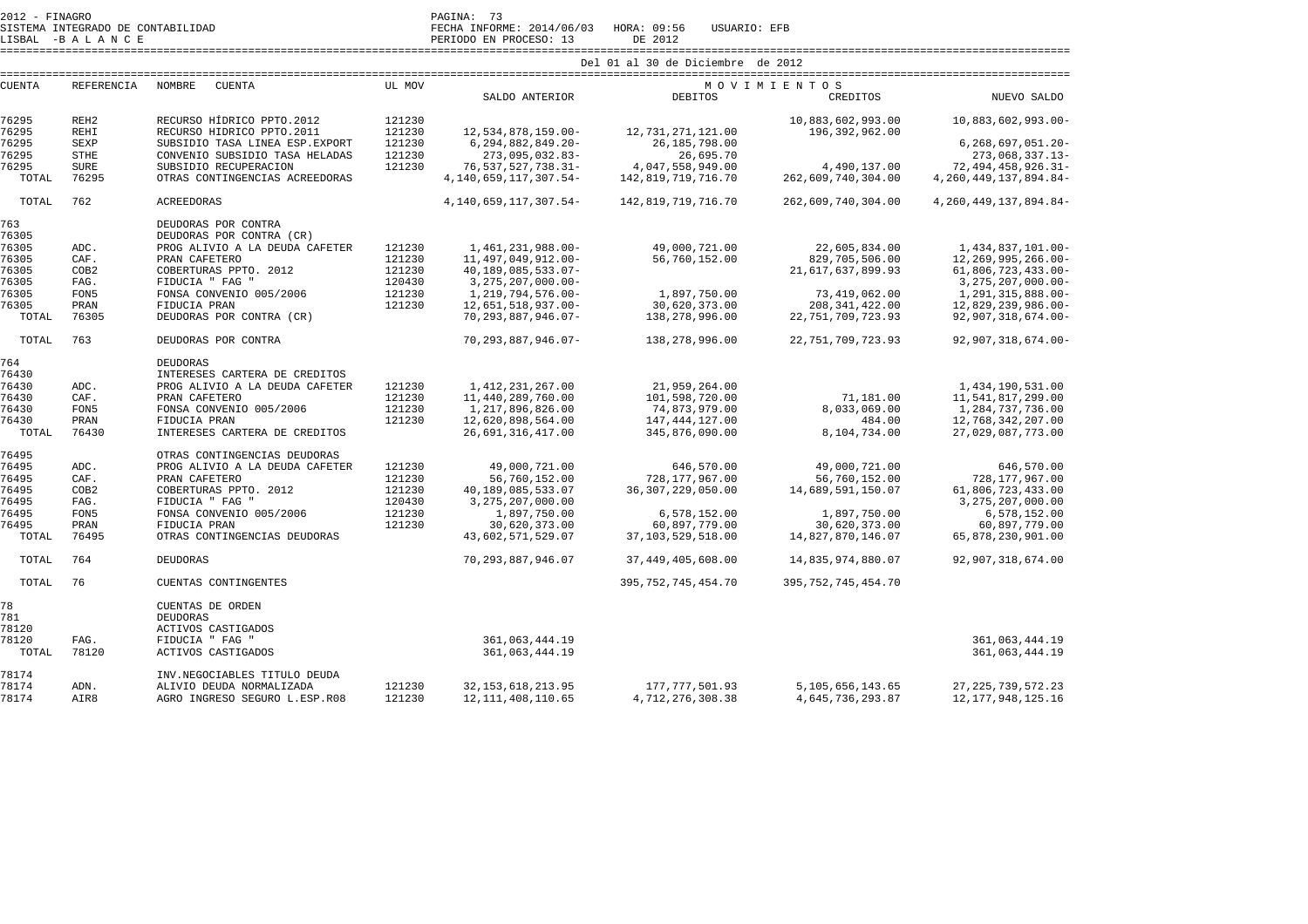2012 - FINAGRO
SISTEMA INTEGRADO DE CONTABILIDAD
LISBAL -B A L A N C E

FECHA INFORME: 2014/06/03 HORA: 09:56 USUARIO: EFB
PERIODO EN PROCESO: 13 DE 2012

Del 01 al 30 de Diciembre de 2012

| CUENTA | REFERENCIA | NOMBRE CUENTA | UL MOV | SALDO ANTERIOR | MOVIMIENTOS DEBITOS | MOVIMIENTOS CREDITOS | NUEVO SALDO |
|---|---|---|---|---|---|---|---|
| 76295 | REH2 | RECURSO HÍDRICO PPTO.2012 | 121230 | | | 10,883,602,993.00 | 10,883,602,993.00- |
| 76295 | REHI | RECURSO HIDRICO PPTO.2011 | 121230 | 12,534,878,159.00- | 12,731,271,121.00 | 196,392,962.00 | |
| 76295 | SEXP | SUBSIDIO TASA LINEA ESP.EXPORT | 121230 | 6,294,882,849.20- | 26,185,798.00 | | 6,268,697,051.20- |
| 76295 | STHE | CONVENIO SUBSIDIO TASA HELADAS | 121230 | 273,095,032.83- | 26,695.70 | | 273,068,337.13- |
| 76295 | SURE | SUBSIDIO RECUPERACION | 121230 | 76,537,527,738.31- | 4,047,558,949.00 | 4,490,137.00 | 72,494,458,926.31- |
| TOTAL | 76295 | OTRAS CONTINGENCIAS ACREEDORAS | | 4,140,659,117,307.54- | 142,819,719,716.70 | 262,609,740,304.00 | 4,260,449,137,894.84- |
| TOTAL | 762 | ACREEDORAS | | 4,140,659,117,307.54- | 142,819,719,716.70 | 262,609,740,304.00 | 4,260,449,137,894.84- |
| 763 | | DEUDORAS POR CONTRA | | | | | |
| 76305 | | DEUDORAS POR CONTRA (CR) | | | | | |
| 76305 | ADC. | PROG ALIVIO A LA DEUDA CAFETER | 121230 | 1,461,231,988.00- | 49,000,721.00 | 22,605,834.00 | 1,434,837,101.00- |
| 76305 | CAF. | PRAN CAFETERO | 121230 | 11,497,049,912.00- | 56,760,152.00 | 829,705,506.00 | 12,269,995,266.00- |
| 76305 | COB2 | COBERTURAS PPTO. 2012 | 121230 | 40,189,085,533.07- | | 21,617,637,899.93 | 61,806,723,433.00- |
| 76305 | FAG. | FIDUCIA " FAG " | 120430 | 3,275,207,000.00- | | | 3,275,207,000.00- |
| 76305 | FON5 | FONSA CONVENIO 005/2006 | 121230 | 1,219,794,576.00- | 1,897,750.00 | 73,419,062.00 | 1,291,315,888.00- |
| 76305 | PRAN | FIDUCIA PRAN | 121230 | 12,651,518,937.00- | 30,620,373.00 | 208,341,422.00 | 12,829,239,986.00- |
| TOTAL | 76305 | DEUDORAS POR CONTRA (CR) | | 70,293,887,946.07- | 138,278,996.00 | 22,751,709,723.93 | 92,907,318,674.00- |
| TOTAL | 763 | DEUDORAS POR CONTRA | | 70,293,887,946.07- | 138,278,996.00 | 22,751,709,723.93 | 92,907,318,674.00- |
| 764 | | DEUDORAS | | | | | |
| 76430 | | INTERESES CARTERA DE CREDITOS | | | | | |
| 76430 | ADC. | PROG ALIVIO A LA DEUDA CAFETER | 121230 | 1,412,231,267.00 | 21,959,264.00 | | 1,434,190,531.00 |
| 76430 | CAF. | PRAN CAFETERO | 121230 | 11,440,289,760.00 | 101,598,720.00 | 71,181.00 | 11,541,817,299.00 |
| 76430 | FON5 | FONSA CONVENIO 005/2006 | 121230 | 1,217,896,826.00 | 74,873,979.00 | 8,033,069.00 | 1,284,737,736.00 |
| 76430 | PRAN | FIDUCIA PRAN | 121230 | 12,620,898,564.00 | 147,444,127.00 | 484.00 | 12,768,342,207.00 |
| TOTAL | 76430 | INTERESES CARTERA DE CREDITOS | | 26,691,316,417.00 | 345,876,090.00 | 8,104,734.00 | 27,029,087,773.00 |
| 76495 | | OTRAS CONTINGENCIAS DEUDORAS | | | | | |
| 76495 | ADC. | PROG ALIVIO A LA DEUDA CAFETER | 121230 | 49,000,721.00 | 646,570.00 | 49,000,721.00 | 646,570.00 |
| 76495 | CAF. | PRAN CAFETERO | 121230 | 56,760,152.00 | 728,177,967.00 | 56,760,152.00 | 728,177,967.00 |
| 76495 | COB2 | COBERTURAS PPTO. 2012 | 121230 | 40,189,085,533.07 | 36,307,229,050.00 | 14,689,591,150.07 | 61,806,723,433.00 |
| 76495 | FAG. | FIDUCIA " FAG " | 120430 | 3,275,207,000.00 | | | 3,275,207,000.00 |
| 76495 | FON5 | FONSA CONVENIO 005/2006 | 121230 | 1,897,750.00 | 6,578,152.00 | 1,897,750.00 | 6,578,152.00 |
| 76495 | PRAN | FIDUCIA PRAN | 121230 | 30,620,373.00 | 60,897,779.00 | 30,620,373.00 | 60,897,779.00 |
| TOTAL | 76495 | OTRAS CONTINGENCIAS DEUDORAS | | 43,602,571,529.07 | 37,103,529,518.00 | 14,827,870,146.07 | 65,878,230,901.00 |
| TOTAL | 764 | DEUDORAS | | 70,293,887,946.07 | 37,449,405,608.00 | 14,835,974,880.07 | 92,907,318,674.00 |
| TOTAL | 76 | CUENTAS CONTINGENTES | | | 395,752,745,454.70 | 395,752,745,454.70 | |
| 78 | | CUENTAS DE ORDEN | | | | | |
| 781 | | DEUDORAS | | | | | |
| 78120 | | ACTIVOS CASTIGADOS | | | | | |
| 78120 | FAG. | FIDUCIA " FAG " | | 361,063,444.19 | | | 361,063,444.19 |
| TOTAL | 78120 | ACTIVOS CASTIGADOS | | 361,063,444.19 | | | 361,063,444.19 |
| 78174 | | INV.NEGOCIABLES TITULO DEUDA | | | | | |
| 78174 | ADN. | ALIVIO DEUDA NORMALIZADA | 121230 | 32,153,618,213.95 | 177,777,501.93 | 5,105,656,143.65 | 27,225,739,572.23 |
| 78174 | AIR8 | AGRO INGRESO SEGURO L.ESP.R08 | 121230 | 12,111,408,110.65 | 4,712,276,308.38 | 4,645,736,293.87 | 12,177,948,125.16 |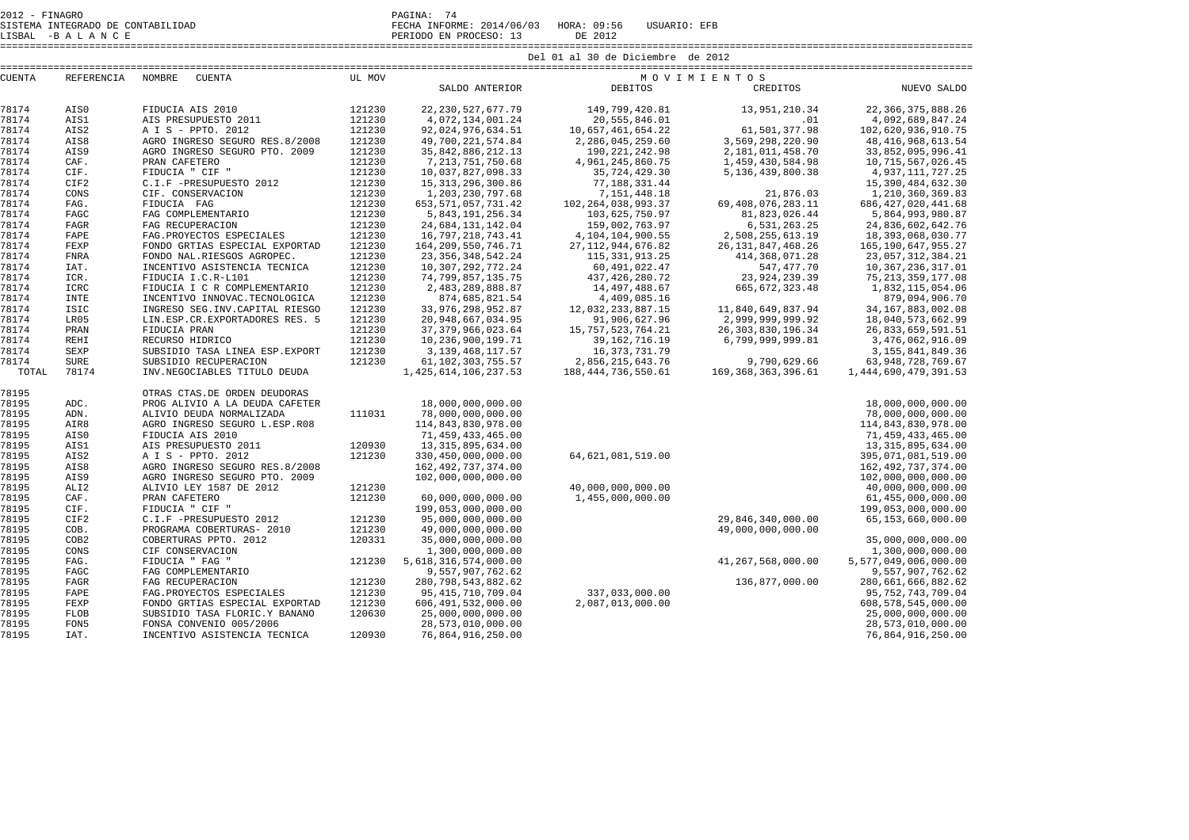2012 - FINAGRO
SISTEMA INTEGRADO DE CONTABILIDAD
LISBAL -B A L A N C E

FECHA INFORME: 2014/06/03 HORA: 09:56 USUARIO: EFB
PERIODO EN PROCESO: 13 DE 2012

Del 01 al 30 de Diciembre de 2012

| CUENTA | REFERENCIA | NOMBRE CUENTA | UL MOV | SALDO ANTERIOR | MOVIMIENTOS DEBITOS | CREDITOS | NUEVO SALDO |
|---|---|---|---|---|---|---|---|
| 78174 | AIS0 | FIDUCIA AIS 2010 | 121230 | 22,230,527,677.79 | 149,799,420.81 | 13,951,210.34 | 22,366,375,888.26 |
| 78174 | AIS1 | AIS PRESUPUESTO 2011 | 121230 | 4,072,134,001.24 | 20,555,846.01 | .01 | 4,092,689,847.24 |
| 78174 | AIS2 | A I S - PPTO. 2012 | 121230 | 92,024,976,634.51 | 10,657,461,654.22 | 61,501,377.98 | 102,620,936,910.75 |
| 78174 | AIS8 | AGRO INGRESO SEGURO RES.8/2008 | 121230 | 49,700,221,574.84 | 2,286,045,259.60 | 3,569,298,220.90 | 48,416,968,613.54 |
| 78174 | AIS9 | AGRO INGRESO SEGURO PTO. 2009 | 121230 | 35,842,886,212.13 | 190,221,242.98 | 2,181,011,458.70 | 33,852,095,996.41 |
| 78174 | CAF. | PRAN CAFETERO | 121230 | 7,213,751,750.68 | 4,961,245,860.75 | 1,459,430,584.98 | 10,715,567,026.45 |
| 78174 | CIF. | FIDUCIA " CIF " | 121230 | 10,037,827,098.33 | 35,724,429.30 | 5,136,439,800.38 | 4,937,111,727.25 |
| 78174 | CIF2 | C.I.F -PRESUPUESTO 2012 | 121230 | 15,313,296,300.86 | 77,188,331.44 | | 15,390,484,632.30 |
| 78174 | CONS | CIF. CONSERVACION | 121230 | 1,203,230,797.68 | 7,151,448.18 | 21,876.03 | 1,210,360,369.83 |
| 78174 | FAG. | FIDUCIA FAG | 121230 | 653,571,057,731.42 | 102,264,038,993.37 | 69,408,076,283.11 | 686,427,020,441.68 |
| 78174 | FAGC | FAG COMPLEMENTARIO | 121230 | 5,843,191,256.34 | 103,625,750.97 | 81,823,026.44 | 5,864,993,980.87 |
| 78174 | FAGR | FAG RECUPERACION | 121230 | 24,684,131,142.04 | 159,002,763.97 | 6,531,263.25 | 24,836,602,642.76 |
| 78174 | FAPE | FAG.PROYECTOS ESPECIALES | 121230 | 16,797,218,743.41 | 4,104,104,900.55 | 2,508,255,613.19 | 18,393,068,030.77 |
| 78174 | FEXP | FONDO GRTIAS ESPECIAL EXPORTAD | 121230 | 164,209,550,746.71 | 27,112,944,676.82 | 26,131,847,468.26 | 165,190,647,955.27 |
| 78174 | FNRA | FONDO NAL.RIESGOS AGROPEC. | 121230 | 23,356,348,542.24 | 115,331,913.25 | 414,368,071.28 | 23,057,312,384.21 |
| 78174 | IAT. | INCENTIVO ASISTENCIA TECNICA | 121230 | 10,307,292,772.24 | 60,491,022.47 | 547,477.70 | 10,367,236,317.01 |
| 78174 | ICR. | FIDUCIA I.C.R-L101 | 121230 | 74,799,857,135.75 | 437,426,280.72 | 23,924,239.39 | 75,213,359,177.08 |
| 78174 | ICRC | FIDUCIA I C R COMPLEMENTARIO | 121230 | 2,483,289,888.87 | 14,497,488.67 | 665,672,323.48 | 1,832,115,054.06 |
| 78174 | INTE | INCENTIVO INNOVAC.TECNOLOGICA | 121230 | 874,685,821.54 | 4,409,085.16 | | 879,094,906.70 |
| 78174 | ISIC | INGRESO SEG.INV.CAPITAL RIESGO | 121230 | 33,976,298,952.87 | 12,032,233,887.15 | 11,840,649,837.94 | 34,167,883,002.08 |
| 78174 | LR05 | LIN.ESP.CR.EXPORTADORES RES. 5 | 121230 | 20,948,667,034.95 | 91,906,627.96 | 2,999,999,999.92 | 18,040,573,662.99 |
| 78174 | PRAN | FIDUCIA PRAN | 121230 | 37,379,966,023.64 | 15,757,523,764.21 | 26,303,830,196.34 | 26,833,659,591.51 |
| 78174 | REHI | RECURSO HIDRICO | 121230 | 10,236,900,199.71 | 39,162,716.19 | 6,799,999,999.81 | 3,476,062,916.09 |
| 78174 | SEXP | SUBSIDIO TASA LINEA ESP.EXPORT | 121230 | 3,139,468,117.57 | 16,373,731.79 | | 3,155,841,849.36 |
| 78174 | SURE | SUBSIDIO RECUPERACION | 121230 | 61,102,303,755.57 | 2,856,215,643.76 | 9,790,629.66 | 63,948,728,769.67 |
| TOTAL | 78174 | INV.NEGOCIABLES TITULO DEUDA | | 1,425,614,106,237.53 | 188,444,736,550.61 | 169,368,363,396.61 | 1,444,690,479,391.53 |
| 78195 | | OTRAS CTAS.DE ORDEN DEUDORAS | | | | | |
| 78195 | ADC. | PROG ALIVIO A LA DEUDA CAFETER | | 18,000,000,000.00 | | | 18,000,000,000.00 |
| 78195 | ADN. | ALIVIO DEUDA NORMALIZADA | 111031 | 78,000,000,000.00 | | | 78,000,000,000.00 |
| 78195 | AIR8 | AGRO INGRESO SEGURO L.ESP.R08 | | 114,843,830,978.00 | | | 114,843,830,978.00 |
| 78195 | AIS0 | FIDUCIA AIS 2010 | | 71,459,433,465.00 | | | 71,459,433,465.00 |
| 78195 | AIS1 | AIS PRESUPUESTO 2011 | 120930 | 13,315,895,634.00 | | | 13,315,895,634.00 |
| 78195 | AIS2 | A I S - PPTO. 2012 | 121230 | 330,450,000,000.00 | 64,621,081,519.00 | | 395,071,081,519.00 |
| 78195 | AIS8 | AGRO INGRESO SEGURO RES.8/2008 | | 162,492,737,374.00 | | | 162,492,737,374.00 |
| 78195 | AIS9 | AGRO INGRESO SEGURO PTO. 2009 | | 102,000,000,000.00 | | | 102,000,000,000.00 |
| 78195 | ALI2 | ALIVIO LEY 1587 DE 2012 | 121230 | | 40,000,000,000.00 | | 40,000,000,000.00 |
| 78195 | CAF. | PRAN CAFETERO | 121230 | 60,000,000,000.00 | 1,455,000,000.00 | | 61,455,000,000.00 |
| 78195 | CIF. | FIDUCIA " CIF " | | 199,053,000,000.00 | | | 199,053,000,000.00 |
| 78195 | CIF2 | C.I.F -PRESUPUESTO 2012 | 121230 | 95,000,000,000.00 | | 29,846,340,000.00 | 65,153,660,000.00 |
| 78195 | COB. | PROGRAMA COBERTURAS- 2010 | 121230 | 49,000,000,000.00 | | 49,000,000,000.00 | |
| 78195 | COB2 | COBERTURAS PPTO. 2012 | 120331 | 35,000,000,000.00 | | | 35,000,000,000.00 |
| 78195 | CONS | CIF CONSERVACION | | 1,300,000,000.00 | | | 1,300,000,000.00 |
| 78195 | FAG. | FIDUCIA " FAG " | 121230 | 5,618,316,574,000.00 | | 41,267,568,000.00 | 5,577,049,006,000.00 |
| 78195 | FAGC | FAG COMPLEMENTARIO | | 9,557,907,762.62 | | | 9,557,907,762.62 |
| 78195 | FAGR | FAG RECUPERACION | 121230 | 280,798,543,882.62 | | 136,877,000.00 | 280,661,666,882.62 |
| 78195 | FAPE | FAG.PROYECTOS ESPECIALES | 121230 | 95,415,710,709.04 | 337,033,000.00 | | 95,752,743,709.04 |
| 78195 | FEXP | FONDO GRTIAS ESPECIAL EXPORTAD | 121230 | 606,491,532,000.00 | 2,087,013,000.00 | | 608,578,545,000.00 |
| 78195 | FLOB | SUBSIDIO TASA FLORIC.Y BANANO | 120630 | 25,000,000,000.00 | | | 25,000,000,000.00 |
| 78195 | FON5 | FONSA CONVENIO 005/2006 | | 28,573,010,000.00 | | | 28,573,010,000.00 |
| 78195 | IAT. | INCENTIVO ASISTENCIA TECNICA | 120930 | 76,864,916,250.00 | | | 76,864,916,250.00 |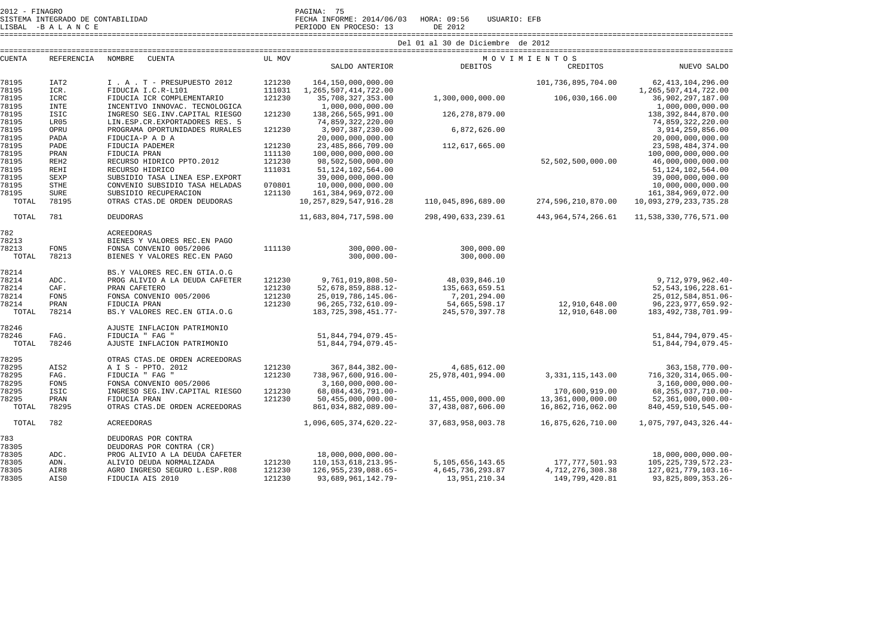2012 - FINAGRO
SISTEMA INTEGRADO DE CONTABILIDAD
LISBAL -B A L A N C E

FECHA INFORME: 2014/06/03 HORA: 09:56 USUARIO: EFB
PERIODO EN PROCESO: 13 DE 2012

Del 01 al 30 de Diciembre de 2012

| CUENTA | REFERENCIA | NOMBRE CUENTA | UL MOV | SALDO ANTERIOR | MOVIMIENTOS DEBITOS | MOVIMIENTOS CREDITOS | NUEVO SALDO |
|---|---|---|---|---|---|---|---|
| 78195 | IAT2 | I . A . T - PRESUPUESTO 2012 | 121230 | 164,150,000,000.00 | | 101,736,895,704.00 | 62,413,104,296.00 |
| 78195 | ICR. | FIDUCIA I.C.R-L101 | 111031 | 1,265,507,414,722.00 | | | 1,265,507,414,722.00 |
| 78195 | ICRC | FIDUCIA ICR COMPLEMENTARIO | 121230 | 35,708,327,353.00 | 1,300,000,000.00 | 106,030,166.00 | 36,902,297,187.00 |
| 78195 | INTE | INCENTIVO INNOVAC. TECNOLOGICA | | 1,000,000,000.00 | | | 1,000,000,000.00 |
| 78195 | ISIC | INGRESO SEG.INV.CAPITAL RIESGO | 121230 | 138,266,565,991.00 | 126,278,879.00 | | 138,392,844,870.00 |
| 78195 | LR05 | LIN.ESP.CR.EXPORTADORES RES. 5 | | 74,859,322,220.00 | | | 74,859,322,220.00 |
| 78195 | OPRU | PROGRAMA OPORTUNIDADES RURALES | 121230 | 3,907,387,230.00 | 6,872,626.00 | | 3,914,259,856.00 |
| 78195 | PADA | FIDUCIA-P A D A | | 20,000,000,000.00 | | | 20,000,000,000.00 |
| 78195 | PADE | FIDUCIA PADEMER | 121230 | 23,485,866,709.00 | 112,617,665.00 | | 23,598,484,374.00 |
| 78195 | PRAN | FIDUCIA PRAN | 111130 | 100,000,000,000.00 | | | 100,000,000,000.00 |
| 78195 | REH2 | RECURSO HIDRICO PPTO.2012 | 121230 | 98,502,500,000.00 | | 52,502,500,000.00 | 46,000,000,000.00 |
| 78195 | REHI | RECURSO HIDRICO | 111031 | 51,124,102,564.00 | | | 51,124,102,564.00 |
| 78195 | SEXP | SUBSIDIO TASA LINEA ESP.EXPORT | | 39,000,000,000.00 | | | 39,000,000,000.00 |
| 78195 | STHE | CONVENIO SUBSIDIO TASA HELADAS | 070801 | 10,000,000,000.00 | | | 10,000,000,000.00 |
| 78195 | SURE | SUBSIDIO RECUPERACION | 121130 | 161,384,969,072.00 | | | 161,384,969,072.00 |
| TOTAL | 78195 | OTRAS CTAS.DE ORDEN DEUDORAS | | 10,257,829,547,916.28 | 110,045,896,689.00 | 274,596,210,870.00 | 10,093,279,233,735.28 |
| TOTAL | 781 | DEUDORAS | | 11,683,804,717,598.00 | 298,490,633,239.61 | 443,964,574,266.61 | 11,538,330,776,571.00 |
| 782 | | ACREEDORAS | | | | | |
| 78213 | | BIENES Y VALORES REC.EN PAGO | | | | | |
| 78213 | FON5 | FONSA CONVENIO 005/2006 | 111130 | 300,000.00- | 300,000.00 | | |
| TOTAL | 78213 | BIENES Y VALORES REC.EN PAGO | | 300,000.00- | 300,000.00 | | |
| 78214 | | BS.Y VALORES REC.EN GTIA.O.G | | | | | |
| 78214 | ADC. | PROG ALIVIO A LA DEUDA CAFETER | 121230 | 9,761,019,808.50- | 48,039,846.10 | | 9,712,979,962.40- |
| 78214 | CAF. | PRAN CAFETERO | 121230 | 52,678,859,888.12- | 135,663,659.51 | | 52,543,196,228.61- |
| 78214 | FON5 | FONSA CONVENIO 005/2006 | 121230 | 25,019,786,145.06- | 7,201,294.00 | | 25,012,584,851.06- |
| 78214 | PRAN | FIDUCIA PRAN | 121230 | 96,265,732,610.09- | 54,665,598.17 | 12,910,648.00 | 96,223,977,659.92- |
| TOTAL | 78214 | BS.Y VALORES REC.EN GTIA.O.G | | 183,725,398,451.77- | 245,570,397.78 | 12,910,648.00 | 183,492,738,701.99- |
| 78246 | | AJUSTE INFLACION PATRIMONIO | | | | | |
| 78246 | FAG. | FIDUCIA " FAG " | | 51,844,794,079.45- | | | 51,844,794,079.45- |
| TOTAL | 78246 | AJUSTE INFLACION PATRIMONIO | | 51,844,794,079.45- | | | 51,844,794,079.45- |
| 78295 | | OTRAS CTAS.DE ORDEN ACREEDORAS | | | | | |
| 78295 | AIS2 | A I S - PPTO. 2012 | 121230 | 367,844,382.00- | 4,685,612.00 | | 363,158,770.00- |
| 78295 | FAG. | FIDUCIA " FAG " | 121230 | 738,967,600,916.00- | 25,978,401,994.00 | 3,331,115,143.00 | 716,320,314,065.00- |
| 78295 | FON5 | FONSA CONVENIO 005/2006 | | 3,160,000,000.00- | | | 3,160,000,000.00- |
| 78295 | ISIC | INGRESO SEG.INV.CAPITAL RIESGO | 121230 | 68,084,436,791.00- | | 170,600,919.00 | 68,255,037,710.00- |
| 78295 | PRAN | FIDUCIA PRAN | 121230 | 50,455,000,000.00- | 11,455,000,000.00 | 13,361,000,000.00 | 52,361,000,000.00- |
| TOTAL | 78295 | OTRAS CTAS.DE ORDEN ACREEDORAS | | 861,034,882,089.00- | 37,438,087,606.00 | 16,862,716,062.00 | 840,459,510,545.00- |
| TOTAL | 782 | ACREEDORAS | | 1,096,605,374,620.22- | 37,683,958,003.78 | 16,875,626,710.00 | 1,075,797,043,326.44- |
| 783 | | DEUDORAS POR CONTRA | | | | | |
| 78305 | | DEUDORAS POR CONTRA (CR) | | | | | |
| 78305 | ADC. | PROG ALIVIO A LA DEUDA CAFETER | | 18,000,000,000.00- | | | 18,000,000,000.00- |
| 78305 | ADN. | ALIVIO DEUDA NORMALIZADA | 121230 | 110,153,618,213.95- | 5,105,656,143.65 | 177,777,501.93 | 105,225,739,572.23- |
| 78305 | AIR8 | AGRO INGRESO SEGURO L.ESP.R08 | 121230 | 126,955,239,088.65- | 4,645,736,293.87 | 4,712,276,308.38 | 127,021,779,103.16- |
| 78305 | AIS0 | FIDUCIA AIS 2010 | 121230 | 93,689,961,142.79- | 13,951,210.34 | 149,799,420.81 | 93,825,809,353.26- |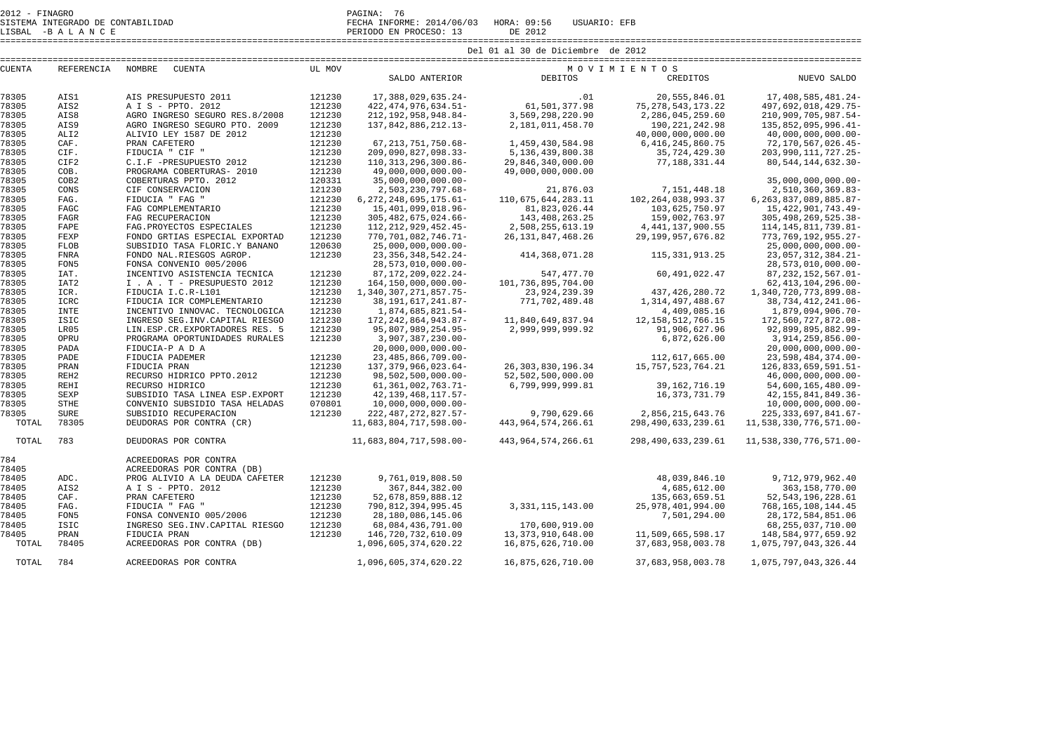Del 01 al 30 de Diciembre de 2012

| CUENTA | REFERENCIA | NOMBRE CUENTA | UL MOV | SALDO ANTERIOR | DEBITOS | CREDITOS | NUEVO SALDO |
|---|---|---|---|---|---|---|---|
| | | | | | M O V I M I E N T O S | | |
| 78305 | AIS1 | AIS PRESUPUESTO 2011 | 121230 | 17,388,029,635.24- | .01 | 20,555,846.01 | 17,408,585,481.24- |
| 78305 | AIS2 | A I S - PPTO. 2012 | 121230 | 422,474,976,634.51- | 61,501,377.98 | 75,278,543,173.22 | 497,692,018,429.75- |
| 78305 | AIS8 | AGRO INGRESO SEGURO RES.8/2008 | 121230 | 212,192,958,948.84- | 3,569,298,220.90 | 2,286,045,259.60 | 210,909,705,987.54- |
| 78305 | AIS9 | AGRO INGRESO SEGURO PTO. 2009 | 121230 | 137,842,886,212.13- | 2,181,011,458.70 | 190,221,242.98 | 135,852,095,996.41- |
| 78305 | ALI2 | ALIVIO LEY 1587 DE 2012 | 121230 | | | 40,000,000,000.00 | 40,000,000,000.00- |
| 78305 | CAF. | PRAN CAFETERO | 121230 | 67,213,751,750.68- | 1,459,430,584.98 | 6,416,245,860.75 | 72,170,567,026.45- |
| 78305 | CIF. | FIDUCIA " CIF " | 121230 | 209,090,827,098.33- | 5,136,439,800.38 | 35,724,429.30 | 203,990,111,727.25- |
| 78305 | CIF2 | C.I.F -PRESUPUESTO 2012 | 121230 | 110,313,296,300.86- | 29,846,340,000.00 | 77,188,331.44 | 80,544,144,632.30- |
| 78305 | COB. | PROGRAMA COBERTURAS- 2010 | 121230 | 49,000,000,000.00- | 49,000,000,000.00 | | |
| 78305 | COB2 | COBERTURAS PPTO. 2012 | 120331 | 35,000,000,000.00- | | | 35,000,000,000.00- |
| 78305 | CONS | CIF CONSERVACION | 121230 | 2,503,230,797.68- | 21,876.03 | 7,151,448.18 | 2,510,360,369.83- |
| 78305 | FAG. | FIDUCIA " FAG " | 121230 | 6,272,248,695,175.61- | 110,675,644,283.11 | 102,264,038,993.37 | 6,263,837,089,885.87- |
| 78305 | FAGC | FAG COMPLEMENTARIO | 121230 | 15,401,099,018.96- | 81,823,026.44 | 103,625,750.97 | 15,422,901,743.49- |
| 78305 | FAGR | FAG RECUPERACION | 121230 | 305,482,675,024.66- | 143,408,263.25 | 159,002,763.97 | 305,498,269,525.38- |
| 78305 | FAPE | FAG.PROYECTOS ESPECIALES | 121230 | 112,212,929,452.45- | 2,508,255,613.19 | 4,441,137,900.55 | 114,145,811,739.81- |
| 78305 | FEXP | FONDO GRTIAS ESPECIAL EXPORTAD | 121230 | 770,701,082,746.71- | 26,131,847,468.26 | 29,199,957,676.82 | 773,769,192,955.27- |
| 78305 | FLOB | SUBSIDIO TASA FLORIC.Y BANANO | 120630 | 25,000,000,000.00- | | | 25,000,000,000.00- |
| 78305 | FNRA | FONDO NAL.RIESGOS AGROP. | 121230 | 23,356,348,542.24- | 414,368,071.28 | 115,331,913.25 | 23,057,312,384.21- |
| 78305 | FON5 | FONSA CONVENIO 005/2006 | | 28,573,010,000.00- | | | 28,573,010,000.00- |
| 78305 | IAT. | INCENTIVO ASISTENCIA TECNICA | 121230 | 87,172,209,022.24- | 547,477.70 | 60,491,022.47 | 87,232,152,567.01- |
| 78305 | IAT2 | I . A . T - PRESUPUESTO 2012 | 121230 | 164,150,000,000.00- | 101,736,895,704.00 | | 62,413,104,296.00- |
| 78305 | ICR. | FIDUCIA I.C.R-L101 | 121230 | 1,340,307,271,857.75- | 23,924,239.39 | 437,426,280.72 | 1,340,720,773,899.08- |
| 78305 | ICRC | FIDUCIA ICR COMPLEMENTARIO | 121230 | 38,191,617,241.87- | 771,702,489.48 | 1,314,497,488.67 | 38,734,412,241.06- |
| 78305 | INTE | INCENTIVO INNOVAC. TECNOLOGICA | 121230 | 1,874,685,821.54- | | 4,409,085.16 | 1,879,094,906.70- |
| 78305 | ISIC | INGRESO SEG.INV.CAPITAL RIESGO | 121230 | 172,242,864,943.87- | 11,840,649,837.94 | 12,158,512,766.15 | 172,560,727,872.08- |
| 78305 | LR05 | LIN.ESP.CR.EXPORTADORES RES. 5 | 121230 | 95,807,989,254.95- | 2,999,999,999.92 | 91,906,627.96 | 92,899,895,882.99- |
| 78305 | OPRU | PROGRAMA OPORTUNIDADES RURALES | 121230 | 3,907,387,230.00- | | 6,872,626.00 | 3,914,259,856.00- |
| 78305 | PADA | FIDUCIA-P A D A | | 20,000,000,000.00- | | | 20,000,000,000.00- |
| 78305 | PADE | FIDUCIA PADEMER | 121230 | 23,485,866,709.00- | | 112,617,665.00 | 23,598,484,374.00- |
| 78305 | PRAN | FIDUCIA PRAN | 121230 | 137,379,966,023.64- | 26,303,830,196.34 | 15,757,523,764.21 | 126,833,659,591.51- |
| 78305 | REH2 | RECURSO HIDRICO PPTO.2012 | 121230 | 98,502,500,000.00- | 52,502,500,000.00 | | 46,000,000,000.00- |
| 78305 | REHI | RECURSO HIDRICO | 121230 | 61,361,002,763.71- | 6,799,999,999.81 | 39,162,716.19 | 54,600,165,480.09- |
| 78305 | SEXP | SUBSIDIO TASA LINEA ESP.EXPORT | 121230 | 42,139,468,117.57- | | 16,373,731.79 | 42,155,841,849.36- |
| 78305 | STHE | CONVENIO SUBSIDIO TASA HELADAS | 070801 | 10,000,000,000.00- | | | 10,000,000,000.00- |
| 78305 | SURE | SUBSIDIO RECUPERACION | 121230 | 222,487,272,827.57- | 9,790,629.66 | 2,856,215,643.76 | 225,333,697,841.67- |
| TOTAL | 78305 | DEUDORAS POR CONTRA (CR) | | 11,683,804,717,598.00- | 443,964,574,266.61 | 298,490,633,239.61 | 11,538,330,776,571.00- |
| TOTAL | 783 | DEUDORAS POR CONTRA | | 11,683,804,717,598.00- | 443,964,574,266.61 | 298,490,633,239.61 | 11,538,330,776,571.00- |
| 784 | | ACREEDORAS POR CONTRA | | | | | |
| 78405 | | ACREEDORAS POR CONTRA (DB) | | | | | |
| 78405 | ADC. | PROG ALIVIO A LA DEUDA CAFETER | 121230 | 9,761,019,808.50 | | 48,039,846.10 | 9,712,979,962.40 |
| 78405 | AIS2 | A I S - PPTO. 2012 | 121230 | 367,844,382.00 | | 4,685,612.00 | 363,158,770.00 |
| 78405 | CAF. | PRAN CAFETERO | 121230 | 52,678,859,888.12 | | 135,663,659.51 | 52,543,196,228.61 |
| 78405 | FAG. | FIDUCIA " FAG " | 121230 | 790,812,394,995.45 | 3,331,115,143.00 | 25,978,401,994.00 | 768,165,108,144.45 |
| 78405 | FON5 | FONSA CONVENIO 005/2006 | 121230 | 28,180,086,145.06 | | 7,501,294.00 | 28,172,584,851.06 |
| 78405 | ISIC | INGRESO SEG.INV.CAPITAL RIESGO | 121230 | 68,084,436,791.00 | 170,600,919.00 | | 68,255,037,710.00 |
| 78405 | PRAN | FIDUCIA PRAN | 121230 | 146,720,732,610.09 | 13,373,910,648.00 | 11,509,665,598.17 | 148,584,977,659.92 |
| TOTAL | 78405 | ACREEDORAS POR CONTRA (DB) | | 1,096,605,374,620.22 | 16,875,626,710.00 | 37,683,958,003.78 | 1,075,797,043,326.44 |
| TOTAL | 784 | ACREEDORAS POR CONTRA | | 1,096,605,374,620.22 | 16,875,626,710.00 | 37,683,958,003.78 | 1,075,797,043,326.44 |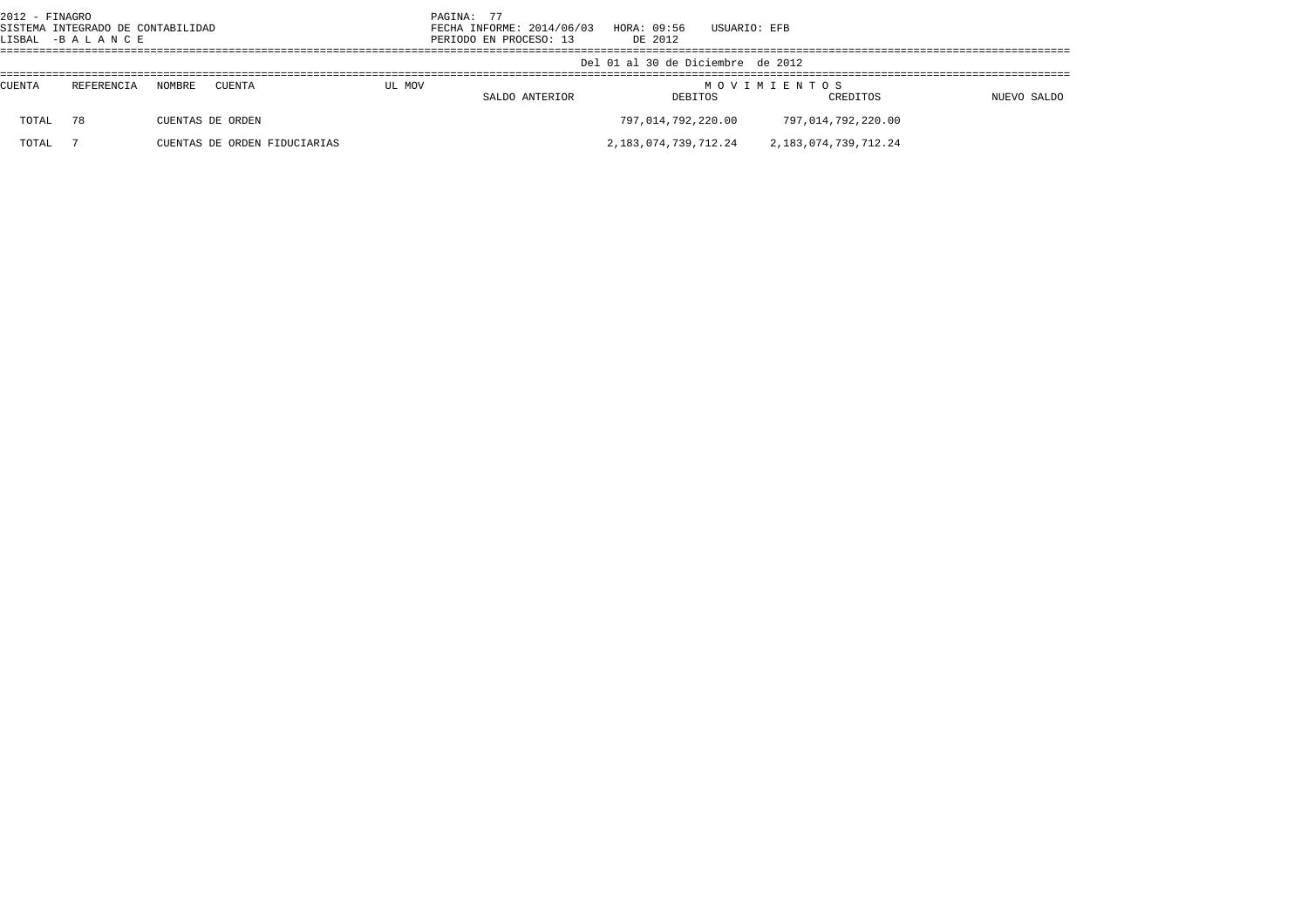2012 - FINAGRO
SISTEMA INTEGRADO DE CONTABILIDAD
LISBAL -B A L A N C E

PAGINA: 77
FECHA INFORME: 2014/06/03 HORA: 09:56 USUARIO: EFB
PERIODO EN PROCESO: 13 DE 2012

Del 01 al 30 de Diciembre de 2012

| CUENTA | REFERENCIA | NOMBRE CUENTA | UL MOV | SALDO ANTERIOR | MOVIMIENTOS DEBITOS | MOVIMIENTOS CREDITOS | NUEVO SALDO |
|---|---|---|---|---|---|---|---|
| TOTAL | 78 | CUENTAS DE ORDEN | | | 797,014,792,220.00 | 797,014,792,220.00 | |
| TOTAL | 7 | CUENTAS DE ORDEN FIDUCIARIAS | | | 2,183,074,739,712.24 | 2,183,074,739,712.24 | |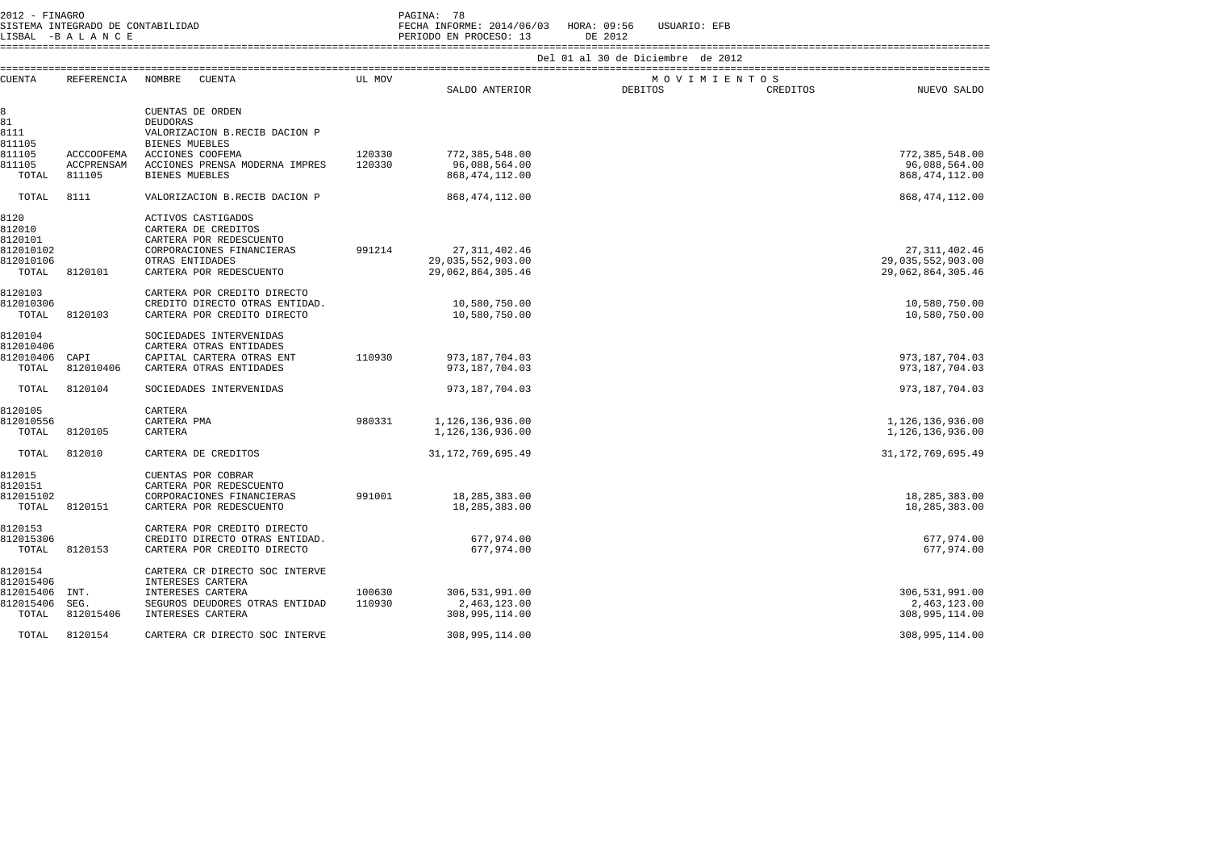Del 01 al 30 de Diciembre de 2012

| CUENTA | REFERENCIA | NOMBRE CUENTA | UL MOV | SALDO ANTERIOR | MOVIMIENTOS DEBITOS | CREDITOS | NUEVO SALDO |
|---|---|---|---|---|---|---|---|
| 8 | | CUENTAS DE ORDEN | | | | | |
| 81 | | DEUDORAS | | | | | |
| 8111 | | VALORIZACION B.RECIB DACION P | | | | | |
| 811105 | | BIENES MUEBLES | | | | | |
| 811105 | ACCCOOFEMA | ACCIONES COOFEMA | 120330 | 772,385,548.00 | | | 772,385,548.00 |
| 811105 | ACCPRENSAM | ACCIONES PRENSA MODERNA IMPRES | 120330 | 96,088,564.00 | | | 96,088,564.00 |
| TOTAL | 811105 | BIENES MUEBLES | | 868,474,112.00 | | | 868,474,112.00 |
| TOTAL | 8111 | VALORIZACION B.RECIB DACION P | | 868,474,112.00 | | | 868,474,112.00 |
| 8120 | | ACTIVOS CASTIGADOS | | | | | |
| 812010 | | CARTERA DE CREDITOS | | | | | |
| 8120101 | | CARTERA POR REDESCUENTO | | | | | |
| 812010102 | | CORPORACIONES FINANCIERAS | 991214 | 27,311,402.46 | | | 27,311,402.46 |
| 812010106 | | OTRAS ENTIDADES | | 29,035,552,903.00 | | | 29,035,552,903.00 |
| TOTAL | 8120101 | CARTERA POR REDESCUENTO | | 29,062,864,305.46 | | | 29,062,864,305.46 |
| 8120103 | | CARTERA POR CREDITO DIRECTO | | | | | |
| 812010306 | | CREDITO DIRECTO OTRAS ENTIDAD. | | 10,580,750.00 | | | 10,580,750.00 |
| TOTAL | 8120103 | CARTERA POR CREDITO DIRECTO | | 10,580,750.00 | | | 10,580,750.00 |
| 8120104 | | SOCIEDADES INTERVENIDAS | | | | | |
| 812010406 | | CARTERA OTRAS ENTIDADES | | | | | |
| 812010406 | CAPI | CAPITAL CARTERA OTRAS ENT | 110930 | 973,187,704.03 | | | 973,187,704.03 |
| TOTAL | 812010406 | CARTERA OTRAS ENTIDADES | | 973,187,704.03 | | | 973,187,704.03 |
| TOTAL | 8120104 | SOCIEDADES INTERVENIDAS | | 973,187,704.03 | | | 973,187,704.03 |
| 8120105 | | CARTERA | | | | | |
| 812010556 | | CARTERA PMA | 980331 | 1,126,136,936.00 | | | 1,126,136,936.00 |
| TOTAL | 8120105 | CARTERA | | 1,126,136,936.00 | | | 1,126,136,936.00 |
| TOTAL | 812010 | CARTERA DE CREDITOS | | 31,172,769,695.49 | | | 31,172,769,695.49 |
| 812015 | | CUENTAS POR COBRAR | | | | | |
| 8120151 | | CARTERA POR REDESCUENTO | | | | | |
| 812015102 | | CORPORACIONES FINANCIERAS | 991001 | 18,285,383.00 | | | 18,285,383.00 |
| TOTAL | 8120151 | CARTERA POR REDESCUENTO | | 18,285,383.00 | | | 18,285,383.00 |
| 8120153 | | CARTERA POR CREDITO DIRECTO | | | | | |
| 812015306 | | CREDITO DIRECTO OTRAS ENTIDAD. | | 677,974.00 | | | 677,974.00 |
| TOTAL | 8120153 | CARTERA POR CREDITO DIRECTO | | 677,974.00 | | | 677,974.00 |
| 8120154 | | CARTERA CR DIRECTO SOC INTERVE | | | | | |
| 812015406 | | INTERESES CARTERA | | | | | |
| 812015406 | INT. | INTERESES CARTERA | 100630 | 306,531,991.00 | | | 306,531,991.00 |
| 812015406 | SEG. | SEGUROS DEUDORES OTRAS ENTIDAD | 110930 | 2,463,123.00 | | | 2,463,123.00 |
| TOTAL | 812015406 | INTERESES CARTERA | | 308,995,114.00 | | | 308,995,114.00 |
| TOTAL | 8120154 | CARTERA CR DIRECTO SOC INTERVE | | 308,995,114.00 | | | 308,995,114.00 |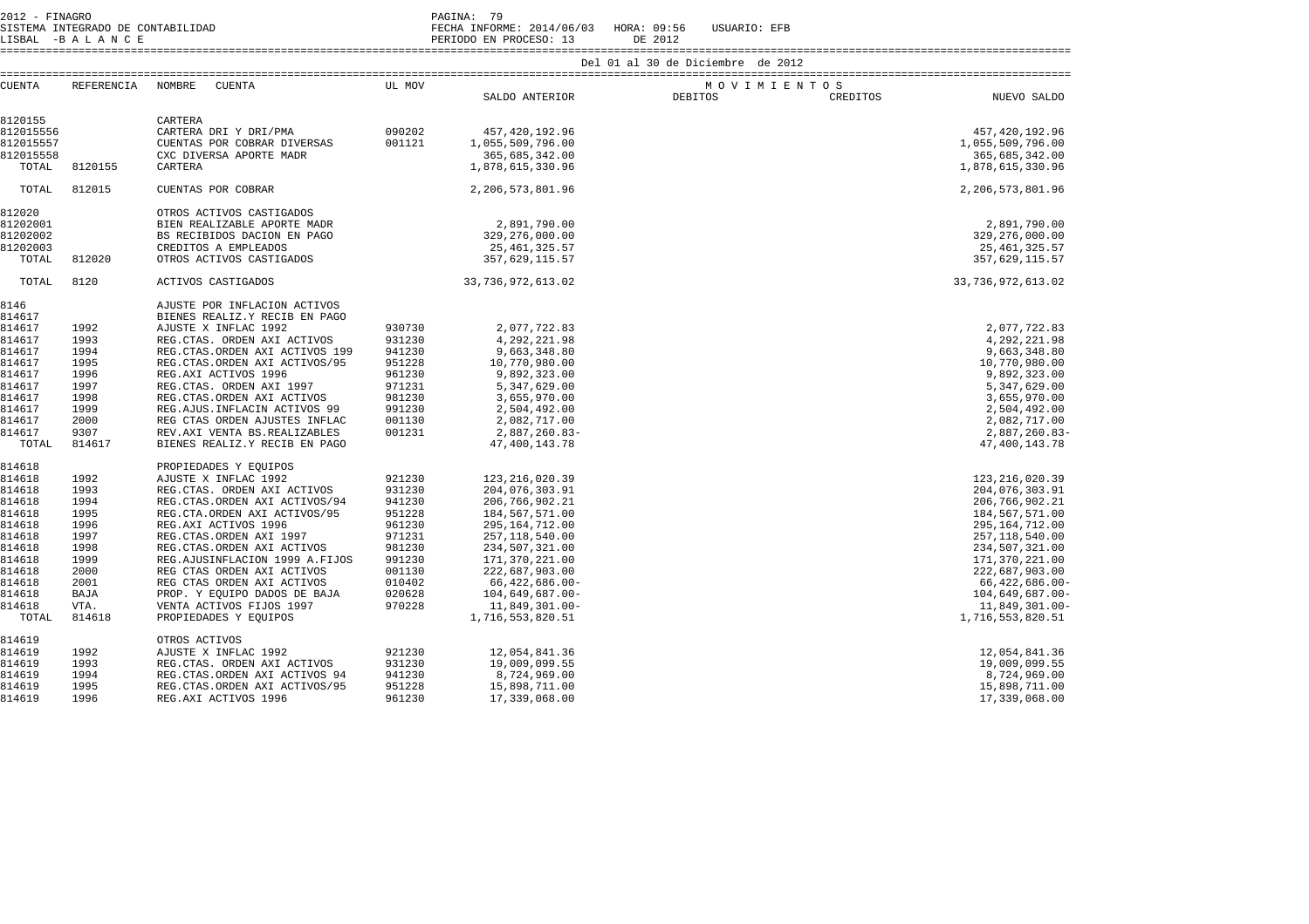Del 01 al 30 de Diciembre de 2012

| CUENTA | REFERENCIA | NOMBRE CUENTA | UL MOV | SALDO ANTERIOR | DEBITOS | CREDITOS | NUEVO SALDO |
|---|---|---|---|---|---|---|---|
| 8120155 | | CARTERA | | | | | |
| 812015556 | | CARTERA DRI Y DRI/PMA | 090202 | 457,420,192.96 | | | 457,420,192.96 |
| 812015557 | | CUENTAS POR COBRAR DIVERSAS | 001121 | 1,055,509,796.00 | | | 1,055,509,796.00 |
| 812015558 | | CXC DIVERSA APORTE MADR | | 365,685,342.00 | | | 365,685,342.00 |
| TOTAL | 8120155 | CARTERA | | 1,878,615,330.96 | | | 1,878,615,330.96 |
| TOTAL | 812015 | CUENTAS POR COBRAR | | 2,206,573,801.96 | | | 2,206,573,801.96 |
| 812020 | | OTROS ACTIVOS CASTIGADOS | | | | | |
| 81202001 | | BIEN REALIZABLE APORTE MADR | | 2,891,790.00 | | | 2,891,790.00 |
| 81202002 | | BS RECIBIDOS DACION EN PAGO | | 329,276,000.00 | | | 329,276,000.00 |
| 81202003 | | CREDITOS A EMPLEADOS | | 25,461,325.57 | | | 25,461,325.57 |
| TOTAL | 812020 | OTROS ACTIVOS CASTIGADOS | | 357,629,115.57 | | | 357,629,115.57 |
| TOTAL | 8120 | ACTIVOS CASTIGADOS | | 33,736,972,613.02 | | | 33,736,972,613.02 |
| 8146 | | AJUSTE POR INFLACION ACTIVOS | | | | | |
| 814617 | | BIENES REALIZ.Y RECIB EN PAGO | | | | | |
| 814617 | 1992 | AJUSTE X INFLAC 1992 | 930730 | 2,077,722.83 | | | 2,077,722.83 |
| 814617 | 1993 | REG.CTAS. ORDEN AXI ACTIVOS | 931230 | 4,292,221.98 | | | 4,292,221.98 |
| 814617 | 1994 | REG.CTAS.ORDEN AXI ACTIVOS 199 | 941230 | 9,663,348.80 | | | 9,663,348.80 |
| 814617 | 1995 | REG.CTAS.ORDEN AXI ACTIVOS/95 | 951228 | 10,770,980.00 | | | 10,770,980.00 |
| 814617 | 1996 | REG.AXI ACTIVOS 1996 | 961230 | 9,892,323.00 | | | 9,892,323.00 |
| 814617 | 1997 | REG.CTAS. ORDEN AXI 1997 | 971231 | 5,347,629.00 | | | 5,347,629.00 |
| 814617 | 1998 | REG.CTAS.ORDEN AXI ACTIVOS | 981230 | 3,655,970.00 | | | 3,655,970.00 |
| 814617 | 1999 | REG.AJUS.INFLACIN ACTIVOS 99 | 991230 | 2,504,492.00 | | | 2,504,492.00 |
| 814617 | 2000 | REG CTAS ORDEN AJUSTES INFLAC | 001130 | 2,082,717.00 | | | 2,082,717.00 |
| 814617 | 9307 | REV.AXI VENTA BS.REALIZABLES | 001231 | 2,887,260.83- | | | 2,887,260.83- |
| TOTAL | 814617 | BIENES REALIZ.Y RECIB EN PAGO | | 47,400,143.78 | | | 47,400,143.78 |
| 814618 | | PROPIEDADES Y EQUIPOS | | | | | |
| 814618 | 1992 | AJUSTE X INFLAC 1992 | 921230 | 123,216,020.39 | | | 123,216,020.39 |
| 814618 | 1993 | REG.CTAS. ORDEN AXI ACTIVOS | 931230 | 204,076,303.91 | | | 204,076,303.91 |
| 814618 | 1994 | REG.CTAS.ORDEN AXI ACTIVOS/94 | 941230 | 206,766,902.21 | | | 206,766,902.21 |
| 814618 | 1995 | REG.CTA.ORDEN AXI ACTIVOS/95 | 951228 | 184,567,571.00 | | | 184,567,571.00 |
| 814618 | 1996 | REG.AXI ACTIVOS 1996 | 961230 | 295,164,712.00 | | | 295,164,712.00 |
| 814618 | 1997 | REG.CTAS.ORDEN AXI 1997 | 971231 | 257,118,540.00 | | | 257,118,540.00 |
| 814618 | 1998 | REG.CTAS.ORDEN AXI ACTIVOS | 981230 | 234,507,321.00 | | | 234,507,321.00 |
| 814618 | 1999 | REG.AJUSINFLACION 1999 A.FIJOS | 991230 | 171,370,221.00 | | | 171,370,221.00 |
| 814618 | 2000 | REG CTAS ORDEN AXI ACTIVOS | 001130 | 222,687,903.00 | | | 222,687,903.00 |
| 814618 | 2001 | REG CTAS ORDEN AXI ACTIVOS | 010402 | 66,422,686.00- | | | 66,422,686.00- |
| 814618 | BAJA | PROP. Y EQUIPO DADOS DE BAJA | 020628 | 104,649,687.00- | | | 104,649,687.00- |
| 814618 | VTA. | VENTA ACTIVOS FIJOS 1997 | 970228 | 11,849,301.00- | | | 11,849,301.00- |
| TOTAL | 814618 | PROPIEDADES Y EQUIPOS | | 1,716,553,820.51 | | | 1,716,553,820.51 |
| 814619 | | OTROS ACTIVOS | | | | | |
| 814619 | 1992 | AJUSTE X INFLAC 1992 | 921230 | 12,054,841.36 | | | 12,054,841.36 |
| 814619 | 1993 | REG.CTAS. ORDEN AXI ACTIVOS | 931230 | 19,009,099.55 | | | 19,009,099.55 |
| 814619 | 1994 | REG.CTAS.ORDEN AXI ACTIVOS 94 | 941230 | 8,724,969.00 | | | 8,724,969.00 |
| 814619 | 1995 | REG.CTAS.ORDEN AXI ACTIVOS/95 | 951228 | 15,898,711.00 | | | 15,898,711.00 |
| 814619 | 1996 | REG.AXI ACTIVOS 1996 | 961230 | 17,339,068.00 | | | 17,339,068.00 |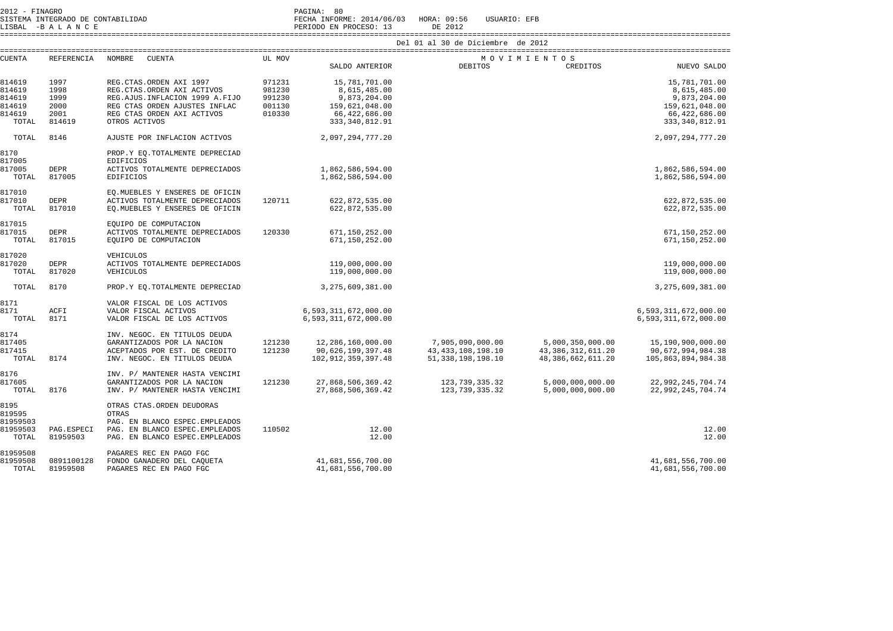2012 - FINAGRO
SISTEMA INTEGRADO DE CONTABILIDAD
LISBAL -B A L A N C E

FECHA INFORME: 2014/06/03 HORA: 09:56 USUARIO: EFB
PERIODO EN PROCESO: 13 DE 2012

Del 01 al 30 de Diciembre de 2012

| CUENTA | REFERENCIA | NOMBRE CUENTA | UL MOV | SALDO ANTERIOR | MOVIMIENTOS DEBITOS | CREDITOS | NUEVO SALDO |
|---|---|---|---|---|---|---|---|
| 814619 | 1997 | REG.CTAS.ORDEN AXI 1997 | 971231 | 15,781,701.00 | | | 15,781,701.00 |
| 814619 | 1998 | REG.CTAS.ORDEN AXI ACTIVOS | 981230 | 8,615,485.00 | | | 8,615,485.00 |
| 814619 | 1999 | REG.AJUS.INFLACION 1999 A.FIJO | 991230 | 9,873,204.00 | | | 9,873,204.00 |
| 814619 | 2000 | REG CTAS ORDEN AJUSTES INFLAC | 001130 | 159,621,048.00 | | | 159,621,048.00 |
| 814619 | 2001 | REG CTAS ORDEN AXI ACTIVOS | 010330 | 66,422,686.00 | | | 66,422,686.00 |
| TOTAL | 814619 | OTROS ACTIVOS | | 333,340,812.91 | | | 333,340,812.91 |
| TOTAL | 8146 | AJUSTE POR INFLACION ACTIVOS | | 2,097,294,777.20 | | | 2,097,294,777.20 |
| 8170 | | PROP.Y EQ.TOTALMENTE DEPRECIAD | | | | | |
| 817005 | | EDIFICIOS | | | | | |
| 817005 | DEPR | ACTIVOS TOTALMENTE DEPRECIADOS | | 1,862,586,594.00 | | | 1,862,586,594.00 |
| TOTAL | 817005 | EDIFICIOS | | 1,862,586,594.00 | | | 1,862,586,594.00 |
| 817010 | | EQ.MUEBLES Y ENSERES DE OFICIN | | | | | |
| 817010 | DEPR | ACTIVOS TOTALMENTE DEPRECIADOS | 120711 | 622,872,535.00 | | | 622,872,535.00 |
| TOTAL | 817010 | EQ.MUEBLES Y ENSERES DE OFICIN | | 622,872,535.00 | | | 622,872,535.00 |
| 817015 | | EQUIPO DE COMPUTACION | | | | | |
| 817015 | DEPR | ACTIVOS TOTALMENTE DEPRECIADOS | 120330 | 671,150,252.00 | | | 671,150,252.00 |
| TOTAL | 817015 | EQUIPO DE COMPUTACION | | 671,150,252.00 | | | 671,150,252.00 |
| 817020 | | VEHICULOS | | | | | |
| 817020 | DEPR | ACTIVOS TOTALMENTE DEPRECIADOS | | 119,000,000.00 | | | 119,000,000.00 |
| TOTAL | 817020 | VEHICULOS | | 119,000,000.00 | | | 119,000,000.00 |
| TOTAL | 8170 | PROP.Y EQ.TOTALMENTE DEPRECIAD | | 3,275,609,381.00 | | | 3,275,609,381.00 |
| 8171 | | VALOR FISCAL DE LOS ACTIVOS | | | | | |
| 8171 | ACFI | VALOR FISCAL ACTIVOS | | 6,593,311,672,000.00 | | | 6,593,311,672,000.00 |
| TOTAL | 8171 | VALOR FISCAL DE LOS ACTIVOS | | 6,593,311,672,000.00 | | | 6,593,311,672,000.00 |
| 8174 | | INV. NEGOC. EN TITULOS DEUDA | | | | | |
| 817405 | | GARANTIZADOS POR LA NACION | 121230 | 12,286,160,000.00 | 7,905,090,000.00 | 5,000,350,000.00 | 15,190,900,000.00 |
| 817415 | | ACEPTADOS POR EST. DE CREDITO | 121230 | 90,626,199,397.48 | 43,433,108,198.10 | 43,386,312,611.20 | 90,672,994,984.38 |
| TOTAL | 8174 | INV. NEGOC. EN TITULOS DEUDA | | 102,912,359,397.48 | 51,338,198,198.10 | 48,386,662,611.20 | 105,863,894,984.38 |
| 8176 | | INV. P/ MANTENER HASTA VENCIMI | | | | | |
| 817605 | | GARANTIZADOS POR LA NACION | 121230 | 27,868,506,369.42 | 123,739,335.32 | 5,000,000,000.00 | 22,992,245,704.74 |
| TOTAL | 8176 | INV. P/ MANTENER HASTA VENCIMI | | 27,868,506,369.42 | 123,739,335.32 | 5,000,000,000.00 | 22,992,245,704.74 |
| 8195 | | OTRAS CTAS.ORDEN DEUDORAS | | | | | |
| 819595 | | OTRAS | | | | | |
| 81959503 | | PAG. EN BLANCO ESPEC.EMPLEADOS | | | | | |
| 81959503 | PAG.ESPECI | PAG. EN BLANCO ESPEC.EMPLEADOS | 110502 | 12.00 | | | 12.00 |
| TOTAL | 81959503 | PAG. EN BLANCO ESPEC.EMPLEADOS | | 12.00 | | | 12.00 |
| 81959508 | | PAGARES REC EN PAGO FGC | | | | | |
| 81959508 | 0891100128 | FONDO GANADERO DEL CAQUETA | | 41,681,556,700.00 | | | 41,681,556,700.00 |
| TOTAL | 81959508 | PAGARES REC EN PAGO FGC | | 41,681,556,700.00 | | | 41,681,556,700.00 |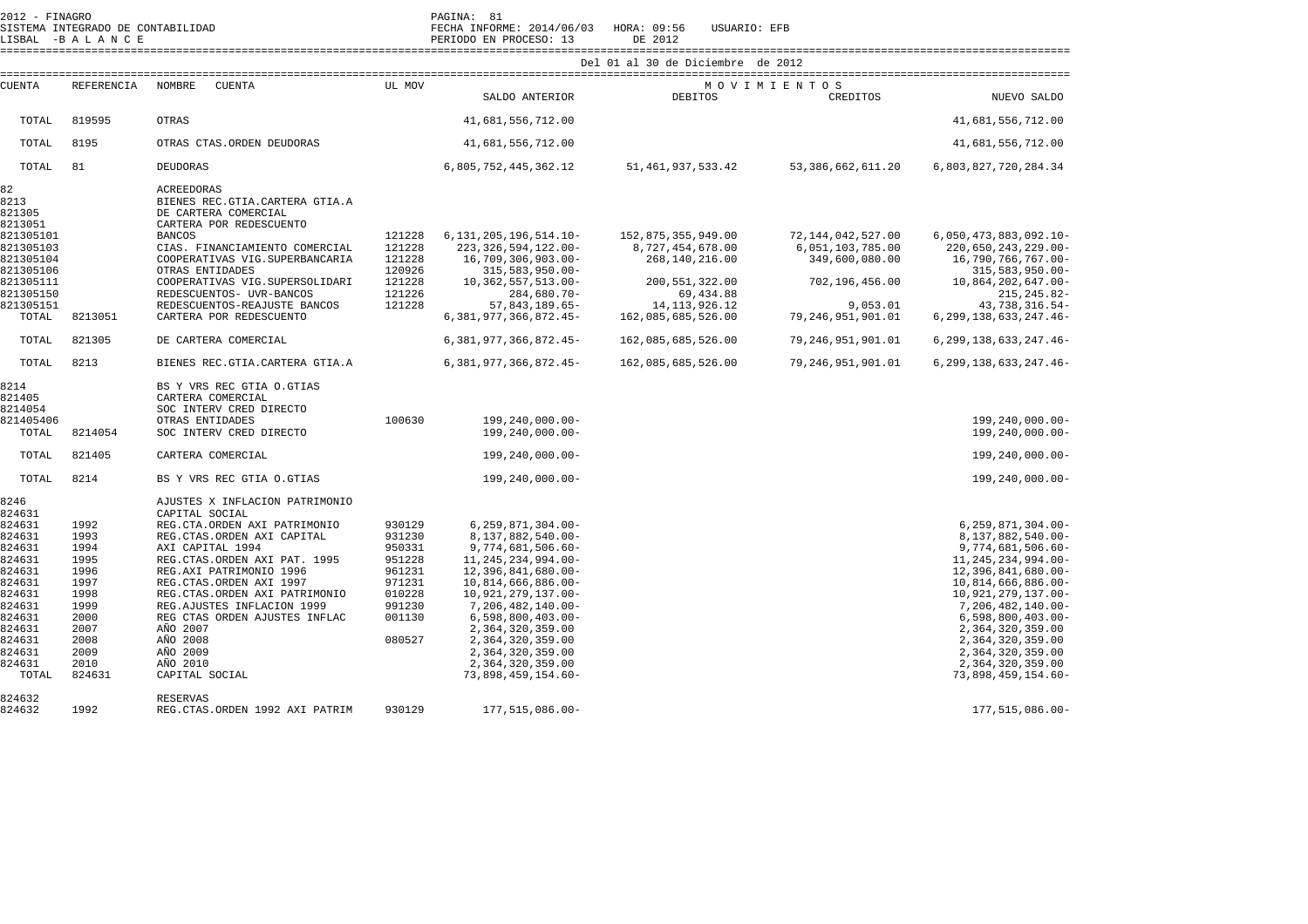| CUENTA | REFERENCIA | NOMBRE CUENTA | UL MOV | SALDO ANTERIOR | DEBITOS | CREDITOS | NUEVO SALDO |
|---|---|---|---|---|---|---|---|
| | | | | | Del 01 al 30 de Diciembre de 2012 | | |
| | | | | | M O V I M I E N T O S | | |
| TOTAL | 819595 | OTRAS | | 41,681,556,712.00 | | | 41,681,556,712.00 |
| TOTAL | 8195 | OTRAS CTAS.ORDEN DEUDORAS | | 41,681,556,712.00 | | | 41,681,556,712.00 |
| TOTAL | 81 | DEUDORAS | | 6,805,752,445,362.12 | 51,461,937,533.42 | 53,386,662,611.20 | 6,803,827,720,284.34 |
| 82 | | ACREEDORAS | | | | | |
| 8213 | | BIENES REC.GTIA.CARTERA GTIA.A | | | | | |
| 821305 | | DE CARTERA COMERCIAL | | | | | |
| 8213051 | | CARTERA POR REDESCUENTO | | | | | |
| 821305101 | | BANCOS | 121228 | 6,131,205,196,514.10- | 152,875,355,949.00 | 72,144,042,527.00 | 6,050,473,883,092.10- |
| 821305103 | | CIAS. FINANCIAMIENTO COMERCIAL | 121228 | 223,326,594,122.00- | 8,727,454,678.00 | 6,051,103,785.00 | 220,650,243,229.00- |
| 821305104 | | COOPERATIVAS VIG.SUPERBANCARIA | 121228 | 16,709,306,903.00- | 268,140,216.00 | 349,600,080.00 | 16,790,766,767.00- |
| 821305106 | | OTRAS ENTIDADES | 120926 | 315,583,950.00- | | | 315,583,950.00- |
| 821305111 | | COOPERATIVAS VIG.SUPERSOLIDARI | 121228 | 10,362,557,513.00- | 200,551,322.00 | 702,196,456.00 | 10,864,202,647.00- |
| 821305150 | | REDESCUENTOS- UVR-BANCOS | 121226 | 284,680.70- | 69,434.88 | | 215,245.82- |
| 821305151 | | REDESCUENTOS-REAJUSTE BANCOS | 121228 | 57,843,189.65- | 14,113,926.12 | 9,053.01 | 43,738,316.54- |
| TOTAL | 8213051 | CARTERA POR REDESCUENTO | | 6,381,977,366,872.45- | 162,085,685,526.00 | 79,246,951,901.01 | 6,299,138,633,247.46- |
| TOTAL | 821305 | DE CARTERA COMERCIAL | | 6,381,977,366,872.45- | 162,085,685,526.00 | 79,246,951,901.01 | 6,299,138,633,247.46- |
| TOTAL | 8213 | BIENES REC.GTIA.CARTERA GTIA.A | | 6,381,977,366,872.45- | 162,085,685,526.00 | 79,246,951,901.01 | 6,299,138,633,247.46- |
| 8214 | | BS Y VRS REC GTIA O.GTIAS | | | | | |
| 821405 | | CARTERA COMERCIAL | | | | | |
| 8214054 | | SOC INTERV CRED DIRECTO | | | | | |
| 821405406 | | OTRAS ENTIDADES | 100630 | 199,240,000.00- | | | 199,240,000.00- |
| TOTAL | 8214054 | SOC INTERV CRED DIRECTO | | 199,240,000.00- | | | 199,240,000.00- |
| TOTAL | 821405 | CARTERA COMERCIAL | | 199,240,000.00- | | | 199,240,000.00- |
| TOTAL | 8214 | BS Y VRS REC GTIA O.GTIAS | | 199,240,000.00- | | | 199,240,000.00- |
| 8246 | | AJUSTES X INFLACION PATRIMONIO | | | | | |
| 824631 | | CAPITAL SOCIAL | | | | | |
| 824631 | 1992 | REG.CTA.ORDEN AXI PATRIMONIO | 930129 | 6,259,871,304.00- | | | 6,259,871,304.00- |
| 824631 | 1993 | REG.CTAS.ORDEN AXI CAPITAL | 931230 | 8,137,882,540.00- | | | 8,137,882,540.00- |
| 824631 | 1994 | AXI CAPITAL 1994 | 950331 | 9,774,681,506.60- | | | 9,774,681,506.60- |
| 824631 | 1995 | REG.CTAS.ORDEN AXI PAT. 1995 | 951228 | 11,245,234,994.00- | | | 11,245,234,994.00- |
| 824631 | 1996 | REG.AXI PATRIMONIO 1996 | 961231 | 12,396,841,680.00- | | | 12,396,841,680.00- |
| 824631 | 1997 | REG.CTAS.ORDEN AXI 1997 | 971231 | 10,814,666,886.00- | | | 10,814,666,886.00- |
| 824631 | 1998 | REG.CTAS.ORDEN AXI PATRIMONIO | 010228 | 10,921,279,137.00- | | | 10,921,279,137.00- |
| 824631 | 1999 | REG.AJUSTES INFLACION 1999 | 991230 | 7,206,482,140.00- | | | 7,206,482,140.00- |
| 824631 | 2000 | REG CTAS ORDEN AJUSTES INFLAC | 001130 | 6,598,800,403.00- | | | 6,598,800,403.00- |
| 824631 | 2007 | AÑO 2007 | | 2,364,320,359.00 | | | 2,364,320,359.00 |
| 824631 | 2008 | AÑO 2008 | 080527 | 2,364,320,359.00 | | | 2,364,320,359.00 |
| 824631 | 2009 | AÑO 2009 | | 2,364,320,359.00 | | | 2,364,320,359.00 |
| 824631 | 2010 | AÑO 2010 | | 2,364,320,359.00 | | | 2,364,320,359.00 |
| TOTAL | 824631 | CAPITAL SOCIAL | | 73,898,459,154.60- | | | 73,898,459,154.60- |
| 824632 | | RESERVAS | | | | | |
| 824632 | 1992 | REG.CTAS.ORDEN 1992 AXI PATRIM | 930129 | 177,515,086.00- | | | 177,515,086.00- |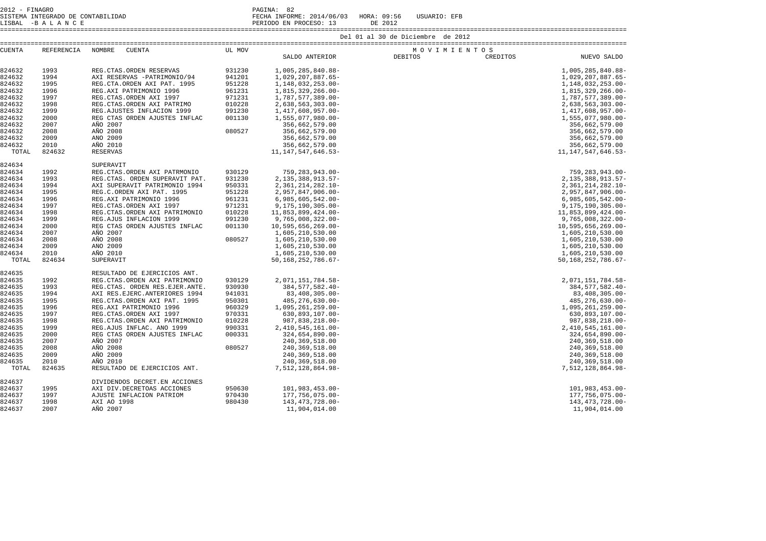2012 - FINAGRO
SISTEMA INTEGRADO DE CONTABILIDAD
LISBAL -B A L A N C E

FECHA INFORME: 2014/06/03 HORA: 09:56 USUARIO: EFB
PERIODO EN PROCESO: 13 DE 2012

Del 01 al 30 de Diciembre de 2012

| CUENTA | REFERENCIA | NOMBRE CUENTA | UL MOV | SALDO ANTERIOR | MOVIMIENTOS DEBITOS | CREDITOS | NUEVO SALDO |
|---|---|---|---|---|---|---|---|
| 824632 | 1993 | REG.CTAS.ORDEN RESERVAS | 931230 | 1,005,285,840.88- | | | 1,005,285,840.88- |
| 824632 | 1994 | AXI RESERVAS -PATRIMONIO/94 | 941201 | 1,029,207,887.65- | | | 1,029,207,887.65- |
| 824632 | 1995 | REG.CTA.ORDEN AXI PAT. 1995 | 951228 | 1,148,032,253.00- | | | 1,148,032,253.00- |
| 824632 | 1996 | REG.AXI PATRIMONIO 1996 | 961231 | 1,815,329,266.00- | | | 1,815,329,266.00- |
| 824632 | 1997 | REG.CTAS.ORDEN AXI 1997 | 971231 | 1,787,577,389.00- | | | 1,787,577,389.00- |
| 824632 | 1998 | REG.CTAS.ORDEN AXI PATRIMO | 010228 | 2,638,563,303.00- | | | 2,638,563,303.00- |
| 824632 | 1999 | REG.AJUSTES INFLACION 1999 | 991230 | 1,417,608,957.00- | | | 1,417,608,957.00- |
| 824632 | 2000 | REG CTAS ORDEN AJUSTES INFLAC | 001130 | 1,555,077,980.00- | | | 1,555,077,980.00- |
| 824632 | 2007 | AÑO 2007 | | 356,662,579.00 | | | 356,662,579.00 |
| 824632 | 2008 | AÑO 2008 | 080527 | 356,662,579.00 | | | 356,662,579.00 |
| 824632 | 2009 | ANO 2009 | | 356,662,579.00 | | | 356,662,579.00 |
| 824632 | 2010 | AÑO 2010 | | 356,662,579.00 | | | 356,662,579.00 |
| TOTAL | 824632 | RESERVAS | | 11,147,547,646.53- | | | 11,147,547,646.53- |
| 824634 | | SUPERAVIT | | | | | |
| 824634 | 1992 | REG.CTAS.ORDEN AXI PATRMONIO | 930129 | 759,283,943.00- | | | 759,283,943.00- |
| 824634 | 1993 | REG.CTAS. ORDEN SUPERAVIT PAT. | 931230 | 2,135,388,913.57- | | | 2,135,388,913.57- |
| 824634 | 1994 | AXI SUPERAVIT PATRIMONIO 1994 | 950331 | 2,361,214,282.10- | | | 2,361,214,282.10- |
| 824634 | 1995 | REG.C.ORDEN AXI PAT. 1995 | 951228 | 2,957,847,906.00- | | | 2,957,847,906.00- |
| 824634 | 1996 | REG.AXI PATRIMONIO 1996 | 961231 | 6,985,605,542.00- | | | 6,985,605,542.00- |
| 824634 | 1997 | REG.CTAS.ORDEN AXI 1997 | 971231 | 9,175,190,305.00- | | | 9,175,190,305.00- |
| 824634 | 1998 | REG.CTAS.ORDEN AXI PATRIMONIO | 010228 | 11,853,899,424.00- | | | 11,853,899,424.00- |
| 824634 | 1999 | REG.AJUS INFLACION 1999 | 991230 | 9,765,008,322.00- | | | 9,765,008,322.00- |
| 824634 | 2000 | REG CTAS ORDEN AJUSTES INFLAC | 001130 | 10,595,656,269.00- | | | 10,595,656,269.00- |
| 824634 | 2007 | AÑO 2007 | | 1,605,210,530.00 | | | 1,605,210,530.00 |
| 824634 | 2008 | AÑO 2008 | 080527 | 1,605,210,530.00 | | | 1,605,210,530.00 |
| 824634 | 2009 | ANO 2009 | | 1,605,210,530.00 | | | 1,605,210,530.00 |
| 824634 | 2010 | AÑO 2010 | | 1,605,210,530.00 | | | 1,605,210,530.00 |
| TOTAL | 824634 | SUPERAVIT | | 50,168,252,786.67- | | | 50,168,252,786.67- |
| 824635 | | RESULTADO DE EJERCICIOS ANT. | | | | | |
| 824635 | 1992 | REG.CTAS.ORDEN AXI PATRIMONIO | 930129 | 2,071,151,784.58- | | | 2,071,151,784.58- |
| 824635 | 1993 | REG.CTAS. ORDEN RES.EJER.ANTE. | 930930 | 384,577,582.40- | | | 384,577,582.40- |
| 824635 | 1994 | AXI RES.EJERC.ANTERIORES 1994 | 941031 | 83,408,305.00- | | | 83,408,305.00- |
| 824635 | 1995 | REG.CTAS.ORDEN AXI PAT. 1995 | 950301 | 485,276,630.00- | | | 485,276,630.00- |
| 824635 | 1996 | REG.AXI PATRIMONIO 1996 | 960329 | 1,095,261,259.00- | | | 1,095,261,259.00- |
| 824635 | 1997 | REG.CTAS.ORDEN AXI 1997 | 970331 | 630,893,107.00- | | | 630,893,107.00- |
| 824635 | 1998 | REG.CTAS.ORDEN AXI PATRIMONIO | 010228 | 987,838,218.00- | | | 987,838,218.00- |
| 824635 | 1999 | REG.AJUS INFLAC. ANO 1999 | 990331 | 2,410,545,161.00- | | | 2,410,545,161.00- |
| 824635 | 2000 | REG CTAS ORDEN AJUSTES INFLAC | 000331 | 324,654,890.00- | | | 324,654,890.00- |
| 824635 | 2007 | AÑO 2007 | | 240,369,518.00 | | | 240,369,518.00 |
| 824635 | 2008 | AÑO 2008 | 080527 | 240,369,518.00 | | | 240,369,518.00 |
| 824635 | 2009 | AÑO 2009 | | 240,369,518.00 | | | 240,369,518.00 |
| 824635 | 2010 | AÑO 2010 | | 240,369,518.00 | | | 240,369,518.00 |
| TOTAL | 824635 | RESULTADO DE EJERCICIOS ANT. | | 7,512,128,864.98- | | | 7,512,128,864.98- |
| 824637 | | DIVIDENDOS DECRET.EN ACCIONES | | | | | |
| 824637 | 1995 | AXI DIV.DECRETOAS ACCIONES | 950630 | 101,983,453.00- | | | 101,983,453.00- |
| 824637 | 1997 | AJUSTE INFLACION PATRIOM | 970430 | 177,756,075.00- | | | 177,756,075.00- |
| 824637 | 1998 | AXI AO 1998 | 980430 | 143,473,728.00- | | | 143,473,728.00- |
| 824637 | 2007 | AÑO 2007 | | 11,904,014.00 | | | 11,904,014.00 |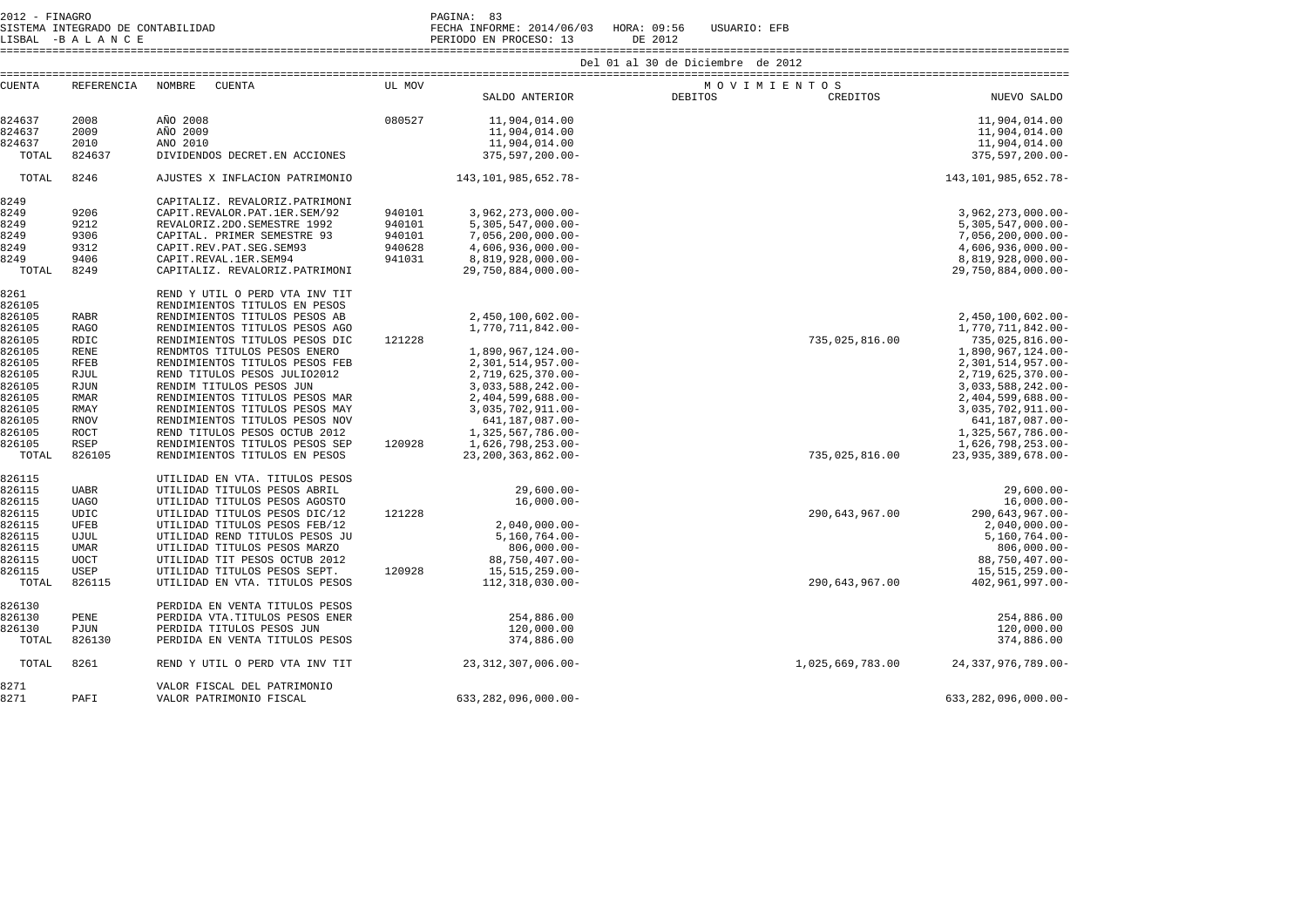2012 - FINAGRO
SISTEMA INTEGRADO DE CONTABILIDAD
LISBAL -B A L A N C E

FECHA INFORME: 2014/06/03 HORA: 09:56 USUARIO: EFB
PERIODO EN PROCESO: 13 DE 2012

Del 01 al 30 de Diciembre de 2012

| CUENTA | REFERENCIA | NOMBRE CUENTA | UL MOV | SALDO ANTERIOR | DEBITOS | CREDITOS | NUEVO SALDO |
|---|---|---|---|---|---|---|---|
| 824637 | 2008 | AÑO 2008 | 080527 | 11,904,014.00 | | | 11,904,014.00 |
| 824637 | 2009 | AÑO 2009 | | 11,904,014.00 | | | 11,904,014.00 |
| 824637 | 2010 | ANO 2010 | | 11,904,014.00 | | | 11,904,014.00 |
| TOTAL | 824637 | DIVIDENDOS DECRET.EN ACCIONES | | 375,597,200.00- | | | 375,597,200.00- |
| TOTAL | 8246 | AJUSTES X INFLACION PATRIMONIO | | 143,101,985,652.78- | | | 143,101,985,652.78- |
| 8249 | | CAPITALIZ. REVALORIZ.PATRIMONI | | | | | |
| 8249 | 9206 | CAPIT.REVALOR.PAT.1ER.SEM/92 | 940101 | 3,962,273,000.00- | | | 3,962,273,000.00- |
| 8249 | 9212 | REVALORIZ.2DO.SEMESTRE 1992 | 940101 | 5,305,547,000.00- | | | 5,305,547,000.00- |
| 8249 | 9306 | CAPITAL. PRIMER SEMESTRE 93 | 940101 | 7,056,200,000.00- | | | 7,056,200,000.00- |
| 8249 | 9312 | CAPIT.REV.PAT.SEG.SEM93 | 940628 | 4,606,936,000.00- | | | 4,606,936,000.00- |
| 8249 | 9406 | CAPIT.REVAL.1ER.SEM94 | 941031 | 8,819,928,000.00- | | | 8,819,928,000.00- |
| TOTAL | 8249 | CAPITALIZ. REVALORIZ.PATRIMONI | | 29,750,884,000.00- | | | 29,750,884,000.00- |
| 8261 | | REND Y UTIL O PERD VTA INV TIT | | | | | |
| 826105 | | RENDIMIENTOS TITULOS EN PESOS | | | | | |
| 826105 | RABR | RENDIMIENTOS TITULOS PESOS AB | | 2,450,100,602.00- | | | 2,450,100,602.00- |
| 826105 | RAGO | RENDIMIENTOS TITULOS PESOS AGO | | 1,770,711,842.00- | | | 1,770,711,842.00- |
| 826105 | RDIC | RENDIMIENTOS TITULOS PESOS DIC | 121228 | | | 735,025,816.00 | 735,025,816.00- |
| 826105 | RENE | RENDMTOS TITULOS PESOS ENERO | | 1,890,967,124.00- | | | 1,890,967,124.00- |
| 826105 | RFEB | RENDIMIENTOS TITULOS PESOS FEB | | 2,301,514,957.00- | | | 2,301,514,957.00- |
| 826105 | RJUL | REND TITULOS PESOS JULIO2012 | | 2,719,625,370.00- | | | 2,719,625,370.00- |
| 826105 | RJUN | RENDIM TITULOS PESOS JUN | | 3,033,588,242.00- | | | 3,033,588,242.00- |
| 826105 | RMAR | RENDIMIENTOS TITULOS PESOS MAR | | 2,404,599,688.00- | | | 2,404,599,688.00- |
| 826105 | RMAY | RENDIMIENTOS TITULOS PESOS MAY | | 3,035,702,911.00- | | | 3,035,702,911.00- |
| 826105 | RNOV | RENDIMIENTOS TITULOS PESOS NOV | | 641,187,087.00- | | | 641,187,087.00- |
| 826105 | ROCT | REND TITULOS PESOS OCTUB 2012 | | 1,325,567,786.00- | | | 1,325,567,786.00- |
| 826105 | RSEP | RENDIMIENTOS TITULOS PESOS SEP | 120928 | 1,626,798,253.00- | | | 1,626,798,253.00- |
| TOTAL | 826105 | RENDIMIENTOS TITULOS EN PESOS | | 23,200,363,862.00- | | 735,025,816.00 | 23,935,389,678.00- |
| 826115 | | UTILIDAD EN VTA. TITULOS PESOS | | | | | |
| 826115 | UABR | UTILIDAD TITULOS PESOS ABRIL | | 29,600.00- | | | 29,600.00- |
| 826115 | UAGO | UTILIDAD TITULOS PESOS AGOSTO | | 16,000.00- | | | 16,000.00- |
| 826115 | UDIC | UTILIDAD TITULOS PESOS DIC/12 | 121228 | | | 290,643,967.00 | 290,643,967.00- |
| 826115 | UFEB | UTILIDAD TITULOS PESOS FEB/12 | | 2,040,000.00- | | | 2,040,000.00- |
| 826115 | UJUL | UTILIDAD REND TITULOS PESOS JU | | 5,160,764.00- | | | 5,160,764.00- |
| 826115 | UMAR | UTILIDAD TITULOS PESOS MARZO | | 806,000.00- | | | 806,000.00- |
| 826115 | UOCT | UTILIDAD TIT PESOS OCTUB 2012 | | 88,750,407.00- | | | 88,750,407.00- |
| 826115 | USEP | UTILIDAD TITULOS PESOS SEPT. | 120928 | 15,515,259.00- | | | 15,515,259.00- |
| TOTAL | 826115 | UTILIDAD EN VTA. TITULOS PESOS | | 112,318,030.00- | | 290,643,967.00 | 402,961,997.00- |
| 826130 | | PERDIDA EN VENTA TITULOS PESOS | | | | | |
| 826130 | PENE | PERDIDA VTA.TITULOS PESOS ENER | | 254,886.00 | | | 254,886.00 |
| 826130 | PJUN | PERDIDA TITULOS PESOS JUN | | 120,000.00 | | | 120,000.00 |
| TOTAL | 826130 | PERDIDA EN VENTA TITULOS PESOS | | 374,886.00 | | | 374,886.00 |
| TOTAL | 8261 | REND Y UTIL O PERD VTA INV TIT | | 23,312,307,006.00- | | 1,025,669,783.00 | 24,337,976,789.00- |
| 8271 | | VALOR FISCAL DEL PATRIMONIO | | | | | |
| 8271 | PAFI | VALOR PATRIMONIO FISCAL | | 633,282,096,000.00- | | | 633,282,096,000.00- |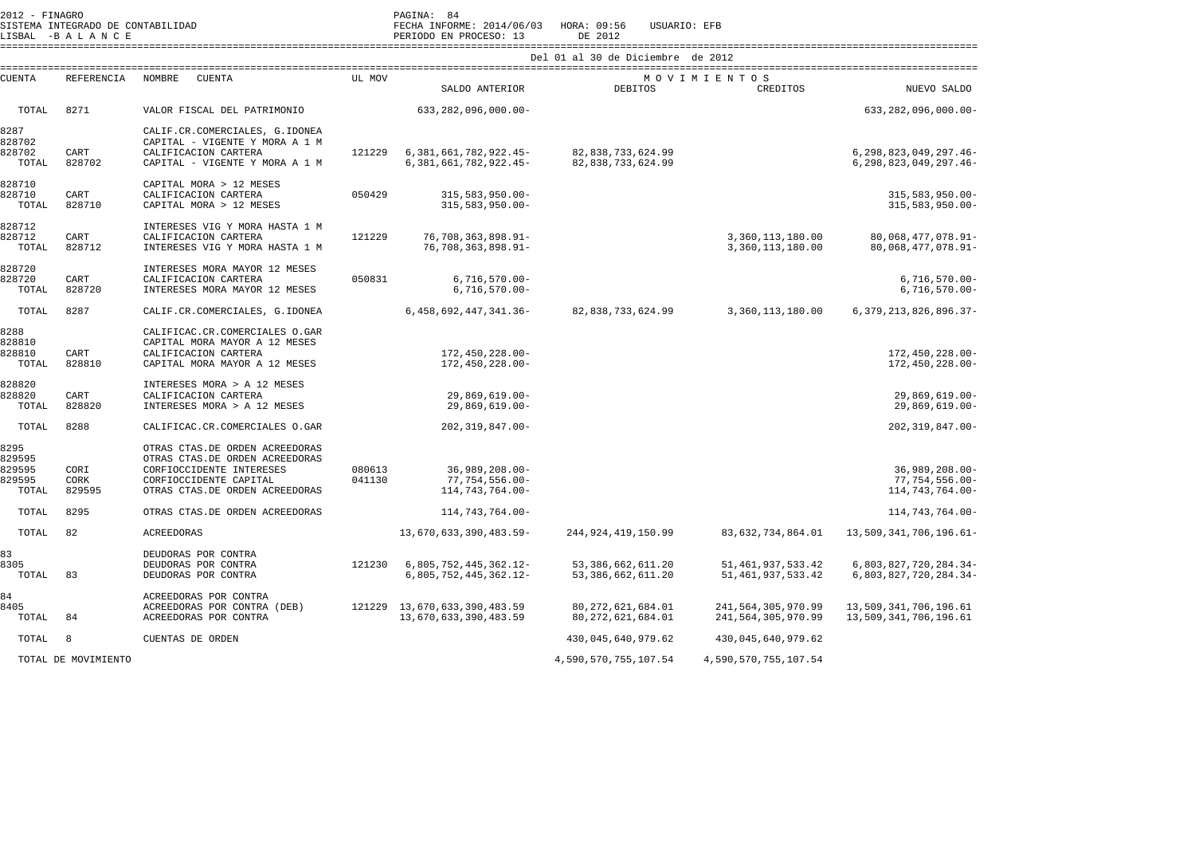2012 - FINAGRO
SISTEMA INTEGRADO DE CONTABILIDAD
LISBAL -B A L A N C E

PAGINA: 84
FECHA INFORME: 2014/06/03 HORA: 09:56 USUARIO: EFB
PERIODO EN PROCESO: 13 DE 2012

Del 01 al 30 de Diciembre de 2012

| CUENTA | REFERENCIA | NOMBRE CUENTA | UL MOV | SALDO ANTERIOR | MOVIMIENTOS DEBITOS | CREDITOS | NUEVO SALDO |
|---|---|---|---|---|---|---|---|
| TOTAL | 8271 | VALOR FISCAL DEL PATRIMONIO | | 633,282,096,000.00- | | | 633,282,096,000.00- |
| 8287 | | CALIF.CR.COMERCIALES, G.IDONEA | | | | | |
| 828702 | | CAPITAL - VIGENTE Y MORA A 1 M | | | | | |
| 828702 | CART | CALIFICACION CARTERA | 121229 | 6,381,661,782,922.45- | 82,838,733,624.99 | | 6,298,823,049,297.46- |
| TOTAL | 828702 | CAPITAL - VIGENTE Y MORA A 1 M | | 6,381,661,782,922.45- | 82,838,733,624.99 | | 6,298,823,049,297.46- |
| 828710 | | CAPITAL MORA > 12 MESES | | | | | |
| 828710 | CART | CALIFICACION CARTERA | 050429 | 315,583,950.00- | | | 315,583,950.00- |
| TOTAL | 828710 | CAPITAL MORA > 12 MESES | | 315,583,950.00- | | | 315,583,950.00- |
| 828712 | | INTERESES VIG Y MORA HASTA 1 M | | | | | |
| 828712 | CART | CALIFICACION CARTERA | 121229 | 76,708,363,898.91- | | 3,360,113,180.00 | 80,068,477,078.91- |
| TOTAL | 828712 | INTERESES VIG Y MORA HASTA 1 M | | 76,708,363,898.91- | | 3,360,113,180.00 | 80,068,477,078.91- |
| 828720 | | INTERESES MORA MAYOR 12 MESES | | | | | |
| 828720 | CART | CALIFICACION CARTERA | 050831 | 6,716,570.00- | | | 6,716,570.00- |
| TOTAL | 828720 | INTERESES MORA MAYOR 12 MESES | | 6,716,570.00- | | | 6,716,570.00- |
| TOTAL | 8287 | CALIF.CR.COMERCIALES, G.IDONEA | | 6,458,692,447,341.36- | 82,838,733,624.99 | 3,360,113,180.00 | 6,379,213,826,896.37- |
| 8288 | | CALIFICAC.CR.COMERCIALES O.GAR | | | | | |
| 828810 | | CAPITAL MORA MAYOR A 12 MESES | | | | | |
| 828810 | CART | CALIFICACION CARTERA | | 172,450,228.00- | | | 172,450,228.00- |
| TOTAL | 828810 | CAPITAL MORA MAYOR A 12 MESES | | 172,450,228.00- | | | 172,450,228.00- |
| 828820 | | INTERESES MORA > A 12 MESES | | | | | |
| 828820 | CART | CALIFICACION CARTERA | | 29,869,619.00- | | | 29,869,619.00- |
| TOTAL | 828820 | INTERESES MORA > A 12 MESES | | 29,869,619.00- | | | 29,869,619.00- |
| TOTAL | 8288 | CALIFICAC.CR.COMERCIALES O.GAR | | 202,319,847.00- | | | 202,319,847.00- |
| 8295 | | OTRAS CTAS.DE ORDEN ACREEDORAS | | | | | |
| 829595 | | OTRAS CTAS.DE ORDEN ACREEDORAS | | | | | |
| 829595 | CORI | CORFIOCCIDENTE INTERESES | 080613 | 36,989,208.00- | | | 36,989,208.00- |
| 829595 | CORK | CORFIOCCIDENTE CAPITAL | 041130 | 77,754,556.00- | | | 77,754,556.00- |
| TOTAL | 829595 | OTRAS CTAS.DE ORDEN ACREEDORAS | | 114,743,764.00- | | | 114,743,764.00- |
| TOTAL | 8295 | OTRAS CTAS.DE ORDEN ACREEDORAS | | 114,743,764.00- | | | 114,743,764.00- |
| TOTAL | 82 | ACREEDORAS | | 13,670,633,390,483.59- | 244,924,419,150.99 | 83,632,734,864.01 | 13,509,341,706,196.61- |
| 83 | | DEUDORAS POR CONTRA | | | | | |
| 8305 | | DEUDORAS POR CONTRA | 121230 | 6,805,752,445,362.12- | 53,386,662,611.20 | 51,461,937,533.42 | 6,803,827,720,284.34- |
| TOTAL | 83 | DEUDORAS POR CONTRA | | 6,805,752,445,362.12- | 53,386,662,611.20 | 51,461,937,533.42 | 6,803,827,720,284.34- |
| 84 | | ACREEDORAS POR CONTRA | | | | | |
| 8405 | | ACREEDORAS POR CONTRA (DEB) | 121229 | 13,670,633,390,483.59 | 80,272,621,684.01 | 241,564,305,970.99 | 13,509,341,706,196.61 |
| TOTAL | 84 | ACREEDORAS POR CONTRA | | 13,670,633,390,483.59 | 80,272,621,684.01 | 241,564,305,970.99 | 13,509,341,706,196.61 |
| TOTAL | 8 | CUENTAS DE ORDEN | | | 430,045,640,979.62 | 430,045,640,979.62 | |
| TOTAL DE MOVIMIENTO | | | | | 4,590,570,755,107.54 | 4,590,570,755,107.54 | |